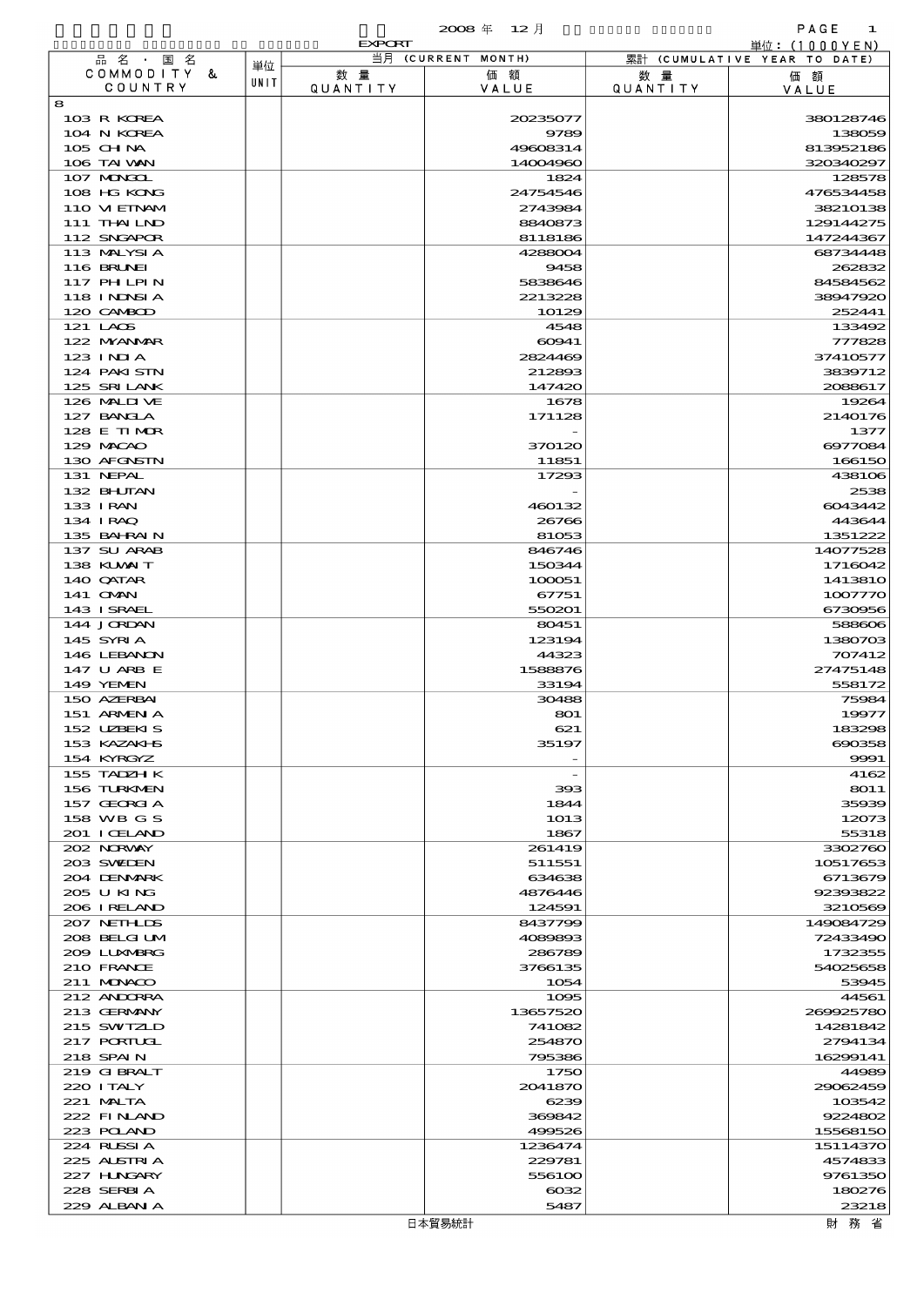2008 年 12 月

EXPORT

単位：(1000YEN)

| 品名・国名 COMMODITY & COUNTRY | 単位 UNIT | 当月 (CURRENT MONTH) 数量 QUANTITY | 価額 VALUE | 累計 (CUMULATIVE YEAR TO DATE) 数量 QUANTITY | 価額 VALUE |
|---|---|---|---|---|---|
| 8 | | | | | |
| 103 R KOREA | | | 20235077 | | 380128746 |
| 104 N KOREA | | | 9789 | | 138059 |
| 105 CHINA | | | 49608314 | | 813952186 |
| 106 TAIWAN | | | 14004960 | | 320340297 |
| 107 MONGOL | | | 1824 | | 128578 |
| 108 HG KONG | | | 24754546 | | 476534458 |
| 110 VIETNAM | | | 2743984 | | 38210138 |
| 111 THAILND | | | 8840873 | | 129144275 |
| 112 SNGAPOR | | | 8118186 | | 147244367 |
| 113 MALYSIA | | | 4288004 | | 68734448 |
| 116 BRUNEI | | | 9458 | | 262832 |
| 117 PHILPIN | | | 5838646 | | 84584562 |
| 118 INDNSIA | | | 2213228 | | 38947920 |
| 120 CAMBOD | | | 10129 | | 252441 |
| 121 LAOS | | | 4548 | | 133492 |
| 122 MYANMAR | | | 60941 | | 777828 |
| 123 INDIA | | | 2824469 | | 37410577 |
| 124 PAKISTN | | | 212893 | | 3839712 |
| 125 SRI LANK | | | 147420 | | 2088617 |
| 126 MALDIVE | | | 1678 | | 19264 |
| 127 BANGLA | | | 171128 | | 2140176 |
| 128 E TIMOR | | | - | | 1377 |
| 129 MACAO | | | 370120 | | 6977084 |
| 130 AFGNSTN | | | 11851 | | 166150 |
| 131 NEPAL | | | 17293 | | 438106 |
| 132 BHUTAN | | | - | | 2538 |
| 133 IRAN | | | 460132 | | 6043442 |
| 134 IRAQ | | | 26766 | | 443644 |
| 135 BAHRAIN | | | 81053 | | 1351222 |
| 137 SU ARAB | | | 846746 | | 14077528 |
| 138 KUWAIT | | | 150344 | | 1716042 |
| 140 QATAR | | | 100051 | | 1413810 |
| 141 OMAN | | | 67751 | | 1007770 |
| 143 ISRAEL | | | 550201 | | 6730956 |
| 144 JORDAN | | | 80451 | | 588606 |
| 145 SYRIA | | | 123194 | | 1380703 |
| 146 LEBANON | | | 44323 | | 707412 |
| 147 U ARB E | | | 1588876 | | 27475148 |
| 149 YEMEN | | | 33194 | | 558172 |
| 150 AZERBAI | | | 30488 | | 75984 |
| 151 ARMENIA | | | 801 | | 19977 |
| 152 UZBEKIS | | | 621 | | 183298 |
| 153 KAZAKHS | | | 35197 | | 690358 |
| 154 KYRGYZ | | | - | | 9991 |
| 155 TADZHIK | | | - | | 4162 |
| 156 TURKMEN | | | 393 | | 8011 |
| 157 GEORGIA | | | 1844 | | 35939 |
| 158 WB G S | | | 1013 | | 12073 |
| 201 ICELAND | | | 1867 | | 55318 |
| 202 NORWAY | | | 261419 | | 3302760 |
| 203 SWEDEN | | | 511551 | | 10517653 |
| 204 DENMARK | | | 634638 | | 6713679 |
| 205 U KING | | | 4876446 | | 92393822 |
| 206 IRELAND | | | 124591 | | 3210569 |
| 207 NETHLDS | | | 8437799 | | 149084729 |
| 208 BELGIUM | | | 4089893 | | 72433490 |
| 209 LUXMBRG | | | 286789 | | 1732355 |
| 210 FRANCE | | | 3766135 | | 54025658 |
| 211 MONACO | | | 1054 | | 53945 |
| 212 ANDORRA | | | 1095 | | 44561 |
| 213 GERMANY | | | 13657520 | | 269925780 |
| 215 SWITZLD | | | 741082 | | 14281842 |
| 217 PORTUGL | | | 254870 | | 2794134 |
| 218 SPAIN | | | 795386 | | 16299141 |
| 219 GIBRALT | | | 1750 | | 44989 |
| 220 ITALY | | | 2041870 | | 29062459 |
| 221 MALTA | | | 6239 | | 103542 |
| 222 FINLAND | | | 369842 | | 9224802 |
| 223 POLAND | | | 499526 | | 15568150 |
| 224 RUSSIA | | | 1236474 | | 15114370 |
| 225 AUSTRIA | | | 229781 | | 4574833 |
| 227 HUNGARY | | | 556100 | | 9761350 |
| 228 SERBIA | | | 6032 | | 180276 |
| 229 ALBANIA | | | 5487 | | 23218 |

日本貿易統計　　財務省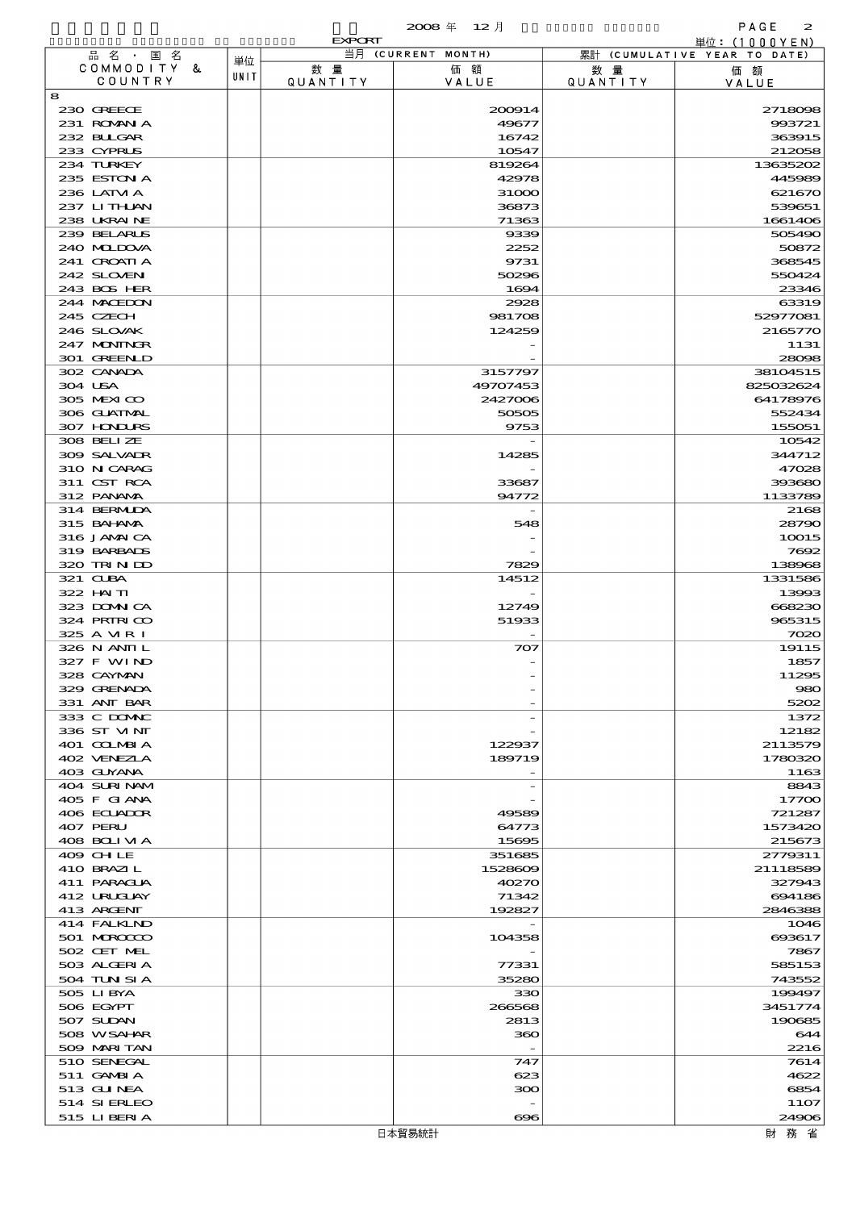2008 年 12 月

EXPORT

単位：(1000YEN)

| 品名・国名 COMMODITY & COUNTRY | 単位 UNIT | 当月 (CURRENT MONTH) 数量 QUANTITY | 価額 VALUE | 累計 (CUMULATIVE YEAR TO DATE) 数量 QUANTITY | 価額 VALUE |
|---|---|---|---|---|---|
| 8 | | | | | |
| 230 GREECE | | | 200914 | | 2718098 |
| 231 ROMANIA | | | 49677 | | 993721 |
| 232 BULGAR | | | 16742 | | 363915 |
| 233 CYPRUS | | | 10547 | | 212058 |
| 234 TURKEY | | | 819264 | | 13635202 |
| 235 ESTONIA | | | 42978 | | 445989 |
| 236 LATVIA | | | 31000 | | 621670 |
| 237 LITHUAN | | | 36873 | | 539651 |
| 238 UKRAINE | | | 71363 | | 1661406 |
| 239 BELARUS | | | 9339 | | 505490 |
| 240 MOLDOVA | | | 2252 | | 50872 |
| 241 CROATIA | | | 9731 | | 368545 |
| 242 SLOVEN | | | 50296 | | 550424 |
| 243 BOS HER | | | 1694 | | 23346 |
| 244 MACEDON | | | 2928 | | 63319 |
| 245 CZECH | | | 981708 | | 52977081 |
| 246 SLOVAK | | | 124259 | | 2165770 |
| 247 MONTNGR | | | - | | 1131 |
| 301 GREENLD | | | - | | 28098 |
| 302 CANADA | | | 3157797 | | 38104515 |
| 304 USA | | | 49707453 | | 825032624 |
| 305 MEXICO | | | 2427006 | | 64178976 |
| 306 GUATMAL | | | 50505 | | 552434 |
| 307 HONDURS | | | 9753 | | 155051 |
| 308 BELIZE | | | - | | 10542 |
| 309 SALVADR | | | 14285 | | 344712 |
| 310 NICARAG | | | - | | 47028 |
| 311 CST RCA | | | 33687 | | 393680 |
| 312 PANAMA | | | 94772 | | 1133789 |
| 314 BERMUDA | | | - | | 2168 |
| 315 BAHAMA | | | 548 | | 28790 |
| 316 JAMAICA | | | - | | 10015 |
| 319 BARBADS | | | - | | 7692 |
| 320 TRINIDD | | | 7829 | | 138968 |
| 321 CUBA | | | 14512 | | 1331586 |
| 322 HAITI | | | - | | 13993 |
| 323 DOMNICA | | | 12749 | | 668230 |
| 324 PRTRICO | | | 51933 | | 965315 |
| 325 A VIRI | | | - | | 7020 |
| 326 N ANTIL | | | 707 | | 19115 |
| 327 F WIND | | | - | | 1857 |
| 328 CAYMAN | | | - | | 11295 |
| 329 GRENADA | | | - | | 980 |
| 331 ANT BAR | | | - | | 5202 |
| 333 C DOMNC | | | - | | 1372 |
| 336 ST VINT | | | - | | 12182 |
| 401 COLMBIA | | | 122937 | | 2113579 |
| 402 VENEZLA | | | 189719 | | 1780320 |
| 403 GUYANA | | | - | | 1163 |
| 404 SURINAM | | | - | | 8843 |
| 405 F GIANA | | | - | | 17700 |
| 406 ECUADOR | | | 49589 | | 721287 |
| 407 PERU | | | 64773 | | 1573420 |
| 408 BOLIVIA | | | 15695 | | 215673 |
| 409 CHILE | | | 351685 | | 2779311 |
| 410 BRAZIL | | | 1528609 | | 21118589 |
| 411 PARAGUA | | | 40270 | | 327943 |
| 412 URUGUAY | | | 71342 | | 694186 |
| 413 ARGENT | | | 192827 | | 2846388 |
| 414 FALKLND | | | - | | 1046 |
| 501 MOROCCO | | | 104358 | | 693617 |
| 502 CET MEL | | | - | | 7867 |
| 503 ALGERIA | | | 77331 | | 585153 |
| 504 TUNISIA | | | 35280 | | 743552 |
| 505 LIBYA | | | 330 | | 199497 |
| 506 EGYPT | | | 266568 | | 3451774 |
| 507 SUDAN | | | 2813 | | 190685 |
| 508 WSAHAR | | | 360 | | 644 |
| 509 MARITAN | | | - | | 2216 |
| 510 SENEGAL | | | 747 | | 7614 |
| 511 GAMBIA | | | 623 | | 4622 |
| 513 GUINEA | | | 300 | | 6854 |
| 514 SIERLEO | | | - | | 1107 |
| 515 LIBERIA | | | 696 | | 24906 |

日本貿易統計　　財務省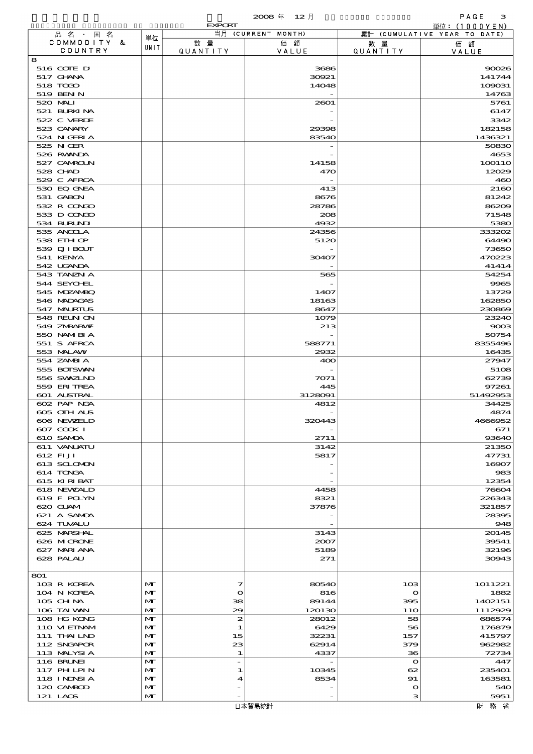EXPORT　2008 年　12 月

単位：(1000YEN)

| 品名・国名 COMMODITY & COUNTRY | 単位 UNIT | 当月 (CURRENT MONTH) 数量 QUANTITY | 価額 VALUE | 累計 (CUMULATIVE YEAR TO DATE) 数量 QUANTITY | 価額 VALUE |
|---|---|---|---|---|---|
| 8 | | | | | |
| 516 COTE D | | | 3686 | | 90026 |
| 517 GHANA | | | 30921 | | 141744 |
| 518 TOGO | | | 14048 | | 109031 |
| 519 BENIN | | | - | | 14763 |
| 520 MALI | | | 2601 | | 5761 |
| 521 BURKINA | | | - | | 6147 |
| 522 C VERDE | | | - | | 3342 |
| 523 CANARY | | | 29398 | | 182158 |
| 524 NIGERIA | | | 83540 | | 1436321 |
| 525 NIGER | | | - | | 50830 |
| 526 RWANDA | | | - | | 4653 |
| 527 CAMROUN | | | 14158 | | 100110 |
| 528 CHAD | | | 470 | | 12029 |
| 529 C AFRCA | | | - | | 460 |
| 530 EQ GNEA | | | 413 | | 2160 |
| 531 GABON | | | 8676 | | 81242 |
| 532 R CONGO | | | 28786 | | 86209 |
| 533 D CONGO | | | 208 | | 71548 |
| 534 BURUNDI | | | 4932 | | 5380 |
| 535 ANGOLA | | | 24356 | | 333202 |
| 538 ETHIOP | | | 5120 | | 64490 |
| 539 DJIBOUT | | | - | | 73650 |
| 541 KENYA | | | 30407 | | 470223 |
| 542 UGANDA | | | - | | 41414 |
| 543 TANZNIA | | | 565 | | 54254 |
| 544 SEYCHEL | | | - | | 9965 |
| 545 MOZAMBQ | | | 1407 | | 13729 |
| 546 MADAGAS | | | 18163 | | 162850 |
| 547 MAURTUS | | | 8647 | | 230869 |
| 548 REUNION | | | 1079 | | 23240 |
| 549 ZMBABWE | | | 213 | | 9003 |
| 550 NAMIBIA | | | - | | 50754 |
| 551 S AFRCA | | | 588771 | | 8355496 |
| 553 MALAWI | | | 2932 | | 16435 |
| 554 ZAMBIA | | | 400 | | 27947 |
| 555 BOTSWAN | | | - | | 5108 |
| 556 SWAZLND | | | 7071 | | 62739 |
| 559 ERITREA | | | 445 | | 97261 |
| 601 AUSTRAL | | | 3128091 | | 51492953 |
| 602 PAP NGA | | | 4812 | | 34425 |
| 605 OTH AUS | | | - | | 4874 |
| 606 NEWZELD | | | 320443 | | 4666952 |
| 607 COOK I | | | - | | 671 |
| 610 SAMOA | | | 2711 | | 93640 |
| 611 VANUATU | | | 3142 | | 21350 |
| 612 FIJI | | | 5817 | | 47731 |
| 613 SOLOMON | | | - | | 16907 |
| 614 TONGA | | | - | | 983 |
| 615 KIRIBAT | | | - | | 12354 |
| 618 NEWCALD | | | 4458 | | 76604 |
| 619 F POLYN | | | 8321 | | 226343 |
| 620 GUAM | | | 37876 | | 321857 |
| 621 A SAMOA | | | - | | 28395 |
| 624 TUVALU | | | - | | 948 |
| 625 MARSHAL | | | 3143 | | 20145 |
| 626 MICRONE | | | 2007 | | 39541 |
| 627 MARIANA | | | 5189 | | 32196 |
| 628 PALAU | | | 271 | | 30943 |
| 801 | | | | | |
| 103 R KOREA | MT | 7 | 80540 | 103 | 1011221 |
| 104 N KOREA | MT | 0 | 816 | 0 | 1882 |
| 105 CHINA | MT | 38 | 89144 | 395 | 1402151 |
| 106 TAIWAN | MT | 29 | 120130 | 110 | 1112929 |
| 108 HG KONG | MT | 2 | 28012 | 58 | 686574 |
| 110 VIETNAM | MT | 1 | 6429 | 56 | 176879 |
| 111 THAILND | MT | 15 | 32231 | 157 | 415797 |
| 112 SNGAPOR | MT | 23 | 62914 | 379 | 962982 |
| 113 MALYSIA | MT | 1 | 4337 | 36 | 72734 |
| 116 BRUNEI | MT | - | - | 0 | 447 |
| 117 PHILPIN | MT | 1 | 10345 | 62 | 235401 |
| 118 INDNSIA | MT | 4 | 8534 | 91 | 163581 |
| 120 CAMBOD | MT | - | - | 0 | 540 |
| 121 LAOS | MT | - | - | 3 | 5951 |

日本貿易統計　　財務省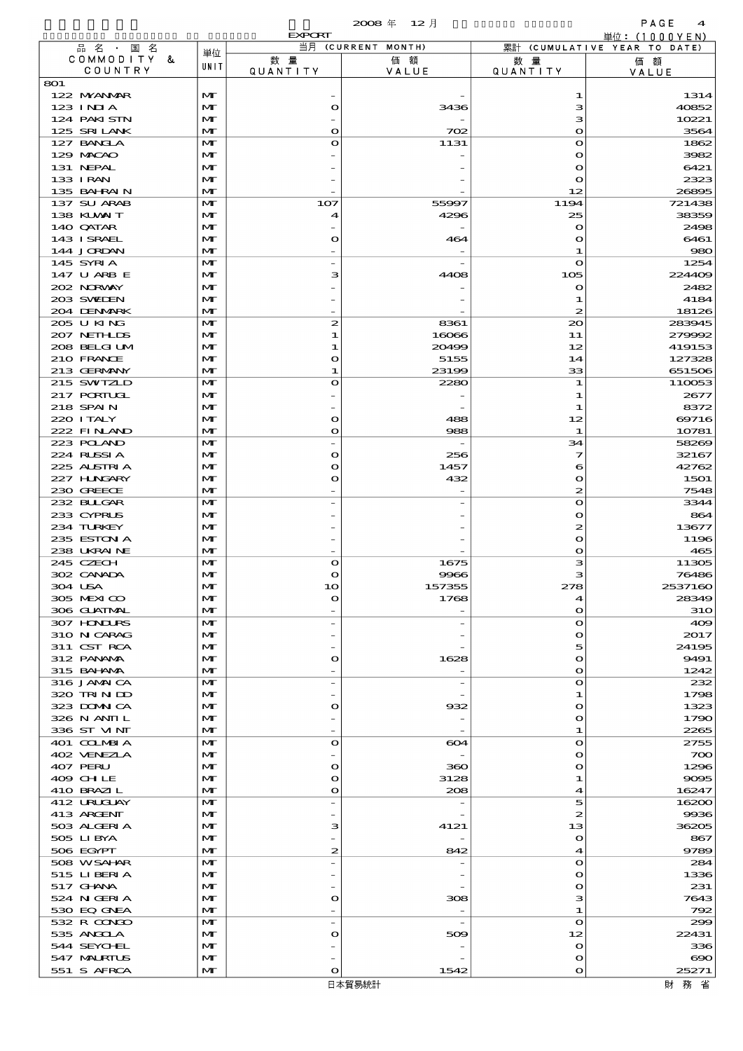2008 年 12 月

EXPORT

単位：(1000YEN)

| 品名・国名 COMMODITY & COUNTRY | 単位 UNIT | 当月 (CURRENT MONTH) 数量 QUANTITY | 価額 VALUE | 累計 (CUMULATIVE YEAR TO DATE) 数量 QUANTITY | 価額 VALUE |
|---|---|---|---|---|---|
| 801 | | | | | |
| 122 MYANMAR | MT | - | - | 1 | 1314 |
| 123 INDIA | MT | 0 | 3436 | 3 | 40852 |
| 124 PAKISTN | MT | - | - | 3 | 10221 |
| 125 SRI LANK | MT | 0 | 702 | 0 | 3564 |
| 127 BANGLA | MT | 0 | 1131 | 0 | 1862 |
| 129 MACAO | MT | - | - | 0 | 3982 |
| 131 NEPAL | MT | - | - | 0 | 6421 |
| 133 IRAN | MT | - | - | 0 | 2323 |
| 135 BAHRAIN | MT | - | - | 12 | 26895 |
| 137 SU ARAB | MT | 107 | 55997 | 1194 | 721438 |
| 138 KUWAIT | MT | 4 | 4296 | 25 | 38359 |
| 140 QATAR | MT | - | - | 0 | 2498 |
| 143 ISRAEL | MT | 0 | 464 | 0 | 6461 |
| 144 JORDAN | MT | - | - | 1 | 980 |
| 145 SYRIA | MT | - | - | 0 | 1254 |
| 147 U ARB E | MT | 3 | 4408 | 105 | 224409 |
| 202 NORWAY | MT | - | - | 0 | 2482 |
| 203 SWEDEN | MT | - | - | 1 | 4184 |
| 204 DENMARK | MT | - | - | 2 | 18126 |
| 205 U KING | MT | 2 | 8361 | 20 | 283945 |
| 207 NETHLDS | MT | 1 | 16066 | 11 | 279992 |
| 208 BELGIUM | MT | 1 | 20499 | 12 | 419153 |
| 210 FRANCE | MT | 0 | 5155 | 14 | 127328 |
| 213 GERMANY | MT | 1 | 23199 | 33 | 651506 |
| 215 SWITZLD | MT | 0 | 2280 | 1 | 110053 |
| 217 PORTUGL | MT | - | - | 1 | 2677 |
| 218 SPAIN | MT | - | - | 1 | 8372 |
| 220 ITALY | MT | 0 | 488 | 12 | 69716 |
| 222 FINLAND | MT | 0 | 988 | 1 | 10781 |
| 223 POLAND | MT | - | - | 34 | 58269 |
| 224 RUSSIA | MT | 0 | 256 | 7 | 32167 |
| 225 AUSTRIA | MT | 0 | 1457 | 6 | 42762 |
| 227 HUNGARY | MT | 0 | 432 | 0 | 1501 |
| 230 GREECE | MT | - | - | 2 | 7548 |
| 232 BULGAR | MT | - | - | 0 | 3344 |
| 233 CYPRUS | MT | - | - | 0 | 864 |
| 234 TURKEY | MT | - | - | 2 | 13677 |
| 235 ESTONIA | MT | - | - | 0 | 1196 |
| 238 UKRAINE | MT | - | - | 0 | 465 |
| 245 CZECH | MT | 0 | 1675 | 3 | 11305 |
| 302 CANADA | MT | 0 | 9966 | 3 | 76486 |
| 304 USA | MT | 10 | 157355 | 278 | 2537160 |
| 305 MEXICO | MT | 0 | 1768 | 4 | 28349 |
| 306 GUATMAL | MT | - | - | 0 | 310 |
| 307 HONDURS | MT | - | - | 0 | 409 |
| 310 NICARAG | MT | - | - | 0 | 2017 |
| 311 CST RCA | MT | - | - | 5 | 24195 |
| 312 PANAMA | MT | 0 | 1628 | 0 | 9491 |
| 315 BAHAMA | MT | - | - | 0 | 1242 |
| 316 JAMAICA | MT | - | - | 0 | 232 |
| 320 TRINIDD | MT | - | - | 1 | 1798 |
| 323 DOMINCA | MT | 0 | 932 | 0 | 1323 |
| 326 N ANTIL | MT | - | - | 0 | 1790 |
| 336 ST VINT | MT | - | - | 1 | 2265 |
| 401 COLMBIA | MT | 0 | 604 | 0 | 2755 |
| 402 VENEZLA | MT | - | - | 0 | 700 |
| 407 PERU | MT | 0 | 360 | 0 | 1296 |
| 409 CHILE | MT | 0 | 3128 | 1 | 9095 |
| 410 BRAZIL | MT | 0 | 208 | 4 | 16247 |
| 412 URUGUAY | MT | - | - | 5 | 16200 |
| 413 ARGENT | MT | - | - | 2 | 9936 |
| 503 ALGERIA | MT | 3 | 4121 | 13 | 36205 |
| 505 LIBYA | MT | - | - | 0 | 867 |
| 506 EGYPT | MT | 2 | 842 | 4 | 9789 |
| 508 W SAHAR | MT | - | - | 0 | 284 |
| 515 LIBERIA | MT | - | - | 0 | 1336 |
| 517 GHANA | MT | - | - | 0 | 231 |
| 524 NIGERIA | MT | 0 | 308 | 3 | 7643 |
| 530 EQ GNEA | MT | - | - | 1 | 792 |
| 532 R CONGO | MT | - | - | 0 | 299 |
| 535 ANGOLA | MT | 0 | 509 | 12 | 22431 |
| 544 SEYCHEL | MT | - | - | 0 | 336 |
| 547 MAURTUS | MT | - | - | 0 | 690 |
| 551 S AFRCA | MT | 0 | 1542 | 0 | 25271 |

日本貿易統計　　財務省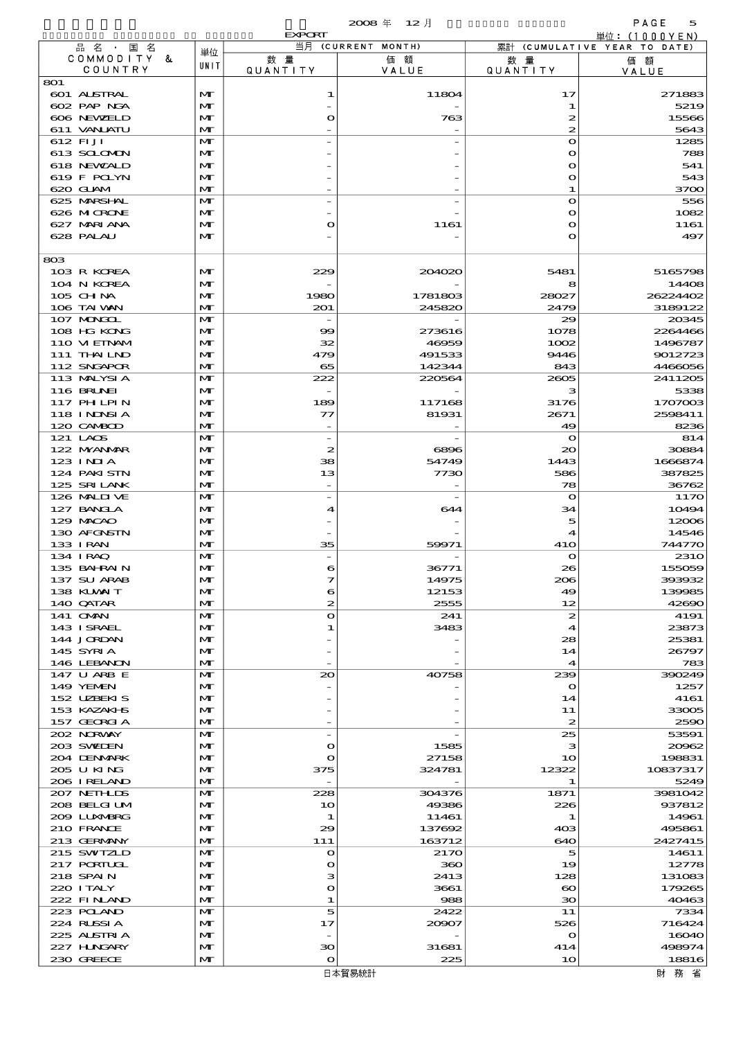EXPORT 2008 年 12 月

単位：(1000YEN)

| 品名・国名 COMMODITY & COUNTRY | 単位 UNIT | 当月 (CURRENT MONTH) 数量 QUANTITY | 価額 VALUE | 累計 (CUMULATIVE YEAR TO DATE) 数量 QUANTITY | 価額 VALUE |
|---|---|---|---|---|---|
| 801 | | | | | |
| 601 AUSTRAL | MT | 1 | 11804 | 17 | 271883 |
| 602 PAP NGA | MT | - | - | 1 | 5219 |
| 606 NEWZELD | MT | 0 | 763 | 2 | 15566 |
| 611 VANUATU | MT | - | - | 2 | 5643 |
| 612 FIJI | MT | - | - | 0 | 1285 |
| 613 SOLOMON | MT | - | - | 0 | 788 |
| 618 NEWCALD | MT | - | - | 0 | 541 |
| 619 F POLYN | MT | - | - | 0 | 543 |
| 620 GUAM | MT | - | - | 1 | 3700 |
| 625 MARSHAL | MT | - | - | 0 | 556 |
| 626 MICRONE | MT | - | - | 0 | 1082 |
| 627 MARIANA | MT | 0 | 1161 | 0 | 1161 |
| 628 PALAU | MT | - | - | 0 | 497 |
| 803 | | | | | |
| 103 R KOREA | MT | 229 | 204020 | 5481 | 5165798 |
| 104 N KOREA | MT | - | - | 8 | 14408 |
| 105 CHINA | MT | 1980 | 1781803 | 28027 | 26224402 |
| 106 TAIWAN | MT | 201 | 245820 | 2479 | 3189122 |
| 107 MONGOL | MT | - | - | 29 | 20345 |
| 108 HG KONG | MT | 99 | 273616 | 1078 | 2264466 |
| 110 VIETNAM | MT | 32 | 46959 | 1002 | 1496787 |
| 111 THAILND | MT | 479 | 491533 | 9446 | 9012723 |
| 112 SNGAPOR | MT | 65 | 142344 | 843 | 4466056 |
| 113 MALYSIA | MT | 222 | 220564 | 2605 | 2411205 |
| 116 BRUNEI | MT | - | - | 3 | 5338 |
| 117 PHILPIN | MT | 189 | 117168 | 3176 | 1707003 |
| 118 INDNSIA | MT | 77 | 81931 | 2671 | 2598411 |
| 120 CAMBOD | MT | - | - | 49 | 8236 |
| 121 LAOS | MT | - | - | 0 | 814 |
| 122 MYANMAR | MT | 2 | 6896 | 20 | 30884 |
| 123 INDIA | MT | 38 | 54749 | 1443 | 1666874 |
| 124 PAKISTN | MT | 13 | 7730 | 586 | 387825 |
| 125 SRILANK | MT | - | - | 78 | 36762 |
| 126 MALDIVE | MT | - | - | 0 | 1170 |
| 127 BANGLA | MT | 4 | 644 | 34 | 10494 |
| 129 MACAO | MT | - | - | 5 | 12006 |
| 130 AFGNSTN | MT | - | - | 4 | 14546 |
| 133 IRAN | MT | 35 | 59971 | 410 | 744770 |
| 134 IRAQ | MT | - | - | 0 | 2310 |
| 135 BAHRAIN | MT | 6 | 36771 | 26 | 155059 |
| 137 SU ARAB | MT | 7 | 14975 | 206 | 393932 |
| 138 KUWAIT | MT | 6 | 12153 | 49 | 139985 |
| 140 QATAR | MT | 2 | 2555 | 12 | 42690 |
| 141 OMAN | MT | 0 | 241 | 2 | 4191 |
| 143 ISRAEL | MT | 1 | 3483 | 4 | 23873 |
| 144 JORDAN | MT | - | - | 28 | 25381 |
| 145 SYRIA | MT | - | - | 14 | 26797 |
| 146 LEBANON | MT | - | - | 4 | 783 |
| 147 U ARB E | MT | 20 | 40758 | 239 | 390249 |
| 149 YEMEN | MT | - | - | 0 | 1257 |
| 152 UZBEKIS | MT | - | - | 14 | 4161 |
| 153 KAZAKHS | MT | - | - | 11 | 33005 |
| 157 GEORGIA | MT | - | - | 2 | 2590 |
| 202 NORWAY | MT | - | - | 25 | 53591 |
| 203 SWEDEN | MT | 0 | 1585 | 3 | 20962 |
| 204 DENMARK | MT | 0 | 27158 | 10 | 198831 |
| 205 U KING | MT | 375 | 324781 | 12322 | 10837317 |
| 206 IRELAND | MT | - | - | 1 | 5249 |
| 207 NETHLDS | MT | 228 | 304376 | 1871 | 3981042 |
| 208 BELGIUM | MT | 10 | 49386 | 226 | 937812 |
| 209 LUXMBRG | MT | 1 | 11461 | 1 | 14961 |
| 210 FRANCE | MT | 29 | 137692 | 403 | 495861 |
| 213 GERMANY | MT | 111 | 163712 | 640 | 2427415 |
| 215 SWITZLD | MT | 0 | 2170 | 5 | 14611 |
| 217 PORTUGL | MT | 0 | 360 | 19 | 12778 |
| 218 SPAIN | MT | 3 | 2413 | 128 | 131083 |
| 220 ITALY | MT | 0 | 3661 | 60 | 179265 |
| 222 FINLAND | MT | 1 | 988 | 30 | 40463 |
| 223 POLAND | MT | 5 | 2422 | 11 | 7334 |
| 224 RUSSIA | MT | 17 | 20907 | 526 | 716424 |
| 225 AUSTRIA | MT | - | - | 0 | 16040 |
| 227 HUNGARY | MT | 30 | 31681 | 414 | 498974 |
| 230 GREECE | MT | 0 | 225 | 10 | 18816 |

日本貿易統計　　財務省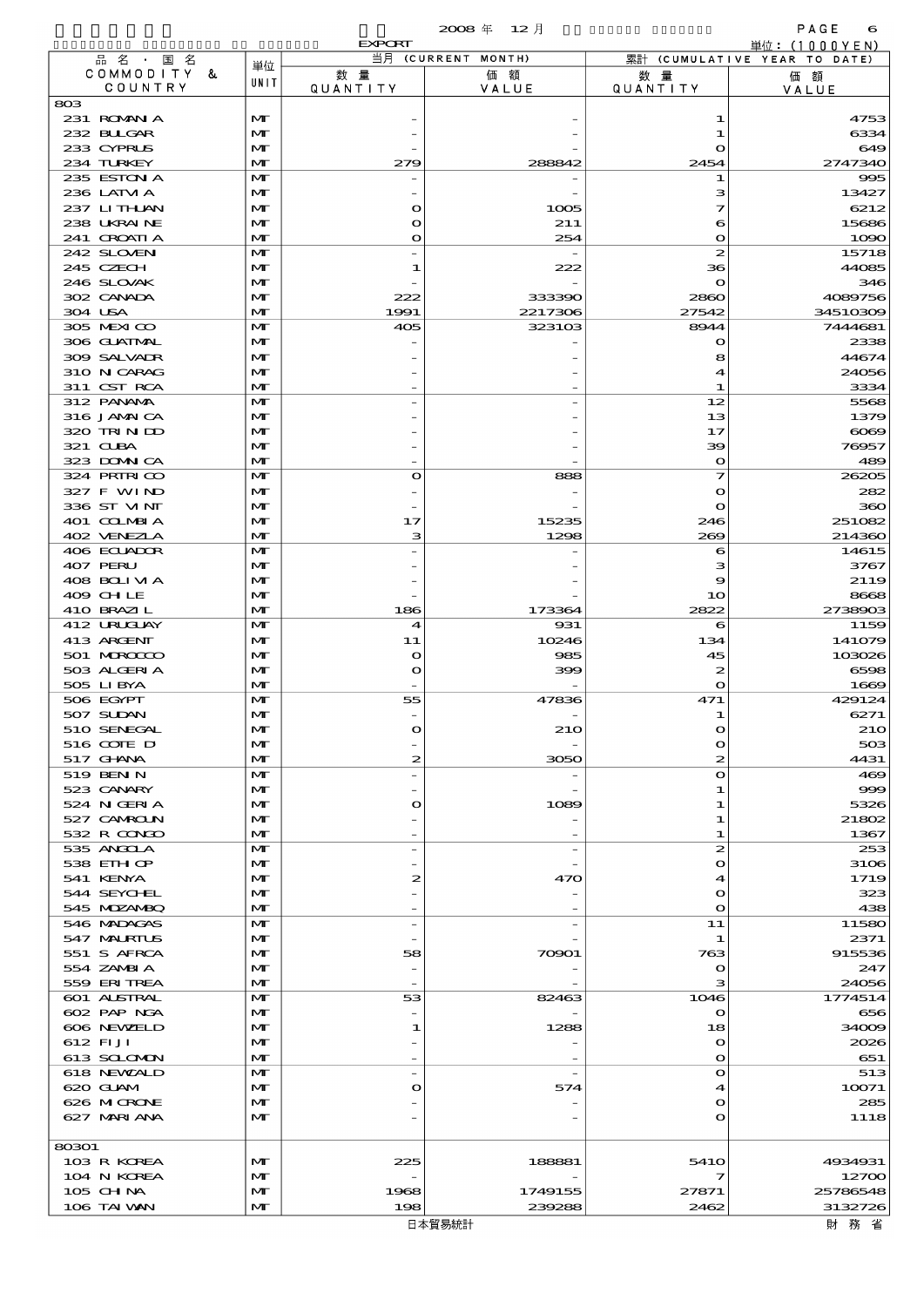2008 年 12 月

EXPORT

単位：(1000YEN)

| 品名・国名 COMMODITY & COUNTRY | 単位 UNIT | 当月 (CURRENT MONTH) 数量 QUANTITY | 価額 VALUE | 累計 (CUMULATIVE YEAR TO DATE) 数量 QUANTITY | 価額 VALUE |
|---|---|---|---|---|---|
| 803 | | | | | |
| 231 ROMANIA | MT | - | - | 1 | 4753 |
| 232 BULGAR | MT | - | - | 1 | 6334 |
| 233 CYPRUS | MT | - | - | 0 | 649 |
| 234 TURKEY | MT | 279 | 288842 | 2454 | 2747340 |
| 235 ESTONIA | MT | - | - | 1 | 995 |
| 236 LATVIA | MT | - | - | 3 | 13427 |
| 237 LITHUAN | MT | 0 | 1005 | 7 | 6212 |
| 238 UKRAINE | MT | 0 | 211 | 6 | 15686 |
| 241 CROATIA | MT | 0 | 254 | 0 | 1090 |
| 242 SLOVEN | MT | - | - | 2 | 15718 |
| 245 CZECH | MT | 1 | 222 | 36 | 44085 |
| 246 SLOVAK | MT | - | - | 0 | 346 |
| 302 CANADA | MT | 222 | 333390 | 2860 | 4089756 |
| 304 USA | MT | 1991 | 2217306 | 27542 | 34510309 |
| 305 MEXICO | MT | 405 | 323103 | 8944 | 7444681 |
| 306 GUATMAL | MT | - | - | 0 | 2338 |
| 309 SALVADR | MT | - | - | 8 | 44674 |
| 310 NICARAG | MT | - | - | 4 | 24056 |
| 311 CST RCA | MT | - | - | 1 | 3334 |
| 312 PANAMA | MT | - | - | 12 | 5568 |
| 316 JAMAICA | MT | - | - | 13 | 1379 |
| 320 TRINIDD | MT | - | - | 17 | 6069 |
| 321 CUBA | MT | - | - | 39 | 76957 |
| 323 DOMNICA | MT | - | - | 0 | 489 |
| 324 PRTRICO | MT | 0 | 888 | 7 | 26205 |
| 327 F WIND | MT | - | - | 0 | 282 |
| 336 ST VINT | MT | - | - | 0 | 360 |
| 401 COLMBIA | MT | 17 | 15235 | 246 | 251082 |
| 402 VENEZLA | MT | 3 | 1298 | 269 | 214360 |
| 406 ECUADOR | MT | - | - | 6 | 14615 |
| 407 PERU | MT | - | - | 3 | 3767 |
| 408 BOLIVIA | MT | - | - | 9 | 2119 |
| 409 CHILE | MT | - | - | 10 | 8668 |
| 410 BRAZIL | MT | 186 | 173364 | 2822 | 2738903 |
| 412 URUGUAY | MT | 4 | 931 | 6 | 1159 |
| 413 ARGENT | MT | 11 | 10246 | 134 | 141079 |
| 501 MOROCCO | MT | 0 | 985 | 45 | 103026 |
| 503 ALGERIA | MT | 0 | 399 | 2 | 6598 |
| 505 LIBYA | MT | - | - | 0 | 1669 |
| 506 EGYPT | MT | 55 | 47836 | 471 | 429124 |
| 507 SUDAN | MT | - | - | 1 | 6271 |
| 510 SENEGAL | MT | 0 | 210 | 0 | 210 |
| 516 COTE D | MT | - | - | 0 | 503 |
| 517 GHANA | MT | 2 | 3050 | 2 | 4431 |
| 519 BENIN | MT | - | - | 0 | 469 |
| 523 CANARY | MT | - | - | 1 | 999 |
| 524 NIGERIA | MT | 0 | 1089 | 1 | 5326 |
| 527 CAMROUN | MT | - | - | 1 | 21802 |
| 532 R CONGO | MT | - | - | 1 | 1367 |
| 535 ANGOLA | MT | - | - | 2 | 253 |
| 538 ETHIOP | MT | - | - | 0 | 3106 |
| 541 KENYA | MT | 2 | 470 | 4 | 1719 |
| 544 SEYCHEL | MT | - | - | 0 | 323 |
| 545 MOZAMBQ | MT | - | - | 0 | 438 |
| 546 MADAGAS | MT | - | - | 11 | 11580 |
| 547 MAURTUS | MT | - | - | 1 | 2371 |
| 551 S AFRCA | MT | 58 | 70901 | 763 | 915536 |
| 554 ZAMBIA | MT | - | - | 0 | 247 |
| 559 ERITREA | MT | - | - | 3 | 24056 |
| 601 AUSTRAL | MT | 53 | 82463 | 1046 | 1774514 |
| 602 PAP NGA | MT | - | - | 0 | 656 |
| 606 NEWZELD | MT | 1 | 1288 | 18 | 34009 |
| 612 FIJI | MT | - | - | 0 | 2026 |
| 613 SOLOMON | MT | - | - | 0 | 651 |
| 618 NEWCALD | MT | - | - | 0 | 513 |
| 620 GUAM | MT | 0 | 574 | 4 | 10071 |
| 626 MICRONE | MT | - | - | 0 | 285 |
| 627 MARIANA | MT | - | - | 0 | 1118 |
| 80301 | | | | | |
| 103 R KOREA | MT | 225 | 188881 | 5410 | 4934931 |
| 104 N KOREA | MT | - | - | 7 | 12700 |
| 105 CHINA | MT | 1968 | 1749155 | 27871 | 25786548 |
| 106 TAIWAN | MT | 198 | 239288 | 2462 | 3132726 |

日本貿易統計　　財務省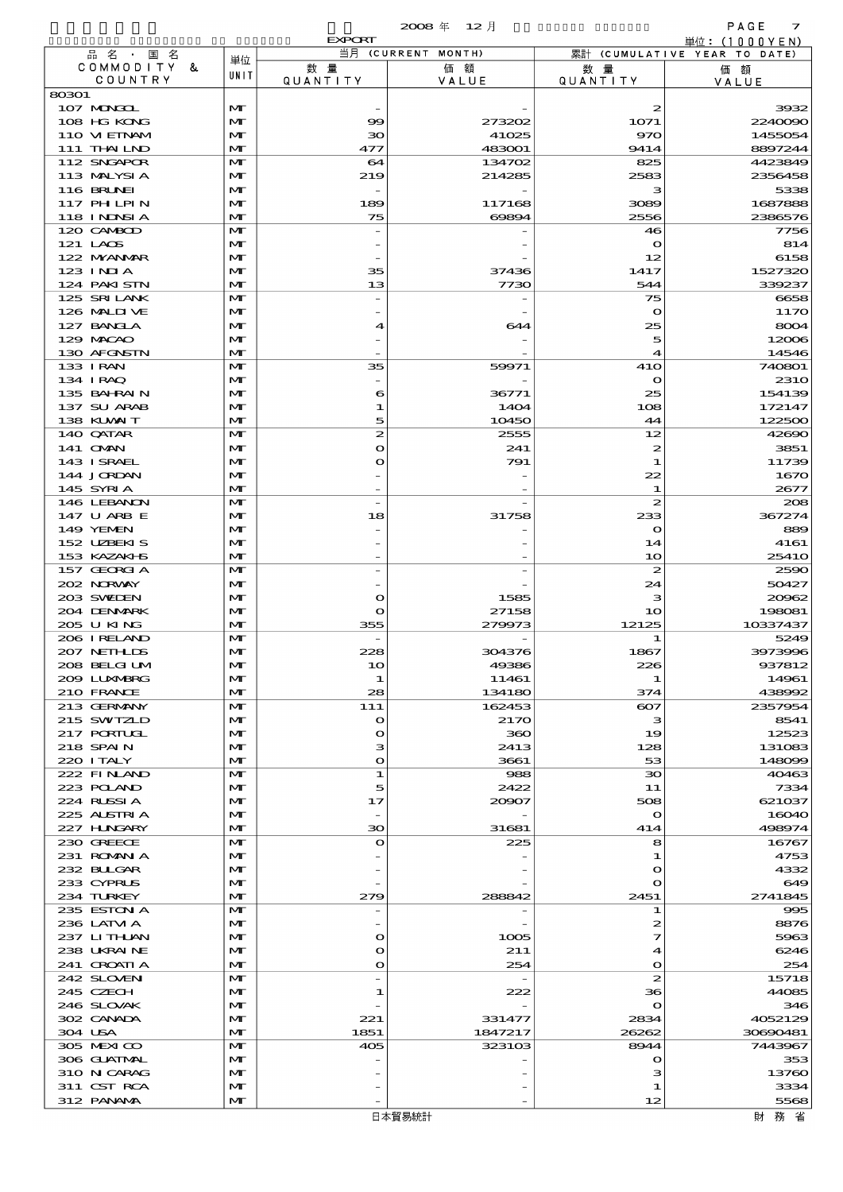2008 年 12 月

EXPORT

単位：(1000YEN)

| 品名・国名 COMMODITY & COUNTRY | 単位 UNIT | 当月 (CURRENT MONTH) 数量 QUANTITY | 価額 VALUE | 累計 (CUMULATIVE YEAR TO DATE) 数量 QUANTITY | 価額 VALUE |
|---|---|---|---|---|---|
| 80301 | | | | | |
| 107 MONGOL | MT | - | - | 2 | 3932 |
| 108 HG KONG | MT | 99 | 273202 | 1071 | 2240090 |
| 110 VIETNAM | MT | 30 | 41025 | 970 | 1455054 |
| 111 THAILND | MT | 477 | 483001 | 9414 | 8897244 |
| 112 SNGAPOR | MT | 64 | 134702 | 825 | 4423849 |
| 113 MALYSIA | MT | 219 | 214285 | 2583 | 2356458 |
| 116 BRUNEI | MT | - | - | 3 | 5338 |
| 117 PHILPIN | MT | 189 | 117168 | 3089 | 1687888 |
| 118 INDNSIA | MT | 75 | 69894 | 2556 | 2386576 |
| 120 CAMBOD | MT | - | - | 46 | 7756 |
| 121 LAOS | MT | - | - | 0 | 814 |
| 122 MYANMAR | MT | - | - | 12 | 6158 |
| 123 INDIA | MT | 35 | 37436 | 1417 | 1527320 |
| 124 PAKISTN | MT | 13 | 7730 | 544 | 339237 |
| 125 SRI LANK | MT | - | - | 75 | 6658 |
| 126 MALDIVE | MT | - | - | 0 | 1170 |
| 127 BANGLA | MT | 4 | 644 | 25 | 8004 |
| 129 MACAO | MT | - | - | 5 | 12006 |
| 130 AFGNSTN | MT | - | - | 4 | 14546 |
| 133 IRAN | MT | 35 | 59971 | 410 | 740801 |
| 134 IRAQ | MT | - | - | 0 | 2310 |
| 135 BAHRAIN | MT | 6 | 36771 | 25 | 154139 |
| 137 SU ARAB | MT | 1 | 1404 | 108 | 172147 |
| 138 KUWAIT | MT | 5 | 10450 | 44 | 122500 |
| 140 QATAR | MT | 2 | 2555 | 12 | 42690 |
| 141 OMAN | MT | 0 | 241 | 2 | 3851 |
| 143 ISRAEL | MT | 0 | 791 | 1 | 11739 |
| 144 JORDAN | MT | - | - | 22 | 1670 |
| 145 SYRIA | MT | - | - | 1 | 2677 |
| 146 LEBANON | MT | - | - | 2 | 208 |
| 147 U ARB E | MT | 18 | 31758 | 233 | 367274 |
| 149 YEMEN | MT | - | - | 0 | 889 |
| 152 UZBEKIS | MT | - | - | 14 | 4161 |
| 153 KAZAKHS | MT | - | - | 10 | 25410 |
| 157 GEORGIA | MT | - | - | 2 | 2590 |
| 202 NORWAY | MT | - | - | 24 | 50427 |
| 203 SWEDEN | MT | 0 | 1585 | 3 | 20962 |
| 204 DENMARK | MT | 0 | 27158 | 10 | 198081 |
| 205 U KING | MT | 355 | 279973 | 12125 | 10337437 |
| 206 IRELAND | MT | - | - | 1 | 5249 |
| 207 NETHLDS | MT | 228 | 304376 | 1867 | 3973996 |
| 208 BELGIUM | MT | 10 | 49386 | 226 | 937812 |
| 209 LUXMBRG | MT | 1 | 11461 | 1 | 14961 |
| 210 FRANCE | MT | 28 | 134180 | 374 | 438992 |
| 213 GERMANY | MT | 111 | 162453 | 607 | 2357954 |
| 215 SWITZLD | MT | 0 | 2170 | 3 | 8541 |
| 217 PORTUGL | MT | 0 | 360 | 19 | 12523 |
| 218 SPAIN | MT | 3 | 2413 | 128 | 131083 |
| 220 ITALY | MT | 0 | 3661 | 53 | 148099 |
| 222 FINLAND | MT | 1 | 988 | 30 | 40463 |
| 223 POLAND | MT | 5 | 2422 | 11 | 7334 |
| 224 RUSSIA | MT | 17 | 20907 | 508 | 621037 |
| 225 AUSTRIA | MT | - | - | 0 | 16040 |
| 227 HUNGARY | MT | 30 | 31681 | 414 | 498974 |
| 230 GREECE | MT | 0 | 225 | 8 | 16767 |
| 231 ROMANIA | MT | - | - | 1 | 4753 |
| 232 BULGAR | MT | - | - | 0 | 4332 |
| 233 CYPRUS | MT | - | - | 0 | 649 |
| 234 TURKEY | MT | 279 | 288842 | 2451 | 2741845 |
| 235 ESTONIA | MT | - | - | 1 | 995 |
| 236 LATVIA | MT | - | - | 2 | 8876 |
| 237 LITHUAN | MT | 0 | 1005 | 7 | 5963 |
| 238 UKRAINE | MT | 0 | 211 | 4 | 6246 |
| 241 CROATIA | MT | 0 | 254 | 0 | 254 |
| 242 SLOVEN | MT | - | - | 2 | 15718 |
| 245 CZECH | MT | 1 | 222 | 36 | 44085 |
| 246 SLOVAK | MT | - | - | 0 | 346 |
| 302 CANADA | MT | 221 | 331477 | 2834 | 4052129 |
| 304 USA | MT | 1851 | 1847217 | 26262 | 30690481 |
| 305 MEXICO | MT | 405 | 323103 | 8944 | 7443967 |
| 306 GUATMAL | MT | - | - | 0 | 353 |
| 310 NICARAG | MT | - | - | 3 | 13760 |
| 311 CST RCA | MT | - | - | 1 | 3334 |
| 312 PANAMA | MT | - | - | 12 | 5568 |

日本貿易統計　　財務省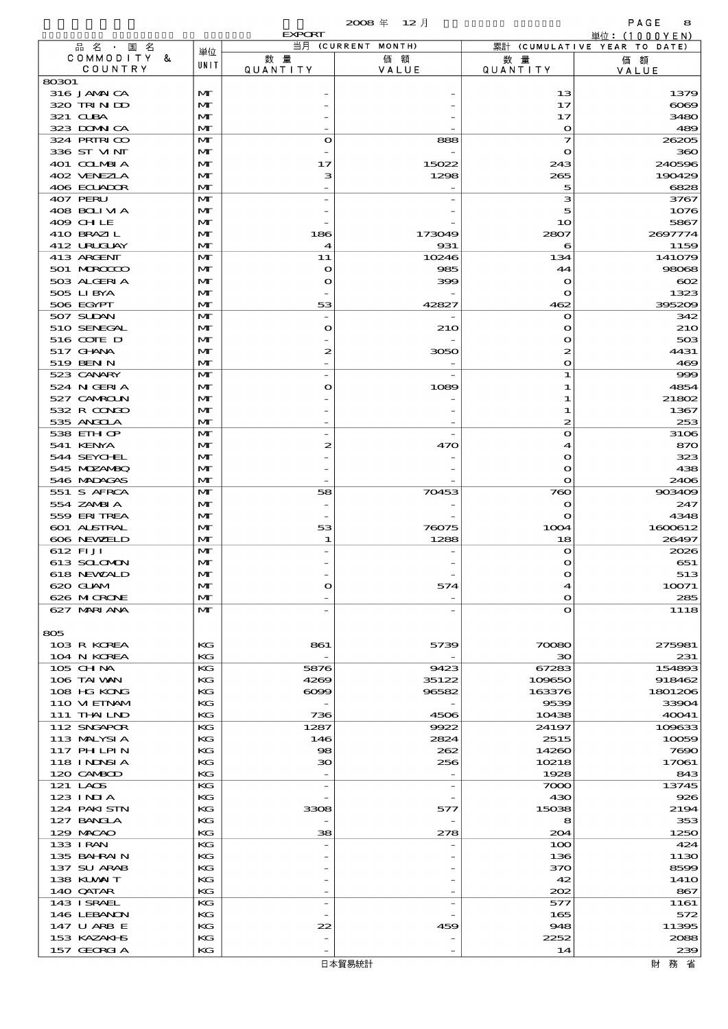2008 年 12 月

EXPORT

単位：(1000YEN)

| 品名・国名 COMMODITY & COUNTRY | 単位 UNIT | 当月 (CURRENT MONTH) 数量 QUANTITY | 価額 VALUE | 累計 (CUMULATIVE YEAR TO DATE) 数量 QUANTITY | 価額 VALUE |
|---|---|---|---|---|---|
| 80301 | | | | | |
| 316 JAMAICA | MT | - | - | 13 | 1379 |
| 320 TRINIDD | MT | - | - | 17 | 6069 |
| 321 CUBA | MT | - | - | 17 | 3480 |
| 323 DOMINICA | MT | - | - | 0 | 489 |
| 324 PRTRICO | MT | 0 | 888 | 7 | 26205 |
| 336 ST VINT | MT | - | - | 0 | 360 |
| 401 COLMBIA | MT | 17 | 15022 | 243 | 240596 |
| 402 VENEZLA | MT | 3 | 1298 | 265 | 190429 |
| 406 ECUADOR | MT | - | - | 5 | 6828 |
| 407 PERU | MT | - | - | 3 | 3767 |
| 408 BOLIVIA | MT | - | - | 5 | 1076 |
| 409 CHILE | MT | - | - | 10 | 5867 |
| 410 BRAZIL | MT | 186 | 173049 | 2807 | 2697774 |
| 412 URUGUAY | MT | 4 | 931 | 6 | 1159 |
| 413 ARGENT | MT | 11 | 10246 | 134 | 141079 |
| 501 MOROCCO | MT | 0 | 985 | 44 | 98068 |
| 503 ALGERIA | MT | 0 | 399 | 0 | 602 |
| 505 LIBYA | MT | - | - | 0 | 1323 |
| 506 EGYPT | MT | 53 | 42827 | 462 | 395209 |
| 507 SUDAN | MT | - | - | 0 | 342 |
| 510 SENEGAL | MT | 0 | 210 | 0 | 210 |
| 516 COTE D | MT | - | - | 0 | 503 |
| 517 GHANA | MT | 2 | 3050 | 2 | 4431 |
| 519 BENIN | MT | - | - | 0 | 469 |
| 523 CANARY | MT | - | - | 1 | 999 |
| 524 NIGERIA | MT | 0 | 1089 | 1 | 4854 |
| 527 CAMROUN | MT | - | - | 1 | 21802 |
| 532 R CONGO | MT | - | - | 1 | 1367 |
| 535 ANGOLA | MT | - | - | 2 | 253 |
| 538 ETHIOP | MT | - | - | 0 | 3106 |
| 541 KENYA | MT | 2 | 470 | 4 | 870 |
| 544 SEYCHEL | MT | - | - | 0 | 323 |
| 545 MOZAMBQ | MT | - | - | 0 | 438 |
| 546 MADAGAS | MT | - | - | 0 | 2406 |
| 551 S AFRCA | MT | 58 | 70453 | 760 | 903409 |
| 554 ZAMBIA | MT | - | - | 0 | 247 |
| 559 ERITREA | MT | - | - | 0 | 4348 |
| 601 AUSTRAL | MT | 53 | 76075 | 1004 | 1600612 |
| 606 NEWZELD | MT | 1 | 1288 | 18 | 26497 |
| 612 FIJI | MT | - | - | 0 | 2026 |
| 613 SOLOMON | MT | - | - | 0 | 651 |
| 618 NEWCALD | MT | - | - | 0 | 513 |
| 620 GUAM | MT | 0 | 574 | 4 | 10071 |
| 626 MICRONE | MT | - | - | 0 | 285 |
| 627 MARIANA | MT | - | - | 0 | 1118 |
| 805 | | | | | |
| 103 R KOREA | KG | 861 | 5739 | 70080 | 275981 |
| 104 N KOREA | KG | - | - | 30 | 231 |
| 105 CHINA | KG | 5876 | 9423 | 67283 | 154893 |
| 106 TAIWAN | KG | 4269 | 35122 | 109650 | 918462 |
| 108 HG KONG | KG | 6099 | 96582 | 163376 | 1801206 |
| 110 VIETNAM | KG | - | - | 9539 | 33904 |
| 111 THAILND | KG | 736 | 4506 | 10438 | 40041 |
| 112 SNGAPOR | KG | 1287 | 9922 | 24197 | 109633 |
| 113 MALYSIA | KG | 146 | 2824 | 2515 | 10059 |
| 117 PHILPIN | KG | 98 | 262 | 14260 | 7690 |
| 118 INDNSIA | KG | 30 | 256 | 10218 | 17061 |
| 120 CAMBOD | KG | - | - | 1928 | 843 |
| 121 LAOS | KG | - | - | 7000 | 13745 |
| 123 INDIA | KG | - | - | 430 | 926 |
| 124 PAKISTN | KG | 3308 | 577 | 15038 | 2194 |
| 127 BANGLA | KG | - | - | 8 | 353 |
| 129 MACAO | KG | 38 | 278 | 204 | 1250 |
| 133 IRAN | KG | - | - | 100 | 424 |
| 135 BAHRAIN | KG | - | - | 136 | 1130 |
| 137 SU ARAB | KG | - | - | 370 | 8599 |
| 138 KUWAIT | KG | - | - | 42 | 1410 |
| 140 QATAR | KG | - | - | 202 | 867 |
| 143 ISRAEL | KG | - | - | 577 | 1161 |
| 146 LEBANON | KG | - | - | 165 | 572 |
| 147 U ARB E | KG | 22 | 459 | 948 | 11395 |
| 153 KAZAKHS | KG | - | - | 2252 | 2088 |
| 157 GEORGIA | KG | - | - | 14 | 239 |

日本貿易統計　財務省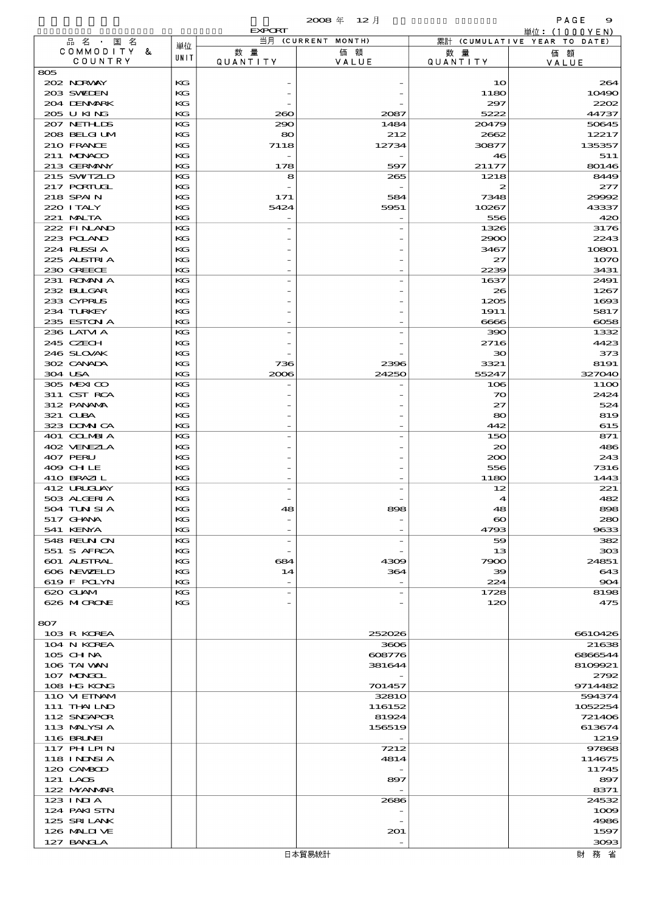2008 年 12 月

EXPORT

単位：(1000YEN)

| 品名・国名 COMMODITY & COUNTRY | 単位 UNIT | 当月 (CURRENT MONTH) 数量 QUANTITY | 価額 VALUE | 累計 (CUMULATIVE YEAR TO DATE) 数量 QUANTITY | 価額 VALUE |
|---|---|---|---|---|---|
| 805 | | | | | |
| 202 NORWAY | KG | - | - | 10 | 264 |
| 203 SWEDEN | KG | - | - | 1180 | 10490 |
| 204 DENMARK | KG | - | - | 297 | 2202 |
| 205 U KING | KG | 260 | 2087 | 5222 | 44737 |
| 207 NETHLDS | KG | 290 | 1484 | 20479 | 50645 |
| 208 BELGIUM | KG | 80 | 212 | 2662 | 12217 |
| 210 FRANCE | KG | 7118 | 12734 | 30877 | 135357 |
| 211 MONACO | KG | - | - | 46 | 511 |
| 213 GERMANY | KG | 178 | 597 | 21177 | 80146 |
| 215 SWITZLD | KG | 8 | 265 | 1218 | 8449 |
| 217 PORTUGL | KG | - | - | 2 | 277 |
| 218 SPAIN | KG | 171 | 584 | 7348 | 29992 |
| 220 ITALY | KG | 5424 | 5951 | 10267 | 43337 |
| 221 MALTA | KG | - | - | 556 | 420 |
| 222 FINLAND | KG | - | - | 1326 | 3176 |
| 223 POLAND | KG | - | - | 2900 | 2243 |
| 224 RUSSIA | KG | - | - | 3467 | 10801 |
| 225 AUSTRIA | KG | - | - | 27 | 1070 |
| 230 GREECE | KG | - | - | 2239 | 3431 |
| 231 ROMANIA | KG | - | - | 1637 | 2491 |
| 232 BULGAR | KG | - | - | 26 | 1267 |
| 233 CYPRUS | KG | - | - | 1205 | 1693 |
| 234 TURKEY | KG | - | - | 1911 | 5817 |
| 235 ESTONIA | KG | - | - | 6666 | 6058 |
| 236 LATVIA | KG | - | - | 390 | 1332 |
| 245 CZECH | KG | - | - | 2716 | 4423 |
| 246 SLOVAK | KG | - | - | 30 | 373 |
| 302 CANADA | KG | 736 | 2396 | 3321 | 8191 |
| 304 USA | KG | 2006 | 24250 | 55247 | 327040 |
| 305 MEXICO | KG | - | - | 106 | 1100 |
| 311 CST RCA | KG | - | - | 70 | 2424 |
| 312 PANAMA | KG | - | - | 27 | 524 |
| 321 CUBA | KG | - | - | 80 | 819 |
| 323 DOMNICA | KG | - | - | 442 | 615 |
| 401 COLMBIA | KG | - | - | 150 | 871 |
| 402 VENEZLA | KG | - | - | 20 | 486 |
| 407 PERU | KG | - | - | 200 | 243 |
| 409 CHILE | KG | - | - | 556 | 7316 |
| 410 BRAZIL | KG | - | - | 1180 | 1443 |
| 412 URUGUAY | KG | - | - | 12 | 221 |
| 503 ALGERIA | KG | - | - | 4 | 482 |
| 504 TUNISIA | KG | 48 | 898 | 48 | 898 |
| 517 GHANA | KG | - | - | 60 | 280 |
| 541 KENYA | KG | - | - | 4793 | 9633 |
| 548 REUNION | KG | - | - | 59 | 382 |
| 551 S AFRCA | KG | - | - | 13 | 303 |
| 601 AUSTRAL | KG | 684 | 4309 | 7900 | 24851 |
| 606 NEWZELD | KG | 14 | 364 | 39 | 643 |
| 619 F POLYN | KG | - | - | 224 | 904 |
| 620 GUAM | KG | - | - | 1728 | 8198 |
| 626 MICRONE | KG | - | - | 120 | 475 |
| 807 | | | | | |
| 103 R KOREA | | | 252026 | | 6610426 |
| 104 N KOREA | | | 3606 | | 21638 |
| 105 CHINA | | | 608776 | | 6866544 |
| 106 TAIWAN | | | 381644 | | 8109921 |
| 107 MONGOL | | | - | | 2792 |
| 108 HG KONG | | | 701457 | | 9714482 |
| 110 VIETNAM | | | 32810 | | 594374 |
| 111 THAILND | | | 116152 | | 1052254 |
| 112 SNGAPOR | | | 81924 | | 721406 |
| 113 MALYSIA | | | 156519 | | 613674 |
| 116 BRUNEI | | | - | | 1219 |
| 117 PHILPIN | | | 7212 | | 97868 |
| 118 INDNSIA | | | 4814 | | 114675 |
| 120 CAMBOD | | | - | | 11745 |
| 121 LAOS | | | 897 | | 897 |
| 122 MYANMAR | | | - | | 8371 |
| 123 INDIA | | | 2686 | | 24532 |
| 124 PAKISTN | | | - | | 1009 |
| 125 SRI LANK | | | - | | 4986 |
| 126 MALDIVE | | | 201 | | 1597 |
| 127 BANGLA | | | - | | 3093 |

日本貿易統計　　財務省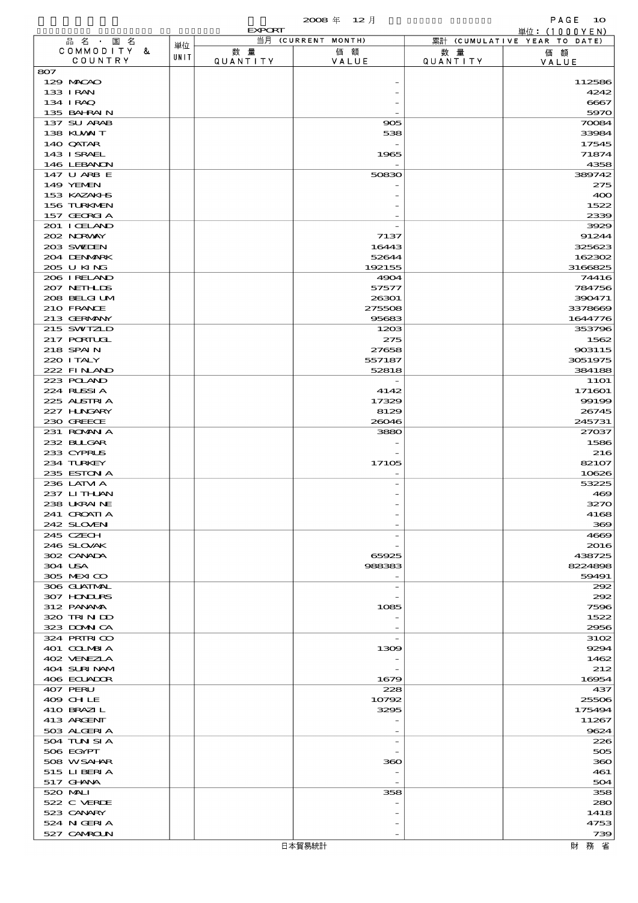2008 年 12 月

EXPORT

単位：(1000YEN)

| 品名・国名 COMMODITY & COUNTRY | 単位 UNIT | 当月 (CURRENT MONTH) 数量 QUANTITY | 価額 VALUE | 累計 (CUMULATIVE YEAR TO DATE) 数量 QUANTITY | 価額 VALUE |
|---|---|---|---|---|---|
| 807 | | | | | |
| 129 MACAO | | | - | | 112586 |
| 133 IRAN | | | - | | 4242 |
| 134 IRAQ | | | - | | 6667 |
| 135 BAHRAIN | | | - | | 5970 |
| 137 SU ARAB | | | 905 | | 70084 |
| 138 KUWAIT | | | 538 | | 33984 |
| 140 QATAR | | | - | | 17545 |
| 143 ISRAEL | | | 1965 | | 71874 |
| 146 LEBANON | | | - | | 4358 |
| 147 U ARB E | | | 50830 | | 389742 |
| 149 YEMEN | | | - | | 275 |
| 153 KAZAKHS | | | - | | 400 |
| 156 TURKMEN | | | - | | 1522 |
| 157 GEORGIA | | | - | | 2339 |
| 201 ICELAND | | | - | | 3929 |
| 202 NORWAY | | | 7137 | | 91244 |
| 203 SWEDEN | | | 16443 | | 325623 |
| 204 DENMARK | | | 52644 | | 162302 |
| 205 U KING | | | 192155 | | 3166825 |
| 206 IRELAND | | | 4904 | | 74416 |
| 207 NETHLDS | | | 57577 | | 784756 |
| 208 BELGIUM | | | 26301 | | 390471 |
| 210 FRANCE | | | 275508 | | 3378669 |
| 213 GERMANY | | | 95683 | | 1644776 |
| 215 SWITZLD | | | 1203 | | 353796 |
| 217 PORTUGL | | | 275 | | 1562 |
| 218 SPAIN | | | 27658 | | 903115 |
| 220 ITALY | | | 557187 | | 3051975 |
| 222 FINLAND | | | 52818 | | 384188 |
| 223 POLAND | | | - | | 1101 |
| 224 RUSSIA | | | 4142 | | 171601 |
| 225 AUSTRIA | | | 17329 | | 99199 |
| 227 HUNGARY | | | 8129 | | 26745 |
| 230 GREECE | | | 26046 | | 245731 |
| 231 ROMANIA | | | 3880 | | 27037 |
| 232 BULGAR | | | - | | 1586 |
| 233 CYPRUS | | | - | | 216 |
| 234 TURKEY | | | 17105 | | 82107 |
| 235 ESTONIA | | | - | | 10626 |
| 236 LATVIA | | | - | | 53225 |
| 237 LITHUAN | | | - | | 469 |
| 238 UKRAINE | | | - | | 3270 |
| 241 CROATIA | | | - | | 4168 |
| 242 SLOVEN | | | - | | 369 |
| 245 CZECH | | | - | | 4669 |
| 246 SLOVAK | | | - | | 2016 |
| 302 CANADA | | | 65925 | | 438725 |
| 304 USA | | | 988383 | | 8224898 |
| 305 MEXICO | | | - | | 59491 |
| 306 GUATMAL | | | - | | 292 |
| 307 HONDURS | | | - | | 292 |
| 312 PANAMA | | | 1085 | | 7596 |
| 320 TRINIDD | | | - | | 1522 |
| 323 DOMINCA | | | - | | 2956 |
| 324 PRTRICO | | | - | | 3102 |
| 401 COLMBIA | | | 1309 | | 9294 |
| 402 VENEZLA | | | - | | 1462 |
| 404 SURINAM | | | - | | 212 |
| 406 ECUADOR | | | 1679 | | 16954 |
| 407 PERU | | | 228 | | 437 |
| 409 CHILE | | | 10792 | | 25506 |
| 410 BRAZIL | | | 3295 | | 175494 |
| 413 ARGENT | | | - | | 11267 |
| 503 ALGERIA | | | - | | 9624 |
| 504 TUNISIA | | | - | | 226 |
| 506 EGYPT | | | - | | 505 |
| 508 W SAHAR | | | 360 | | 360 |
| 515 LIBERIA | | | - | | 461 |
| 517 GHANA | | | - | | 504 |
| 520 MALI | | | 358 | | 358 |
| 522 C VERDE | | | - | | 280 |
| 523 CANARY | | | - | | 1418 |
| 524 NIGERIA | | | - | | 4753 |
| 527 CAMROUN | | | - | | 739 |

日本貿易統計　　財務省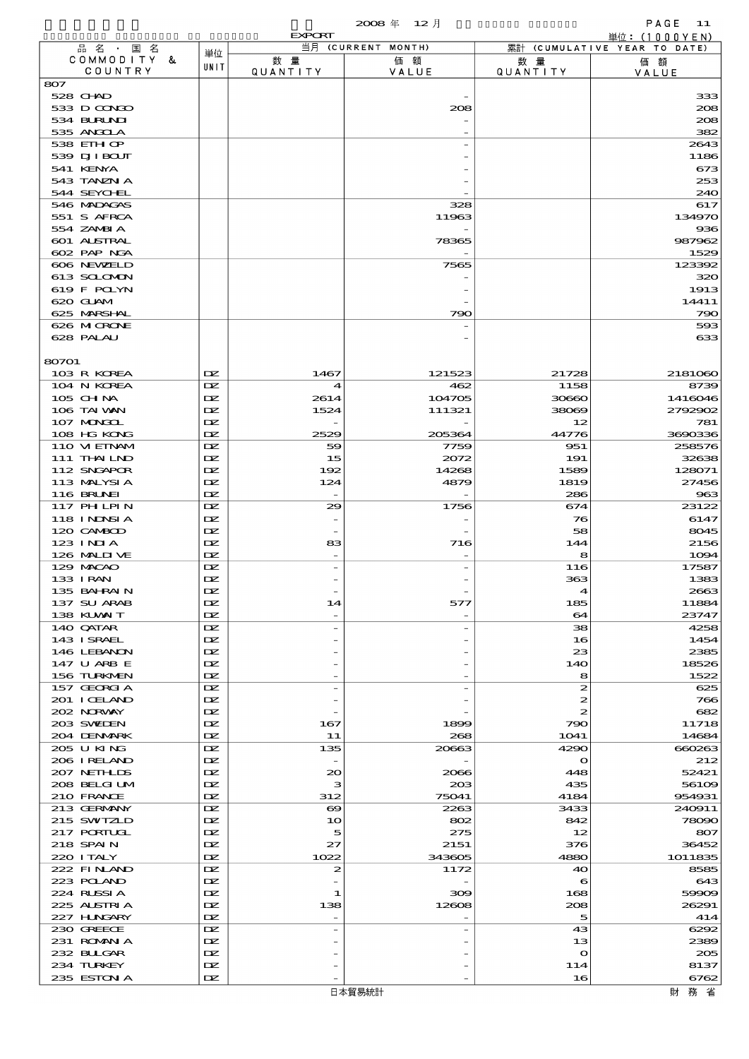EXPORT　2008 年 12 月　単位：(1000YEN)

| 品名・国名 COMMODITY & COUNTRY | 単位 UNIT | 当月 (CURRENT MONTH) 数量 QUANTITY | 価額 VALUE | 累計 (CUMULATIVE YEAR TO DATE) 数量 QUANTITY | 価額 VALUE |
|---|---|---|---|---|---|
| 807 | | | | | |
| 528 CHAD | | | - | | 333 |
| 533 D CONGO | | | 208 | | 208 |
| 534 BURUNDI | | | - | | 208 |
| 535 ANGOLA | | | - | | 382 |
| 538 ETHIOP | | | - | | 2643 |
| 539 DJIBOUT | | | - | | 1186 |
| 541 KENYA | | | - | | 673 |
| 543 TANZNIA | | | - | | 253 |
| 544 SEYCHEL | | | - | | 240 |
| 546 MADAGAS | | | 328 | | 617 |
| 551 S AFRCA | | | 11963 | | 134970 |
| 554 ZAMBIA | | | - | | 936 |
| 601 AUSTRAL | | | 78365 | | 987962 |
| 602 PAP NGA | | | - | | 1529 |
| 606 NEWZELD | | | 7565 | | 123392 |
| 613 SOLOMON | | | - | | 320 |
| 619 F POLYN | | | - | | 1913 |
| 620 GUAM | | | - | | 14411 |
| 625 MARSHAL | | | 790 | | 790 |
| 626 MICRONE | | | - | | 593 |
| 628 PALAU | | | - | | 633 |
| 80701 | | | | | |
| 103 R KOREA | DZ | 1467 | 121523 | 21728 | 2181060 |
| 104 N KOREA | DZ | 4 | 462 | 1158 | 8739 |
| 105 CHINA | DZ | 2614 | 104705 | 30660 | 1416046 |
| 106 TAIWAN | DZ | 1524 | 111321 | 38069 | 2792902 |
| 107 MONGOL | DZ | - | - | 12 | 781 |
| 108 HG KONG | DZ | 2529 | 205364 | 44776 | 3690336 |
| 110 VIETNAM | DZ | 59 | 7759 | 951 | 258576 |
| 111 THAILND | DZ | 15 | 2072 | 191 | 32638 |
| 112 SNGAPOR | DZ | 192 | 14268 | 1589 | 128071 |
| 113 MALYSIA | DZ | 124 | 4879 | 1819 | 27456 |
| 116 BRUNEI | DZ | - | - | 286 | 963 |
| 117 PHILPIN | DZ | 29 | 1756 | 674 | 23122 |
| 118 INDNSIA | DZ | - | - | 76 | 6147 |
| 120 CAMBOD | DZ | - | - | 58 | 8045 |
| 123 INDIA | DZ | 83 | 716 | 144 | 2156 |
| 126 MALDIVE | DZ | - | - | 8 | 1094 |
| 129 MACAO | DZ | - | - | 116 | 17587 |
| 133 IRAN | DZ | - | - | 363 | 1383 |
| 135 BAHRAIN | DZ | - | - | 4 | 2663 |
| 137 SU ARAB | DZ | 14 | 577 | 185 | 11884 |
| 138 KUWAIT | DZ | - | - | 64 | 23747 |
| 140 QATAR | DZ | - | - | 38 | 4258 |
| 143 ISRAEL | DZ | - | - | 16 | 1454 |
| 146 LEBANON | DZ | - | - | 23 | 2385 |
| 147 U ARB E | DZ | - | - | 140 | 18526 |
| 156 TURKMEN | DZ | - | - | 8 | 1522 |
| 157 GEORGIA | DZ | - | - | 2 | 625 |
| 201 ICELAND | DZ | - | - | 2 | 766 |
| 202 NORWAY | DZ | - | - | 2 | 682 |
| 203 SWEDEN | DZ | 167 | 1899 | 790 | 11718 |
| 204 DENMARK | DZ | 11 | 268 | 1041 | 14684 |
| 205 U KING | DZ | 135 | 20663 | 4290 | 660263 |
| 206 IRELAND | DZ | - | - | 0 | 212 |
| 207 NETHLDS | DZ | 20 | 2066 | 448 | 52421 |
| 208 BELGIUM | DZ | 3 | 203 | 435 | 56109 |
| 210 FRANCE | DZ | 312 | 75041 | 4184 | 954931 |
| 213 GERMANY | DZ | 69 | 2263 | 3433 | 240911 |
| 215 SWITZLD | DZ | 10 | 802 | 842 | 78090 |
| 217 PORTUGL | DZ | 5 | 275 | 12 | 807 |
| 218 SPAIN | DZ | 27 | 2151 | 376 | 36452 |
| 220 ITALY | DZ | 1022 | 343605 | 4880 | 1011835 |
| 222 FINLAND | DZ | 2 | 1172 | 40 | 8585 |
| 223 POLAND | DZ | - | - | 6 | 643 |
| 224 RUSSIA | DZ | 1 | 309 | 168 | 59909 |
| 225 AUSTRIA | DZ | 138 | 12608 | 208 | 26291 |
| 227 HUNGARY | DZ | - | - | 5 | 414 |
| 230 GREECE | DZ | - | - | 43 | 6292 |
| 231 ROMANIA | DZ | - | - | 13 | 2389 |
| 232 BULGAR | DZ | - | - | 0 | 205 |
| 234 TURKEY | DZ | - | - | 114 | 8137 |
| 235 ESTONIA | DZ | - | - | 16 | 6762 |

日本貿易統計　財務省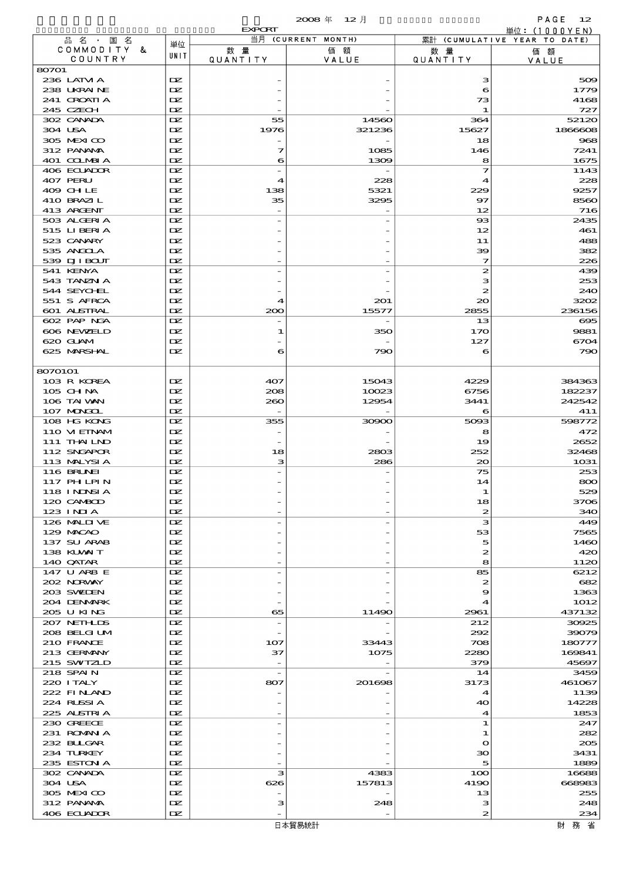EXPORT

2008 年 12 月

単位：(1000YEN)

| 品名・国名 COMMODITY & COUNTRY | 単位 UNIT | 当月 (CURRENT MONTH) 数量 QUANTITY | 価額 VALUE | 累計 (CUMULATIVE YEAR TO DATE) 数量 QUANTITY | 価額 VALUE |
|---|---|---|---|---|---|
| 80701 | | | | | |
| 236 LATVIA | DZ | - | - | 3 | 509 |
| 238 UKRAINE | DZ | - | - | 6 | 1779 |
| 241 CROATIA | DZ | - | - | 73 | 4168 |
| 245 CZECH | DZ | - | - | 1 | 727 |
| 302 CANADA | DZ | 55 | 14560 | 364 | 52120 |
| 304 USA | DZ | 1976 | 321236 | 15627 | 1866608 |
| 305 MEXICO | DZ | - | - | 18 | 968 |
| 312 PANAMA | DZ | 7 | 1085 | 146 | 7241 |
| 401 COLMBIA | DZ | 6 | 1309 | 8 | 1675 |
| 406 ECUADOR | DZ | - | - | 7 | 1143 |
| 407 PERU | DZ | 4 | 228 | 4 | 228 |
| 409 CHILE | DZ | 138 | 5321 | 229 | 9257 |
| 410 BRAZIL | DZ | 35 | 3295 | 97 | 8560 |
| 413 ARGENT | DZ | - | - | 12 | 716 |
| 503 ALGERIA | DZ | - | - | 93 | 2435 |
| 515 LIBERIA | DZ | - | - | 12 | 461 |
| 523 CANARY | DZ | - | - | 11 | 488 |
| 535 ANGOLA | DZ | - | - | 39 | 382 |
| 539 DJIBOUT | DZ | - | - | 7 | 226 |
| 541 KENYA | DZ | - | - | 2 | 439 |
| 543 TANZNIA | DZ | - | - | 3 | 253 |
| 544 SEYCHEL | DZ | - | - | 2 | 240 |
| 551 S AFRCA | DZ | 4 | 201 | 20 | 3202 |
| 601 AUSTRAL | DZ | 200 | 15577 | 2855 | 236156 |
| 602 PAP NGA | DZ | - | - | 13 | 695 |
| 606 NEWZELD | DZ | 1 | 350 | 170 | 9881 |
| 620 GUAM | DZ | - | - | 127 | 6704 |
| 625 MARSHAL | DZ | 6 | 790 | 6 | 790 |
| 8070101 | | | | | |
| 103 R KOREA | DZ | 407 | 15043 | 4229 | 384363 |
| 105 CHINA | DZ | 208 | 10023 | 6756 | 182237 |
| 106 TAIWAN | DZ | 260 | 12954 | 3441 | 242542 |
| 107 MONGOL | DZ | - | - | 6 | 411 |
| 108 HG KONG | DZ | 355 | 30900 | 5093 | 598772 |
| 110 VIETNAM | DZ | - | - | 8 | 472 |
| 111 THAILND | DZ | - | - | 19 | 2652 |
| 112 SNGAPOR | DZ | 18 | 2803 | 252 | 32468 |
| 113 MALYSIA | DZ | 3 | 286 | 20 | 1031 |
| 116 BRUNEI | DZ | - | - | 75 | 253 |
| 117 PHILPIN | DZ | - | - | 14 | 800 |
| 118 INDNSIA | DZ | - | - | 1 | 529 |
| 120 CAMBOD | DZ | - | - | 18 | 3706 |
| 123 INDIA | DZ | - | - | 2 | 340 |
| 126 MALDIVE | DZ | - | - | 3 | 449 |
| 129 MACAO | DZ | - | - | 53 | 7565 |
| 137 SU ARAB | DZ | - | - | 5 | 1460 |
| 138 KUWAIT | DZ | - | - | 2 | 420 |
| 140 QATAR | DZ | - | - | 8 | 1120 |
| 147 U ARB E | DZ | - | - | 85 | 6212 |
| 202 NORWAY | DZ | - | - | 2 | 682 |
| 203 SWEDEN | DZ | - | - | 9 | 1363 |
| 204 DENMARK | DZ | - | - | 4 | 1012 |
| 205 U KING | DZ | 65 | 11490 | 2961 | 437132 |
| 207 NETHLDS | DZ | - | - | 212 | 30925 |
| 208 BELGIUM | DZ | - | - | 292 | 39079 |
| 210 FRANCE | DZ | 107 | 33443 | 708 | 180777 |
| 213 GERMANY | DZ | 37 | 1075 | 2280 | 169841 |
| 215 SWITZLD | DZ | - | - | 379 | 45697 |
| 218 SPAIN | DZ | - | - | 14 | 3459 |
| 220 ITALY | DZ | 807 | 201698 | 3173 | 461067 |
| 222 FINLAND | DZ | - | - | 4 | 1139 |
| 224 RUSSIA | DZ | - | - | 40 | 14228 |
| 225 AUSTRIA | DZ | - | - | 4 | 1853 |
| 230 GREECE | DZ | - | - | 1 | 247 |
| 231 ROMANIA | DZ | - | - | 1 | 282 |
| 232 BULGAR | DZ | - | - | 0 | 205 |
| 234 TURKEY | DZ | - | - | 30 | 3431 |
| 235 ESTONIA | DZ | - | - | 5 | 1889 |
| 302 CANADA | DZ | 3 | 4383 | 100 | 16688 |
| 304 USA | DZ | 626 | 157813 | 4190 | 668983 |
| 305 MEXICO | DZ | - | - | 13 | 255 |
| 312 PANAMA | DZ | 3 | 248 | 3 | 248 |
| 406 ECUADOR | DZ | - | - | 2 | 234 |

日本貿易統計　財務省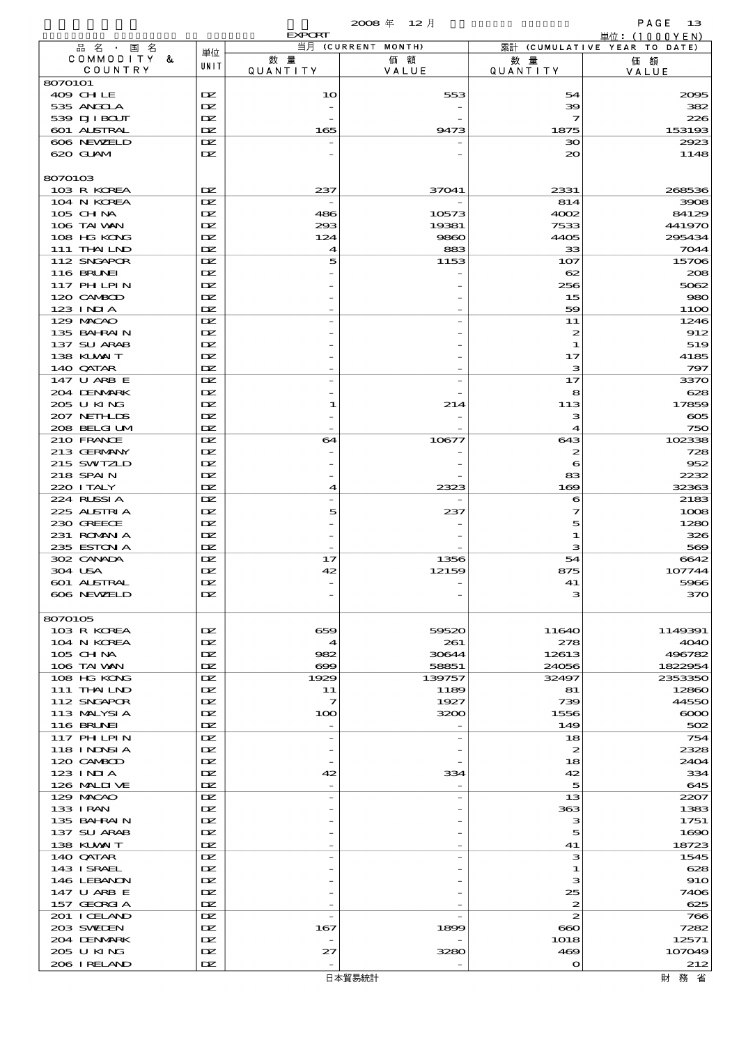EXPORT 2008 年 12 月

単位：(1000YEN)

| 品名・国名 COMMODITY & COUNTRY | 単位 UNIT | 当月 (CURRENT MONTH) 数量 QUANTITY | 価額 VALUE | 累計 (CUMULATIVE YEAR TO DATE) 数量 QUANTITY | 価額 VALUE |
|---|---|---|---|---|---|
| 8070101 | | | | | |
| 409 CHILE | DZ | 10 | 553 | 54 | 2095 |
| 535 ANGOLA | DZ | - | - | 39 | 382 |
| 539 DJIBOUT | DZ | - | - | 7 | 226 |
| 601 AUSTRAL | DZ | 165 | 9473 | 1875 | 153193 |
| 606 NEWZELD | DZ | - | - | 30 | 2923 |
| 620 GUAM | DZ | - | - | 20 | 1148 |
| 8070103 | | | | | |
| 103 R KOREA | DZ | 237 | 37041 | 2331 | 268536 |
| 104 N KOREA | DZ | - | - | 814 | 3908 |
| 105 CHINA | DZ | 486 | 10573 | 4002 | 84129 |
| 106 TAIWAN | DZ | 293 | 19381 | 7533 | 441970 |
| 108 HG KONG | DZ | 124 | 9860 | 4405 | 295434 |
| 111 THAILND | DZ | 4 | 883 | 33 | 7044 |
| 112 SNGAPOR | DZ | 5 | 1153 | 107 | 15706 |
| 116 BRUNEI | DZ | - | - | 62 | 208 |
| 117 PHLPIN | DZ | - | - | 256 | 5062 |
| 120 CAMBOD | DZ | - | - | 15 | 980 |
| 123 INDIA | DZ | - | - | 59 | 1100 |
| 129 MACAO | DZ | - | - | 11 | 1246 |
| 135 BAHRAIN | DZ | - | - | 2 | 912 |
| 137 SU ARAB | DZ | - | - | 1 | 519 |
| 138 KUWAIT | DZ | - | - | 17 | 4185 |
| 140 QATAR | DZ | - | - | 3 | 797 |
| 147 U ARB E | DZ | - | - | 17 | 3370 |
| 204 DENMARK | DZ | - | - | 8 | 628 |
| 205 U KING | DZ | 1 | 214 | 113 | 17859 |
| 207 NETHLDS | DZ | - | - | 3 | 605 |
| 208 BELGIUM | DZ | - | - | 4 | 750 |
| 210 FRANCE | DZ | 64 | 10677 | 643 | 102338 |
| 213 GERMANY | DZ | - | - | 2 | 728 |
| 215 SWITZLD | DZ | - | - | 6 | 952 |
| 218 SPAIN | DZ | - | - | 83 | 2232 |
| 220 ITALY | DZ | 4 | 2323 | 169 | 32363 |
| 224 RUSSIA | DZ | - | - | 6 | 2183 |
| 225 AUSTRIA | DZ | 5 | 237 | 7 | 1008 |
| 230 GREECE | DZ | - | - | 5 | 1280 |
| 231 ROMANIA | DZ | - | - | 1 | 326 |
| 235 ESTONIA | DZ | - | - | 3 | 569 |
| 302 CANADA | DZ | 17 | 1356 | 54 | 6642 |
| 304 USA | DZ | 42 | 12159 | 875 | 107744 |
| 601 AUSTRAL | DZ | - | - | 41 | 5966 |
| 606 NEWZELD | DZ | - | - | 3 | 370 |
| 8070105 | | | | | |
| 103 R KOREA | DZ | 659 | 59520 | 11640 | 1149391 |
| 104 N KOREA | DZ | 4 | 261 | 278 | 4040 |
| 105 CHINA | DZ | 982 | 30644 | 12613 | 496782 |
| 106 TAIWAN | DZ | 699 | 58851 | 24056 | 1822954 |
| 108 HG KONG | DZ | 1929 | 139757 | 32497 | 2353350 |
| 111 THAILND | DZ | 11 | 1189 | 81 | 12860 |
| 112 SNGAPOR | DZ | 7 | 1927 | 739 | 44550 |
| 113 MALYSIA | DZ | 100 | 3200 | 1556 | 6000 |
| 116 BRUNEI | DZ | - | - | 149 | 502 |
| 117 PHLPIN | DZ | - | - | 18 | 754 |
| 118 INDNSIA | DZ | - | - | 2 | 2328 |
| 120 CAMBOD | DZ | - | - | 18 | 2404 |
| 123 INDIA | DZ | 42 | 334 | 42 | 334 |
| 126 MALDIVE | DZ | - | - | 5 | 645 |
| 129 MACAO | DZ | - | - | 13 | 2207 |
| 133 IRAN | DZ | - | - | 363 | 1383 |
| 135 BAHRAIN | DZ | - | - | 3 | 1751 |
| 137 SU ARAB | DZ | - | - | 5 | 1690 |
| 138 KUWAIT | DZ | - | - | 41 | 18723 |
| 140 QATAR | DZ | - | - | 3 | 1545 |
| 143 ISRAEL | DZ | - | - | 1 | 628 |
| 146 LEBANON | DZ | - | - | 3 | 910 |
| 147 U ARB E | DZ | - | - | 25 | 7406 |
| 157 GEORGIA | DZ | - | - | 2 | 625 |
| 201 ICELAND | DZ | - | - | 2 | 766 |
| 203 SWEDEN | DZ | 167 | 1899 | 660 | 7282 |
| 204 DENMARK | DZ | - | - | 1018 | 12571 |
| 205 U KING | DZ | 27 | 3280 | 469 | 107049 |
| 206 IRELAND | DZ | - | - | 0 | 212 |

日本貿易統計　財務省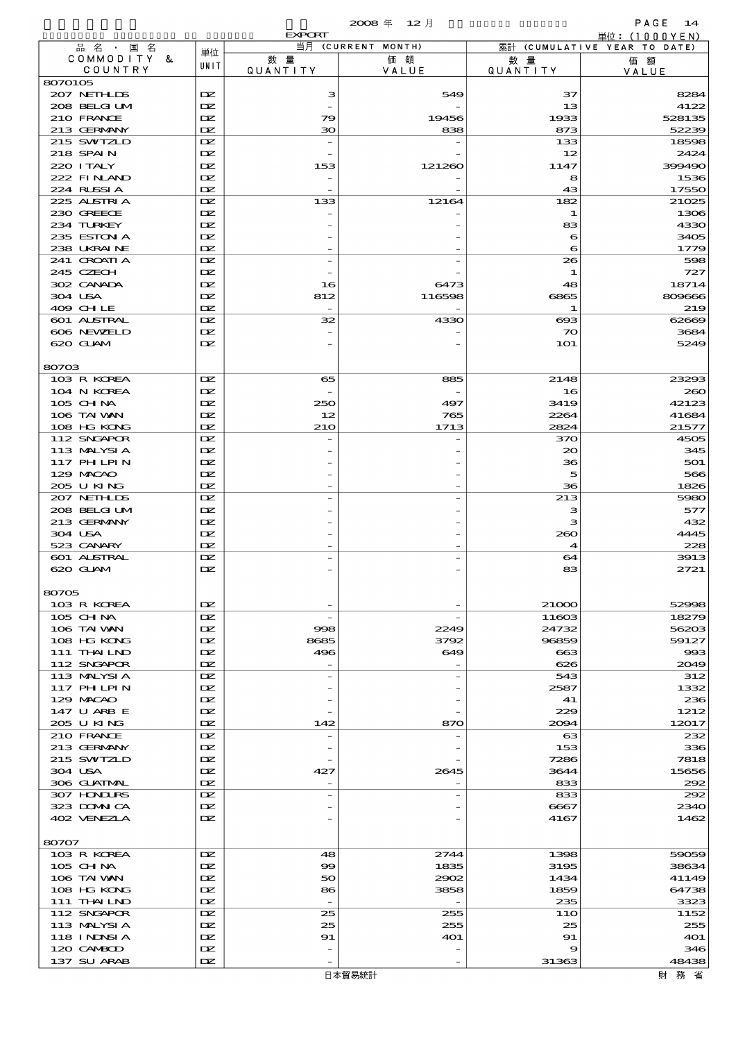EXPORT 2008年 12月

単位：(1000YEN)

| 品名・国名 COMMODITY & COUNTRY | 単位 UNIT | 当月 (CURRENT MONTH) 数量 QUANTITY | 価額 VALUE | 累計 (CUMULATIVE YEAR TO DATE) 数量 QUANTITY | 価額 VALUE |
|---|---|---|---|---|---|
| 8070105 | | | | | |
| 207 NETHLDS | DZ | 3 | 549 | 37 | 8284 |
| 208 BELGIUM | DZ | - | - | 13 | 4122 |
| 210 FRANCE | DZ | 79 | 19456 | 1933 | 528135 |
| 213 GERMANY | DZ | 30 | 838 | 873 | 52239 |
| 215 SWTZLD | DZ | - | - | 133 | 18598 |
| 218 SPAIN | DZ | - | - | 12 | 2424 |
| 220 ITALY | DZ | 153 | 121260 | 1147 | 399490 |
| 222 FINLAND | DZ | - | - | 8 | 1536 |
| 224 RUSSIA | DZ | - | - | 43 | 17550 |
| 225 AUSTRIA | DZ | 133 | 12164 | 182 | 21025 |
| 230 GREECE | DZ | - | - | 1 | 1306 |
| 234 TURKEY | DZ | - | - | 83 | 4330 |
| 235 ESTONIA | DZ | - | - | 6 | 3405 |
| 238 UKRAINE | DZ | - | - | 6 | 1779 |
| 241 CROATIA | DZ | - | - | 26 | 598 |
| 245 CZECH | DZ | - | - | 1 | 727 |
| 302 CANADA | DZ | 16 | 6473 | 48 | 18714 |
| 304 USA | DZ | 812 | 116598 | 6865 | 809666 |
| 409 CHILE | DZ | - | - | 1 | 219 |
| 601 AUSTRAL | DZ | 32 | 4330 | 693 | 62669 |
| 606 NEWZELD | DZ | - | - | 70 | 3684 |
| 620 GUAM | DZ | - | - | 101 | 5249 |
| 80703 | | | | | |
| 103 R KOREA | DZ | 65 | 885 | 2148 | 23293 |
| 104 N KOREA | DZ | - | - | 16 | 260 |
| 105 CHINA | DZ | 250 | 497 | 3419 | 42123 |
| 106 TAIWAN | DZ | 12 | 765 | 2264 | 41684 |
| 108 HG KONG | DZ | 210 | 1713 | 2824 | 21577 |
| 112 SNGAPOR | DZ | - | - | 370 | 4505 |
| 113 MALYSIA | DZ | - | - | 20 | 345 |
| 117 PHLPIN | DZ | - | - | 36 | 501 |
| 129 MACAO | DZ | - | - | 5 | 566 |
| 205 U KING | DZ | - | - | 36 | 1826 |
| 207 NETHLDS | DZ | - | - | 213 | 5980 |
| 208 BELGIUM | DZ | - | - | 3 | 577 |
| 213 GERMANY | DZ | - | - | 3 | 432 |
| 304 USA | DZ | - | - | 260 | 4445 |
| 523 CANARY | DZ | - | - | 4 | 228 |
| 601 AUSTRAL | DZ | - | - | 64 | 3913 |
| 620 GUAM | DZ | - | - | 83 | 2721 |
| 80705 | | | | | |
| 103 R KOREA | DZ | - | - | 21000 | 52998 |
| 105 CHINA | DZ | - | - | 11603 | 18279 |
| 106 TAIWAN | DZ | 998 | 2249 | 24732 | 56203 |
| 108 HG KONG | DZ | 8685 | 3792 | 96859 | 59127 |
| 111 THAILND | DZ | 496 | 649 | 663 | 993 |
| 112 SNGAPOR | DZ | - | - | 626 | 2049 |
| 113 MALYSIA | DZ | - | - | 543 | 312 |
| 117 PHLPIN | DZ | - | - | 2587 | 1332 |
| 129 MACAO | DZ | - | - | 41 | 236 |
| 147 U ARB E | DZ | - | - | 229 | 1212 |
| 205 U KING | DZ | 142 | 870 | 2094 | 12017 |
| 210 FRANCE | DZ | - | - | 63 | 232 |
| 213 GERMANY | DZ | - | - | 153 | 336 |
| 215 SWTZLD | DZ | - | - | 7286 | 7818 |
| 304 USA | DZ | 427 | 2645 | 3644 | 15656 |
| 306 GUATMAL | DZ | - | - | 833 | 292 |
| 307 HONDURS | DZ | - | - | 833 | 292 |
| 323 DOMNICA | DZ | - | - | 6667 | 2340 |
| 402 VENEZLA | DZ | - | - | 4167 | 1462 |
| 80707 | | | | | |
| 103 R KOREA | DZ | 48 | 2744 | 1398 | 59059 |
| 105 CHINA | DZ | 99 | 1835 | 3195 | 38634 |
| 106 TAIWAN | DZ | 50 | 2902 | 1434 | 41149 |
| 108 HG KONG | DZ | 86 | 3858 | 1859 | 64738 |
| 111 THAILND | DZ | - | - | 235 | 3323 |
| 112 SNGAPOR | DZ | 25 | 255 | 110 | 1152 |
| 113 MALYSIA | DZ | 25 | 255 | 25 | 255 |
| 118 INDNSIA | DZ | 91 | 401 | 91 | 401 |
| 120 CAMBOD | DZ | - | - | 9 | 346 |
| 137 SU ARAB | DZ | - | - | 31363 | 48438 |

日本貿易統計　財務省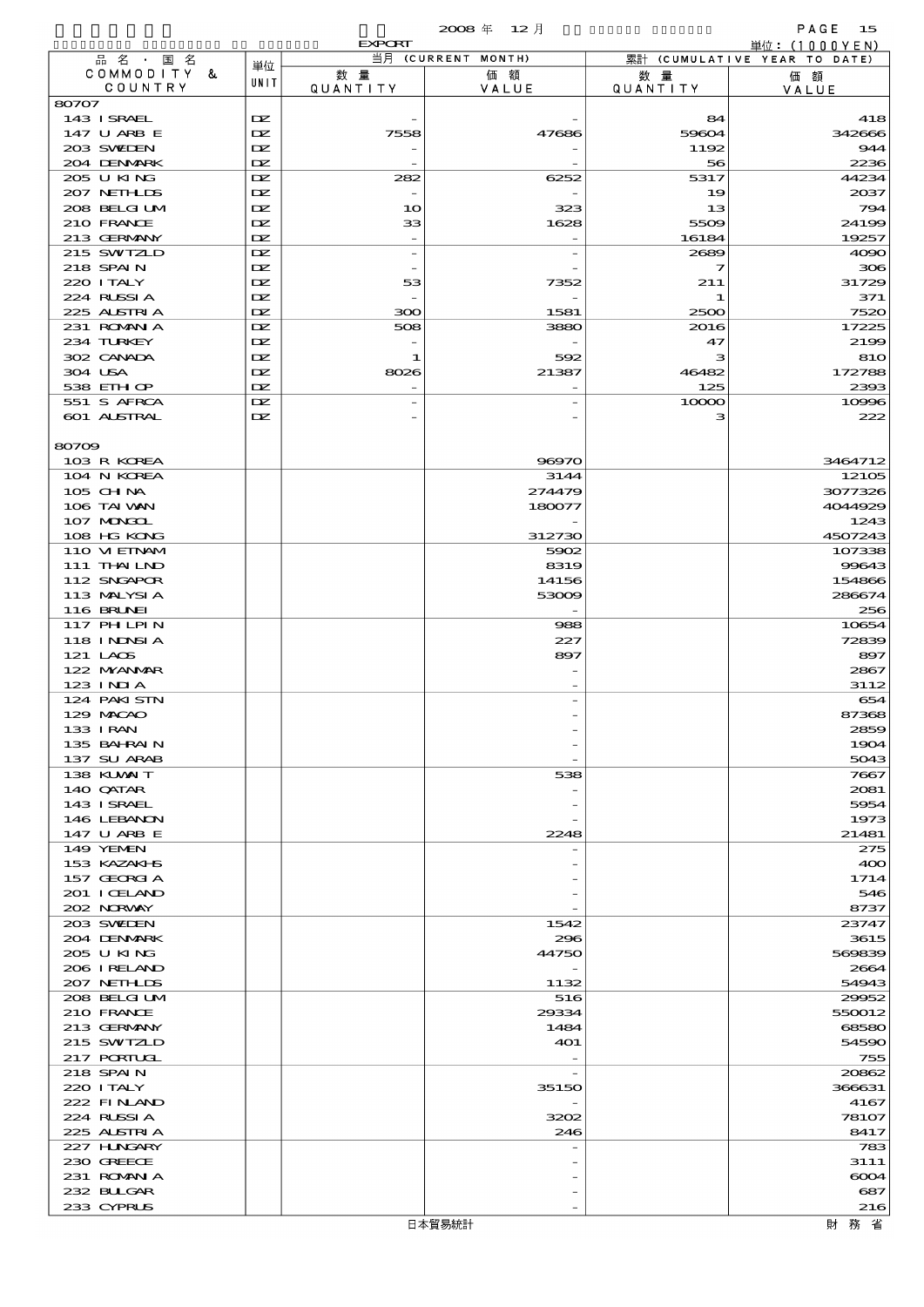2008 年 12 月 EXPORT

単位：(1000YEN)

| 品名・国名 COMMODITY & COUNTRY | 単位 UNIT | 当月 (CURRENT MONTH) 数量 QUANTITY | 価額 VALUE | 累計 (CUMULATIVE YEAR TO DATE) 数量 QUANTITY | 価額 VALUE |
|---|---|---|---|---|---|
| 80707 | | | | | |
| 143 I SRAEL | DZ | - | - | 84 | 418 |
| 147 U ARB E | DZ | 7558 | 47686 | 59604 | 342666 |
| 203 SWEDEN | DZ | - | - | 1192 | 944 |
| 204 DENMARK | DZ | - | - | 56 | 2236 |
| 205 U KING | DZ | 282 | 6252 | 5317 | 44234 |
| 207 NETHLDS | DZ | - | - | 19 | 2037 |
| 208 BELGIUM | DZ | 10 | 323 | 13 | 794 |
| 210 FRANCE | DZ | 33 | 1628 | 5509 | 24199 |
| 213 GERMANY | DZ | - | - | 16184 | 19257 |
| 215 SWTZLD | DZ | - | - | 2689 | 4090 |
| 218 SPAIN | DZ | - | - | 7 | 306 |
| 220 ITALY | DZ | 53 | 7352 | 211 | 31729 |
| 224 RUSSIA | DZ | - | - | 1 | 371 |
| 225 AUSTRIA | DZ | 300 | 1581 | 2500 | 7520 |
| 231 ROMANIA | DZ | 508 | 3880 | 2016 | 17225 |
| 234 TURKEY | DZ | - | - | 47 | 2199 |
| 302 CANADA | DZ | 1 | 592 | 3 | 810 |
| 304 USA | DZ | 8026 | 21387 | 46482 | 172788 |
| 538 ETHIOP | DZ | - | - | 125 | 2393 |
| 551 S AFRCA | DZ | - | - | 10000 | 10996 |
| 601 AUSTRAL | DZ | - | - | 3 | 222 |
| 80709 | | | | | |
| 103 R KOREA | | | 96970 | | 3464712 |
| 104 N KOREA | | | 3144 | | 12105 |
| 105 CHINA | | | 274479 | | 3077326 |
| 106 TAIWAN | | | 180077 | | 4044929 |
| 107 MONGOL | | | - | | 1243 |
| 108 HG KONG | | | 312730 | | 4507243 |
| 110 VIETNAM | | | 5902 | | 107338 |
| 111 THAILND | | | 8319 | | 99643 |
| 112 SNGAPOR | | | 14156 | | 154866 |
| 113 MALYSIA | | | 53009 | | 286674 |
| 116 BRUNEI | | | - | | 256 |
| 117 PHILPIN | | | 988 | | 10654 |
| 118 INDNSIA | | | 227 | | 72839 |
| 121 LAOS | | | 897 | | 897 |
| 122 MYANMAR | | | - | | 2867 |
| 123 INDIA | | | - | | 3112 |
| 124 PAKISTN | | | - | | 654 |
| 129 MACAO | | | - | | 87368 |
| 133 IRAN | | | - | | 2859 |
| 135 BAHRAIN | | | - | | 1904 |
| 137 SU ARAB | | | - | | 5043 |
| 138 KUWAIT | | | 538 | | 7667 |
| 140 QATAR | | | - | | 2081 |
| 143 ISRAEL | | | - | | 5954 |
| 146 LEBANON | | | - | | 1973 |
| 147 U ARB E | | | 2248 | | 21481 |
| 149 YEMEN | | | - | | 275 |
| 153 KAZAKHS | | | - | | 400 |
| 157 GEORGIA | | | - | | 1714 |
| 201 ICELAND | | | - | | 546 |
| 202 NORWAY | | | - | | 8737 |
| 203 SWEDEN | | | 1542 | | 23747 |
| 204 DENMARK | | | 296 | | 3615 |
| 205 U KING | | | 44750 | | 569839 |
| 206 IRELAND | | | - | | 2664 |
| 207 NETHLDS | | | 1132 | | 54943 |
| 208 BELGIUM | | | 516 | | 29952 |
| 210 FRANCE | | | 29334 | | 550012 |
| 213 GERMANY | | | 1484 | | 68580 |
| 215 SWTZLD | | | 401 | | 54590 |
| 217 PORTUGL | | | - | | 755 |
| 218 SPAIN | | | - | | 20862 |
| 220 ITALY | | | 35150 | | 366631 |
| 222 FINLAND | | | - | | 4167 |
| 224 RUSSIA | | | 3202 | | 78107 |
| 225 AUSTRIA | | | 246 | | 8417 |
| 227 HUNGARY | | | - | | 783 |
| 230 GREECE | | | - | | 3111 |
| 231 ROMANIA | | | - | | 6004 |
| 232 BULGAR | | | - | | 687 |
| 233 CYPRUS | | | - | | 216 |

日本貿易統計　財務省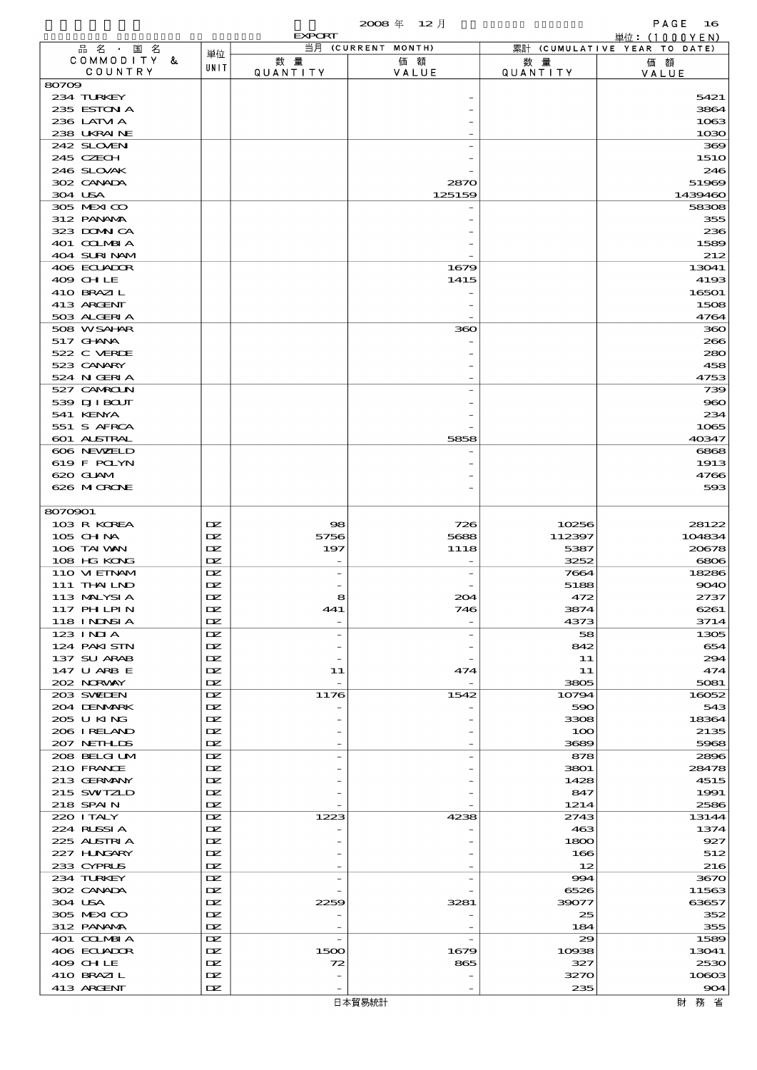2008 年 12 月 EXPORT 単位：(1000YEN)

| 品名・国名 COMMODITY & COUNTRY | 単位 UNIT | 当月 (CURRENT MONTH) 数量 QUANTITY | 価額 VALUE | 累計 (CUMULATIVE YEAR TO DATE) 数量 QUANTITY | 価額 VALUE |
|---|---|---|---|---|---|
| 80709 | | | | | |
| 234 TURKEY | | | - | | 5421 |
| 235 ESTONIA | | | - | | 3864 |
| 236 LATVIA | | | - | | 1063 |
| 238 UKRAINE | | | - | | 1030 |
| 242 SLOVEN | | | - | | 369 |
| 245 CZECH | | | - | | 1510 |
| 246 SLOVAK | | | - | | 246 |
| 302 CANADA | | | 2870 | | 51969 |
| 304 USA | | | 125159 | | 1439460 |
| 305 MEXICO | | | - | | 58308 |
| 312 PANAMA | | | - | | 355 |
| 323 DOMNICA | | | - | | 236 |
| 401 COLMBIA | | | - | | 1589 |
| 404 SURINAM | | | - | | 212 |
| 406 ECUADOR | | | 1679 | | 13041 |
| 409 CHILE | | | 1415 | | 4193 |
| 410 BRAZIL | | | - | | 16501 |
| 413 ARGENT | | | - | | 1508 |
| 503 ALGERIA | | | - | | 4764 |
| 508 WSAHAR | | | 360 | | 360 |
| 517 GHANA | | | - | | 266 |
| 522 C VERDE | | | - | | 280 |
| 523 CANARY | | | - | | 458 |
| 524 NIGERIA | | | - | | 4753 |
| 527 CAMROUN | | | - | | 739 |
| 539 DJIBOUT | | | - | | 960 |
| 541 KENYA | | | - | | 234 |
| 551 S AFRCA | | | - | | 1065 |
| 601 AUSTRAL | | | 5858 | | 40347 |
| 606 NEWZELD | | | - | | 6868 |
| 619 F POLYN | | | - | | 1913 |
| 620 GUAM | | | - | | 4766 |
| 626 MICRONE | | | - | | 593 |
| 8070901 | | | | | |
| 103 R KOREA | DZ | 98 | 726 | 10256 | 28122 |
| 105 CHINA | DZ | 5756 | 5688 | 112397 | 104834 |
| 106 TAIWAN | DZ | 197 | 1118 | 5387 | 20678 |
| 108 HG KONG | DZ | - | - | 3252 | 6806 |
| 110 VIETNAM | DZ | - | - | 7664 | 18286 |
| 111 THAILND | DZ | - | - | 5188 | 9040 |
| 113 MALYSIA | DZ | 8 | 204 | 472 | 2737 |
| 117 PHLPIN | DZ | 441 | 746 | 3874 | 6261 |
| 118 INDNSIA | DZ | - | - | 4373 | 3714 |
| 123 INDIA | DZ | - | - | 58 | 1305 |
| 124 PAKISTN | DZ | - | - | 842 | 654 |
| 137 SU ARAB | DZ | - | - | 11 | 294 |
| 147 U ARB E | DZ | 11 | 474 | 11 | 474 |
| 202 NORWAY | DZ | - | - | 3805 | 5081 |
| 203 SWEDEN | DZ | 1176 | 1542 | 10794 | 16052 |
| 204 DENMARK | DZ | - | - | 590 | 543 |
| 205 U KING | DZ | - | - | 3308 | 18364 |
| 206 IRELAND | DZ | - | - | 100 | 2135 |
| 207 NETHLDS | DZ | - | - | 3689 | 5968 |
| 208 BELGIUM | DZ | - | - | 878 | 2896 |
| 210 FRANCE | DZ | - | - | 3801 | 28478 |
| 213 GERMANY | DZ | - | - | 1428 | 4515 |
| 215 SWITZLD | DZ | - | - | 847 | 1991 |
| 218 SPAIN | DZ | - | - | 1214 | 2586 |
| 220 ITALY | DZ | 1223 | 4238 | 2743 | 13144 |
| 224 RUSSIA | DZ | - | - | 463 | 1374 |
| 225 AUSTRIA | DZ | - | - | 1800 | 927 |
| 227 HUNGARY | DZ | - | - | 166 | 512 |
| 233 CYPRUS | DZ | - | - | 12 | 216 |
| 234 TURKEY | DZ | - | - | 994 | 3670 |
| 302 CANADA | DZ | - | - | 6526 | 11563 |
| 304 USA | DZ | 2259 | 3281 | 39077 | 63657 |
| 305 MEXICO | DZ | - | - | 25 | 352 |
| 312 PANAMA | DZ | - | - | 184 | 355 |
| 401 COLMBIA | DZ | - | - | 29 | 1589 |
| 406 ECUADOR | DZ | 1500 | 1679 | 10938 | 13041 |
| 409 CHILE | DZ | 72 | 865 | 327 | 2530 |
| 410 BRAZIL | DZ | - | - | 3270 | 10603 |
| 413 ARGENT | DZ | - | - | 235 | 904 |

日本貿易統計 財務省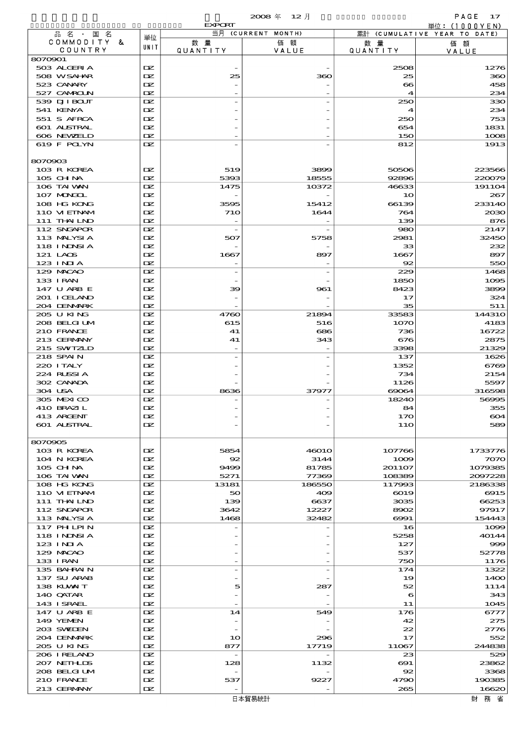2008 年 12 月

EXPORT

単位：(1000YEN)

| 品名・国名 COMMODITY & COUNTRY | 単位 UNIT | 当月 (CURRENT MONTH) 数量 QUANTITY | 価額 VALUE | 累計 (CUMULATIVE YEAR TO DATE) 数量 QUANTITY | 価額 VALUE |
|---|---|---|---|---|---|
| 8070901 | | | | | |
| 503 ALGERIA | DZ | - | - | 2508 | 1276 |
| 508 W SAHAR | DZ | 25 | 360 | 25 | 360 |
| 523 CANARY | DZ | - | - | 66 | 458 |
| 527 CAMROUN | DZ | - | - | 4 | 234 |
| 539 DJIBOUT | DZ | - | - | 250 | 330 |
| 541 KENYA | DZ | - | - | 4 | 234 |
| 551 S AFRCA | DZ | - | - | 250 | 753 |
| 601 AUSTRAL | DZ | - | - | 654 | 1831 |
| 606 NEWZELD | DZ | - | - | 150 | 1008 |
| 619 F POLYN | DZ | - | - | 812 | 1913 |
| 8070903 | | | | | |
| 103 R KOREA | DZ | 519 | 3899 | 50506 | 223566 |
| 105 CHINA | DZ | 5393 | 18555 | 92896 | 220079 |
| 106 TAIWAN | DZ | 1475 | 10372 | 46633 | 191104 |
| 107 MONGOL | DZ | - | - | 10 | 267 |
| 108 HG KONG | DZ | 3595 | 15412 | 66139 | 233140 |
| 110 VIETNAM | DZ | 710 | 1644 | 764 | 2030 |
| 111 THAILND | DZ | - | - | 139 | 876 |
| 112 SNGAPOR | DZ | - | - | 980 | 2147 |
| 113 MALYSIA | DZ | 507 | 5758 | 2981 | 32450 |
| 118 INDNSIA | DZ | - | - | 33 | 232 |
| 121 LAOS | DZ | 1667 | 897 | 1667 | 897 |
| 123 INDIA | DZ | - | - | 92 | 550 |
| 129 MACAO | DZ | - | - | 229 | 1468 |
| 133 IRAN | DZ | - | - | 1850 | 1095 |
| 147 U ARB E | DZ | 39 | 961 | 8423 | 3899 |
| 201 ICELAND | DZ | - | - | 17 | 324 |
| 204 DENMARK | DZ | - | - | 35 | 511 |
| 205 U KING | DZ | 4760 | 21894 | 33583 | 144310 |
| 208 BELGIUM | DZ | 615 | 516 | 1070 | 4183 |
| 210 FRANCE | DZ | 41 | 686 | 736 | 16722 |
| 213 GERMANY | DZ | 41 | 343 | 676 | 2875 |
| 215 SWITZLD | DZ | - | - | 3398 | 21329 |
| 218 SPAIN | DZ | - | - | 137 | 1626 |
| 220 ITALY | DZ | - | - | 1352 | 6769 |
| 224 RUSSIA | DZ | - | - | 734 | 2154 |
| 302 CANADA | DZ | - | - | 1126 | 5597 |
| 304 USA | DZ | 8636 | 37977 | 69064 | 316598 |
| 305 MEXICO | DZ | - | - | 18240 | 56995 |
| 410 BRAZIL | DZ | - | - | 84 | 355 |
| 413 ARGENT | DZ | - | - | 170 | 604 |
| 601 AUSTRAL | DZ | - | - | 110 | 589 |
| 8070905 | | | | | |
| 103 R KOREA | DZ | 5854 | 46010 | 107766 | 1733776 |
| 104 N KOREA | DZ | 92 | 3144 | 1009 | 7070 |
| 105 CHINA | DZ | 9499 | 81785 | 201107 | 1079385 |
| 106 TAIWAN | DZ | 5271 | 77369 | 108389 | 2097228 |
| 108 HG KONG | DZ | 13181 | 186550 | 117993 | 2186338 |
| 110 VIETNAM | DZ | 50 | 409 | 6019 | 6915 |
| 111 THAILND | DZ | 139 | 6637 | 3035 | 66253 |
| 112 SNGAPOR | DZ | 3642 | 12227 | 8902 | 97917 |
| 113 MALYSIA | DZ | 1468 | 32482 | 6991 | 154443 |
| 117 PHLPIN | DZ | - | - | 16 | 1099 |
| 118 INDNSIA | DZ | - | - | 5258 | 40144 |
| 123 INDIA | DZ | - | - | 127 | 999 |
| 129 MACAO | DZ | - | - | 537 | 52778 |
| 133 IRAN | DZ | - | - | 750 | 1176 |
| 135 BAHRAIN | DZ | - | - | 174 | 1322 |
| 137 SU ARAB | DZ | - | - | 19 | 1400 |
| 138 KUWAIT | DZ | 5 | 287 | 52 | 1114 |
| 140 QATAR | DZ | - | - | 6 | 343 |
| 143 ISRAEL | DZ | - | - | 11 | 1045 |
| 147 U ARB E | DZ | 14 | 549 | 176 | 6777 |
| 149 YEMEN | DZ | - | - | 42 | 275 |
| 203 SWEDEN | DZ | - | - | 22 | 2776 |
| 204 DENMARK | DZ | 10 | 296 | 17 | 552 |
| 205 U KING | DZ | 877 | 17719 | 11067 | 244838 |
| 206 IRELAND | DZ | - | - | 23 | 529 |
| 207 NETHLDS | DZ | 128 | 1132 | 691 | 23862 |
| 208 BELGIUM | DZ | - | - | 92 | 3368 |
| 210 FRANCE | DZ | 537 | 9227 | 4790 | 190385 |
| 213 GERMANY | DZ | - | - | 265 | 16620 |

日本貿易統計　　財務省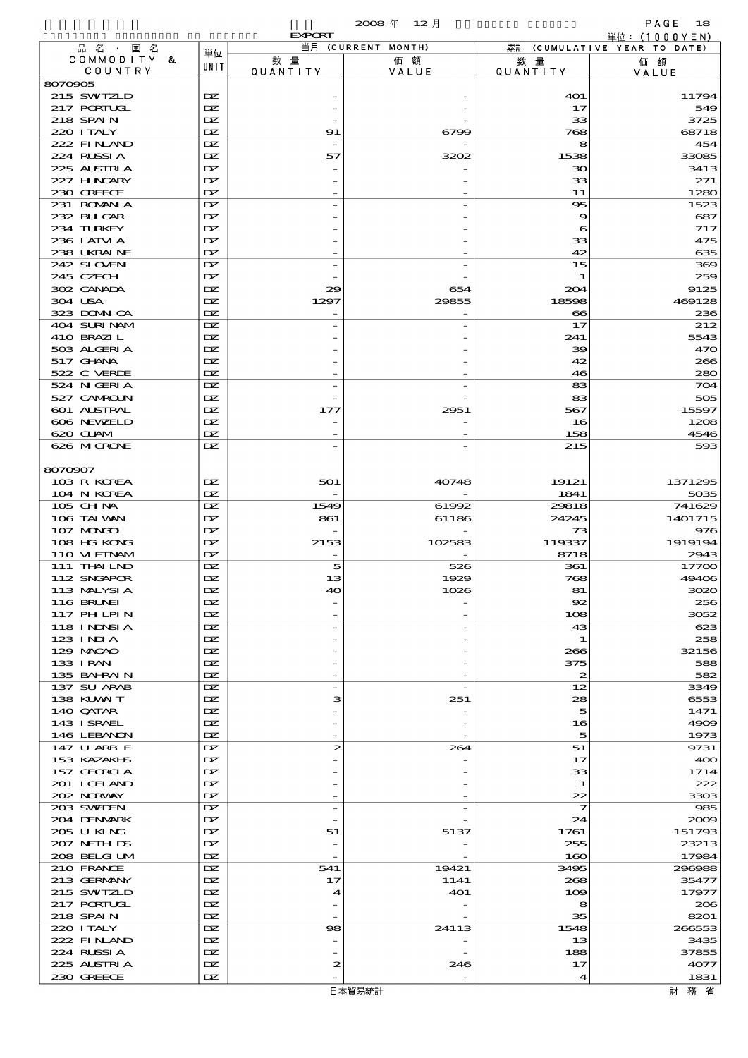2008 年 12 月

EXPORT

単位：(1000YEN)

| 品名・国名 COMMODITY & COUNTRY | 単位 UNIT | 当月 (CURRENT MONTH) 数量 QUANTITY | 価額 VALUE | 累計 (CUMULATIVE YEAR TO DATE) 数量 QUANTITY | 価額 VALUE |
|---|---|---|---|---|---|
| 8070905 | | | | | |
| 215 SWTZLD | DZ | - | - | 401 | 11794 |
| 217 PORTUGL | DZ | - | - | 17 | 549 |
| 218 SPAIN | DZ | - | - | 33 | 3725 |
| 220 ITALY | DZ | 91 | 6799 | 768 | 68718 |
| 222 FINLAND | DZ | - | - | 8 | 454 |
| 224 RUSSIA | DZ | 57 | 3202 | 1538 | 33085 |
| 225 AUSTRIA | DZ | - | - | 30 | 3413 |
| 227 HUNGARY | DZ | - | - | 33 | 271 |
| 230 GREECE | DZ | - | - | 11 | 1280 |
| 231 ROMANIA | DZ | - | - | 95 | 1523 |
| 232 BULGAR | DZ | - | - | 9 | 687 |
| 234 TURKEY | DZ | - | - | 6 | 717 |
| 236 LATVIA | DZ | - | - | 33 | 475 |
| 238 UKRAINE | DZ | - | - | 42 | 635 |
| 242 SLOVEN | DZ | - | - | 15 | 369 |
| 245 CZECH | DZ | - | - | 1 | 259 |
| 302 CANADA | DZ | 29 | 654 | 204 | 9125 |
| 304 USA | DZ | 1297 | 29855 | 18598 | 469128 |
| 323 DOMNICA | DZ | - | - | 66 | 236 |
| 404 SURINAM | DZ | - | - | 17 | 212 |
| 410 BRAZIL | DZ | - | - | 241 | 5543 |
| 503 ALGERIA | DZ | - | - | 39 | 470 |
| 517 GHANA | DZ | - | - | 42 | 266 |
| 522 C VERDE | DZ | - | - | 46 | 280 |
| 524 NIGERIA | DZ | - | - | 83 | 704 |
| 527 CAMROUN | DZ | - | - | 83 | 505 |
| 601 AUSTRAL | DZ | 177 | 2951 | 567 | 15597 |
| 606 NEWZELD | DZ | - | - | 16 | 1208 |
| 620 GUAM | DZ | - | - | 158 | 4546 |
| 626 MICRONE | DZ | - | - | 215 | 593 |
| 8070907 | | | | | |
| 103 R KOREA | DZ | 501 | 40748 | 19121 | 1371295 |
| 104 N KOREA | DZ | - | - | 1841 | 5035 |
| 105 CHINA | DZ | 1549 | 61992 | 29818 | 741629 |
| 106 TAIWAN | DZ | 861 | 61186 | 24245 | 1401715 |
| 107 MONGOL | DZ | - | - | 73 | 976 |
| 108 HG KONG | DZ | 2153 | 102583 | 119337 | 1919194 |
| 110 VIETNAM | DZ | - | - | 8718 | 2943 |
| 111 THAILND | DZ | 5 | 526 | 361 | 17700 |
| 112 SNGAPOR | DZ | 13 | 1929 | 768 | 49406 |
| 113 MALYSIA | DZ | 40 | 1026 | 81 | 3020 |
| 116 BRUNEI | DZ | - | - | 92 | 256 |
| 117 PHILPIN | DZ | - | - | 108 | 3052 |
| 118 INDNSIA | DZ | - | - | 43 | 623 |
| 123 INDIA | DZ | - | - | 1 | 258 |
| 129 MACAO | DZ | - | - | 266 | 32156 |
| 133 IRAN | DZ | - | - | 375 | 588 |
| 135 BAHRAIN | DZ | - | - | 2 | 582 |
| 137 SU ARAB | DZ | - | - | 12 | 3349 |
| 138 KUWAIT | DZ | 3 | 251 | 28 | 6553 |
| 140 QATAR | DZ | - | - | 5 | 1471 |
| 143 ISRAEL | DZ | - | - | 16 | 4909 |
| 146 LEBANON | DZ | - | - | 5 | 1973 |
| 147 U ARB E | DZ | 2 | 264 | 51 | 9731 |
| 153 KAZAKHS | DZ | - | - | 17 | 400 |
| 157 GEORGIA | DZ | - | - | 33 | 1714 |
| 201 ICELAND | DZ | - | - | 1 | 222 |
| 202 NORWAY | DZ | - | - | 22 | 3303 |
| 203 SWEDEN | DZ | - | - | 7 | 985 |
| 204 DENMARK | DZ | - | - | 24 | 2009 |
| 205 U KING | DZ | 51 | 5137 | 1761 | 151793 |
| 207 NETHLDS | DZ | - | - | 255 | 23213 |
| 208 BELGIUM | DZ | - | - | 160 | 17984 |
| 210 FRANCE | DZ | 541 | 19421 | 3495 | 296988 |
| 213 GERMANY | DZ | 17 | 1141 | 268 | 35477 |
| 215 SWTZLD | DZ | 4 | 401 | 109 | 17977 |
| 217 PORTUGL | DZ | - | - | 8 | 206 |
| 218 SPAIN | DZ | - | - | 35 | 8201 |
| 220 ITALY | DZ | 98 | 24113 | 1548 | 266553 |
| 222 FINLAND | DZ | - | - | 13 | 3435 |
| 224 RUSSIA | DZ | - | - | 188 | 37855 |
| 225 AUSTRIA | DZ | 2 | 246 | 17 | 4077 |
| 230 GREECE | DZ | - | - | 4 | 1831 |

日本貿易統計　　財務省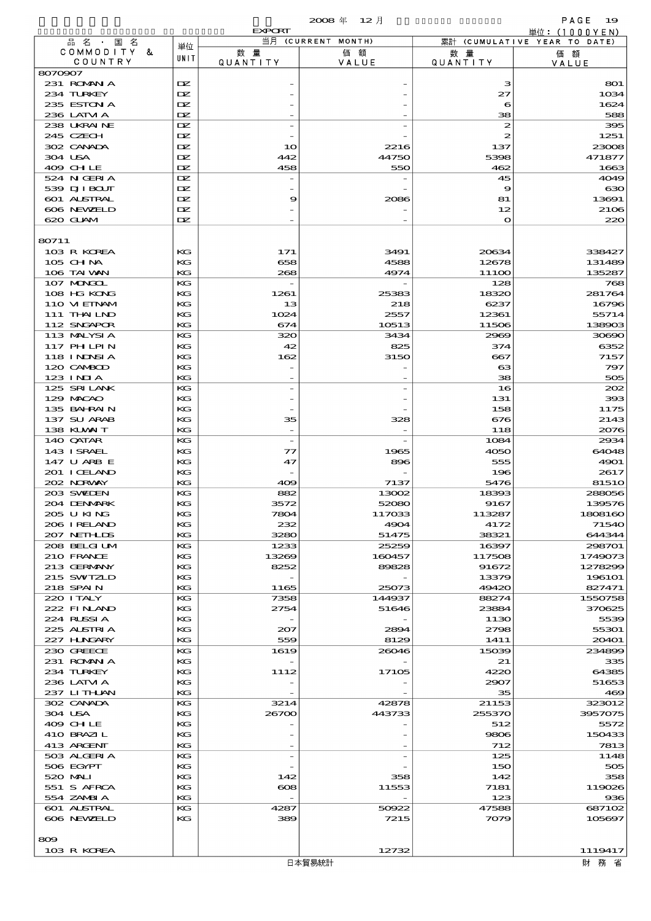EXPORT 2008 年 12 月

単位：(1000YEN)

| 品名・国名 COMMODITY & COUNTRY | 単位 UNIT | 当月 (CURRENT MONTH) 数量 QUANTITY | 価額 VALUE | 累計 (CUMULATIVE YEAR TO DATE) 数量 QUANTITY | 価額 VALUE |
|---|---|---|---|---|---|
| 8070907 | | | | | |
| 231 ROMANIA | DZ | - | - | 3 | 801 |
| 234 TURKEY | DZ | - | - | 27 | 1034 |
| 235 ESTONIA | DZ | - | - | 6 | 1624 |
| 236 LATVIA | DZ | - | - | 38 | 588 |
| 238 UKRAINE | DZ | - | - | 2 | 395 |
| 245 CZECH | DZ | - | - | 2 | 1251 |
| 302 CANADA | DZ | 10 | 2216 | 137 | 23008 |
| 304 USA | DZ | 442 | 44750 | 5398 | 471877 |
| 409 CHILE | DZ | 458 | 550 | 462 | 1663 |
| 524 NIGERIA | DZ | - | - | 45 | 4049 |
| 539 DJIBOUT | DZ | - | - | 9 | 630 |
| 601 AUSTRAL | DZ | 9 | 2086 | 81 | 13691 |
| 606 NEWZELD | DZ | - | - | 12 | 2106 |
| 620 GUAM | DZ | - | - | 0 | 220 |
| 80711 | | | | | |
| 103 R KOREA | KG | 171 | 3491 | 20634 | 338427 |
| 105 CHINA | KG | 658 | 4588 | 12678 | 131489 |
| 106 TAIWAN | KG | 268 | 4974 | 11100 | 135287 |
| 107 MONGOL | KG | - | - | 128 | 768 |
| 108 HG KONG | KG | 1261 | 25383 | 18320 | 281764 |
| 110 VIETNAM | KG | 13 | 218 | 6237 | 16796 |
| 111 THAILND | KG | 1024 | 2557 | 12361 | 55714 |
| 112 SNGAPOR | KG | 674 | 10513 | 11506 | 138903 |
| 113 MALYSIA | KG | 320 | 3434 | 2969 | 30690 |
| 117 PHILPIN | KG | 42 | 825 | 374 | 6352 |
| 118 INDNSIA | KG | 162 | 3150 | 667 | 7157 |
| 120 CAMBOD | KG | - | - | 63 | 797 |
| 123 INDIA | KG | - | - | 38 | 505 |
| 125 SRI LANK | KG | - | - | 16 | 202 |
| 129 MACAO | KG | - | - | 131 | 393 |
| 135 BAHRAIN | KG | - | - | 158 | 1175 |
| 137 SU ARAB | KG | 35 | 328 | 676 | 2143 |
| 138 KUWAIT | KG | - | - | 118 | 2076 |
| 140 QATAR | KG | - | - | 1084 | 2934 |
| 143 ISRAEL | KG | 77 | 1965 | 4050 | 64048 |
| 147 U ARB E | KG | 47 | 896 | 555 | 4901 |
| 201 ICELAND | KG | - | - | 196 | 2617 |
| 202 NORWAY | KG | 409 | 7137 | 5476 | 81510 |
| 203 SWEDEN | KG | 882 | 13002 | 18393 | 288056 |
| 204 DENMARK | KG | 3572 | 52080 | 9167 | 139576 |
| 205 U KING | KG | 7804 | 117033 | 113287 | 1808160 |
| 206 IRELAND | KG | 232 | 4904 | 4172 | 71540 |
| 207 NETHLDS | KG | 3280 | 51475 | 38321 | 644344 |
| 208 BELGIUM | KG | 1233 | 25259 | 16397 | 298701 |
| 210 FRANCE | KG | 13269 | 160457 | 117508 | 1749073 |
| 213 GERMANY | KG | 8252 | 89828 | 91672 | 1278299 |
| 215 SWITZLD | KG | - | - | 13379 | 196101 |
| 218 SPAIN | KG | 1165 | 25073 | 49420 | 827471 |
| 220 ITALY | KG | 7358 | 144937 | 88274 | 1550758 |
| 222 FINLAND | KG | 2754 | 51646 | 23884 | 370625 |
| 224 RUSSIA | KG | - | - | 1130 | 5539 |
| 225 AUSTRIA | KG | 207 | 2894 | 2798 | 55301 |
| 227 HUNGARY | KG | 559 | 8129 | 1411 | 20401 |
| 230 GREECE | KG | 1619 | 26046 | 15039 | 234899 |
| 231 ROMANIA | KG | - | - | 21 | 335 |
| 234 TURKEY | KG | 1112 | 17105 | 4220 | 64385 |
| 236 LATVIA | KG | - | - | 2907 | 51653 |
| 237 LITHUAN | KG | - | - | 35 | 469 |
| 302 CANADA | KG | 3214 | 42878 | 21153 | 323012 |
| 304 USA | KG | 26700 | 443733 | 255370 | 3957075 |
| 409 CHILE | KG | - | - | 512 | 5572 |
| 410 BRAZIL | KG | - | - | 9806 | 150433 |
| 413 ARGENT | KG | - | - | 712 | 7813 |
| 503 ALGERIA | KG | - | - | 125 | 1148 |
| 506 EGYPT | KG | - | - | 150 | 505 |
| 520 MALI | KG | 142 | 358 | 142 | 358 |
| 551 S AFRCA | KG | 608 | 11553 | 7181 | 119026 |
| 554 ZAMBIA | KG | - | - | 123 | 936 |
| 601 AUSTRAL | KG | 4287 | 50922 | 47588 | 687102 |
| 606 NEWZELD | KG | 389 | 7215 | 7079 | 105697 |
| 809 | | | | | |
| 103 R KOREA | | | 12732 | | 1119417 |

日本貿易統計　財務省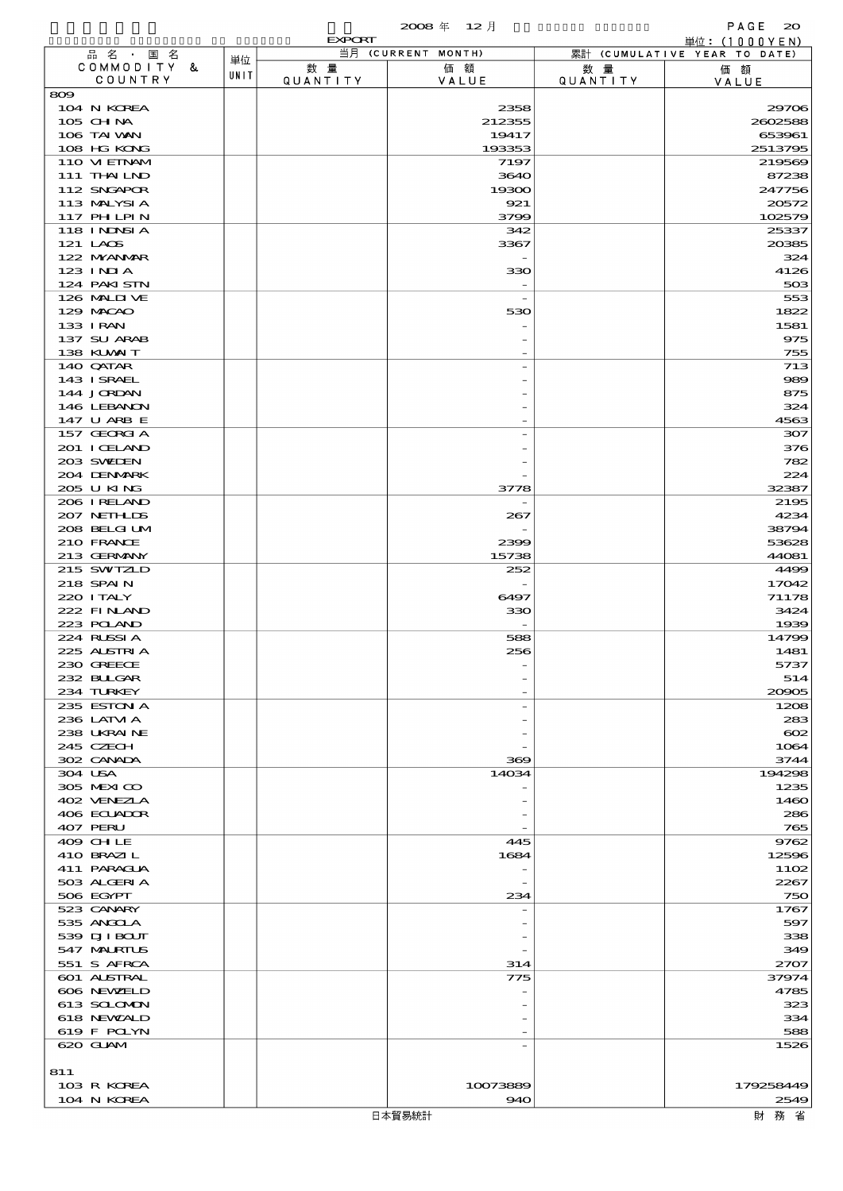2008 年 12 月

EXPORT

単位：(1000YEN)

| 品名・国名 COMMODITY & COUNTRY | 単位 UNIT | 当月 (CURRENT MONTH) 数量 QUANTITY | 価額 VALUE | 累計 (CUMULATIVE YEAR TO DATE) 数量 QUANTITY | 価額 VALUE |
|---|---|---|---|---|---|
| 809 | | | | | |
| 104 N KOREA | | | 2358 | | 29706 |
| 105 CHINA | | | 212355 | | 2602588 |
| 106 TAIWAN | | | 19417 | | 653961 |
| 108 HG KONG | | | 193353 | | 2513795 |
| 110 VIETNAM | | | 7197 | | 219569 |
| 111 THAILND | | | 3640 | | 87238 |
| 112 SNGAPOR | | | 19300 | | 247756 |
| 113 MALYSIA | | | 921 | | 20572 |
| 117 PHILPIN | | | 3799 | | 102579 |
| 118 INDNSIA | | | 342 | | 25337 |
| 121 LAOS | | | 3367 | | 20385 |
| 122 MYANMAR | | | - | | 324 |
| 123 INDIA | | | 330 | | 4126 |
| 124 PAKISTN | | | - | | 503 |
| 126 MALDIVE | | | - | | 553 |
| 129 MACAO | | | 530 | | 1822 |
| 133 IRAN | | | - | | 1581 |
| 137 SU ARAB | | | - | | 975 |
| 138 KUWAIT | | | - | | 755 |
| 140 QATAR | | | - | | 713 |
| 143 ISRAEL | | | - | | 989 |
| 144 JORDAN | | | - | | 875 |
| 146 LEBANON | | | - | | 324 |
| 147 U ARB E | | | - | | 4563 |
| 157 GEORGIA | | | - | | 307 |
| 201 ICELAND | | | - | | 376 |
| 203 SWEDEN | | | - | | 782 |
| 204 DENMARK | | | - | | 224 |
| 205 U KING | | | 3778 | | 32387 |
| 206 IRELAND | | | - | | 2195 |
| 207 NETHLDS | | | 267 | | 4234 |
| 208 BELGIUM | | | - | | 38794 |
| 210 FRANCE | | | 2399 | | 53628 |
| 213 GERMANY | | | 15738 | | 44081 |
| 215 SWITZLD | | | 252 | | 4499 |
| 218 SPAIN | | | - | | 17042 |
| 220 ITALY | | | 6497 | | 71178 |
| 222 FINLAND | | | 330 | | 3424 |
| 223 POLAND | | | - | | 1939 |
| 224 RUSSIA | | | 588 | | 14799 |
| 225 AUSTRIA | | | 256 | | 1481 |
| 230 GREECE | | | - | | 5737 |
| 232 BULGAR | | | - | | 514 |
| 234 TURKEY | | | - | | 20905 |
| 235 ESTONIA | | | - | | 1208 |
| 236 LATVIA | | | - | | 283 |
| 238 UKRAINE | | | - | | 602 |
| 245 CZECH | | | - | | 1064 |
| 302 CANADA | | | 369 | | 3744 |
| 304 USA | | | 14034 | | 194298 |
| 305 MEXICO | | | - | | 1235 |
| 402 VENEZLA | | | - | | 1460 |
| 406 ECUADOR | | | - | | 286 |
| 407 PERU | | | - | | 765 |
| 409 CHILE | | | 445 | | 9762 |
| 410 BRAZIL | | | 1684 | | 12596 |
| 411 PARAGUA | | | - | | 1102 |
| 503 ALGERIA | | | - | | 2267 |
| 506 EGYPT | | | 234 | | 750 |
| 523 CANARY | | | - | | 1767 |
| 535 ANGOLA | | | - | | 597 |
| 539 DJIBOUT | | | - | | 338 |
| 547 MAURTUS | | | - | | 349 |
| 551 S AFRCA | | | 314 | | 2707 |
| 601 AUSTRAL | | | 775 | | 37974 |
| 606 NEWZELD | | | - | | 4785 |
| 613 SOLOMON | | | - | | 323 |
| 618 NEWCALD | | | - | | 334 |
| 619 F POLYN | | | - | | 588 |
| 620 GUAM | | | - | | 1526 |
| 811 | | | | | |
| 103 R KOREA | | | 10073889 | | 179258449 |
| 104 N KOREA | | | 940 | | 2549 |

日本貿易統計　　財務省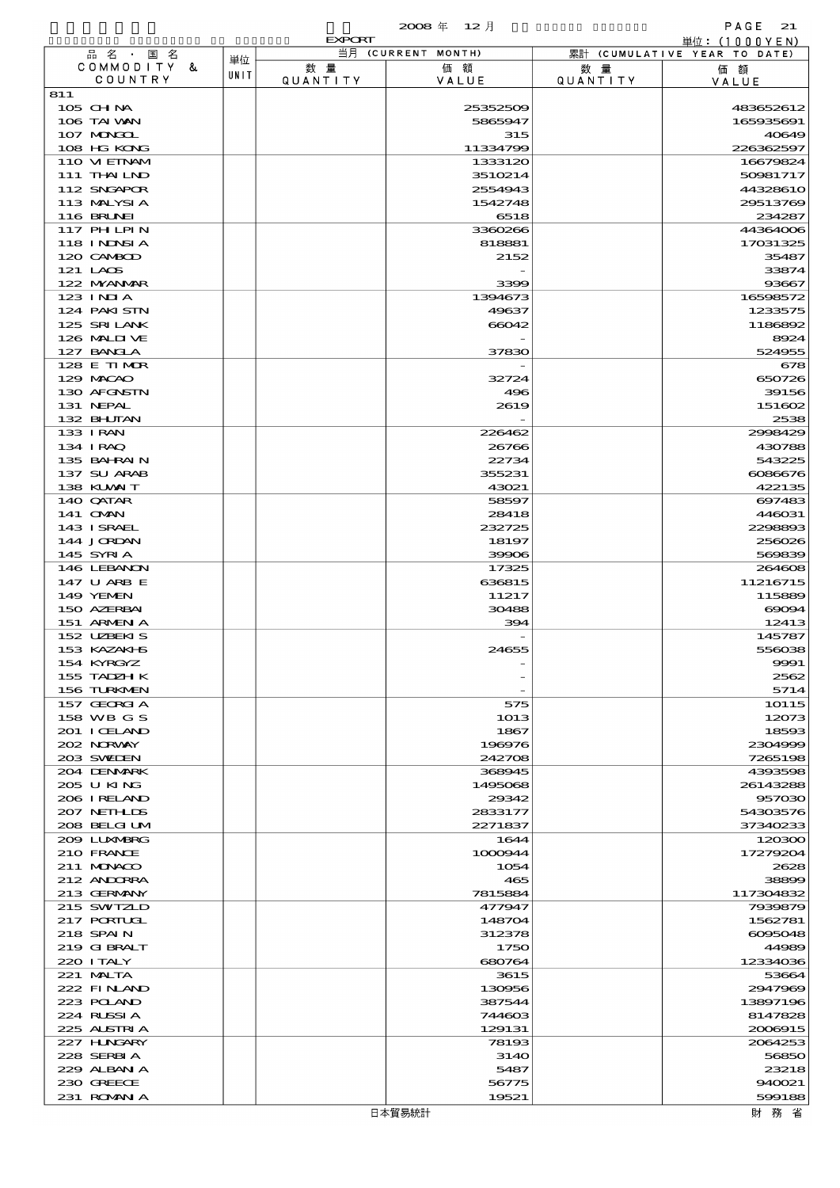2008 年 12 月

EXPORT

単位：(1000YEN)

| 品名・国名 COMMODITY & COUNTRY | 単位 UNIT | 当月 (CURRENT MONTH) 数量 QUANTITY | 価額 VALUE | 累計 (CUMULATIVE YEAR TO DATE) 数量 QUANTITY | 価額 VALUE |
|---|---|---|---|---|---|
| 811 | | | | | |
| 105 CHINA | | | 25352509 | | 483652612 |
| 106 TAIWAN | | | 5865947 | | 165935691 |
| 107 MONGOL | | | 315 | | 40649 |
| 108 HG KONG | | | 11334799 | | 226362597 |
| 110 VIETNAM | | | 1333120 | | 16679824 |
| 111 THAILND | | | 3510214 | | 50981717 |
| 112 SNGAPOR | | | 2554943 | | 44328610 |
| 113 MALYSIA | | | 1542748 | | 29513769 |
| 116 BRUNEI | | | 6518 | | 234287 |
| 117 PHILPIN | | | 3360266 | | 44364006 |
| 118 INDNSIA | | | 818881 | | 17031325 |
| 120 CAMBOD | | | 2152 | | 35487 |
| 121 LAOS | | | - | | 33874 |
| 122 MYANMAR | | | 3399 | | 93667 |
| 123 INDIA | | | 1394673 | | 16598572 |
| 124 PAKISTN | | | 49637 | | 1233575 |
| 125 SRILANK | | | 66042 | | 1186892 |
| 126 MALDIVE | | | - | | 8924 |
| 127 BANGLA | | | 37830 | | 524955 |
| 128 E TIMOR | | | - | | 678 |
| 129 MACAO | | | 32724 | | 650726 |
| 130 AFGNSTN | | | 496 | | 39156 |
| 131 NEPAL | | | 2619 | | 151602 |
| 132 BHUTAN | | | - | | 2538 |
| 133 IRAN | | | 226462 | | 2998429 |
| 134 IRAQ | | | 26766 | | 430788 |
| 135 BAHRAIN | | | 22734 | | 543225 |
| 137 SU ARAB | | | 355231 | | 6086676 |
| 138 KUWAIT | | | 43021 | | 422135 |
| 140 QATAR | | | 58597 | | 697483 |
| 141 OMAN | | | 28418 | | 446031 |
| 143 ISRAEL | | | 232725 | | 2298893 |
| 144 JORDAN | | | 18197 | | 256026 |
| 145 SYRIA | | | 39906 | | 569839 |
| 146 LEBANON | | | 17325 | | 264608 |
| 147 U ARB E | | | 636815 | | 11216715 |
| 149 YEMEN | | | 11217 | | 115889 |
| 150 AZERBAI | | | 30488 | | 69094 |
| 151 ARMENIA | | | 394 | | 12413 |
| 152 UZBEKIS | | | - | | 145787 |
| 153 KAZAKHS | | | 24655 | | 556038 |
| 154 KYRGYZ | | | - | | 9991 |
| 155 TADZHIK | | | - | | 2562 |
| 156 TURKMEN | | | - | | 5714 |
| 157 GEORGIA | | | 575 | | 10115 |
| 158 WB G S | | | 1013 | | 12073 |
| 201 ICELAND | | | 1867 | | 18593 |
| 202 NORWAY | | | 196976 | | 2304999 |
| 203 SWEDEN | | | 242708 | | 7265198 |
| 204 DENMARK | | | 368945 | | 4393598 |
| 205 U KING | | | 1495068 | | 26143288 |
| 206 IRELAND | | | 29342 | | 957030 |
| 207 NETHLDS | | | 2833177 | | 54303576 |
| 208 BELGIUM | | | 2271837 | | 37340233 |
| 209 LUXMBRG | | | 1644 | | 120300 |
| 210 FRANCE | | | 1000944 | | 17279204 |
| 211 MONACO | | | 1054 | | 2628 |
| 212 ANDORRA | | | 465 | | 38899 |
| 213 GERMANY | | | 7815884 | | 117304832 |
| 215 SWITZLD | | | 477947 | | 7939879 |
| 217 PORTUGL | | | 148704 | | 1562781 |
| 218 SPAIN | | | 312378 | | 6095048 |
| 219 GIBRALT | | | 1750 | | 44989 |
| 220 ITALY | | | 680764 | | 12334036 |
| 221 MALTA | | | 3615 | | 53664 |
| 222 FINLAND | | | 130956 | | 2947969 |
| 223 POLAND | | | 387544 | | 13897196 |
| 224 RUSSIA | | | 744603 | | 8147828 |
| 225 AUSTRIA | | | 129131 | | 2006915 |
| 227 HUNGARY | | | 78193 | | 2064253 |
| 228 SERBIA | | | 3140 | | 56850 |
| 229 ALBANIA | | | 5487 | | 23218 |
| 230 GREECE | | | 56775 | | 940021 |
| 231 ROMANIA | | | 19521 | | 599188 |

日本貿易統計　　財務省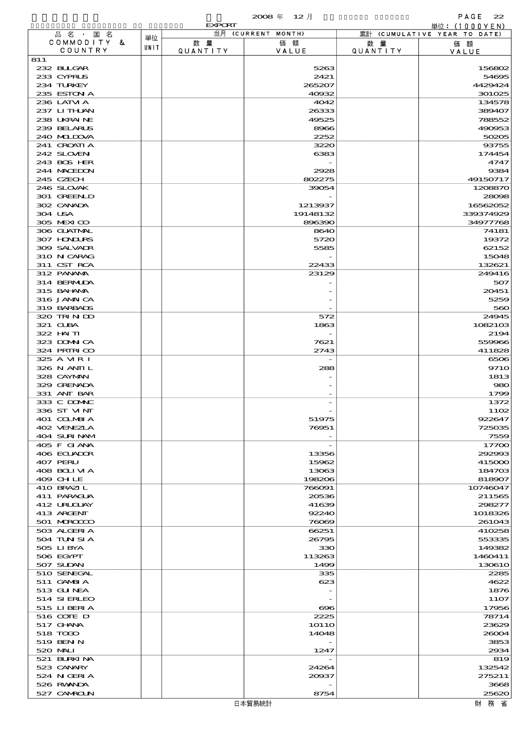2008 年 12 月

EXPORT

単位：(1000YEN)

| 品名・国名 COMMODITY & COUNTRY | 単位 UNIT | 当月 (CURRENT MONTH) 数量 QUANTITY | 価額 VALUE | 累計 (CUMULATIVE YEAR TO DATE) 数量 QUANTITY | 価額 VALUE |
|---|---|---|---|---|---|
| 811 | | | | | |
| 232 BULGAR | | | 5263 | | 156802 |
| 233 CYPRUS | | | 2421 | | 54695 |
| 234 TURKEY | | | 265207 | | 4429424 |
| 235 ESTONIA | | | 40932 | | 301025 |
| 236 LATVIA | | | 4042 | | 134578 |
| 237 LITHUAN | | | 26333 | | 389407 |
| 238 UKRAINE | | | 49525 | | 788552 |
| 239 BELARUS | | | 8966 | | 490953 |
| 240 MOLDOVA | | | 2252 | | 50205 |
| 241 CROATIA | | | 3220 | | 93755 |
| 242 SLOVENI | | | 6383 | | 174454 |
| 243 BOS HER | | | - | | 4747 |
| 244 MACEDON | | | 2928 | | 9384 |
| 245 CZECH | | | 802275 | | 49150717 |
| 246 SLOVAK | | | 39054 | | 1208870 |
| 301 GREENLD | | | - | | 28098 |
| 302 CANADA | | | 1213937 | | 16562052 |
| 304 USA | | | 19148132 | | 339374929 |
| 305 MEXICO | | | 896390 | | 34977768 |
| 306 GUATMAL | | | 8640 | | 74181 |
| 307 HONDURS | | | 5720 | | 19372 |
| 309 SALVADR | | | 5585 | | 62152 |
| 310 NICARAG | | | - | | 15048 |
| 311 CST RCA | | | 22433 | | 132621 |
| 312 PANAMA | | | 23129 | | 249416 |
| 314 BERMUDA | | | - | | 507 |
| 315 BAHAMA | | | - | | 20451 |
| 316 JAMAICA | | | - | | 5259 |
| 319 BARBADS | | | - | | 560 |
| 320 TRINIDD | | | 572 | | 24945 |
| 321 CUBA | | | 1863 | | 1082103 |
| 322 HAITI | | | - | | 2194 |
| 323 DOMNICA | | | 7621 | | 559966 |
| 324 PRTRICO | | | 2743 | | 411828 |
| 325 A VIR I | | | - | | 6506 |
| 326 N ANTIL | | | 288 | | 9710 |
| 328 CAYMAN | | | - | | 1813 |
| 329 GRENADA | | | - | | 980 |
| 331 ANT BAR | | | - | | 1799 |
| 333 C DOMNC | | | - | | 1372 |
| 336 ST VINT | | | - | | 1102 |
| 401 COLMBIA | | | 51975 | | 922647 |
| 402 VENEZLA | | | 76951 | | 725035 |
| 404 SURINAM | | | - | | 7559 |
| 405 F GIANA | | | - | | 17700 |
| 406 ECUADOR | | | 13356 | | 292993 |
| 407 PERU | | | 15962 | | 415000 |
| 408 BOLIVIA | | | 13063 | | 184703 |
| 409 CHILE | | | 198206 | | 818907 |
| 410 BRAZIL | | | 766091 | | 10746047 |
| 411 PARAGUA | | | 20536 | | 211565 |
| 412 URUGUAY | | | 41639 | | 298277 |
| 413 ARGENT | | | 92240 | | 1018326 |
| 501 MOROCCO | | | 76069 | | 261043 |
| 503 ALGERIA | | | 66251 | | 410258 |
| 504 TUNISIA | | | 26795 | | 553335 |
| 505 LIBYA | | | 330 | | 149382 |
| 506 EGYPT | | | 113263 | | 1460411 |
| 507 SUDAN | | | 1499 | | 130610 |
| 510 SENEGAL | | | 335 | | 2285 |
| 511 GAMBIA | | | 623 | | 4622 |
| 513 GUINEA | | | - | | 1876 |
| 514 SIERLEO | | | - | | 1107 |
| 515 LIBERIA | | | 696 | | 17956 |
| 516 COTE D | | | 2225 | | 78714 |
| 517 GHANA | | | 10110 | | 23629 |
| 518 TOGO | | | 14048 | | 26004 |
| 519 BENIN | | | - | | 3853 |
| 520 MALI | | | 1247 | | 2934 |
| 521 BURKINA | | | - | | 819 |
| 523 CANARY | | | 24264 | | 132542 |
| 524 NIGERIA | | | 20937 | | 275211 |
| 526 RWANDA | | | - | | 3668 |
| 527 CAMROUN | | | 8754 | | 25620 |

日本貿易統計　財務省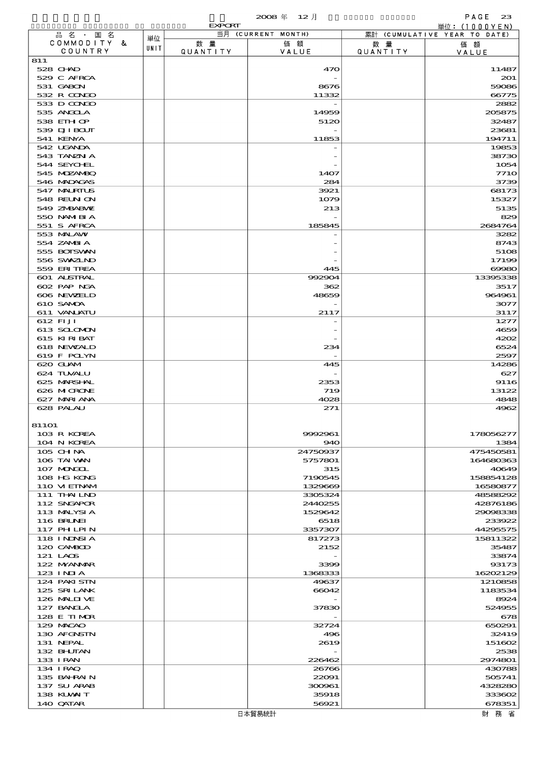2008 年 12 月

EXPORT

単位：(1000YEN)

| 品名・国名 COMMODITY & COUNTRY | 単位 UNIT | 当月 (CURRENT MONTH) 数量 QUANTITY | 価額 VALUE | 累計 (CUMULATIVE YEAR TO DATE) 数量 QUANTITY | 価額 VALUE |
|---|---|---|---|---|---|
| 811 | | | | | |
| 528 CHAD | | | 470 | | 11487 |
| 529 C AFRCA | | | - | | 201 |
| 531 GABON | | | 8676 | | 59086 |
| 532 R CONGO | | | 11332 | | 66775 |
| 533 D CONGO | | | - | | 2882 |
| 535 ANGOLA | | | 14959 | | 205875 |
| 538 ETHIOP | | | 5120 | | 32487 |
| 539 DJIBOUT | | | - | | 23681 |
| 541 KENYA | | | 11853 | | 194711 |
| 542 UGANDA | | | - | | 19853 |
| 543 TANZNIA | | | - | | 38730 |
| 544 SEYCHEL | | | - | | 1054 |
| 545 MOZAMBQ | | | 1407 | | 7710 |
| 546 MADAGAS | | | 284 | | 3739 |
| 547 MAURTUS | | | 3921 | | 68173 |
| 548 REUNION | | | 1079 | | 15327 |
| 549 ZMBABWE | | | 213 | | 5135 |
| 550 NAMIBIA | | | - | | 829 |
| 551 S AFRCA | | | 185845 | | 2684764 |
| 553 MALAWI | | | - | | 3282 |
| 554 ZAMBIA | | | - | | 8743 |
| 555 BOTSWAN | | | - | | 5108 |
| 556 SWAZLND | | | - | | 17199 |
| 559 ERITREA | | | 445 | | 69980 |
| 601 AUSTRAL | | | 992904 | | 13395338 |
| 602 PAP NGA | | | 362 | | 3517 |
| 606 NEWZELD | | | 48659 | | 964961 |
| 610 SAMOA | | | - | | 3077 |
| 611 VANUATU | | | 2117 | | 3117 |
| 612 FIJI | | | - | | 1277 |
| 613 SOLOMON | | | - | | 4659 |
| 615 KIRIBAT | | | - | | 4202 |
| 618 NEWCALD | | | 234 | | 6524 |
| 619 F POLYN | | | - | | 2597 |
| 620 GUAM | | | 445 | | 14286 |
| 624 TUVALU | | | - | | 627 |
| 625 MARSHAL | | | 2353 | | 9116 |
| 626 MICRONE | | | 719 | | 13122 |
| 627 MARIANA | | | 4028 | | 4848 |
| 628 PALAU | | | 271 | | 4962 |
| 81101 | | | | | |
| 103 R KOREA | | | 9992961 | | 178056277 |
| 104 N KOREA | | | 940 | | 1384 |
| 105 CHINA | | | 24750937 | | 475450581 |
| 106 TAIWAN | | | 5757801 | | 164680363 |
| 107 MONGOL | | | 315 | | 40649 |
| 108 HG KONG | | | 7190545 | | 158854128 |
| 110 VIETNAM | | | 1329669 | | 16580877 |
| 111 THAILND | | | 3305324 | | 48588292 |
| 112 SNGAPOR | | | 2440255 | | 42876186 |
| 113 MALYSIA | | | 1529642 | | 29098338 |
| 116 BRUNEI | | | 6518 | | 233922 |
| 117 PHILPIN | | | 3357307 | | 44295575 |
| 118 INDNSIA | | | 817273 | | 15811322 |
| 120 CAMBOD | | | 2152 | | 35487 |
| 121 LAOS | | | - | | 33874 |
| 122 MYANMAR | | | 3399 | | 93173 |
| 123 INDIA | | | 1368333 | | 16202129 |
| 124 PAKISTN | | | 49637 | | 1210858 |
| 125 SRILANK | | | 66042 | | 1183534 |
| 126 MALDIVE | | | - | | 8924 |
| 127 BANGLA | | | 37830 | | 524955 |
| 128 E TIMOR | | | - | | 678 |
| 129 MACAO | | | 32724 | | 650291 |
| 130 AFGNSTN | | | 496 | | 32419 |
| 131 NEPAL | | | 2619 | | 151602 |
| 132 BHUTAN | | | - | | 2538 |
| 133 IRAN | | | 226462 | | 2974801 |
| 134 IRAQ | | | 26766 | | 430788 |
| 135 BAHRAIN | | | 22091 | | 505741 |
| 137 SU ARAB | | | 300961 | | 4328280 |
| 138 KUWAIT | | | 35918 | | 333602 |
| 140 QATAR | | | 56921 | | 678351 |

日本貿易統計　財務省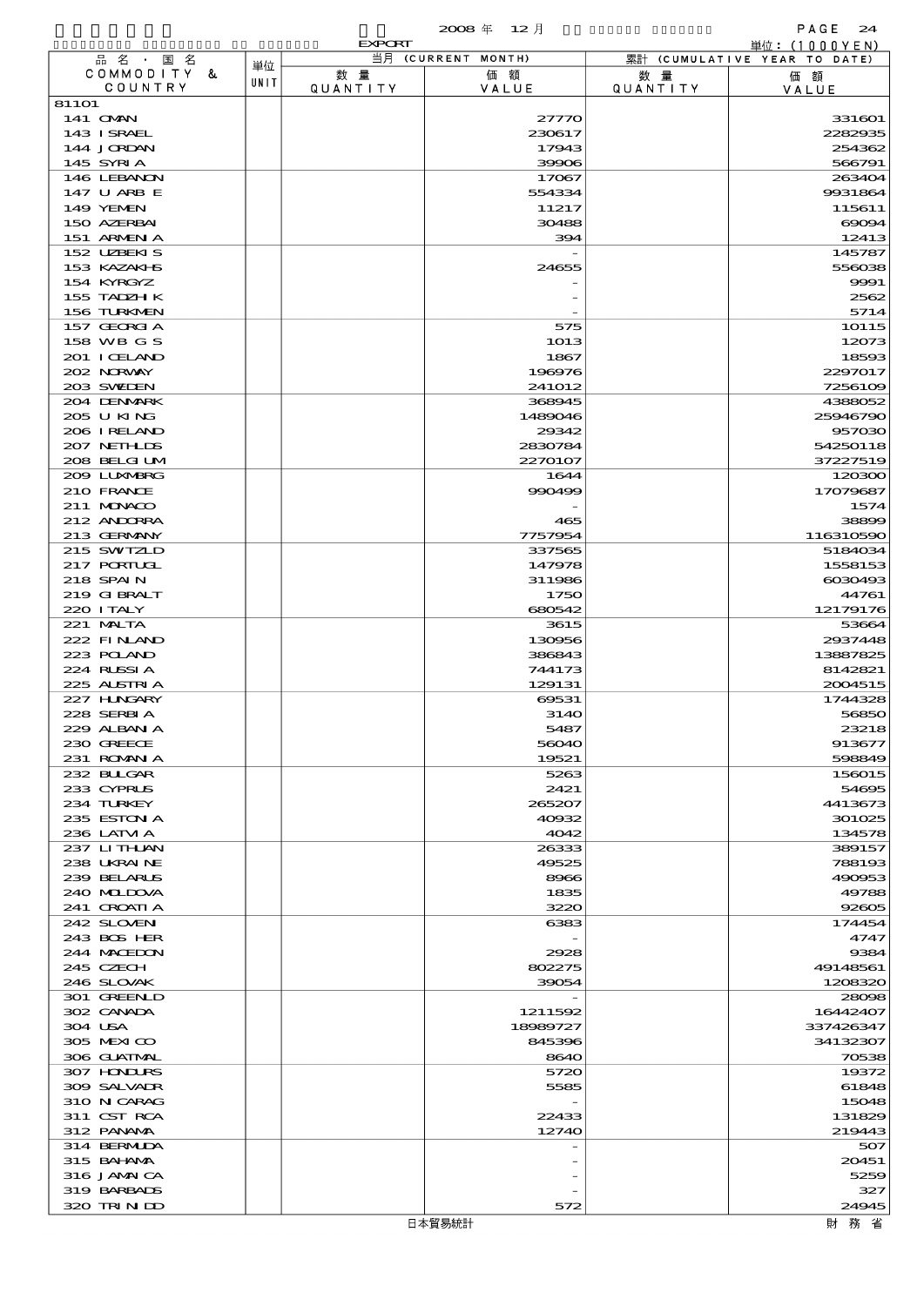EXPORT

2008 年 12 月

単位：(1000YEN)

| 品名・国名 COMMODITY & COUNTRY | 単位 UNIT | 当月 (CURRENT MONTH) 数量 QUANTITY | 価額 VALUE | 累計 (CUMULATIVE YEAR TO DATE) 数量 QUANTITY | 価額 VALUE |
|---|---|---|---|---|---|
| 81101 | | | | | |
| 141 OMAN | | | 27770 | | 331601 |
| 143 ISRAEL | | | 230617 | | 2282935 |
| 144 JORDAN | | | 17943 | | 254362 |
| 145 SYRIA | | | 39906 | | 566791 |
| 146 LEBANON | | | 17067 | | 263404 |
| 147 U ARB E | | | 554334 | | 9931864 |
| 149 YEMEN | | | 11217 | | 115611 |
| 150 AZERBAI | | | 30488 | | 69094 |
| 151 ARMENIA | | | 394 | | 12413 |
| 152 UZBEKIS | | | - | | 145787 |
| 153 KAZAKHS | | | 24655 | | 556038 |
| 154 KYRGYZ | | | - | | 9991 |
| 155 TADZHIK | | | - | | 2562 |
| 156 TURKMEN | | | - | | 5714 |
| 157 GEORGIA | | | 575 | | 10115 |
| 158 WB GS | | | 1013 | | 12073 |
| 201 ICELAND | | | 1867 | | 18593 |
| 202 NORWAY | | | 196976 | | 2297017 |
| 203 SWEDEN | | | 241012 | | 7256109 |
| 204 DENMARK | | | 368945 | | 4388052 |
| 205 U KING | | | 1489046 | | 25946790 |
| 206 IRELAND | | | 29342 | | 957030 |
| 207 NETHLDS | | | 2830784 | | 54250118 |
| 208 BELGIUM | | | 2270107 | | 37227519 |
| 209 LUXMBRG | | | 1644 | | 120300 |
| 210 FRANCE | | | 990499 | | 17079687 |
| 211 MONACO | | | - | | 1574 |
| 212 ANDORRA | | | 465 | | 38899 |
| 213 GERMANY | | | 7757954 | | 116310590 |
| 215 SWITZLD | | | 337565 | | 5184034 |
| 217 PORTUGL | | | 147978 | | 1558153 |
| 218 SPAIN | | | 311986 | | 6030493 |
| 219 GIBRALT | | | 1750 | | 44761 |
| 220 ITALY | | | 680542 | | 12179176 |
| 221 MALTA | | | 3615 | | 53664 |
| 222 FINLAND | | | 130956 | | 2937448 |
| 223 POLAND | | | 386843 | | 13887825 |
| 224 RUSSIA | | | 744173 | | 8142821 |
| 225 AUSTRIA | | | 129131 | | 2004515 |
| 227 HUNGARY | | | 69531 | | 1744328 |
| 228 SERBIA | | | 3140 | | 56850 |
| 229 ALBANIA | | | 5487 | | 23218 |
| 230 GREECE | | | 56040 | | 913677 |
| 231 ROMANIA | | | 19521 | | 598849 |
| 232 BULGAR | | | 5263 | | 156015 |
| 233 CYPRUS | | | 2421 | | 54695 |
| 234 TURKEY | | | 265207 | | 4413673 |
| 235 ESTONIA | | | 40932 | | 301025 |
| 236 LATVIA | | | 4042 | | 134578 |
| 237 LITHUAN | | | 26333 | | 389157 |
| 238 UKRAINE | | | 49525 | | 788193 |
| 239 BELARUS | | | 8966 | | 490953 |
| 240 MOLDOVA | | | 1835 | | 49788 |
| 241 CROATIA | | | 3220 | | 92605 |
| 242 SLOVEN | | | 6383 | | 174454 |
| 243 BOS HER | | | - | | 4747 |
| 244 MACEDON | | | 2928 | | 9384 |
| 245 CZECH | | | 802275 | | 49148561 |
| 246 SLOVAK | | | 39054 | | 1208320 |
| 301 GREENLD | | | - | | 28098 |
| 302 CANADA | | | 1211592 | | 16442407 |
| 304 USA | | | 18989727 | | 337426347 |
| 305 MEXICO | | | 845396 | | 34132307 |
| 306 GUATMAL | | | 8640 | | 70538 |
| 307 HONDURS | | | 5720 | | 19372 |
| 309 SALVADR | | | 5585 | | 61848 |
| 310 NICARAG | | | - | | 15048 |
| 311 CST RCA | | | 22433 | | 131829 |
| 312 PANAMA | | | 12740 | | 219443 |
| 314 BERMUDA | | | - | | 507 |
| 315 BAHAMA | | | - | | 20451 |
| 316 JAMAICA | | | - | | 5259 |
| 319 BARBADS | | | - | | 327 |
| 320 TRINIDD | | | 572 | | 24945 |

日本貿易統計　財務省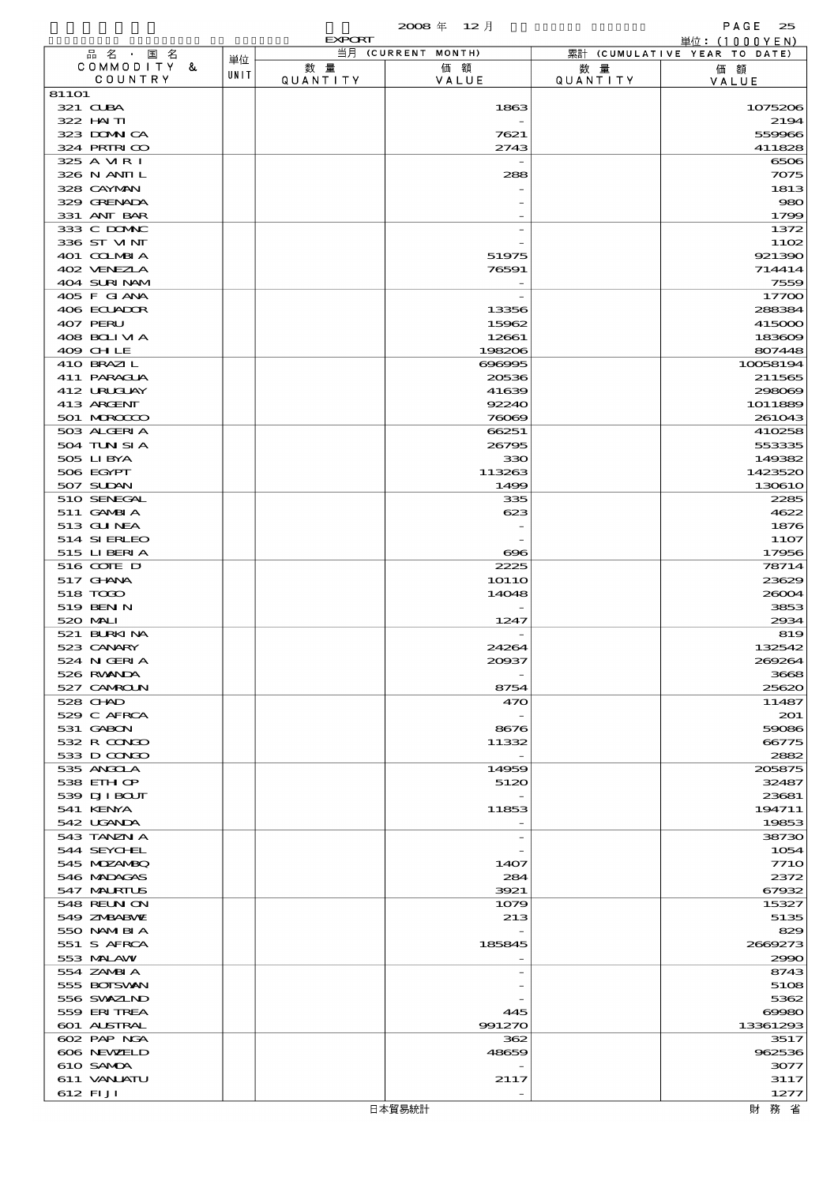EXPORT

2008 年 12 月

単位：(1000YEN)

| 品名・国名 COMMODITY & COUNTRY | 単位 UNIT | 当月 (CURRENT MONTH) 数量 QUANTITY | 価額 VALUE | 累計 (CUMULATIVE YEAR TO DATE) 数量 QUANTITY | 価額 VALUE |
|---|---|---|---|---|---|
| 81101 | | | | | |
| 321 CUBA | | | 1863 | | 1075206 |
| 322 HAITI | | | - | | 2194 |
| 323 DOMNICA | | | 7621 | | 559966 |
| 324 PRTRICO | | | 2743 | | 411828 |
| 325 A VIRI | | | - | | 6506 |
| 326 N ANTIL | | | 288 | | 7075 |
| 328 CAYMAN | | | - | | 1813 |
| 329 GRENADA | | | - | | 980 |
| 331 ANT BAR | | | - | | 1799 |
| 333 C DOMNC | | | - | | 1372 |
| 336 ST VINT | | | - | | 1102 |
| 401 COLMBIA | | | 51975 | | 921390 |
| 402 VENEZLA | | | 76591 | | 714414 |
| 404 SURINAM | | | - | | 7559 |
| 405 F GIANA | | | - | | 17700 |
| 406 ECUADOR | | | 13356 | | 288384 |
| 407 PERU | | | 15962 | | 415000 |
| 408 BOLIVIA | | | 12661 | | 183609 |
| 409 CHILE | | | 198206 | | 807448 |
| 410 BRAZIL | | | 696995 | | 10058194 |
| 411 PARAGUA | | | 20536 | | 211565 |
| 412 URUGUAY | | | 41639 | | 298069 |
| 413 ARGENT | | | 92240 | | 1011889 |
| 501 MOROCCO | | | 76069 | | 261043 |
| 503 ALGERIA | | | 66251 | | 410258 |
| 504 TUNISIA | | | 26795 | | 553335 |
| 505 LIBYA | | | 330 | | 149382 |
| 506 EGYPT | | | 113263 | | 1423520 |
| 507 SUDAN | | | 1499 | | 130610 |
| 510 SENEGAL | | | 335 | | 2285 |
| 511 GAMBIA | | | 623 | | 4622 |
| 513 GUINEA | | | - | | 1876 |
| 514 SIERLEO | | | - | | 1107 |
| 515 LIBERIA | | | 696 | | 17956 |
| 516 COTE D | | | 2225 | | 78714 |
| 517 GHANA | | | 10110 | | 23629 |
| 518 TOGO | | | 14048 | | 26004 |
| 519 BENIN | | | - | | 3853 |
| 520 MALI | | | 1247 | | 2934 |
| 521 BURKINA | | | - | | 819 |
| 523 CANARY | | | 24264 | | 132542 |
| 524 NIGERIA | | | 20937 | | 269264 |
| 526 RWANDA | | | - | | 3668 |
| 527 CAMROUN | | | 8754 | | 25620 |
| 528 CHAD | | | 470 | | 11487 |
| 529 C AFRCA | | | - | | 201 |
| 531 GABON | | | 8676 | | 59086 |
| 532 R CONGO | | | 11332 | | 66775 |
| 533 D CONGO | | | - | | 2882 |
| 535 ANGOLA | | | 14959 | | 205875 |
| 538 ETHIOP | | | 5120 | | 32487 |
| 539 DJIBOUT | | | - | | 23681 |
| 541 KENYA | | | 11853 | | 194711 |
| 542 UGANDA | | | - | | 19853 |
| 543 TANZNIA | | | - | | 38730 |
| 544 SEYCHEL | | | - | | 1054 |
| 545 MOZAMBQ | | | 1407 | | 7710 |
| 546 MADAGAS | | | 284 | | 2372 |
| 547 MAURTUS | | | 3921 | | 67932 |
| 548 REUNION | | | 1079 | | 15327 |
| 549 ZMBABWE | | | 213 | | 5135 |
| 550 NAMIBIA | | | - | | 829 |
| 551 S AFRCA | | | 185845 | | 2669273 |
| 553 MALAWI | | | - | | 2990 |
| 554 ZAMBIA | | | - | | 8743 |
| 555 BOTSWAN | | | - | | 5108 |
| 556 SWAZLND | | | - | | 5362 |
| 559 ERITREA | | | 445 | | 69980 |
| 601 AUSTRAL | | | 991270 | | 13361293 |
| 602 PAP NGA | | | 362 | | 3517 |
| 606 NEWZELD | | | 48659 | | 962536 |
| 610 SAMOA | | | - | | 3077 |
| 611 VANUATU | | | 2117 | | 3117 |
| 612 FIJI | | | - | | 1277 |

日本貿易統計　財務省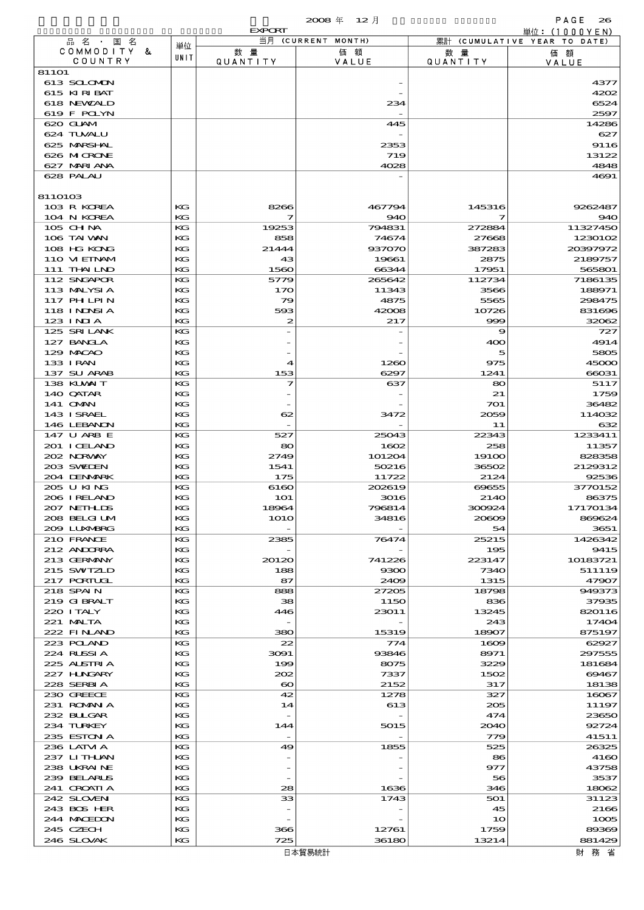| 品名・国名 COMMODITY & COUNTRY | 単位 UNIT | 当月 (CURRENT MONTH) 数量 QUANTITY | 価額 VALUE | 累計 (CUMULATIVE YEAR TO DATE) 数量 QUANTITY | 価額 VALUE |
|---|---|---|---|---|---|
| 81101 | | | | | |
| 613 SOLOMON | | | - | | 4377 |
| 615 KIRIBAT | | | - | | 4202 |
| 618 NEWZALD | | | 234 | | 6524 |
| 619 F POLYN | | | - | | 2597 |
| 620 GUAM | | | 445 | | 14286 |
| 624 TUVALU | | | - | | 627 |
| 625 MARSHAL | | | 2353 | | 9116 |
| 626 MICRONE | | | 719 | | 13122 |
| 627 MARIANA | | | 4028 | | 4848 |
| 628 PALAU | | | - | | 4691 |
| 8110103 | | | | | |
| 103 R KOREA | KG | 8266 | 467794 | 145316 | 9262487 |
| 104 N KOREA | KG | 7 | 940 | 7 | 940 |
| 105 CHINA | KG | 19253 | 794831 | 272884 | 11327450 |
| 106 TAIWAN | KG | 858 | 74674 | 27668 | 1230102 |
| 108 HG KONG | KG | 21444 | 937070 | 387283 | 20397972 |
| 110 VIETNAM | KG | 43 | 19661 | 2875 | 2189757 |
| 111 THAILND | KG | 1560 | 66344 | 17951 | 565801 |
| 112 SNGAPOR | KG | 5779 | 265642 | 112734 | 7186135 |
| 113 MALYSIA | KG | 170 | 11343 | 3566 | 188971 |
| 117 PHLPIN | KG | 79 | 4875 | 5565 | 298475 |
| 118 INDNSIA | KG | 593 | 42008 | 10726 | 831696 |
| 123 INDIA | KG | 2 | 217 | 999 | 32062 |
| 125 SRI LANK | KG | - | - | 9 | 727 |
| 127 BANGLA | KG | - | - | 400 | 4914 |
| 129 MACAO | KG | - | - | 5 | 5805 |
| 133 IRAN | KG | 4 | 1260 | 975 | 45000 |
| 137 SU ARAB | KG | 153 | 6297 | 1241 | 66031 |
| 138 KUWAIT | KG | 7 | 637 | 80 | 5117 |
| 140 QATAR | KG | - | - | 21 | 1759 |
| 141 OMAN | KG | - | - | 701 | 36482 |
| 143 ISRAEL | KG | 62 | 3472 | 2059 | 114032 |
| 146 LEBANON | KG | - | - | 11 | 632 |
| 147 U ARB E | KG | 527 | 25043 | 22343 | 1233411 |
| 201 ICELAND | KG | 80 | 1602 | 258 | 11357 |
| 202 NORWAY | KG | 2749 | 101204 | 19100 | 828358 |
| 203 SWEDEN | KG | 1541 | 50216 | 36502 | 2129312 |
| 204 DENMARK | KG | 175 | 11722 | 2124 | 92536 |
| 205 U KING | KG | 6160 | 202619 | 69655 | 3770152 |
| 206 IRELAND | KG | 101 | 3016 | 2140 | 86375 |
| 207 NETHLDS | KG | 18964 | 796814 | 300924 | 17170134 |
| 208 BELGIUM | KG | 1010 | 34816 | 20609 | 869624 |
| 209 LUXMBRG | KG | - | - | 54 | 3651 |
| 210 FRANCE | KG | 2385 | 76474 | 25215 | 1426342 |
| 212 ANDORRA | KG | - | - | 195 | 9415 |
| 213 GERMANY | KG | 20120 | 741226 | 223147 | 10183721 |
| 215 SWITZLD | KG | 188 | 9300 | 7340 | 511119 |
| 217 PORTUGL | KG | 87 | 2409 | 1315 | 47907 |
| 218 SPAIN | KG | 888 | 27205 | 18798 | 949373 |
| 219 GIBRALT | KG | 38 | 1150 | 836 | 37935 |
| 220 ITALY | KG | 446 | 23011 | 13245 | 820116 |
| 221 MALTA | KG | - | - | 243 | 17404 |
| 222 FINLAND | KG | 380 | 15319 | 18907 | 875197 |
| 223 POLAND | KG | 22 | 774 | 1609 | 62927 |
| 224 RUSSIA | KG | 3091 | 93846 | 8971 | 297555 |
| 225 AUSTRIA | KG | 199 | 8075 | 3229 | 181684 |
| 227 HUNGARY | KG | 202 | 7337 | 1502 | 69467 |
| 228 SERBIA | KG | 60 | 2152 | 317 | 18138 |
| 230 GREECE | KG | 42 | 1278 | 327 | 16067 |
| 231 ROMANIA | KG | 14 | 613 | 205 | 11197 |
| 232 BULGAR | KG | - | - | 474 | 23650 |
| 234 TURKEY | KG | 144 | 5015 | 2040 | 92724 |
| 235 ESTONIA | KG | - | - | 779 | 41511 |
| 236 LATVIA | KG | 49 | 1855 | 525 | 26325 |
| 237 LITHUAN | KG | - | - | 86 | 4160 |
| 238 UKRAINE | KG | - | - | 977 | 43758 |
| 239 BELARUS | KG | - | - | 56 | 3537 |
| 241 CROATIA | KG | 28 | 1636 | 346 | 18062 |
| 242 SLOVEN | KG | 33 | 1743 | 501 | 31123 |
| 243 BOS HER | KG | - | - | 45 | 2166 |
| 244 MACEDON | KG | - | - | 10 | 1005 |
| 245 CZECH | KG | 366 | 12761 | 1759 | 89369 |
| 246 SLOVAK | KG | 725 | 36180 | 13214 | 881429 |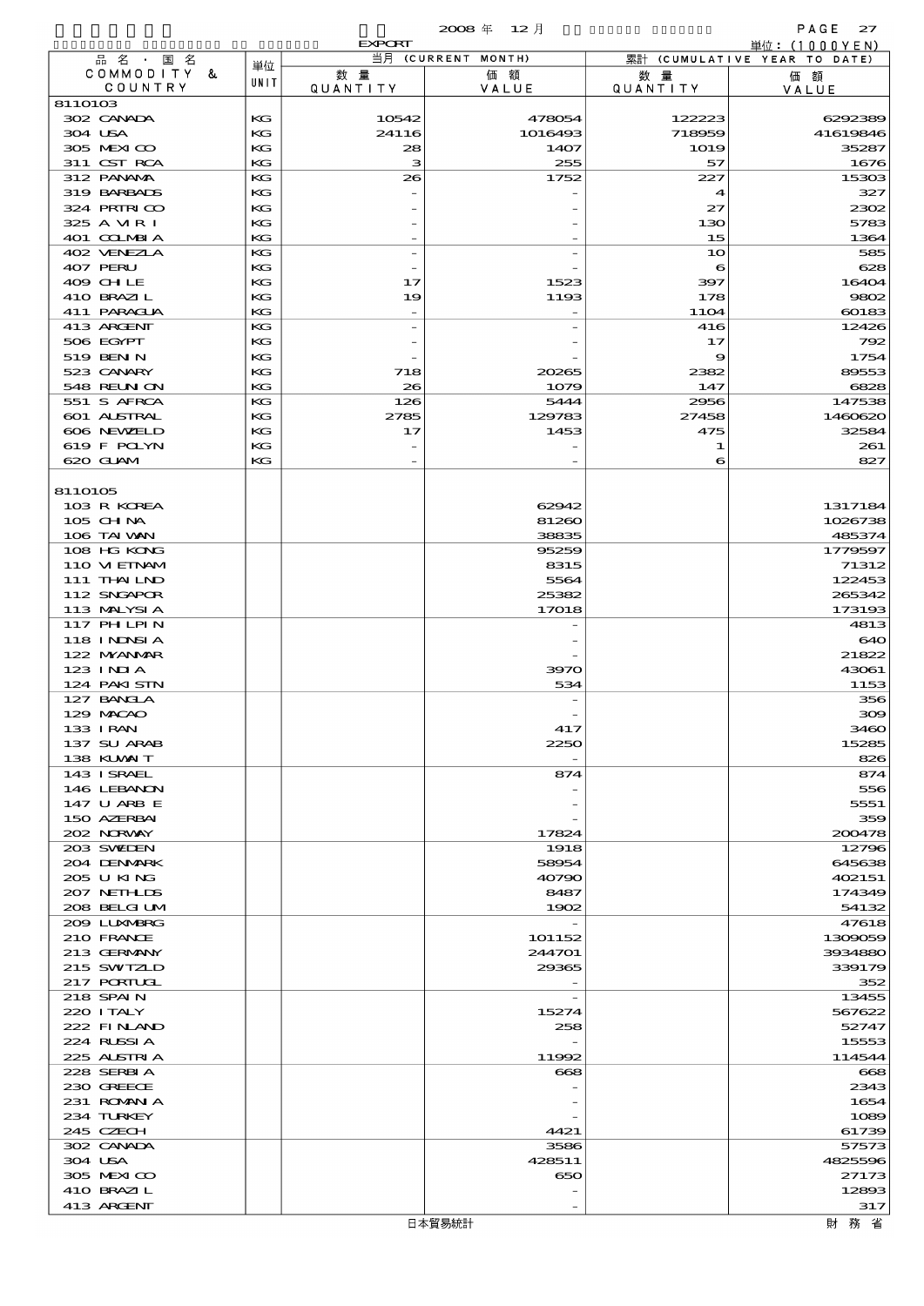2008 年 12 月

EXPORT

単位：(1000YEN)

| 品 名 ・ 国 名 COMMODITY & COUNTRY | 単位 UNIT | 当月 (CURRENT MONTH) 数 量 QUANTITY | 価 額 VALUE | 累計 (CUMULATIVE YEAR TO DATE) 数 量 QUANTITY | 価 額 VALUE |
|---|---|---|---|---|---|
| 8110103 | | | | | |
| 302 CANADA | KG | 10542 | 478054 | 122223 | 6292389 |
| 304 USA | KG | 24116 | 1016493 | 718959 | 41619846 |
| 305 MEXICO | KG | 28 | 1407 | 1019 | 35287 |
| 311 CST RCA | KG | 3 | 255 | 57 | 1676 |
| 312 PANAMA | KG | 26 | 1752 | 227 | 15303 |
| 319 BARBADS | KG | - | - | 4 | 327 |
| 324 PRTRICO | KG | - | - | 27 | 2302 |
| 325 A VIRI | KG | - | - | 130 | 5783 |
| 401 COLMBIA | KG | - | - | 15 | 1364 |
| 402 VENEZLA | KG | - | - | 10 | 585 |
| 407 PERU | KG | - | - | 6 | 628 |
| 409 CHILE | KG | 17 | 1523 | 397 | 16404 |
| 410 BRAZIL | KG | 19 | 1193 | 178 | 9802 |
| 411 PARAGUA | KG | - | - | 1104 | 60183 |
| 413 ARGENT | KG | - | - | 416 | 12426 |
| 506 EGYPT | KG | - | - | 17 | 792 |
| 519 BENIN | KG | - | - | 9 | 1754 |
| 523 CANARY | KG | 718 | 20265 | 2382 | 89553 |
| 548 REUNION | KG | 26 | 1079 | 147 | 6828 |
| 551 S AFRCA | KG | 126 | 5444 | 2956 | 147538 |
| 601 ASTRAL | KG | 2785 | 129783 | 27458 | 1460620 |
| 606 NEWZELD | KG | 17 | 1453 | 475 | 32584 |
| 619 F POLYN | KG | - | - | 1 | 261 |
| 620 GUAM | KG | - | - | 6 | 827 |
| 8110105 | | | | | |
| 103 R KOREA | | | 62942 | | 1317184 |
| 105 CHINA | | | 81260 | | 1026738 |
| 106 TAIWAN | | | 38835 | | 485374 |
| 108 HG KONG | | | 95259 | | 1779597 |
| 110 VIETNAM | | | 8315 | | 71312 |
| 111 THAILND | | | 5564 | | 122453 |
| 112 SNGAPOR | | | 25382 | | 265342 |
| 113 MALYSIA | | | 17018 | | 173193 |
| 117 PHILPIN | | | - | | 4813 |
| 118 INDNSIA | | | - | | 640 |
| 122 MYANMAR | | | - | | 21822 |
| 123 INDIA | | | 3970 | | 43061 |
| 124 PAKISTN | | | 534 | | 1153 |
| 127 BANGLA | | | - | | 356 |
| 129 MACAO | | | - | | 309 |
| 133 IRAN | | | 417 | | 3460 |
| 137 SU ARAB | | | 2250 | | 15285 |
| 138 KUWAIT | | | - | | 826 |
| 143 ISRAEL | | | 874 | | 874 |
| 146 LEBANON | | | - | | 556 |
| 147 U ARB E | | | - | | 5551 |
| 150 AZERBAI | | | - | | 359 |
| 202 NORWAY | | | 17824 | | 200478 |
| 203 SWEDEN | | | 1918 | | 12796 |
| 204 DENMARK | | | 58954 | | 645638 |
| 205 U KING | | | 40790 | | 402151 |
| 207 NETHLDS | | | 8487 | | 174349 |
| 208 BELGIUM | | | 1902 | | 54132 |
| 209 LUXMBRG | | | - | | 47618 |
| 210 FRANCE | | | 101152 | | 1309059 |
| 213 GERMANY | | | 244701 | | 3934880 |
| 215 SWITZLD | | | 29365 | | 339179 |
| 217 PORTUGL | | | - | | 352 |
| 218 SPAIN | | | - | | 13455 |
| 220 ITALY | | | 15274 | | 567622 |
| 222 FINLAND | | | 258 | | 52747 |
| 224 RUSSIA | | | - | | 15553 |
| 225 ASTRIA | | | 11992 | | 114544 |
| 228 SERBIA | | | 668 | | 668 |
| 230 GREECE | | | - | | 2343 |
| 231 ROMANIA | | | - | | 1654 |
| 234 TURKEY | | | - | | 1089 |
| 245 CZECH | | | 4421 | | 61739 |
| 302 CANADA | | | 3586 | | 57573 |
| 304 USA | | | 428511 | | 4825596 |
| 305 MEXICO | | | 650 | | 27173 |
| 410 BRAZIL | | | - | | 12893 |
| 413 ARGENT | | | - | | 317 |

日本貿易統計

財 務 省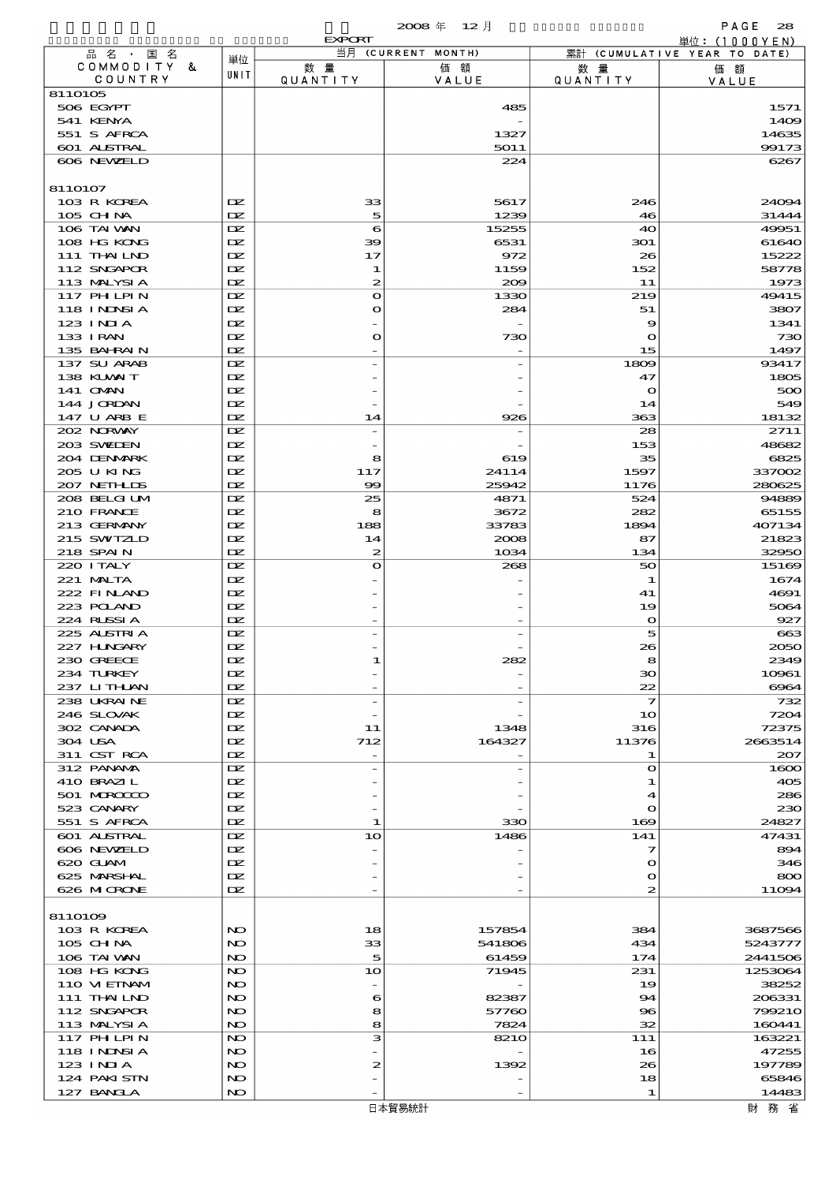2008 年 12 月

EXPORT

単位：(1000YEN)

| 品名・国名 COMMODITY & COUNTRY | 単位 UNIT | 当月 (CURRENT MONTH) 数量 QUANTITY | 価額 VALUE | 累計 (CUMULATIVE YEAR TO DATE) 数量 QUANTITY | 価額 VALUE |
|---|---|---|---|---|---|
| 8110105 | | | | | |
| 506 EGYPT | | | 485 | | 1571 |
| 541 KENYA | | | - | | 1409 |
| 551 S AFRCA | | | 1327 | | 14635 |
| 601 AUSTRAL | | | 5011 | | 99173 |
| 606 NEWZELD | | | 224 | | 6267 |
| 8110107 | | | | | |
| 103 R KOREA | DZ | 33 | 5617 | 246 | 24094 |
| 105 CHINA | DZ | 5 | 1239 | 46 | 31444 |
| 106 TAIWAN | DZ | 6 | 15255 | 40 | 49951 |
| 108 HG KONG | DZ | 39 | 6531 | 301 | 61640 |
| 111 THAILND | DZ | 17 | 972 | 26 | 15222 |
| 112 SNGAPOR | DZ | 1 | 1159 | 152 | 58778 |
| 113 MALYSIA | DZ | 2 | 209 | 11 | 1973 |
| 117 PHILPIN | DZ | 0 | 1330 | 219 | 49415 |
| 118 INDNSIA | DZ | 0 | 284 | 51 | 3807 |
| 123 INDIA | DZ | - | - | 9 | 1341 |
| 133 IRAN | DZ | 0 | 730 | 0 | 730 |
| 135 BAHRAIN | DZ | - | - | 15 | 1497 |
| 137 SU ARAB | DZ | - | - | 1809 | 93417 |
| 138 KUWAIT | DZ | - | - | 47 | 1805 |
| 141 OMAN | DZ | - | - | 0 | 500 |
| 144 JORDAN | DZ | - | - | 14 | 549 |
| 147 U ARB E | DZ | 14 | 926 | 363 | 18132 |
| 202 NORWAY | DZ | - | - | 28 | 2711 |
| 203 SWEDEN | DZ | - | - | 153 | 48682 |
| 204 DENMARK | DZ | 8 | 619 | 35 | 6825 |
| 205 U KING | DZ | 117 | 24114 | 1597 | 337002 |
| 207 NETHLDS | DZ | 99 | 25942 | 1176 | 280625 |
| 208 BELGIUM | DZ | 25 | 4871 | 524 | 94889 |
| 210 FRANCE | DZ | 8 | 3672 | 282 | 65155 |
| 213 GERMANY | DZ | 188 | 33783 | 1894 | 407134 |
| 215 SWITZLD | DZ | 14 | 2008 | 87 | 21823 |
| 218 SPAIN | DZ | 2 | 1034 | 134 | 32950 |
| 220 ITALY | DZ | 0 | 268 | 50 | 15169 |
| 221 MALTA | DZ | - | - | 1 | 1674 |
| 222 FINLAND | DZ | - | - | 41 | 4691 |
| 223 POLAND | DZ | - | - | 19 | 5064 |
| 224 RUSSIA | DZ | - | - | 0 | 927 |
| 225 AUSTRIA | DZ | - | - | 5 | 663 |
| 227 HUNGARY | DZ | - | - | 26 | 2050 |
| 230 GREECE | DZ | 1 | 282 | 8 | 2349 |
| 234 TURKEY | DZ | - | - | 30 | 10961 |
| 237 LITHUAN | DZ | - | - | 22 | 6964 |
| 238 UKRAINE | DZ | - | - | 7 | 732 |
| 246 SLOVAK | DZ | - | - | 10 | 7204 |
| 302 CANADA | DZ | 11 | 1348 | 316 | 72375 |
| 304 USA | DZ | 712 | 164327 | 11376 | 2663514 |
| 311 CST RCA | DZ | - | - | 1 | 207 |
| 312 PANAMA | DZ | - | - | 0 | 1600 |
| 410 BRAZIL | DZ | - | - | 1 | 405 |
| 501 MOROCCO | DZ | - | - | 4 | 286 |
| 523 CANARY | DZ | - | - | 0 | 230 |
| 551 S AFRCA | DZ | 1 | 330 | 169 | 24827 |
| 601 AUSTRAL | DZ | 10 | 1486 | 141 | 47431 |
| 606 NEWZELD | DZ | - | - | 7 | 894 |
| 620 GUAM | DZ | - | - | 0 | 346 |
| 625 MARSHAL | DZ | - | - | 0 | 800 |
| 626 MICRONE | DZ | - | - | 2 | 11094 |
| 8110109 | | | | | |
| 103 R KOREA | NO | 18 | 157854 | 384 | 3687566 |
| 105 CHINA | NO | 33 | 541806 | 434 | 5243777 |
| 106 TAIWAN | NO | 5 | 61459 | 174 | 2441506 |
| 108 HG KONG | NO | 10 | 71945 | 231 | 1253064 |
| 110 VIETNAM | NO | - | - | 19 | 38252 |
| 111 THAILND | NO | 6 | 82387 | 94 | 206331 |
| 112 SNGAPOR | NO | 8 | 57760 | 96 | 799210 |
| 113 MALYSIA | NO | 8 | 7824 | 32 | 160441 |
| 117 PHILPIN | NO | 3 | 8210 | 111 | 163221 |
| 118 INDNSIA | NO | - | - | 16 | 47255 |
| 123 INDIA | NO | 2 | 1392 | 26 | 197789 |
| 124 PAKISTN | NO | - | - | 18 | 65846 |
| 127 BANGLA | NO | - | - | 1 | 14483 |

日本貿易統計　　財務省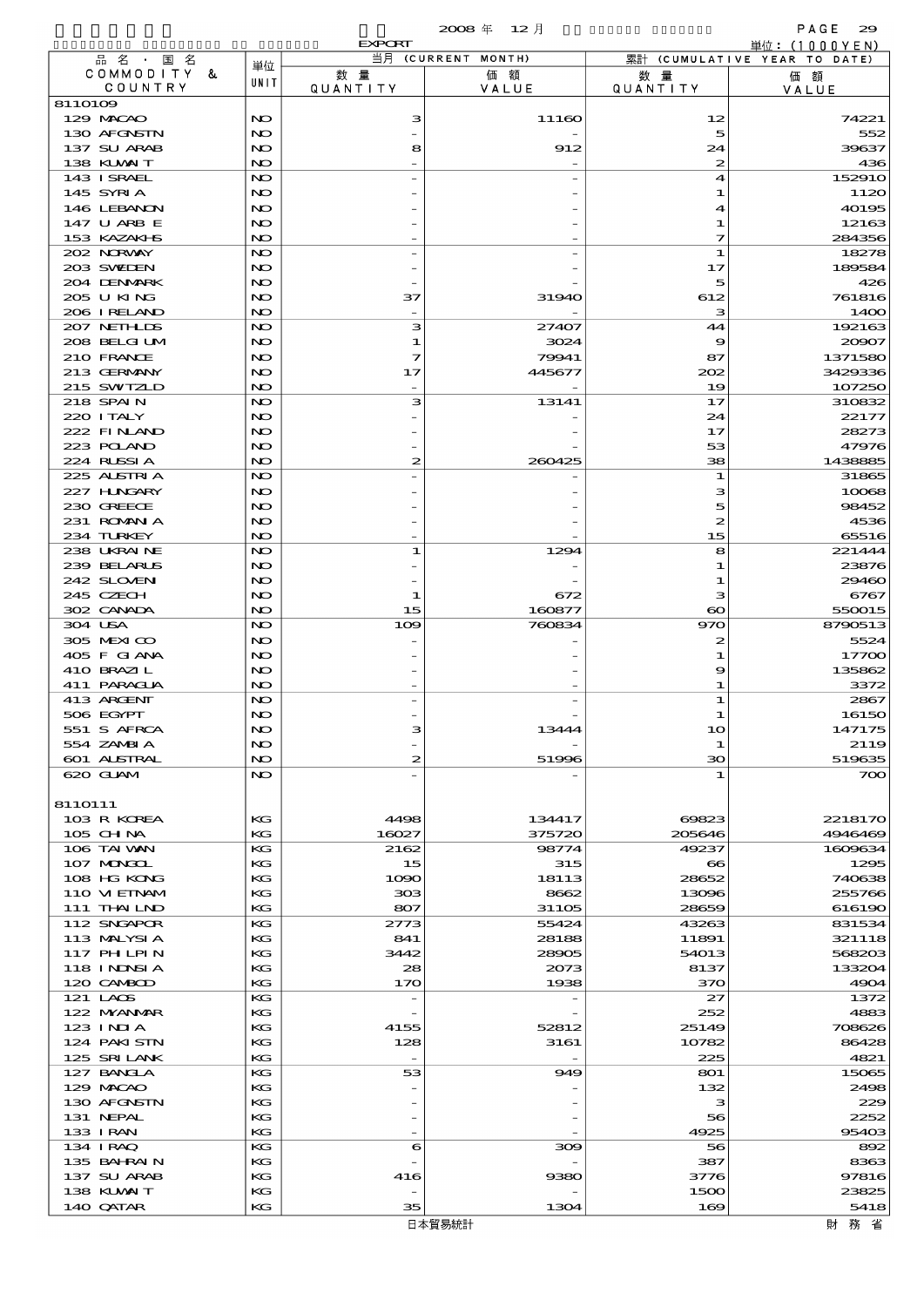EXPORT　2008 年 12 月　単位：(1000YEN)

| 品名・国名 COMMODITY & COUNTRY | 単位 UNIT | 当月 (CURRENT MONTH) 数量 QUANTITY | 価額 VALUE | 累計 (CUMULATIVE YEAR TO DATE) 数量 QUANTITY | 価額 VALUE |
|---|---|---|---|---|---|
| 8110109 | | | | | |
| 129 MACAO | NO | 3 | 11160 | 12 | 74221 |
| 130 AFGNSTN | NO | - | - | 5 | 552 |
| 137 SU ARAB | NO | 8 | 912 | 24 | 39637 |
| 138 KUWAIT | NO | - | - | 2 | 436 |
| 143 ISRAEL | NO | - | - | 4 | 152910 |
| 145 SYRIA | NO | - | - | 1 | 1120 |
| 146 LEBANON | NO | - | - | 4 | 40195 |
| 147 U ARB E | NO | - | - | 1 | 12163 |
| 153 KAZAKHS | NO | - | - | 7 | 284356 |
| 202 NORWAY | NO | - | - | 1 | 18278 |
| 203 SWEDEN | NO | - | - | 17 | 189584 |
| 204 DENMARK | NO | - | - | 5 | 426 |
| 205 U KING | NO | 37 | 31940 | 612 | 761816 |
| 206 IRELAND | NO | - | - | 3 | 1400 |
| 207 NETHLDS | NO | 3 | 27407 | 44 | 192163 |
| 208 BELGIUM | NO | 1 | 3024 | 9 | 20907 |
| 210 FRANCE | NO | 7 | 79941 | 87 | 1371580 |
| 213 GERMANY | NO | 17 | 445677 | 202 | 3429336 |
| 215 SWITZLD | NO | - | - | 19 | 107250 |
| 218 SPAIN | NO | 3 | 13141 | 17 | 310832 |
| 220 ITALY | NO | - | - | 24 | 22177 |
| 222 FINLAND | NO | - | - | 17 | 28273 |
| 223 POLAND | NO | - | - | 53 | 47976 |
| 224 RUSSIA | NO | 2 | 260425 | 38 | 1438885 |
| 225 AUSTRIA | NO | - | - | 1 | 31865 |
| 227 HUNGARY | NO | - | - | 3 | 10068 |
| 230 GREECE | NO | - | - | 5 | 98452 |
| 231 ROMANIA | NO | - | - | 2 | 4536 |
| 234 TURKEY | NO | - | - | 15 | 65516 |
| 238 UKRAINE | NO | 1 | 1294 | 8 | 221444 |
| 239 BELARUS | NO | - | - | 1 | 23876 |
| 242 SLOVENI | NO | - | - | 1 | 29460 |
| 245 CZECH | NO | 1 | 672 | 3 | 6767 |
| 302 CANADA | NO | 15 | 160877 | 60 | 550015 |
| 304 USA | NO | 109 | 760834 | 970 | 8790513 |
| 305 MEXICO | NO | - | - | 2 | 5524 |
| 405 F GIANA | NO | - | - | 1 | 17700 |
| 410 BRAZIL | NO | - | - | 9 | 135862 |
| 411 PARAGUA | NO | - | - | 1 | 3372 |
| 413 ARGENT | NO | - | - | 1 | 2867 |
| 506 EGYPT | NO | - | - | 1 | 16150 |
| 551 S AFRCA | NO | 3 | 13444 | 10 | 147175 |
| 554 ZAMBIA | NO | - | - | 1 | 2119 |
| 601 AUSTRAL | NO | 2 | 51996 | 30 | 519635 |
| 620 GUAM | NO | - | - | 1 | 700 |
| 8110111 | | | | | |
| 103 R KOREA | KG | 4498 | 134417 | 69823 | 2218170 |
| 105 CHINA | KG | 16027 | 375720 | 205646 | 4946469 |
| 106 TAIWAN | KG | 2162 | 98774 | 49237 | 1609634 |
| 107 MONGOL | KG | 15 | 315 | 66 | 1295 |
| 108 HG KONG | KG | 1090 | 18113 | 28652 | 740638 |
| 110 VIETNAM | KG | 303 | 8662 | 13096 | 255766 |
| 111 THAILND | KG | 807 | 31105 | 28659 | 616190 |
| 112 SNGAPOR | KG | 2773 | 55424 | 43263 | 831534 |
| 113 MALYSIA | KG | 841 | 28188 | 11891 | 321118 |
| 117 PHILPIN | KG | 3442 | 28905 | 54013 | 568203 |
| 118 INDNSIA | KG | 28 | 2073 | 8137 | 133204 |
| 120 CAMBOD | KG | 170 | 1938 | 370 | 4904 |
| 121 LAOS | KG | - | - | 27 | 1372 |
| 122 MYANMAR | KG | - | - | 252 | 4883 |
| 123 INDIA | KG | 4155 | 52812 | 25149 | 708626 |
| 124 PAKISTN | KG | 128 | 3161 | 10782 | 86428 |
| 125 SRILANK | KG | - | - | 225 | 4821 |
| 127 BANGLA | KG | 53 | 949 | 801 | 15065 |
| 129 MACAO | KG | - | - | 132 | 2498 |
| 130 AFGNSTN | KG | - | - | 3 | 229 |
| 131 NEPAL | KG | - | - | 56 | 2252 |
| 133 IRAN | KG | - | - | 4925 | 95403 |
| 134 IRAQ | KG | 6 | 309 | 56 | 892 |
| 135 BAHRAIN | KG | - | - | 387 | 8363 |
| 137 SU ARAB | KG | 416 | 9380 | 3776 | 97816 |
| 138 KUWAIT | KG | - | - | 1500 | 23825 |
| 140 QATAR | KG | 35 | 1304 | 169 | 5418 |

日本貿易統計　財務省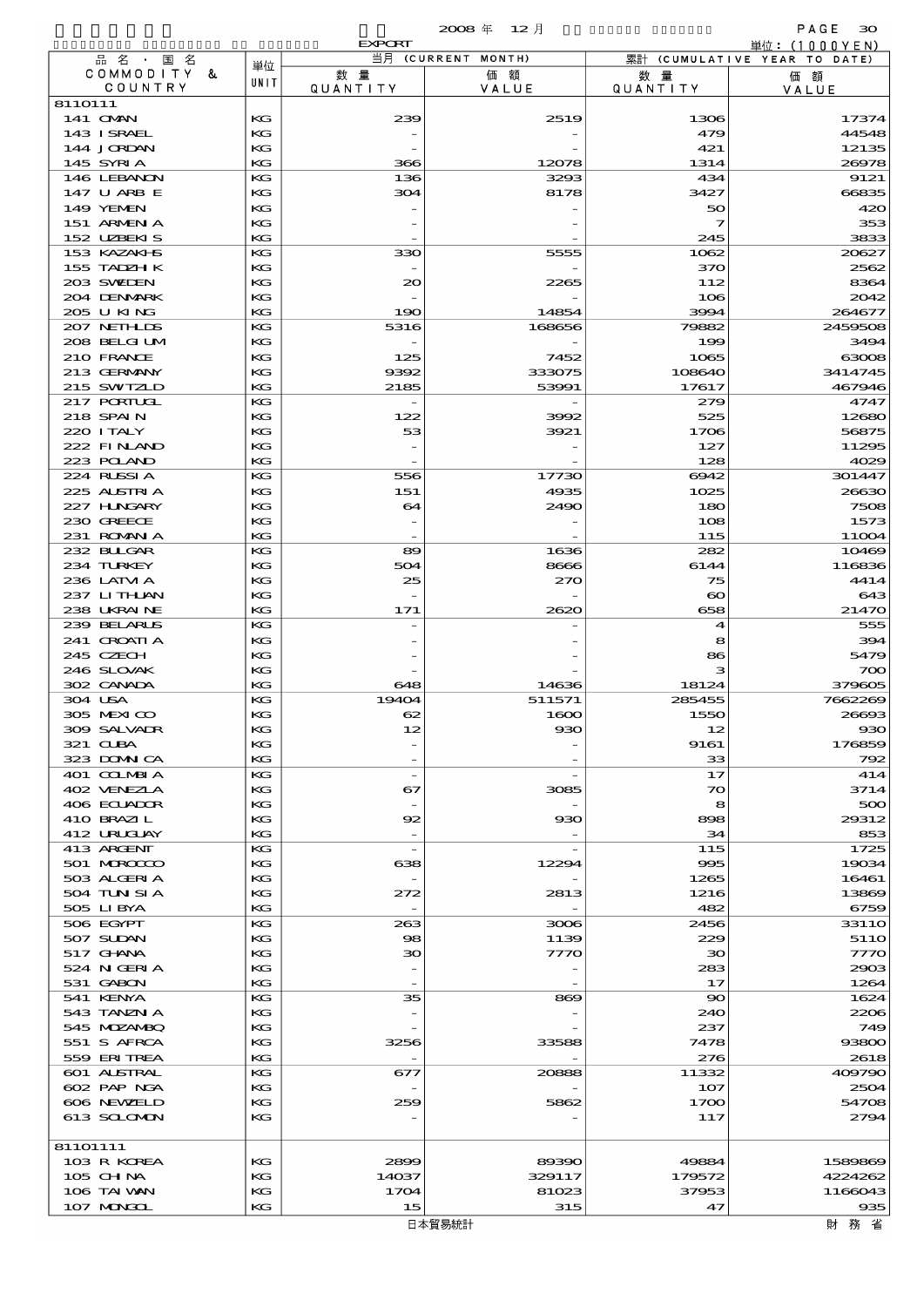2008 年 12 月

EXPORT

単位：(1000YEN)

| 品名・国名 COMMODITY & COUNTRY | 単位 UNIT | 当月 (CURRENT MONTH) 数量 QUANTITY | 価額 VALUE | 累計 (CUMULATIVE YEAR TO DATE) 数量 QUANTITY | 価額 VALUE |
|---|---|---|---|---|---|
| 8110111 | | | | | |
| 141 OMAN | KG | 239 | 2519 | 1306 | 17374 |
| 143 ISRAEL | KG | - | - | 479 | 44548 |
| 144 JORDAN | KG | - | - | 421 | 12135 |
| 145 SYRIA | KG | 366 | 12078 | 1314 | 26978 |
| 146 LEBANON | KG | 136 | 3293 | 434 | 9121 |
| 147 U ARB E | KG | 304 | 8178 | 3427 | 66835 |
| 149 YEMEN | KG | - | - | 50 | 420 |
| 151 ARMENIA | KG | - | - | 7 | 353 |
| 152 UZBEKIS | KG | - | - | 245 | 3833 |
| 153 KAZAKHS | KG | 330 | 5555 | 1062 | 20627 |
| 155 TADZHIK | KG | - | - | 370 | 2562 |
| 203 SWEDEN | KG | 20 | 2265 | 112 | 8364 |
| 204 DENMARK | KG | - | - | 106 | 2042 |
| 205 U KING | KG | 190 | 14854 | 3994 | 264677 |
| 207 NETHLDS | KG | 5316 | 168656 | 79882 | 2459508 |
| 208 BELGIUM | KG | - | - | 199 | 3494 |
| 210 FRANCE | KG | 125 | 7452 | 1065 | 63008 |
| 213 GERMANY | KG | 9392 | 333075 | 108640 | 3414745 |
| 215 SWITZLD | KG | 2185 | 53991 | 17617 | 467946 |
| 217 PORTUGL | KG | - | - | 279 | 4747 |
| 218 SPAIN | KG | 122 | 3992 | 525 | 12680 |
| 220 ITALY | KG | 53 | 3921 | 1706 | 56875 |
| 222 FINLAND | KG | - | - | 127 | 11295 |
| 223 POLAND | KG | - | - | 128 | 4029 |
| 224 RUSSIA | KG | 556 | 17730 | 6942 | 301447 |
| 225 AUSTRIA | KG | 151 | 4935 | 1025 | 26630 |
| 227 HUNGARY | KG | 64 | 2490 | 180 | 7508 |
| 230 GREECE | KG | - | - | 108 | 1573 |
| 231 ROMANIA | KG | - | - | 115 | 11004 |
| 232 BULGAR | KG | 89 | 1636 | 282 | 10469 |
| 234 TURKEY | KG | 504 | 8666 | 6144 | 116836 |
| 236 LATVIA | KG | 25 | 270 | 75 | 4414 |
| 237 LITHUAN | KG | - | - | 60 | 643 |
| 238 UKRAINE | KG | 171 | 2620 | 658 | 21470 |
| 239 BELARUS | KG | - | - | 4 | 555 |
| 241 CROATIA | KG | - | - | 8 | 394 |
| 245 CZECH | KG | - | - | 86 | 5479 |
| 246 SLOVAK | KG | - | - | 3 | 700 |
| 302 CANADA | KG | 648 | 14636 | 18124 | 379605 |
| 304 USA | KG | 19404 | 511571 | 285455 | 7662269 |
| 305 MEXICO | KG | 62 | 1600 | 1550 | 26693 |
| 309 SALVADR | KG | 12 | 930 | 12 | 930 |
| 321 CUBA | KG | - | - | 9161 | 176859 |
| 323 DOMNICA | KG | - | - | 33 | 792 |
| 401 COLMBIA | KG | - | - | 17 | 414 |
| 402 VENEZLA | KG | 67 | 3085 | 70 | 3714 |
| 406 ECUADOR | KG | - | - | 8 | 500 |
| 410 BRAZIL | KG | 92 | 930 | 898 | 29312 |
| 412 URUGUAY | KG | - | - | 34 | 853 |
| 413 ARGENT | KG | - | - | 115 | 1725 |
| 501 MOROCCO | KG | 638 | 12294 | 995 | 19034 |
| 503 ALGERIA | KG | - | - | 1265 | 16461 |
| 504 TUNISIA | KG | 272 | 2813 | 1216 | 13869 |
| 505 LIBYA | KG | - | - | 482 | 6759 |
| 506 EGYPT | KG | 263 | 3006 | 2456 | 33110 |
| 507 SUDAN | KG | 98 | 1139 | 229 | 5110 |
| 517 GHANA | KG | 30 | 7770 | 30 | 7770 |
| 524 NIGERIA | KG | - | - | 283 | 2903 |
| 531 GABON | KG | - | - | 17 | 1264 |
| 541 KENYA | KG | 35 | 869 | 90 | 1624 |
| 543 TANZNIA | KG | - | - | 240 | 2206 |
| 545 MOZAMBQ | KG | - | - | 237 | 749 |
| 551 S AFRCA | KG | 3256 | 33588 | 7478 | 93800 |
| 559 ERITREA | KG | - | - | 276 | 2618 |
| 601 AUSTRAL | KG | 677 | 20888 | 11332 | 409790 |
| 602 PAP NGA | KG | - | - | 107 | 2504 |
| 606 NEWZELD | KG | 259 | 5862 | 1700 | 54708 |
| 613 SOLOMON | KG | - | - | 117 | 2794 |
| 81101111 | | | | | |
| 103 R KOREA | KG | 2899 | 89390 | 49884 | 1589869 |
| 105 CHINA | KG | 14037 | 329117 | 179572 | 4224262 |
| 106 TAIWAN | KG | 1704 | 81023 | 37953 | 1166043 |
| 107 MONGOL | KG | 15 | 315 | 47 | 935 |

日本貿易統計　　財務省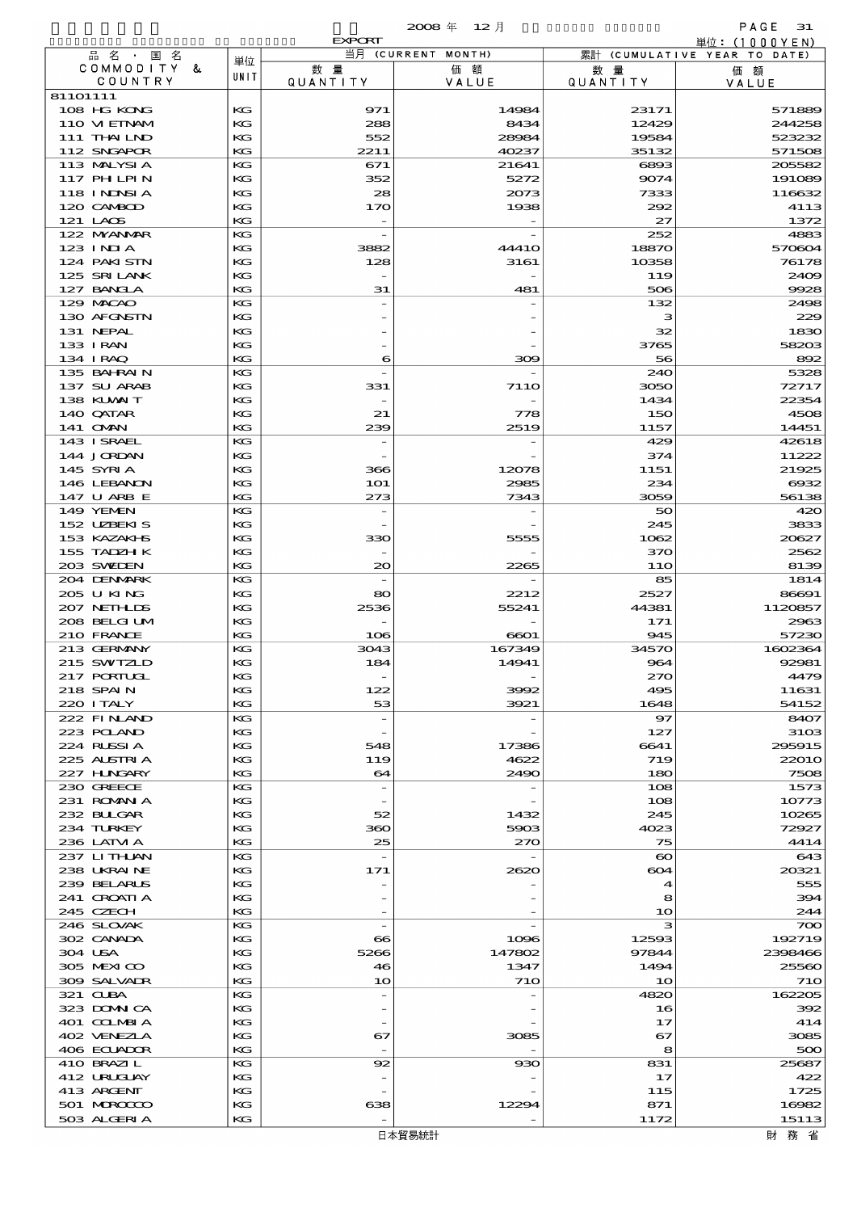2008 年 12 月 EXPORT 単位：(1000YEN)

| 品名・国名 COMMODITY & COUNTRY | 単位 UNIT | 当月 (CURRENT MONTH) 数量 QUANTITY | 価額 VALUE | 累計 (CUMULATIVE YEAR TO DATE) 数量 QUANTITY | 価額 VALUE |
|---|---|---|---|---|---|
| 81101111 | | | | | |
| 108 HG KONG | KG | 971 | 14984 | 23171 | 571889 |
| 110 VIETNAM | KG | 288 | 8434 | 12429 | 244258 |
| 111 THAILND | KG | 552 | 28984 | 19584 | 523232 |
| 112 SNGAPOR | KG | 2211 | 40237 | 35132 | 571508 |
| 113 MALYSIA | KG | 671 | 21641 | 6893 | 205582 |
| 117 PHILPIN | KG | 352 | 5272 | 9074 | 191089 |
| 118 INDNSIA | KG | 28 | 2073 | 7333 | 116632 |
| 120 CAMBOD | KG | 170 | 1938 | 292 | 4113 |
| 121 LAOS | KG | - | - | 27 | 1372 |
| 122 MYANMAR | KG | - | - | 252 | 4883 |
| 123 INDIA | KG | 3882 | 44410 | 18870 | 570604 |
| 124 PAKISTN | KG | 128 | 3161 | 10358 | 76178 |
| 125 SRI LANK | KG | - | - | 119 | 2409 |
| 127 BANGLA | KG | 31 | 481 | 506 | 9928 |
| 129 MACAO | KG | - | - | 132 | 2498 |
| 130 AFGNSTN | KG | - | - | 3 | 229 |
| 131 NEPAL | KG | - | - | 32 | 1830 |
| 133 IRAN | KG | - | - | 3765 | 58203 |
| 134 IRAQ | KG | 6 | 309 | 56 | 892 |
| 135 BAHRAIN | KG | - | - | 240 | 5328 |
| 137 SU ARAB | KG | 331 | 7110 | 3050 | 72717 |
| 138 KUWAIT | KG | - | - | 1434 | 22354 |
| 140 QATAR | KG | 21 | 778 | 150 | 4508 |
| 141 OMAN | KG | 239 | 2519 | 1157 | 14451 |
| 143 ISRAEL | KG | - | - | 429 | 42618 |
| 144 JORDAN | KG | - | - | 374 | 11222 |
| 145 SYRIA | KG | 366 | 12078 | 1151 | 21925 |
| 146 LEBANON | KG | 101 | 2985 | 234 | 6932 |
| 147 U ARB E | KG | 273 | 7343 | 3059 | 56138 |
| 149 YEMEN | KG | - | - | 50 | 420 |
| 152 UZBEKIS | KG | - | - | 245 | 3833 |
| 153 KAZAKHS | KG | 330 | 5555 | 1062 | 20627 |
| 155 TADZHIK | KG | - | - | 370 | 2562 |
| 203 SWEDEN | KG | 20 | 2265 | 110 | 8139 |
| 204 DENMARK | KG | - | - | 85 | 1814 |
| 205 U KING | KG | 80 | 2212 | 2527 | 86691 |
| 207 NETHLDS | KG | 2536 | 55241 | 44381 | 1120857 |
| 208 BELGIUM | KG | - | - | 171 | 2963 |
| 210 FRANCE | KG | 106 | 6601 | 945 | 57230 |
| 213 GERMANY | KG | 3043 | 167349 | 34570 | 1602364 |
| 215 SWITZLD | KG | 184 | 14941 | 964 | 92981 |
| 217 PORTUGL | KG | - | - | 270 | 4479 |
| 218 SPAIN | KG | 122 | 3992 | 495 | 11631 |
| 220 ITALY | KG | 53 | 3921 | 1648 | 54152 |
| 222 FINLAND | KG | - | - | 97 | 8407 |
| 223 POLAND | KG | - | - | 127 | 3103 |
| 224 RUSSIA | KG | 548 | 17386 | 6641 | 295915 |
| 225 AUSTRIA | KG | 119 | 4622 | 719 | 22010 |
| 227 HUNGARY | KG | 64 | 2490 | 180 | 7508 |
| 230 GREECE | KG | - | - | 108 | 1573 |
| 231 ROMANIA | KG | - | - | 108 | 10773 |
| 232 BULGAR | KG | 52 | 1432 | 245 | 10265 |
| 234 TURKEY | KG | 360 | 5903 | 4023 | 72927 |
| 236 LATVIA | KG | 25 | 270 | 75 | 4414 |
| 237 LITHUAN | KG | - | - | 60 | 643 |
| 238 UKRAINE | KG | 171 | 2620 | 604 | 20321 |
| 239 BELARUS | KG | - | - | 4 | 555 |
| 241 CROATIA | KG | - | - | 8 | 394 |
| 245 CZECH | KG | - | - | 10 | 244 |
| 246 SLOVAK | KG | - | - | 3 | 700 |
| 302 CANADA | KG | 66 | 1096 | 12593 | 192719 |
| 304 USA | KG | 5266 | 147802 | 97844 | 2398466 |
| 305 MEXICO | KG | 46 | 1347 | 1494 | 25560 |
| 309 SALVADR | KG | 10 | 710 | 10 | 710 |
| 321 CUBA | KG | - | - | 4820 | 162205 |
| 323 DOMNICA | KG | - | - | 16 | 392 |
| 401 COLMBIA | KG | - | - | 17 | 414 |
| 402 VENEZLA | KG | 67 | 3085 | 67 | 3085 |
| 406 ECUADOR | KG | - | - | 8 | 500 |
| 410 BRAZIL | KG | 92 | 930 | 831 | 25687 |
| 412 URUGUAY | KG | - | - | 17 | 422 |
| 413 ARGENT | KG | - | - | 115 | 1725 |
| 501 MOROCCO | KG | 638 | 12294 | 871 | 16982 |
| 503 ALGERIA | KG | - | - | 1172 | 15113 |

日本貿易統計　財務省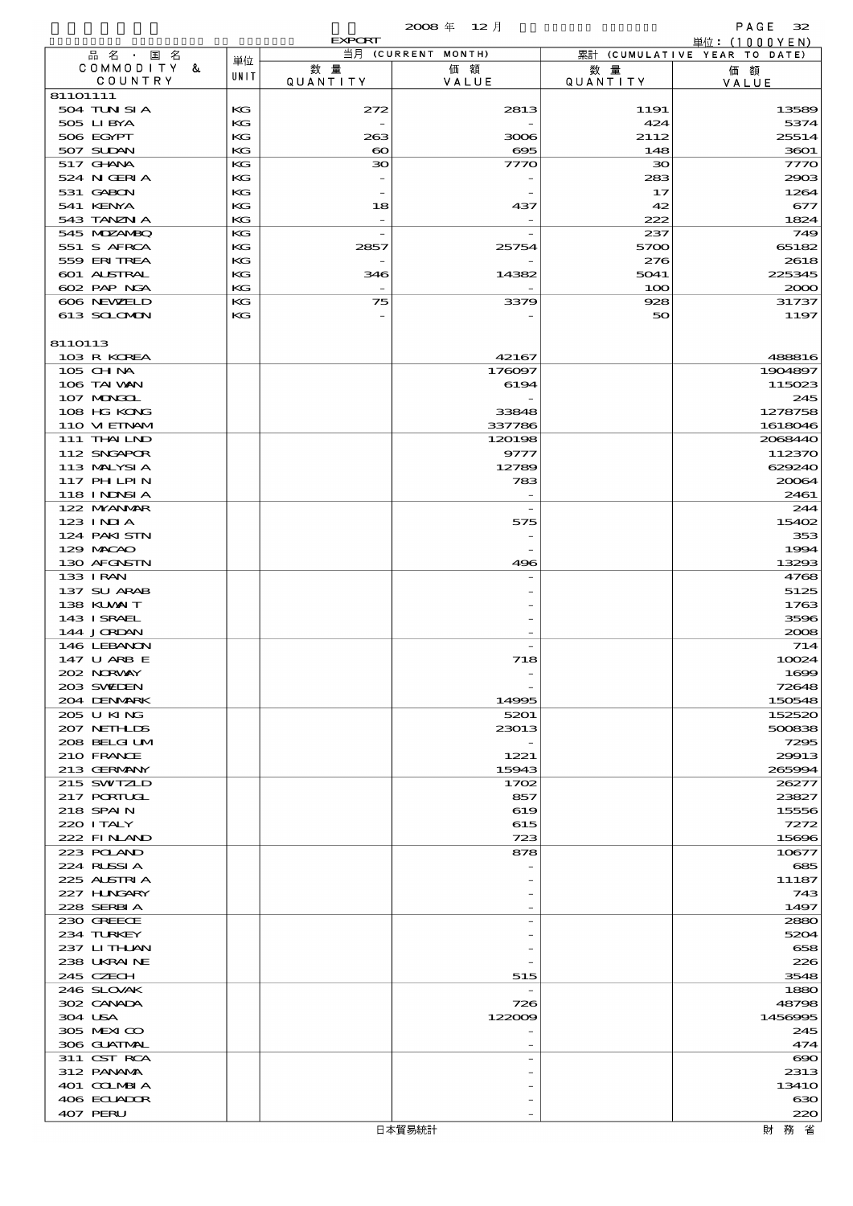2008 年 12 月

EXPORT

単位：(1000YEN)

| 品名・国名 COMMODITY & COUNTRY | 単位 UNIT | 当月 (CURRENT MONTH) 数量 QUANTITY | 価額 VALUE | 累計 (CUMULATIVE YEAR TO DATE) 数量 QUANTITY | 価額 VALUE |
|---|---|---|---|---|---|
| 81101111 | | | | | |
| 504 TUNISIA | KG | 272 | 2813 | 1191 | 13589 |
| 505 LIBYA | KG | - | - | 424 | 5374 |
| 506 EGYPT | KG | 263 | 3006 | 2112 | 25514 |
| 507 SUDAN | KG | 60 | 695 | 148 | 3601 |
| 517 GHANA | KG | 30 | 7770 | 30 | 7770 |
| 524 NIGERIA | KG | - | - | 283 | 2903 |
| 531 GABON | KG | - | - | 17 | 1264 |
| 541 KENYA | KG | 18 | 437 | 42 | 677 |
| 543 TANZNIA | KG | - | - | 222 | 1824 |
| 545 MOZAMBQ | KG | - | - | 237 | 749 |
| 551 S AFRCA | KG | 2857 | 25754 | 5700 | 65182 |
| 559 ERITREA | KG | - | - | 276 | 2618 |
| 601 AUSTRAL | KG | 346 | 14382 | 5041 | 225345 |
| 602 PAP NGA | KG | - | - | 100 | 2000 |
| 606 NEWZELD | KG | 75 | 3379 | 928 | 31737 |
| 613 SOLOMON | KG | - | - | 50 | 1197 |
| 8110113 | | | | | |
| 103 R KOREA | | | 42167 | | 488816 |
| 105 CHINA | | | 176097 | | 1904897 |
| 106 TAIWAN | | | 6194 | | 115023 |
| 107 MONGOL | | | - | | 245 |
| 108 HG KONG | | | 33848 | | 1278758 |
| 110 VIETNAM | | | 337786 | | 1618046 |
| 111 THAILND | | | 120198 | | 2068440 |
| 112 SNGAPOR | | | 9777 | | 112370 |
| 113 MALYSIA | | | 12789 | | 629240 |
| 117 PHILPIN | | | 783 | | 20064 |
| 118 INDNSIA | | | - | | 2461 |
| 122 MYANMAR | | | - | | 244 |
| 123 INDIA | | | 575 | | 15402 |
| 124 PAKISTN | | | - | | 353 |
| 129 MACAO | | | - | | 1994 |
| 130 AFGNSTN | | | 496 | | 13293 |
| 133 IRAN | | | - | | 4768 |
| 137 SU ARAB | | | - | | 5125 |
| 138 KUWAIT | | | - | | 1763 |
| 143 ISRAEL | | | - | | 3596 |
| 144 JORDAN | | | - | | 2008 |
| 146 LEBANON | | | - | | 714 |
| 147 U ARB E | | | 718 | | 10024 |
| 202 NORWAY | | | - | | 1699 |
| 203 SWEDEN | | | - | | 72648 |
| 204 DENMARK | | | 14995 | | 150548 |
| 205 U KING | | | 5201 | | 152520 |
| 207 NETHLDS | | | 23013 | | 500838 |
| 208 BELGIUM | | | - | | 7295 |
| 210 FRANCE | | | 1221 | | 29913 |
| 213 GERMANY | | | 15943 | | 265994 |
| 215 SWITZLD | | | 1702 | | 26277 |
| 217 PORTUGL | | | 857 | | 23827 |
| 218 SPAIN | | | 619 | | 15556 |
| 220 ITALY | | | 615 | | 7272 |
| 222 FINLAND | | | 723 | | 15696 |
| 223 POLAND | | | 878 | | 10677 |
| 224 RUSSIA | | | - | | 685 |
| 225 AUSTRIA | | | - | | 11187 |
| 227 HUNGARY | | | - | | 743 |
| 228 SERBIA | | | - | | 1497 |
| 230 GREECE | | | - | | 2880 |
| 234 TURKEY | | | - | | 5204 |
| 237 LITHUAN | | | - | | 658 |
| 238 UKRAINE | | | - | | 226 |
| 245 CZECH | | | 515 | | 3548 |
| 246 SLOVAK | | | - | | 1880 |
| 302 CANADA | | | 726 | | 48798 |
| 304 USA | | | 122009 | | 1456995 |
| 305 MEXICO | | | - | | 245 |
| 306 GUATMAL | | | - | | 474 |
| 311 CST RCA | | | - | | 690 |
| 312 PANAMA | | | - | | 2313 |
| 401 COLMBIA | | | - | | 13410 |
| 406 ECUADOR | | | - | | 630 |
| 407 PERU | | | - | | 220 |

日本貿易統計　　財務省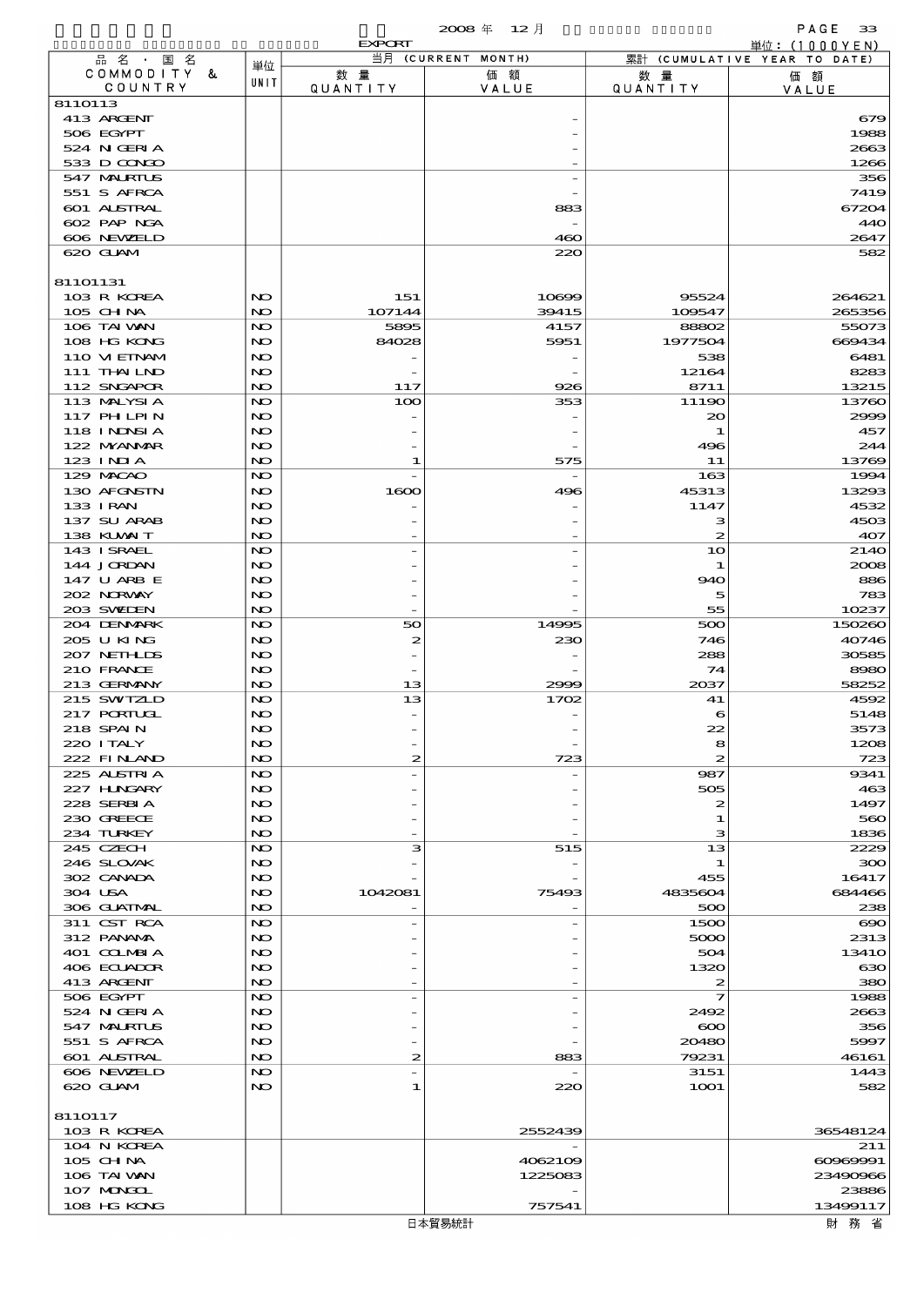2008 年 12 月

EXPORT

単位：(1000YEN)

| 品名・国名 COMMODITY & COUNTRY | 単位 UNIT | 当月 (CURRENT MONTH) 数量 QUANTITY | 価額 VALUE | 累計 (CUMULATIVE YEAR TO DATE) 数量 QUANTITY | 価額 VALUE |
|---|---|---|---|---|---|
| 8110113 | | | | | |
| 413 ARGENT | | | - | | 679 |
| 506 EGYPT | | | - | | 1988 |
| 524 NIGERIA | | | - | | 2663 |
| 533 D CONGO | | | - | | 1266 |
| 547 MAURTUS | | | - | | 356 |
| 551 S AFRCA | | | - | | 7419 |
| 601 AUSTRAL | | | 883 | | 67204 |
| 602 PAP NGA | | | - | | 440 |
| 606 NEWZELD | | | 460 | | 2647 |
| 620 GUAM | | | 220 | | 582 |
| 81101131 | | | | | |
| 103 R KOREA | NO | 151 | 10699 | 95524 | 264621 |
| 105 CHINA | NO | 107144 | 39415 | 109547 | 265356 |
| 106 TAIWAN | NO | 5895 | 4157 | 88802 | 55073 |
| 108 HG KONG | NO | 84028 | 5951 | 1977504 | 669434 |
| 110 VIETNAM | NO | - | - | 538 | 6481 |
| 111 THAILND | NO | - | - | 12164 | 8283 |
| 112 SNGAPOR | NO | 117 | 926 | 8711 | 13215 |
| 113 MALYSIA | NO | 100 | 353 | 11190 | 13760 |
| 117 PHILPIN | NO | - | - | 20 | 2999 |
| 118 INDNSIA | NO | - | - | 1 | 457 |
| 122 MYANMAR | NO | - | - | 496 | 244 |
| 123 INDIA | NO | 1 | 575 | 11 | 13769 |
| 129 MACAO | NO | - | - | 163 | 1994 |
| 130 AFGNSTN | NO | 1600 | 496 | 45313 | 13293 |
| 133 IRAN | NO | - | - | 1147 | 4532 |
| 137 SU ARAB | NO | - | - | 3 | 4503 |
| 138 KUWAIT | NO | - | - | 2 | 407 |
| 143 ISRAEL | NO | - | - | 10 | 2140 |
| 144 JORDAN | NO | - | - | 1 | 2008 |
| 147 U ARB E | NO | - | - | 940 | 886 |
| 202 NORWAY | NO | - | - | 5 | 783 |
| 203 SWEDEN | NO | - | - | 55 | 10237 |
| 204 DENMARK | NO | 50 | 14995 | 500 | 150260 |
| 205 U KING | NO | 2 | 230 | 746 | 40746 |
| 207 NETHLDS | NO | - | - | 288 | 30585 |
| 210 FRANCE | NO | - | - | 74 | 8980 |
| 213 GERMANY | NO | 13 | 2999 | 2037 | 58252 |
| 215 SWITZLD | NO | 13 | 1702 | 41 | 4592 |
| 217 PORTUGL | NO | - | - | 6 | 5148 |
| 218 SPAIN | NO | - | - | 22 | 3573 |
| 220 ITALY | NO | - | - | 8 | 1208 |
| 222 FINLAND | NO | 2 | 723 | 2 | 723 |
| 225 AUSTRIA | NO | - | - | 987 | 9341 |
| 227 HUNGARY | NO | - | - | 505 | 463 |
| 228 SERBIA | NO | - | - | 2 | 1497 |
| 230 GREECE | NO | - | - | 1 | 560 |
| 234 TURKEY | NO | - | - | 3 | 1836 |
| 245 CZECH | NO | 3 | 515 | 13 | 2229 |
| 246 SLOVAK | NO | - | - | 1 | 300 |
| 302 CANADA | NO | - | - | 455 | 16417 |
| 304 USA | NO | 1042081 | 75493 | 4835604 | 684466 |
| 306 GUATMAL | NO | - | - | 500 | 238 |
| 311 CST RCA | NO | - | - | 1500 | 690 |
| 312 PANAMA | NO | - | - | 5000 | 2313 |
| 401 COLMBIA | NO | - | - | 504 | 13410 |
| 406 ECUADOR | NO | - | - | 1320 | 630 |
| 413 ARGENT | NO | - | - | 2 | 380 |
| 506 EGYPT | NO | - | - | 7 | 1988 |
| 524 NIGERIA | NO | - | - | 2492 | 2663 |
| 547 MAURTUS | NO | - | - | 600 | 356 |
| 551 S AFRCA | NO | - | - | 20480 | 5997 |
| 601 AUSTRAL | NO | 2 | 883 | 79231 | 46161 |
| 606 NEWZELD | NO | - | - | 3151 | 1443 |
| 620 GUAM | NO | 1 | 220 | 1001 | 582 |
| 8110117 | | | | | |
| 103 R KOREA | | | 2552439 | | 36548124 |
| 104 N KOREA | | | - | | 211 |
| 105 CHINA | | | 4062109 | | 60969991 |
| 106 TAIWAN | | | 1225083 | | 23490966 |
| 107 MONGOL | | | - | | 23886 |
| 108 HG KONG | | | 757541 | | 13499117 |

日本貿易統計　財務省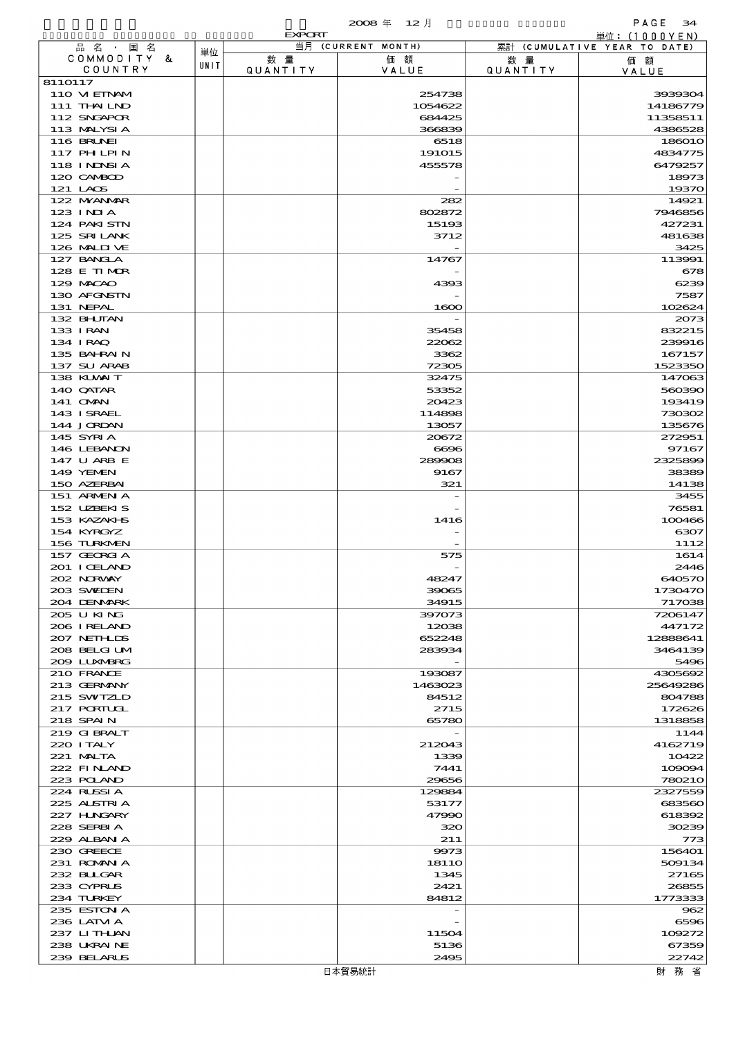2008 年 12 月

EXPORT

単位：(1000YEN)

| 品名・国名 COMMODITY & COUNTRY | 単位 UNIT | 当月 (CURRENT MONTH) 数量 QUANTITY | 価額 VALUE | 累計 (CUMULATIVE YEAR TO DATE) 数量 QUANTITY | 価額 VALUE |
|---|---|---|---|---|---|
| 8110117 | | | | | |
| 110 VIETNAM | | | 254738 | | 3939304 |
| 111 THAILND | | | 1054622 | | 14186779 |
| 112 SNGAPOR | | | 684425 | | 11358511 |
| 113 MALYSIA | | | 366839 | | 4386528 |
| 116 BRUNEI | | | 6518 | | 186010 |
| 117 PHILPIN | | | 191015 | | 4834775 |
| 118 INDNSIA | | | 455578 | | 6479257 |
| 120 CAMBOD | | | - | | 18973 |
| 121 LAOS | | | - | | 19370 |
| 122 MYANMAR | | | 282 | | 14921 |
| 123 INDIA | | | 802872 | | 7946856 |
| 124 PAKISTN | | | 15193 | | 427231 |
| 125 SRI LANK | | | 3712 | | 481638 |
| 126 MALDIVE | | | - | | 3425 |
| 127 BANGLA | | | 14767 | | 113991 |
| 128 E TIMOR | | | - | | 678 |
| 129 MACAO | | | 4393 | | 6239 |
| 130 AFGNSTN | | | - | | 7587 |
| 131 NEPAL | | | 1600 | | 102624 |
| 132 BHUTAN | | | - | | 2073 |
| 133 IRAN | | | 35458 | | 832215 |
| 134 IRAQ | | | 22062 | | 239916 |
| 135 BAHRAIN | | | 3362 | | 167157 |
| 137 SU ARAB | | | 72305 | | 1523350 |
| 138 KUWAIT | | | 32475 | | 147063 |
| 140 QATAR | | | 53352 | | 560390 |
| 141 OMAN | | | 20423 | | 193419 |
| 143 ISRAEL | | | 114898 | | 730302 |
| 144 JORDAN | | | 13057 | | 135676 |
| 145 SYRIA | | | 20672 | | 272951 |
| 146 LEBANON | | | 6696 | | 97167 |
| 147 U ARB E | | | 289908 | | 2325899 |
| 149 YEMEN | | | 9167 | | 38389 |
| 150 AZERBAI | | | 321 | | 14138 |
| 151 ARMENIA | | | - | | 3455 |
| 152 UZBEKIS | | | - | | 76581 |
| 153 KAZAKHS | | | 1416 | | 100466 |
| 154 KYRGYZ | | | - | | 6307 |
| 156 TURKMEN | | | - | | 1112 |
| 157 GEORGIA | | | 575 | | 1614 |
| 201 ICELAND | | | - | | 2446 |
| 202 NORWAY | | | 48247 | | 640570 |
| 203 SWEDEN | | | 39065 | | 1730470 |
| 204 DENMARK | | | 34915 | | 717038 |
| 205 U KING | | | 397073 | | 7206147 |
| 206 IRELAND | | | 12038 | | 447172 |
| 207 NETHLDS | | | 652248 | | 12888641 |
| 208 BELGIUM | | | 283934 | | 3464139 |
| 209 LUXMBRG | | | - | | 5496 |
| 210 FRANCE | | | 193087 | | 4305692 |
| 213 GERMANY | | | 1463023 | | 25649286 |
| 215 SWITZLD | | | 84512 | | 804788 |
| 217 PORTUGL | | | 2715 | | 172626 |
| 218 SPAIN | | | 65780 | | 1318858 |
| 219 GIBRALT | | | - | | 1144 |
| 220 ITALY | | | 212043 | | 4162719 |
| 221 MALTA | | | 1339 | | 10422 |
| 222 FINLAND | | | 7441 | | 109094 |
| 223 POLAND | | | 29656 | | 780210 |
| 224 RUSSIA | | | 129884 | | 2327559 |
| 225 AUSTRIA | | | 53177 | | 683560 |
| 227 HUNGARY | | | 47990 | | 618392 |
| 228 SERBIA | | | 320 | | 30239 |
| 229 ALBANIA | | | 211 | | 773 |
| 230 GREECE | | | 9973 | | 156401 |
| 231 ROMANIA | | | 18110 | | 509134 |
| 232 BULGAR | | | 1345 | | 27165 |
| 233 CYPRUS | | | 2421 | | 26855 |
| 234 TURKEY | | | 84812 | | 1773333 |
| 235 ESTONIA | | | - | | 962 |
| 236 LATVIA | | | - | | 6596 |
| 237 LITHUAN | | | 11504 | | 109272 |
| 238 UKRAINE | | | 5136 | | 67359 |
| 239 BELARUS | | | 2495 | | 22742 |

日本貿易統計　　財務省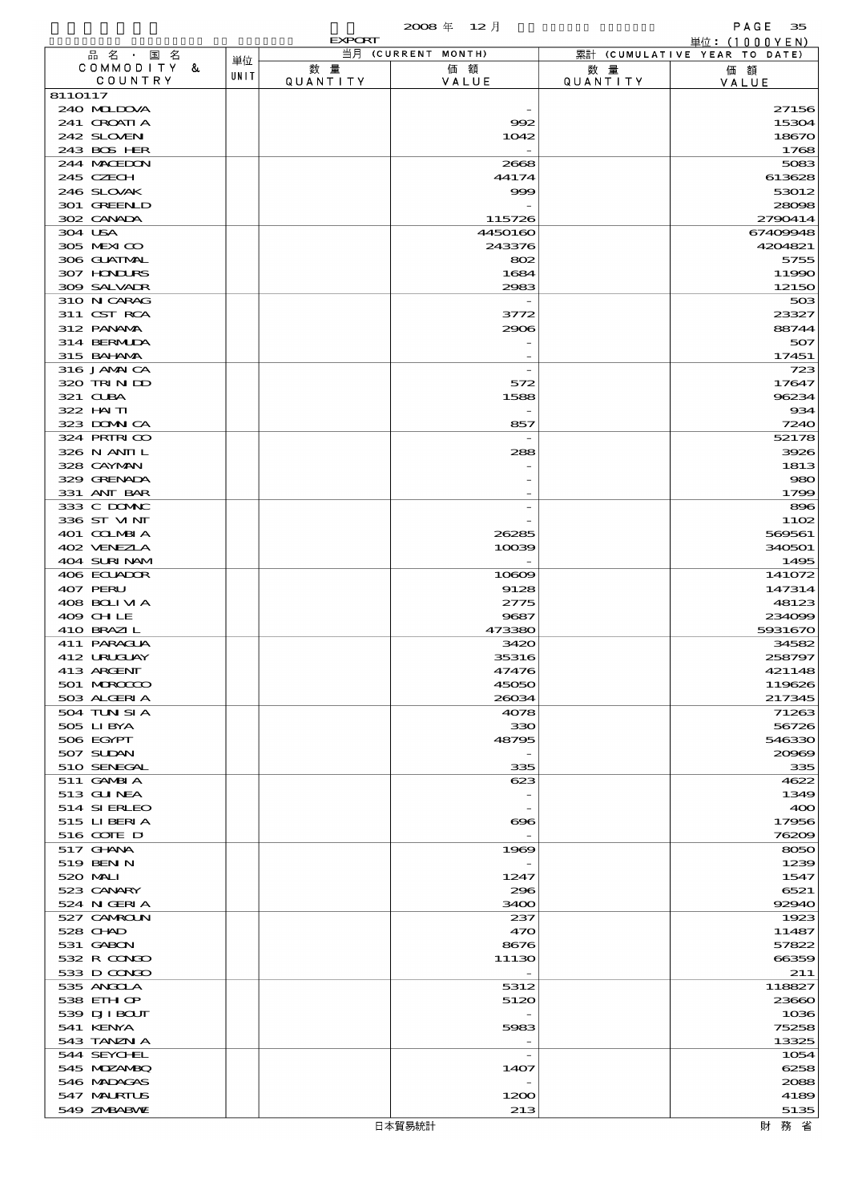2008 年 12 月

EXPORT

単位：(1000YEN)

| 品名・国名 COMMODITY & COUNTRY | 単位 UNIT | 当月 (CURRENT MONTH) 数量 QUANTITY | 価額 VALUE | 累計 (CUMULATIVE YEAR TO DATE) 数量 QUANTITY | 価額 VALUE |
|---|---|---|---|---|---|
| 8110117 | | | | | |
| 240 MOLDOVA | | | - | | 27156 |
| 241 CROATIA | | | 992 | | 15304 |
| 242 SLOVENI | | | 1042 | | 18670 |
| 243 BOS HER | | | - | | 1768 |
| 244 MACEDON | | | 2668 | | 5083 |
| 245 CZECH | | | 44174 | | 613628 |
| 246 SLOVAK | | | 999 | | 53012 |
| 301 GREENLD | | | - | | 28098 |
| 302 CANADA | | | 115726 | | 2790414 |
| 304 USA | | | 4450160 | | 67409948 |
| 305 MEXICO | | | 243376 | | 4204821 |
| 306 GUATMAL | | | 802 | | 5755 |
| 307 HONDURS | | | 1684 | | 11990 |
| 309 SALVADR | | | 2983 | | 12150 |
| 310 NICARAG | | | - | | 503 |
| 311 CST RCA | | | 3772 | | 23327 |
| 312 PANAMA | | | 2906 | | 88744 |
| 314 BERMUDA | | | - | | 507 |
| 315 BAHAMA | | | - | | 17451 |
| 316 JAMAICA | | | - | | 723 |
| 320 TRINIDD | | | 572 | | 17647 |
| 321 CUBA | | | 1588 | | 96234 |
| 322 HAITI | | | - | | 934 |
| 323 DOMNICA | | | 857 | | 7240 |
| 324 PRTRICO | | | - | | 52178 |
| 326 N ANTIL | | | 288 | | 3926 |
| 328 CAYMAN | | | - | | 1813 |
| 329 GRENADA | | | - | | 980 |
| 331 ANT BAR | | | - | | 1799 |
| 333 C DOMNC | | | - | | 896 |
| 336 ST VINT | | | - | | 1102 |
| 401 COLMBIA | | | 26285 | | 569561 |
| 402 VENEZLA | | | 10039 | | 340501 |
| 404 SURINAM | | | - | | 1495 |
| 406 ECUADOR | | | 10609 | | 141072 |
| 407 PERU | | | 9128 | | 147314 |
| 408 BOLIVIA | | | 2775 | | 48123 |
| 409 CHILE | | | 9687 | | 234099 |
| 410 BRAZIL | | | 473380 | | 5931670 |
| 411 PARAGUA | | | 3420 | | 34582 |
| 412 URUGUAY | | | 35316 | | 258797 |
| 413 ARGENT | | | 47476 | | 421148 |
| 501 MOROCCO | | | 45050 | | 119626 |
| 503 ALGERIA | | | 26034 | | 217345 |
| 504 TUNISIA | | | 4078 | | 71263 |
| 505 LIBYA | | | 330 | | 56726 |
| 506 EGYPT | | | 48795 | | 546330 |
| 507 SUDAN | | | - | | 20969 |
| 510 SENEGAL | | | 335 | | 335 |
| 511 GAMBIA | | | 623 | | 4622 |
| 513 GUINEA | | | - | | 1349 |
| 514 SIERLEO | | | - | | 400 |
| 515 LIBERIA | | | 696 | | 17956 |
| 516 COTE D | | | - | | 76209 |
| 517 GHANA | | | 1969 | | 8050 |
| 519 BENIN | | | - | | 1239 |
| 520 MALI | | | 1247 | | 1547 |
| 523 CANARY | | | 296 | | 6521 |
| 524 NIGERIA | | | 3400 | | 92940 |
| 527 CAMROUN | | | 237 | | 1923 |
| 528 CHAD | | | 470 | | 11487 |
| 531 GABON | | | 8676 | | 57822 |
| 532 R CONGO | | | 11130 | | 66359 |
| 533 D CONGO | | | - | | 211 |
| 535 ANGOLA | | | 5312 | | 118827 |
| 538 ETHIOP | | | 5120 | | 23660 |
| 539 DJIBOUT | | | - | | 1036 |
| 541 KENYA | | | 5983 | | 75258 |
| 543 TANZNIA | | | - | | 13325 |
| 544 SEYCHEL | | | - | | 1054 |
| 545 MOZAMBQ | | | 1407 | | 6258 |
| 546 MADAGAS | | | - | | 2088 |
| 547 MAURTUS | | | 1200 | | 4189 |
| 549 ZMBABWE | | | 213 | | 5135 |

日本貿易統計　　財務省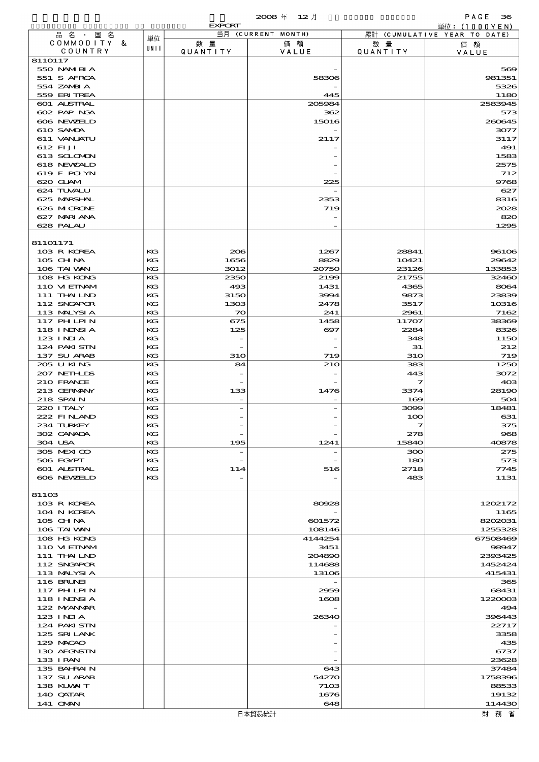EXPORT 2008 年 12 月

単位：(1000YEN)

| 品名・国名 COMMODITY & COUNTRY | 単位 UNIT | 当月 (CURRENT MONTH) 数量 QUANTITY | 価額 VALUE | 累計 (CUMULATIVE YEAR TO DATE) 数量 QUANTITY | 価額 VALUE |
|---|---|---|---|---|---|
| 8110117 | | | | | |
| 550 NAMIBIA | | | - | | 569 |
| 551 S AFRCA | | | 58306 | | 981351 |
| 554 ZAMBIA | | | - | | 5326 |
| 559 ERITREA | | | 445 | | 1180 |
| 601 AUSTRAL | | | 205984 | | 2583945 |
| 602 PAP NGA | | | 362 | | 573 |
| 606 NEWZELD | | | 15016 | | 260645 |
| 610 SAMOA | | | - | | 3077 |
| 611 VANUATU | | | 2117 | | 3117 |
| 612 FIJI | | | - | | 491 |
| 613 SOLOMON | | | - | | 1583 |
| 618 NEWCALD | | | - | | 2575 |
| 619 F POLYN | | | - | | 712 |
| 620 GUAM | | | 225 | | 9768 |
| 624 TUVALU | | | - | | 627 |
| 625 MARSHAL | | | 2353 | | 8316 |
| 626 MICRONE | | | 719 | | 2028 |
| 627 MARIANA | | | - | | 820 |
| 628 PALAU | | | - | | 1295 |
| 81101171 | | | | | |
| 103 R KOREA | KG | 206 | 1267 | 28841 | 96106 |
| 105 CHINA | KG | 1656 | 8829 | 10421 | 29642 |
| 106 TAIWAN | KG | 3012 | 20750 | 23126 | 133853 |
| 108 HG KONG | KG | 2350 | 2199 | 21755 | 32460 |
| 110 VIETNAM | KG | 493 | 1431 | 4365 | 8064 |
| 111 THAILND | KG | 3150 | 3994 | 9873 | 23839 |
| 112 SNGAPOR | KG | 1303 | 2478 | 3517 | 10316 |
| 113 MALYSIA | KG | 70 | 241 | 2961 | 7162 |
| 117 PHLPIN | KG | 675 | 1458 | 11707 | 38369 |
| 118 INDNSIA | KG | 125 | 697 | 2284 | 8326 |
| 123 INDIA | KG | - | - | 348 | 1150 |
| 124 PAKISTN | KG | - | - | 31 | 212 |
| 137 SU ARAB | KG | 310 | 719 | 310 | 719 |
| 205 U KING | KG | 84 | 210 | 383 | 1250 |
| 207 NETHLDS | KG | - | - | 443 | 3072 |
| 210 FRANCE | KG | - | - | 7 | 403 |
| 213 GERMANY | KG | 133 | 1476 | 3374 | 28190 |
| 218 SPAIN | KG | - | - | 169 | 504 |
| 220 ITALY | KG | - | - | 3099 | 18481 |
| 222 FINLAND | KG | - | - | 100 | 631 |
| 234 TURKEY | KG | - | - | 7 | 375 |
| 302 CANADA | KG | - | - | 278 | 968 |
| 304 USA | KG | 195 | 1241 | 15840 | 40878 |
| 305 MEXICO | KG | - | - | 300 | 275 |
| 506 EGYPT | KG | - | - | 180 | 573 |
| 601 AUSTRAL | KG | 114 | 516 | 2718 | 7745 |
| 606 NEWZELD | KG | - | - | 483 | 1131 |
| 81103 | | | | | |
| 103 R KOREA | | | 80928 | | 1202172 |
| 104 N KOREA | | | - | | 1165 |
| 105 CHINA | | | 601572 | | 8202031 |
| 106 TAIWAN | | | 108146 | | 1255328 |
| 108 HG KONG | | | 4144254 | | 67508469 |
| 110 VIETNAM | | | 3451 | | 98947 |
| 111 THAILND | | | 204890 | | 2393425 |
| 112 SNGAPOR | | | 114688 | | 1452424 |
| 113 MALYSIA | | | 13106 | | 415431 |
| 116 BRUNEI | | | - | | 365 |
| 117 PHLPIN | | | 2959 | | 68431 |
| 118 INDNSIA | | | 1608 | | 1220003 |
| 122 MYANMAR | | | - | | 494 |
| 123 INDIA | | | 26340 | | 396443 |
| 124 PAKISTN | | | - | | 22717 |
| 125 SRI LANK | | | - | | 3358 |
| 129 MACAO | | | - | | 435 |
| 130 AFGNSTN | | | - | | 6737 |
| 133 IRAN | | | - | | 23628 |
| 135 BAHRAIN | | | 643 | | 37484 |
| 137 SU ARAB | | | 54270 | | 1758396 |
| 138 KUWAIT | | | 7103 | | 88533 |
| 140 QATAR | | | 1676 | | 19132 |
| 141 OMAN | | | 648 | | 114430 |

日本貿易統計 財務省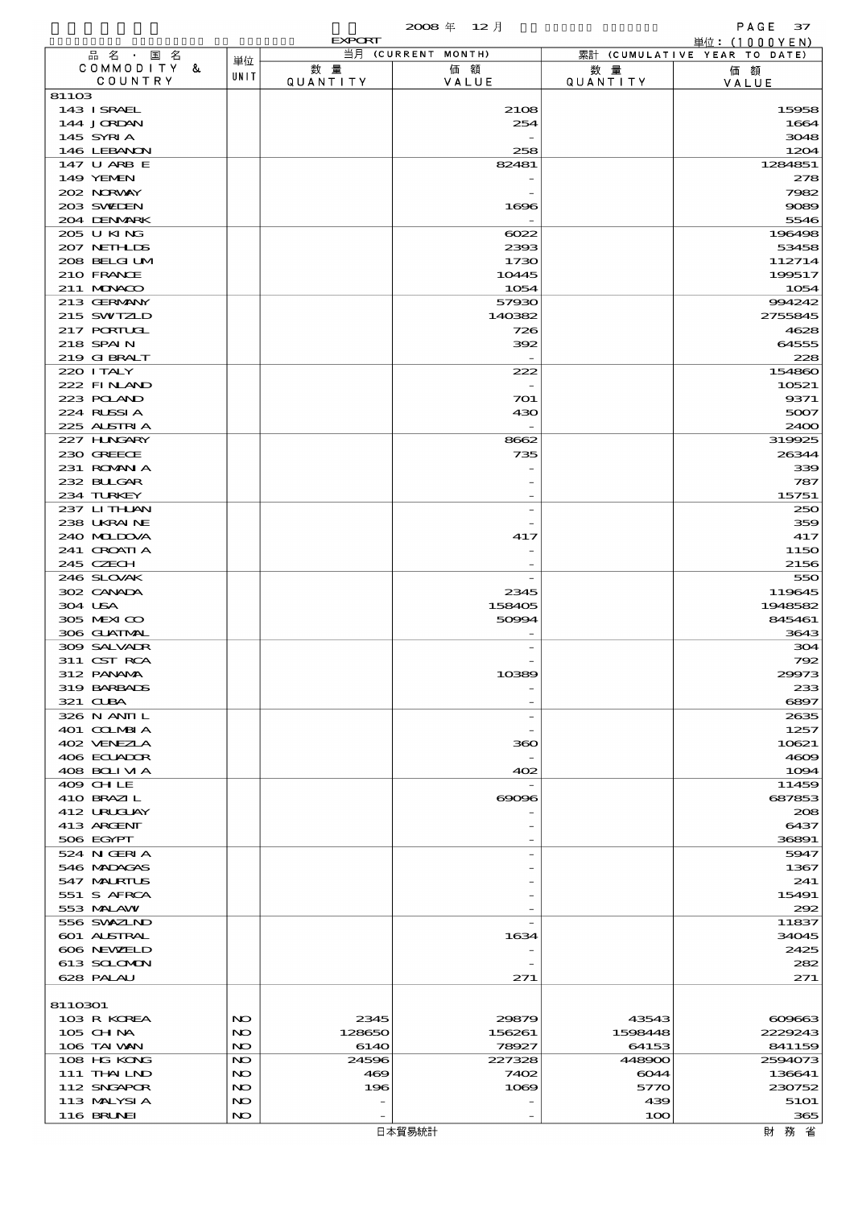2008 年 12 月

EXPORT

単位：(1000YEN)

| 品名・国名 COMMODITY & COUNTRY | 単位 UNIT | 当月 (CURRENT MONTH) 数量 QUANTITY | 価額 VALUE | 累計 (CUMULATIVE YEAR TO DATE) 数量 QUANTITY | 価額 VALUE |
|---|---|---|---|---|---|
| 81103 | | | | | |
| 143 ISRAEL | | | 2108 | | 15958 |
| 144 JORDAN | | | 254 | | 1664 |
| 145 SYRIA | | | - | | 3048 |
| 146 LEBANON | | | 258 | | 1204 |
| 147 U ARB E | | | 82481 | | 1284851 |
| 149 YEMEN | | | - | | 278 |
| 202 NORWAY | | | - | | 7982 |
| 203 SWEDEN | | | 1696 | | 9089 |
| 204 DENMARK | | | - | | 5546 |
| 205 U KING | | | 6022 | | 196498 |
| 207 NETHLDS | | | 2393 | | 53458 |
| 208 BELGIUM | | | 1730 | | 112714 |
| 210 FRANCE | | | 10445 | | 199517 |
| 211 MONACO | | | 1054 | | 1054 |
| 213 GERMANY | | | 57930 | | 994242 |
| 215 SWITZLD | | | 140382 | | 2755845 |
| 217 PORTUGL | | | 726 | | 4628 |
| 218 SPAIN | | | 392 | | 64555 |
| 219 GIBRALT | | | - | | 228 |
| 220 ITALY | | | 222 | | 154860 |
| 222 FINLAND | | | - | | 10521 |
| 223 POLAND | | | 701 | | 9371 |
| 224 RUSSIA | | | 430 | | 5007 |
| 225 AUSTRIA | | | - | | 2400 |
| 227 HUNGARY | | | 8662 | | 319925 |
| 230 GREECE | | | 735 | | 26344 |
| 231 ROMANIA | | | - | | 339 |
| 232 BULGAR | | | - | | 787 |
| 234 TURKEY | | | - | | 15751 |
| 237 LITHUAN | | | - | | 250 |
| 238 UKRAINE | | | - | | 359 |
| 240 MOLDOVA | | | 417 | | 417 |
| 241 CROATIA | | | - | | 1150 |
| 245 CZECH | | | - | | 2156 |
| 246 SLOVAK | | | - | | 550 |
| 302 CANADA | | | 2345 | | 119645 |
| 304 USA | | | 158405 | | 1948582 |
| 305 MEXICO | | | 50994 | | 845461 |
| 306 GUATMAL | | | - | | 3643 |
| 309 SALVADR | | | - | | 304 |
| 311 CST RCA | | | - | | 792 |
| 312 PANAMA | | | 10389 | | 29973 |
| 319 BARBADS | | | - | | 233 |
| 321 CUBA | | | - | | 6897 |
| 326 N ANTIL | | | - | | 2635 |
| 401 COLMBIA | | | - | | 1257 |
| 402 VENEZLA | | | 360 | | 10621 |
| 406 ECUADOR | | | - | | 4609 |
| 408 BOLIVIA | | | 402 | | 1094 |
| 409 CHILE | | | - | | 11459 |
| 410 BRAZIL | | | 69096 | | 687853 |
| 412 URUGUAY | | | - | | 208 |
| 413 ARGENT | | | - | | 6437 |
| 506 EGYPT | | | - | | 36891 |
| 524 NIGERIA | | | - | | 5947 |
| 546 MADAGAS | | | - | | 1367 |
| 547 MAURTUS | | | - | | 241 |
| 551 S AFRCA | | | - | | 15491 |
| 553 MALAWI | | | - | | 292 |
| 556 SWAZLND | | | - | | 11837 |
| 601 AUSTRAL | | | 1634 | | 34045 |
| 606 NEWZELD | | | - | | 2425 |
| 613 SOLOMON | | | - | | 282 |
| 628 PALAU | | | 271 | | 271 |
| 8110301 | | | | | |
| 103 R KOREA | NO | 2345 | 29879 | 43543 | 609663 |
| 105 CHINA | NO | 128650 | 156261 | 1598448 | 2229243 |
| 106 TAIWAN | NO | 6140 | 78927 | 64153 | 841159 |
| 108 HG KONG | NO | 24596 | 227328 | 448900 | 2594073 |
| 111 THAILND | NO | 469 | 7402 | 6044 | 136641 |
| 112 SNGAPOR | NO | 196 | 1069 | 5770 | 230752 |
| 113 MALYSIA | NO | - | - | 439 | 5101 |
| 116 BRUNEI | NO | - | - | 100 | 365 |

日本貿易統計

財務省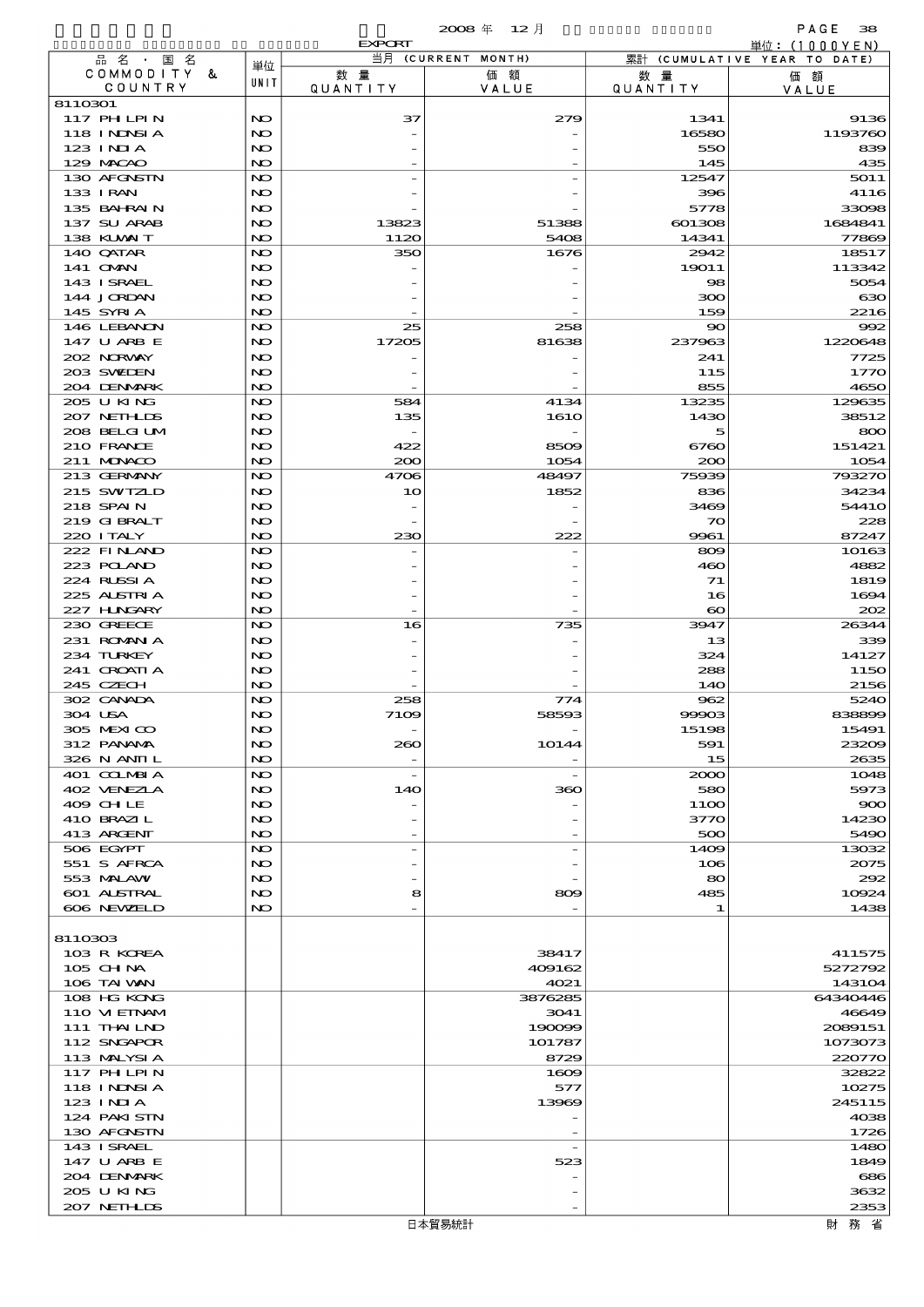2008 年 12 月

EXPORT

単位：(1000YEN)

| 品名・国名 COMMODITY & COUNTRY | 単位 UNIT | 当月 (CURRENT MONTH) 数量 QUANTITY | 価額 VALUE | 累計 (CUMULATIVE YEAR TO DATE) 数量 QUANTITY | 価額 VALUE |
|---|---|---|---|---|---|
| 8110301 | | | | | |
| 117 PHILPIN | NO | 37 | 279 | 1341 | 9136 |
| 118 INDNSIA | NO | - | - | 16580 | 1193760 |
| 123 INDIA | NO | - | - | 550 | 839 |
| 129 MACAO | NO | - | - | 145 | 435 |
| 130 AFGNSTN | NO | - | - | 12547 | 5011 |
| 133 IRAN | NO | - | - | 396 | 4116 |
| 135 BAHRAIN | NO | - | - | 5778 | 33098 |
| 137 SU ARAB | NO | 13823 | 51388 | 601308 | 1684841 |
| 138 KUWAIT | NO | 1120 | 5408 | 14341 | 77869 |
| 140 QATAR | NO | 350 | 1676 | 2942 | 18517 |
| 141 OMAN | NO | - | - | 19011 | 113342 |
| 143 ISRAEL | NO | - | - | 98 | 5054 |
| 144 JORDAN | NO | - | - | 300 | 630 |
| 145 SYRIA | NO | - | - | 159 | 2216 |
| 146 LEBANON | NO | 25 | 258 | 90 | 992 |
| 147 U ARB E | NO | 17205 | 81638 | 237963 | 1220648 |
| 202 NORWAY | NO | - | - | 241 | 7725 |
| 203 SWEDEN | NO | - | - | 115 | 1770 |
| 204 DENMARK | NO | - | - | 855 | 4650 |
| 205 U KING | NO | 584 | 4134 | 13235 | 129635 |
| 207 NETHLDS | NO | 135 | 1610 | 1430 | 38512 |
| 208 BELGIUM | NO | - | - | 5 | 800 |
| 210 FRANCE | NO | 422 | 8509 | 6760 | 151421 |
| 211 MONACO | NO | 200 | 1054 | 200 | 1054 |
| 213 GERMANY | NO | 4706 | 48497 | 75939 | 793270 |
| 215 SWITZLD | NO | 10 | 1852 | 836 | 34234 |
| 218 SPAIN | NO | - | - | 3469 | 54410 |
| 219 GIBRALT | NO | - | - | 70 | 228 |
| 220 ITALY | NO | 230 | 222 | 9961 | 87247 |
| 222 FINLAND | NO | - | - | 809 | 10163 |
| 223 POLAND | NO | - | - | 460 | 4882 |
| 224 RUSSIA | NO | - | - | 71 | 1819 |
| 225 AUSTRIA | NO | - | - | 16 | 1694 |
| 227 HUNGARY | NO | - | - | 60 | 202 |
| 230 GREECE | NO | 16 | 735 | 3947 | 26344 |
| 231 ROMANIA | NO | - | - | 13 | 339 |
| 234 TURKEY | NO | - | - | 324 | 14127 |
| 241 CROATIA | NO | - | - | 288 | 1150 |
| 245 CZECH | NO | - | - | 140 | 2156 |
| 302 CANADA | NO | 258 | 774 | 962 | 5240 |
| 304 USA | NO | 7109 | 58593 | 99903 | 838899 |
| 305 MEXICO | NO | - | - | 15198 | 15491 |
| 312 PANAMA | NO | 260 | 10144 | 591 | 23209 |
| 326 N ANTIL | NO | - | - | 15 | 2635 |
| 401 COLMBIA | NO | - | - | 2000 | 1048 |
| 402 VENEZLA | NO | 140 | 360 | 580 | 5973 |
| 409 CHILE | NO | - | - | 1100 | 900 |
| 410 BRAZIL | NO | - | - | 3770 | 14230 |
| 413 ARGENT | NO | - | - | 500 | 5490 |
| 506 EGYPT | NO | - | - | 1409 | 13032 |
| 551 S AFRCA | NO | - | - | 106 | 2075 |
| 553 MALAWI | NO | - | - | 80 | 292 |
| 601 AUSTRAL | NO | 8 | 809 | 485 | 10924 |
| 606 NEWZELD | NO | - | - | 1 | 1438 |
| 8110303 | | | | | |
| 103 R KOREA | | | 38417 | | 411575 |
| 105 CHINA | | | 409162 | | 5272792 |
| 106 TAIWAN | | | 4021 | | 143104 |
| 108 HG KONG | | | 3876285 | | 64340446 |
| 110 VIETNAM | | | 3041 | | 46649 |
| 111 THAILND | | | 190099 | | 2089151 |
| 112 SNGAPOR | | | 101787 | | 1073073 |
| 113 MALYSIA | | | 8729 | | 220770 |
| 117 PHILPIN | | | 1609 | | 32822 |
| 118 INDNSIA | | | 577 | | 10275 |
| 123 INDIA | | | 13969 | | 245115 |
| 124 PAKISTN | | | - | | 4038 |
| 130 AFGNSTN | | | - | | 1726 |
| 143 ISRAEL | | | - | | 1480 |
| 147 U ARB E | | | 523 | | 1849 |
| 204 DENMARK | | | - | | 686 |
| 205 U KING | | | - | | 3632 |
| 207 NETHLDS | | | - | | 2353 |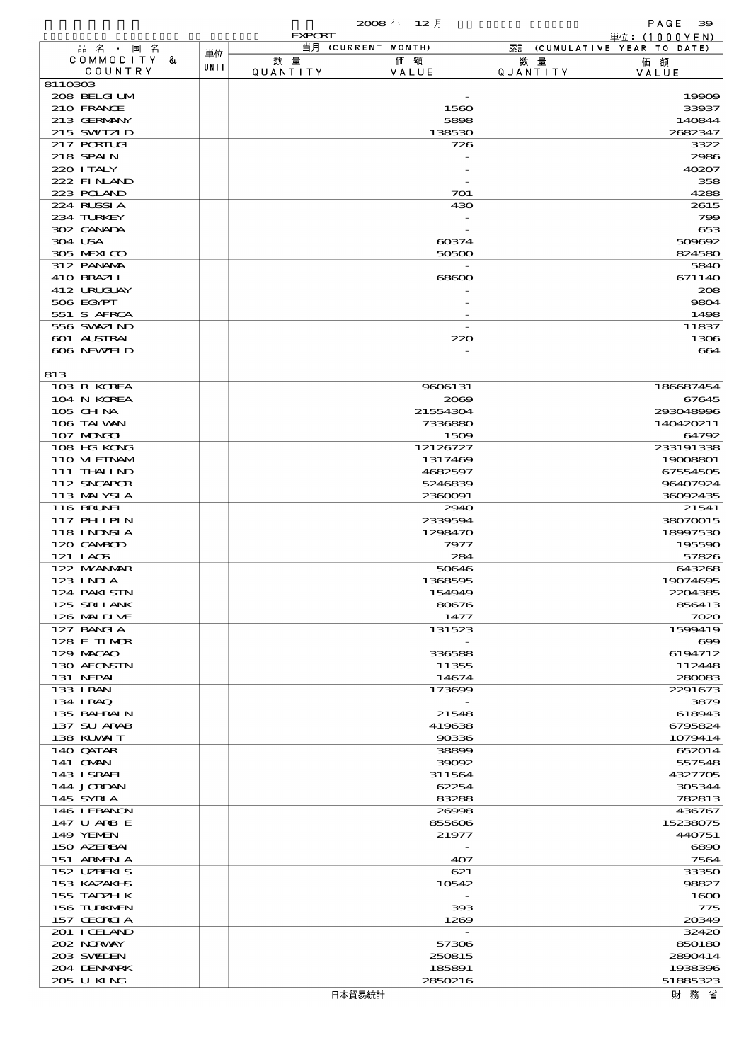2008 年 12 月

EXPORT

単位：(1000YEN)

| 品名・国名 COMMODITY & COUNTRY | 単位 UNIT | 当月 (CURRENT MONTH) 数量 QUANTITY | 価額 VALUE | 累計 (CUMULATIVE YEAR TO DATE) 数量 QUANTITY | 価額 VALUE |
|---|---|---|---|---|---|
| 8110303 | | | | | |
| 208 BELGIUM | | | - | | 19909 |
| 210 FRANCE | | | 1560 | | 33937 |
| 213 GERMANY | | | 5898 | | 140844 |
| 215 SWITZLD | | | 138530 | | 2682347 |
| 217 PORTUGL | | | 726 | | 3322 |
| 218 SPAIN | | | - | | 2986 |
| 220 ITALY | | | - | | 40207 |
| 222 FINLAND | | | - | | 358 |
| 223 POLAND | | | 701 | | 4288 |
| 224 RUSSIA | | | 430 | | 2615 |
| 234 TURKEY | | | - | | 799 |
| 302 CANADA | | | - | | 653 |
| 304 USA | | | 60374 | | 509692 |
| 305 MEXICO | | | 50500 | | 824580 |
| 312 PANAMA | | | - | | 5840 |
| 410 BRAZIL | | | 68600 | | 671140 |
| 412 URUGUAY | | | - | | 208 |
| 506 EGYPT | | | - | | 9804 |
| 551 S AFRCA | | | - | | 1498 |
| 556 SWAZLND | | | - | | 11837 |
| 601 AUSTRAL | | | 220 | | 1306 |
| 606 NEWZELD | | | - | | 664 |
| 813 | | | | | |
| 103 R KOREA | | | 9606131 | | 186687454 |
| 104 N KOREA | | | 2069 | | 67645 |
| 105 CHINA | | | 21554304 | | 293048996 |
| 106 TAIWAN | | | 7336880 | | 140420211 |
| 107 MONGOL | | | 1509 | | 64792 |
| 108 HG KONG | | | 12126727 | | 233191338 |
| 110 VIETNAM | | | 1317469 | | 19008801 |
| 111 THAILND | | | 4682597 | | 67554505 |
| 112 SNGAPOR | | | 5246839 | | 96407924 |
| 113 MALYSIA | | | 2360091 | | 36092435 |
| 116 BRUNEI | | | 2940 | | 21541 |
| 117 PHILPIN | | | 2339594 | | 38070015 |
| 118 INDNSIA | | | 1298470 | | 18997530 |
| 120 CAMBOD | | | 7977 | | 195590 |
| 121 LAOS | | | 284 | | 57826 |
| 122 MYANMAR | | | 50646 | | 643268 |
| 123 INDIA | | | 1368595 | | 19074695 |
| 124 PAKISTN | | | 154949 | | 2204385 |
| 125 SRILANK | | | 80676 | | 856413 |
| 126 MALDIVE | | | 1477 | | 7020 |
| 127 BANGLA | | | 131523 | | 1599419 |
| 128 E TIMOR | | | - | | 699 |
| 129 MACAO | | | 336588 | | 6194712 |
| 130 AFGNSTN | | | 11355 | | 112448 |
| 131 NEPAL | | | 14674 | | 280083 |
| 133 IRAN | | | 173699 | | 2291673 |
| 134 IRAQ | | | - | | 3879 |
| 135 BAHRAIN | | | 21548 | | 618943 |
| 137 SU ARAB | | | 419638 | | 6795824 |
| 138 KUWAIT | | | 90336 | | 1079414 |
| 140 QATAR | | | 38899 | | 652014 |
| 141 OMAN | | | 39092 | | 557548 |
| 143 ISRAEL | | | 311564 | | 4327705 |
| 144 JORDAN | | | 62254 | | 305344 |
| 145 SYRIA | | | 83288 | | 782813 |
| 146 LEBANON | | | 26998 | | 436767 |
| 147 U ARB E | | | 855606 | | 15238075 |
| 149 YEMEN | | | 21977 | | 440751 |
| 150 AZERBAI | | | - | | 6890 |
| 151 ARMENIA | | | 407 | | 7564 |
| 152 UZBEKIS | | | 621 | | 33350 |
| 153 KAZAKHS | | | 10542 | | 98827 |
| 155 TADZHIK | | | - | | 1600 |
| 156 TURKMEN | | | 393 | | 775 |
| 157 GEORGIA | | | 1269 | | 20349 |
| 201 ICELAND | | | - | | 32420 |
| 202 NORWAY | | | 57306 | | 850180 |
| 203 SWEDEN | | | 250815 | | 2890414 |
| 204 DENMARK | | | 185891 | | 1938396 |
| 205 U KING | | | 2850216 | | 51885323 |

日本貿易統計

財 務 省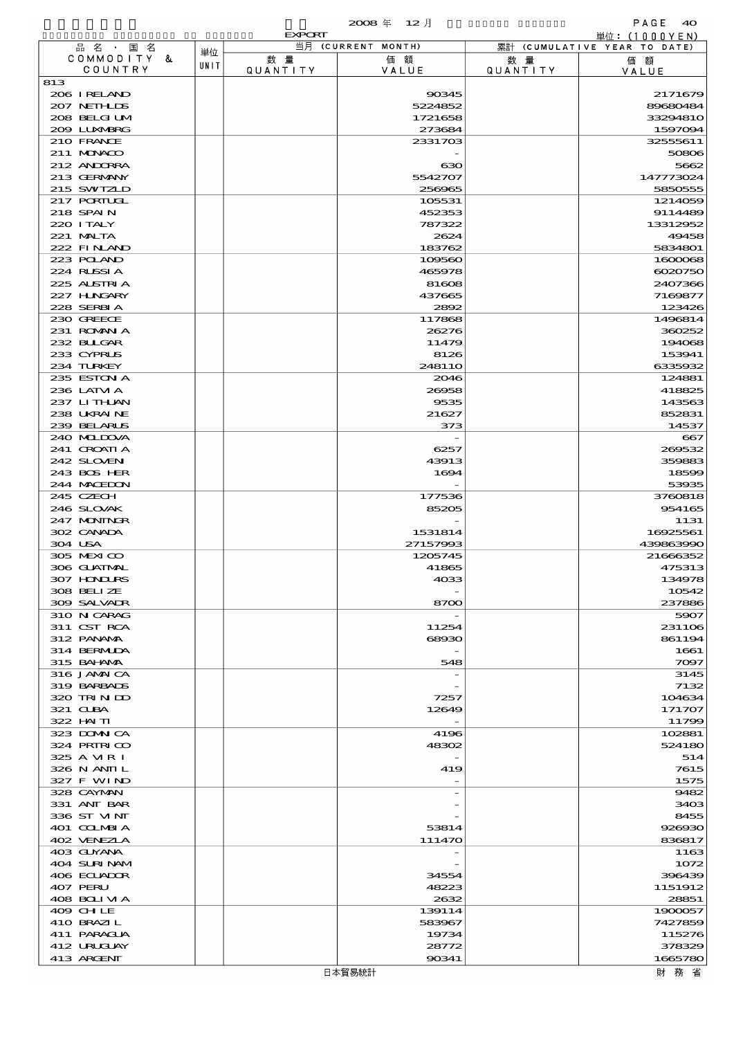2008 年 12 月

EXPORT

単位：(1000YEN)

| 品名・国名 COMMODITY & COUNTRY | 単位 UNIT | 当月 (CURRENT MONTH) 数量 QUANTITY | 価額 VALUE | 累計 (CUMULATIVE YEAR TO DATE) 数量 QUANTITY | 価額 VALUE |
|---|---|---|---|---|---|
| 813 | | | | | |
| 206 IRELAND | | | 90345 | | 2171679 |
| 207 NETHLDS | | | 5224852 | | 89680484 |
| 208 BELGIUM | | | 1721658 | | 33294810 |
| 209 LUXMBRG | | | 273684 | | 1597094 |
| 210 FRANCE | | | 2331703 | | 32555611 |
| 211 MONACO | | | - | | 50806 |
| 212 ANDORRA | | | 630 | | 5662 |
| 213 GERMANY | | | 5542707 | | 147773024 |
| 215 SWITZLD | | | 256965 | | 5850555 |
| 217 PORTUGL | | | 105531 | | 1214059 |
| 218 SPAIN | | | 452353 | | 9114489 |
| 220 ITALY | | | 787322 | | 13312952 |
| 221 MALTA | | | 2624 | | 49458 |
| 222 FINLAND | | | 183762 | | 5834801 |
| 223 POLAND | | | 109560 | | 1600068 |
| 224 RUSSIA | | | 465978 | | 6020750 |
| 225 AUSTRIA | | | 81608 | | 2407366 |
| 227 HUNGARY | | | 437665 | | 7169877 |
| 228 SERBIA | | | 2892 | | 123426 |
| 230 GREECE | | | 117868 | | 1496814 |
| 231 ROMANIA | | | 26276 | | 360252 |
| 232 BULGAR | | | 11479 | | 194068 |
| 233 CYPRUS | | | 8126 | | 153941 |
| 234 TURKEY | | | 248110 | | 6335932 |
| 235 ESTONIA | | | 2046 | | 124881 |
| 236 LATVIA | | | 26958 | | 418825 |
| 237 LITHUAN | | | 9535 | | 143563 |
| 238 UKRAINE | | | 21627 | | 852831 |
| 239 BELARUS | | | 373 | | 14537 |
| 240 MOLDOVA | | | - | | 667 |
| 241 CROATIA | | | 6257 | | 269532 |
| 242 SLOVENI | | | 43913 | | 359883 |
| 243 BOS HER | | | 1694 | | 18599 |
| 244 MACEDON | | | - | | 53935 |
| 245 CZECH | | | 177536 | | 3760818 |
| 246 SLOVAK | | | 85205 | | 954165 |
| 247 MONTNGR | | | - | | 1131 |
| 302 CANADA | | | 1531814 | | 16925561 |
| 304 USA | | | 27157993 | | 439863990 |
| 305 MEXICO | | | 1205745 | | 21666352 |
| 306 GUATMAL | | | 41865 | | 475313 |
| 307 HONDURS | | | 4033 | | 134978 |
| 308 BELIZE | | | - | | 10542 |
| 309 SALVADR | | | 8700 | | 237886 |
| 310 NICARAG | | | - | | 5907 |
| 311 CST RCA | | | 11254 | | 231106 |
| 312 PANAMA | | | 68930 | | 861194 |
| 314 BERMUDA | | | - | | 1661 |
| 315 BAHAMA | | | 548 | | 7097 |
| 316 JAMAICA | | | - | | 3145 |
| 319 BARBADS | | | - | | 7132 |
| 320 TRINIDD | | | 7257 | | 104634 |
| 321 CUBA | | | 12649 | | 171707 |
| 322 HAITI | | | - | | 11799 |
| 323 DOMINCA | | | 4196 | | 102881 |
| 324 PRTRICO | | | 48302 | | 524180 |
| 325 A VIR I | | | - | | 514 |
| 326 N ANTIL | | | 419 | | 7615 |
| 327 F WIND | | | - | | 1575 |
| 328 CAYMAN | | | - | | 9482 |
| 331 ANT BAR | | | - | | 3403 |
| 336 ST VINT | | | - | | 8455 |
| 401 COLMBIA | | | 53814 | | 926930 |
| 402 VENEZLA | | | 111470 | | 836817 |
| 403 GUYANA | | | - | | 1163 |
| 404 SURINAM | | | - | | 1072 |
| 406 ECUADOR | | | 34554 | | 396439 |
| 407 PERU | | | 48223 | | 1151912 |
| 408 BOLIVIA | | | 2632 | | 28851 |
| 409 CHILE | | | 139114 | | 1900057 |
| 410 BRAZIL | | | 583967 | | 7427859 |
| 411 PARAGUA | | | 19734 | | 115276 |
| 412 URUGUAY | | | 28772 | | 378329 |
| 413 ARGENT | | | 90341 | | 1665780 |

日本貿易統計　　財務省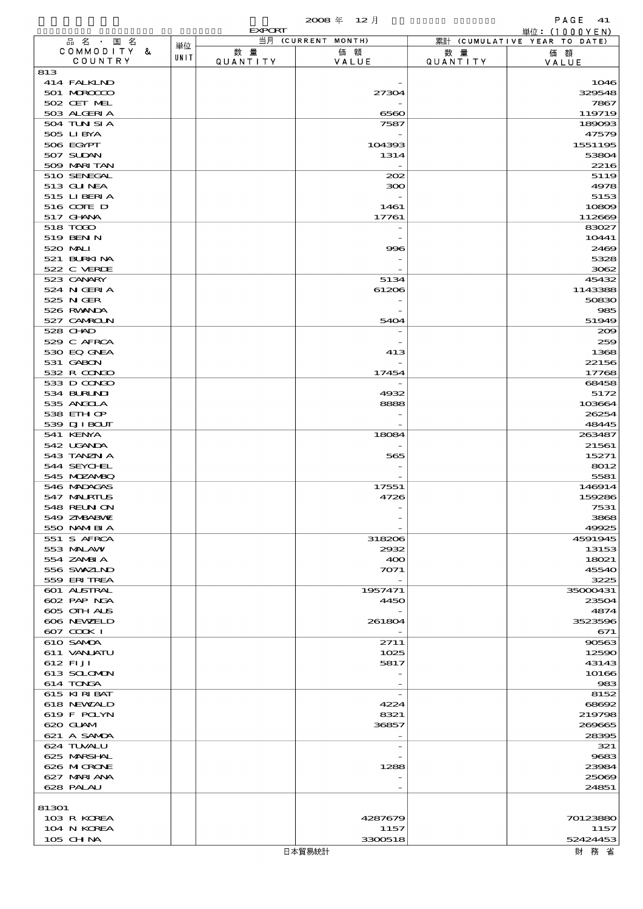2008 年 12 月

EXPORT

単位：(1000YEN)

| 品名・国名 COMMODITY & COUNTRY | 単位 UNIT | 当月 (CURRENT MONTH) 数量 QUANTITY | 価額 VALUE | 累計 (CUMULATIVE YEAR TO DATE) 数量 QUANTITY | 価額 VALUE |
|---|---|---|---|---|---|
| 813 | | | | | |
| 414 FALKLND | | | - | | 1046 |
| 501 MOROCCO | | | 27304 | | 329548 |
| 502 CET MEL | | | - | | 7867 |
| 503 ALGERIA | | | 6560 | | 119719 |
| 504 TUNISIA | | | 7587 | | 189093 |
| 505 LIBYA | | | - | | 47579 |
| 506 EGYPT | | | 104393 | | 1551195 |
| 507 SUDAN | | | 1314 | | 53804 |
| 509 MARITAN | | | - | | 2216 |
| 510 SENEGAL | | | 202 | | 5119 |
| 513 GUINEA | | | 300 | | 4978 |
| 515 LIBERIA | | | - | | 5153 |
| 516 COTE D | | | 1461 | | 10809 |
| 517 GHANA | | | 17761 | | 112669 |
| 518 TOGO | | | - | | 83027 |
| 519 BENIN | | | - | | 10441 |
| 520 MALI | | | 996 | | 2469 |
| 521 BURKINA | | | - | | 5328 |
| 522 C VERDE | | | - | | 3062 |
| 523 CANARY | | | 5134 | | 45432 |
| 524 NIGERIA | | | 61206 | | 1143388 |
| 525 NIGER | | | - | | 50830 |
| 526 RWANDA | | | - | | 985 |
| 527 CAMROUN | | | 5404 | | 51949 |
| 528 CHAD | | | - | | 209 |
| 529 C AFRCA | | | - | | 259 |
| 530 EQ GNEA | | | 413 | | 1368 |
| 531 GABON | | | - | | 22156 |
| 532 R CONGO | | | 17454 | | 17768 |
| 533 D CONGO | | | - | | 68458 |
| 534 BURUNDI | | | 4932 | | 5172 |
| 535 ANGOLA | | | 8888 | | 103664 |
| 538 ETHIOP | | | - | | 26254 |
| 539 DJIBOUT | | | - | | 48445 |
| 541 KENYA | | | 18084 | | 263487 |
| 542 UGANDA | | | - | | 21561 |
| 543 TANZNIA | | | 565 | | 15271 |
| 544 SEYCHEL | | | - | | 8012 |
| 545 MOZAMBQ | | | - | | 5581 |
| 546 MADAGAS | | | 17551 | | 146914 |
| 547 MAURTUS | | | 4726 | | 159286 |
| 548 REUNION | | | - | | 7531 |
| 549 ZMBABWE | | | - | | 3868 |
| 550 NAMIBIA | | | - | | 49925 |
| 551 S AFRCA | | | 318206 | | 4591945 |
| 553 MALAWI | | | 2932 | | 13153 |
| 554 ZAMBIA | | | 400 | | 18021 |
| 556 SWAZLND | | | 7071 | | 45540 |
| 559 ERITREA | | | - | | 3225 |
| 601 AUSTRAL | | | 1957471 | | 35000431 |
| 602 PAP NGA | | | 4450 | | 23504 |
| 605 OTH AUS | | | - | | 4874 |
| 606 NEWZELD | | | 261804 | | 3523596 |
| 607 COOK I | | | - | | 671 |
| 610 SAMOA | | | 2711 | | 90563 |
| 611 VANUATU | | | 1025 | | 12590 |
| 612 FIJI | | | 5817 | | 43143 |
| 613 SOLOMON | | | - | | 10166 |
| 614 TONGA | | | - | | 983 |
| 615 KIRIBAT | | | - | | 8152 |
| 618 NEWCALD | | | 4224 | | 68692 |
| 619 F POLYN | | | 8321 | | 219798 |
| 620 GUAM | | | 36857 | | 269665 |
| 621 A SAMOA | | | - | | 28395 |
| 624 TUVALU | | | - | | 321 |
| 625 MARSHAL | | | - | | 9683 |
| 626 MICRONE | | | 1288 | | 23984 |
| 627 MARIANA | | | - | | 25069 |
| 628 PALAU | | | - | | 24851 |
| 81301 | | | | | |
| 103 R KOREA | | | 4287679 | | 70123880 |
| 104 N KOREA | | | 1157 | | 1157 |
| 105 CHINA | | | 3300518 | | 52424453 |

日本貿易統計　財務省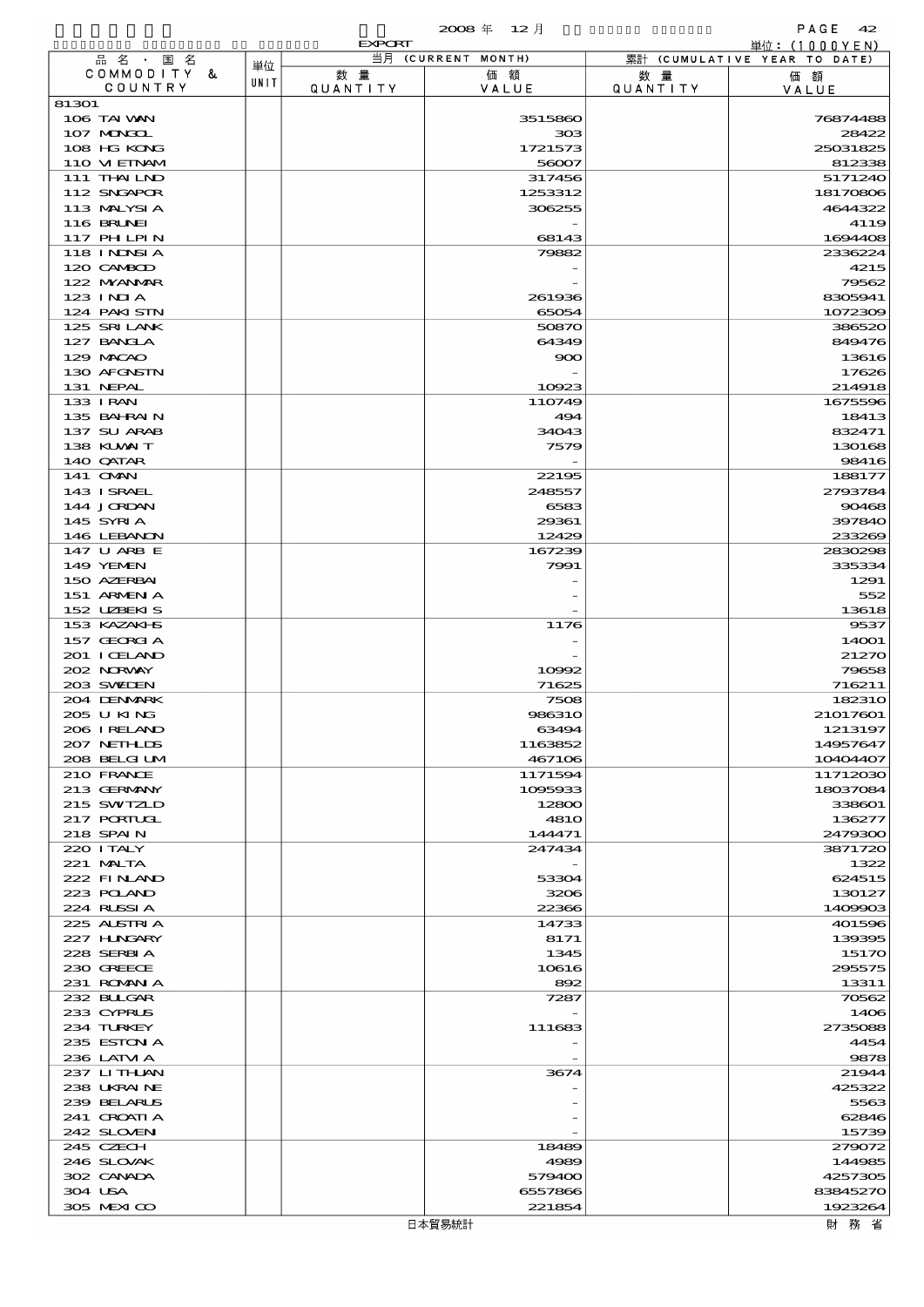2008 年 12 月

EXPORT

単位：(1000YEN)

| 品名・国名 COMMODITY & COUNTRY | 単位 UNIT | 当月 (CURRENT MONTH) 数量 QUANTITY | 価額 VALUE | 累計 (CUMULATIVE YEAR TO DATE) 数量 QUANTITY | 価額 VALUE |
|---|---|---|---|---|---|
| 81301 | | | | | |
| 106 TAIWAN | | | 3515860 | | 76874488 |
| 107 MONGOL | | | 303 | | 28422 |
| 108 HG KONG | | | 1721573 | | 25031825 |
| 110 VIETNAM | | | 56007 | | 812338 |
| 111 THAILND | | | 317456 | | 5171240 |
| 112 SNGAPOR | | | 1253312 | | 18170806 |
| 113 MALYSIA | | | 306255 | | 4644322 |
| 116 BRUNEI | | | - | | 4119 |
| 117 PHILPIN | | | 68143 | | 1694408 |
| 118 INDNSIA | | | 79882 | | 2336224 |
| 120 CAMBOD | | | - | | 4215 |
| 122 MYANMAR | | | - | | 79562 |
| 123 INDIA | | | 261936 | | 8305941 |
| 124 PAKISTN | | | 65054 | | 1072309 |
| 125 SRI LANK | | | 50870 | | 386520 |
| 127 BANGLA | | | 64349 | | 849476 |
| 129 MACAO | | | 900 | | 13616 |
| 130 AFGNSTN | | | - | | 17626 |
| 131 NEPAL | | | 10923 | | 214918 |
| 133 IRAN | | | 110749 | | 1675596 |
| 135 BAHRAIN | | | 494 | | 18413 |
| 137 SU ARAB | | | 34043 | | 832471 |
| 138 KUWAIT | | | 7579 | | 130168 |
| 140 QATAR | | | - | | 98416 |
| 141 OMAN | | | 22195 | | 188177 |
| 143 ISRAEL | | | 248557 | | 2793784 |
| 144 JORDAN | | | 6583 | | 90468 |
| 145 SYRIA | | | 29361 | | 397840 |
| 146 LEBANON | | | 12429 | | 233269 |
| 147 U ARB E | | | 167239 | | 2830298 |
| 149 YEMEN | | | 7991 | | 335334 |
| 150 AZERBAI | | | - | | 1291 |
| 151 ARMENIA | | | - | | 552 |
| 152 UZBEKIS | | | - | | 13618 |
| 153 KAZAKHS | | | 1176 | | 9537 |
| 157 GEORGIA | | | - | | 14001 |
| 201 ICELAND | | | - | | 21270 |
| 202 NORWAY | | | 10992 | | 79658 |
| 203 SWEDEN | | | 71625 | | 716211 |
| 204 DENMARK | | | 7508 | | 182310 |
| 205 U KING | | | 986310 | | 21017601 |
| 206 IRELAND | | | 63494 | | 1213197 |
| 207 NETHLDS | | | 1163852 | | 14957647 |
| 208 BELGIUM | | | 467106 | | 10404407 |
| 210 FRANCE | | | 1171594 | | 11712030 |
| 213 GERMANY | | | 1095933 | | 18037084 |
| 215 SWITZLD | | | 12800 | | 338601 |
| 217 PORTUGL | | | 4810 | | 136277 |
| 218 SPAIN | | | 144471 | | 2479300 |
| 220 ITALY | | | 247434 | | 3871720 |
| 221 MALTA | | | - | | 1322 |
| 222 FINLAND | | | 53304 | | 624515 |
| 223 POLAND | | | 3206 | | 130127 |
| 224 RUSSIA | | | 22366 | | 1409903 |
| 225 AUSTRIA | | | 14733 | | 401596 |
| 227 HUNGARY | | | 8171 | | 139395 |
| 228 SERBIA | | | 1345 | | 15170 |
| 230 GREECE | | | 10616 | | 295575 |
| 231 ROMANIA | | | 892 | | 13311 |
| 232 BULGAR | | | 7287 | | 70562 |
| 233 CYPRUS | | | - | | 1406 |
| 234 TURKEY | | | 111683 | | 2735088 |
| 235 ESTONIA | | | - | | 4454 |
| 236 LATVIA | | | - | | 9878 |
| 237 LITHUAN | | | 3674 | | 21944 |
| 238 UKRAINE | | | - | | 425322 |
| 239 BELARUS | | | - | | 5563 |
| 241 CROATIA | | | - | | 62846 |
| 242 SLOVEN | | | - | | 15739 |
| 245 CZECH | | | 18489 | | 279072 |
| 246 SLOVAK | | | 4989 | | 144985 |
| 302 CANADA | | | 579400 | | 4257305 |
| 304 USA | | | 6557866 | | 83845270 |
| 305 MEXICO | | | 221854 | | 1923264 |

日本貿易統計　　財務省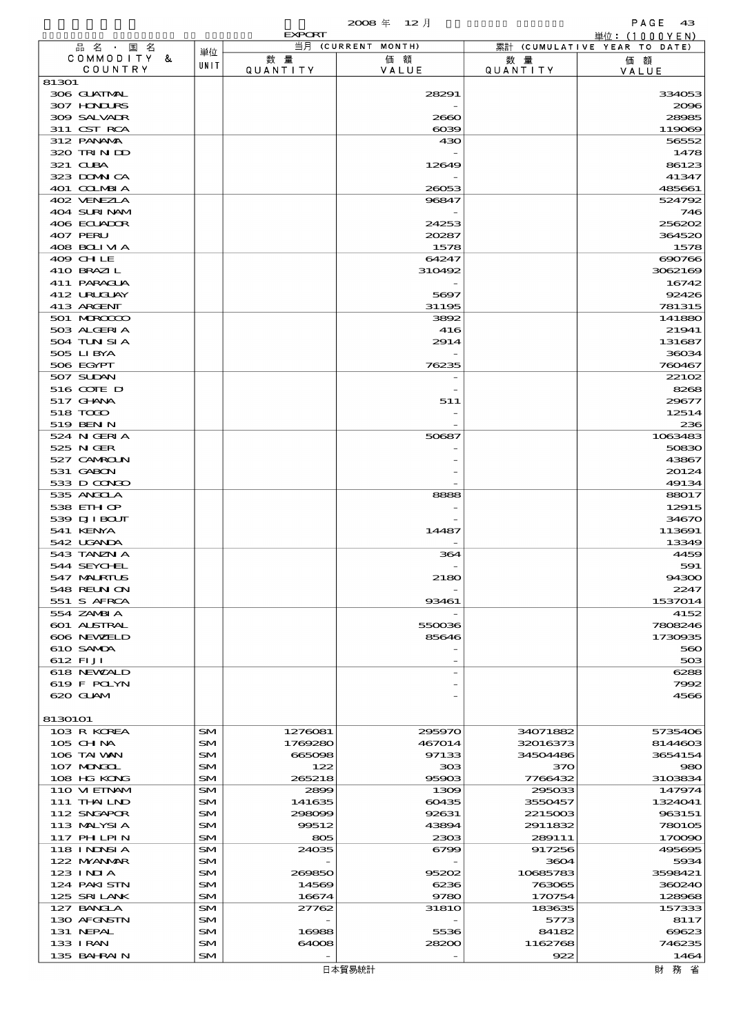2008 年 12 月

EXPORT

単位：(1000YEN)

| 品名・国名 COMMODITY & COUNTRY | 単位 UNIT | 当月 (CURRENT MONTH) 数量 QUANTITY | 価額 VALUE | 累計 (CUMULATIVE YEAR TO DATE) 数量 QUANTITY | 価額 VALUE |
|---|---|---|---|---|---|
| 81301 | | | | | |
| 306 GUATMAL | | | 28291 | | 334053 |
| 307 HONDURS | | | - | | 2096 |
| 309 SALVADR | | | 2660 | | 28985 |
| 311 CST RCA | | | 6039 | | 119069 |
| 312 PANAMA | | | 430 | | 56552 |
| 320 TRINIDD | | | - | | 1478 |
| 321 CUBA | | | 12649 | | 86123 |
| 323 DOMNICA | | | - | | 41347 |
| 401 COLMBIA | | | 26053 | | 485661 |
| 402 VENEZLA | | | 96847 | | 524792 |
| 404 SURINAM | | | - | | 746 |
| 406 ECUADOR | | | 24253 | | 256202 |
| 407 PERU | | | 20287 | | 364520 |
| 408 BOLIVIA | | | 1578 | | 1578 |
| 409 CHILE | | | 64247 | | 690766 |
| 410 BRAZIL | | | 310492 | | 3062169 |
| 411 PARAGUA | | | - | | 16742 |
| 412 URUGUAY | | | 5697 | | 92426 |
| 413 ARGENT | | | 31195 | | 781315 |
| 501 MOROCCO | | | 3892 | | 141880 |
| 503 ALGERIA | | | 416 | | 21941 |
| 504 TUNISIA | | | 2914 | | 131687 |
| 505 LIBYA | | | - | | 36034 |
| 506 EGYPT | | | 76235 | | 760467 |
| 507 SUDAN | | | - | | 22102 |
| 516 COTE D | | | - | | 8268 |
| 517 GHANA | | | 511 | | 29677 |
| 518 TOGO | | | - | | 12514 |
| 519 BENIN | | | - | | 236 |
| 524 NIGERIA | | | 50687 | | 1063483 |
| 525 NIGER | | | - | | 50830 |
| 527 CAMROUN | | | - | | 43867 |
| 531 GABON | | | - | | 20124 |
| 533 D CONGO | | | - | | 49134 |
| 535 ANGOLA | | | 8888 | | 88017 |
| 538 ETHIOP | | | - | | 12915 |
| 539 DJIBOUT | | | - | | 34670 |
| 541 KENYA | | | 14487 | | 113691 |
| 542 UGANDA | | | - | | 13349 |
| 543 TANZNIA | | | 364 | | 4459 |
| 544 SEYCHEL | | | - | | 591 |
| 547 MAURTUS | | | 2180 | | 94300 |
| 548 REUNION | | | - | | 2247 |
| 551 S AFRCA | | | 93461 | | 1537014 |
| 554 ZAMBIA | | | - | | 4152 |
| 601 AUSTRAL | | | 550036 | | 7808246 |
| 606 NEWZELD | | | 85646 | | 1730935 |
| 610 SAMOA | | | - | | 560 |
| 612 FIJI | | | - | | 503 |
| 618 NEWCALD | | | - | | 6288 |
| 619 F POLYN | | | - | | 7992 |
| 620 GUAM | | | - | | 4566 |
| 8130101 | | | | | |
| 103 R KOREA | SM | 1276081 | 295970 | 34071882 | 5735406 |
| 105 CHINA | SM | 1769280 | 467014 | 32016373 | 8144603 |
| 106 TAIWAN | SM | 665098 | 97133 | 34504486 | 3654154 |
| 107 MONGOL | SM | 122 | 303 | 370 | 980 |
| 108 HG KONG | SM | 265218 | 95903 | 7766432 | 3103834 |
| 110 VIETNAM | SM | 2899 | 1309 | 295033 | 147974 |
| 111 THAILND | SM | 141635 | 60435 | 3550457 | 1324041 |
| 112 SNGAPOR | SM | 298099 | 92631 | 2215003 | 963151 |
| 113 MALYSIA | SM | 99512 | 43894 | 2911832 | 780105 |
| 117 PHILPIN | SM | 805 | 2303 | 289111 | 170090 |
| 118 INDNSIA | SM | 24035 | 6799 | 917256 | 495695 |
| 122 MYANMAR | SM | - | - | 3604 | 5934 |
| 123 INDIA | SM | 269850 | 95202 | 10685783 | 3598421 |
| 124 PAKISTN | SM | 14569 | 6236 | 763065 | 360240 |
| 125 SRI LANK | SM | 16674 | 9780 | 170754 | 128968 |
| 127 BANGLA | SM | 27762 | 31810 | 183635 | 157333 |
| 130 AFGNSTN | SM | - | - | 5773 | 8117 |
| 131 NEPAL | SM | 16988 | 5536 | 84182 | 69623 |
| 133 IRAN | SM | 64008 | 28200 | 1162768 | 746235 |
| 135 BAHRAIN | SM | - | - | 922 | 1464 |

日本貿易統計　　財務省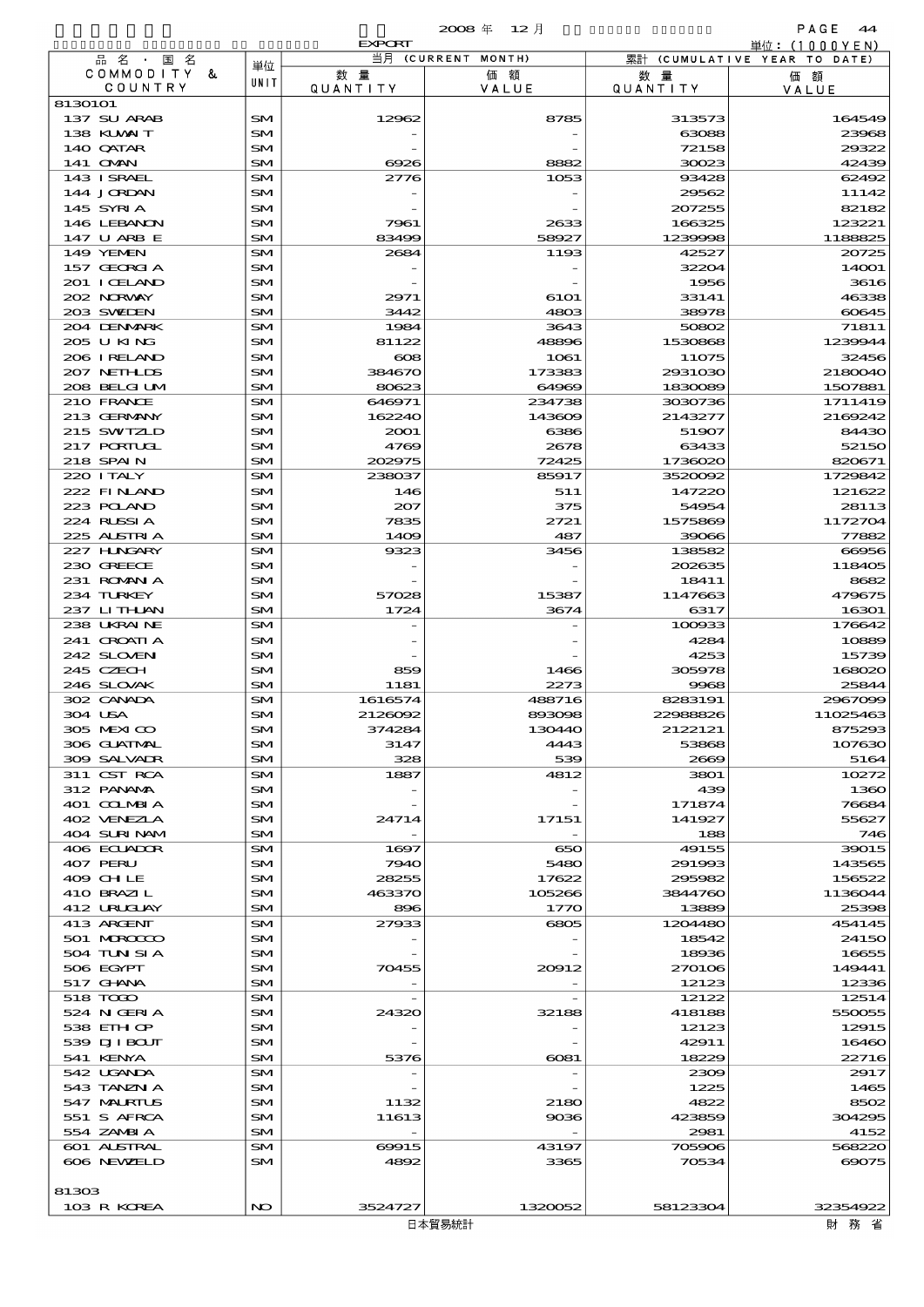2008 年 12 月

EXPORT

単位：(1000YEN)

| 品名・国名 COMMODITY & COUNTRY | 単位 UNIT | 当月 (CURRENT MONTH) 数量 QUANTITY | 価額 VALUE | 累計 (CUMULATIVE YEAR TO DATE) 数量 QUANTITY | 価額 VALUE |
|---|---|---|---|---|---|
| 8130101 | | | | | |
| 137 SU ARAB | SM | 12962 | 8785 | 313573 | 164549 |
| 138 KUWAIT | SM | - | - | 63088 | 23968 |
| 140 QATAR | SM | - | - | 72158 | 29322 |
| 141 OMAN | SM | 6926 | 8882 | 30023 | 42439 |
| 143 ISRAEL | SM | 2776 | 1053 | 93428 | 62492 |
| 144 JORDAN | SM | - | - | 29562 | 11142 |
| 145 SYRIA | SM | - | - | 207255 | 82182 |
| 146 LEBANON | SM | 7961 | 2633 | 166325 | 123221 |
| 147 U ARB E | SM | 83499 | 58927 | 1239998 | 1188825 |
| 149 YEMEN | SM | 2684 | 1193 | 42527 | 20725 |
| 157 GEORGIA | SM | - | - | 32204 | 14001 |
| 201 ICELAND | SM | - | - | 1956 | 3616 |
| 202 NORWAY | SM | 2971 | 6101 | 33141 | 46338 |
| 203 SWEDEN | SM | 3442 | 4803 | 38978 | 60645 |
| 204 DENMARK | SM | 1984 | 3643 | 50802 | 71811 |
| 205 U KING | SM | 81122 | 48896 | 1530868 | 1239944 |
| 206 IRELAND | SM | 608 | 1061 | 11075 | 32456 |
| 207 NETHLDS | SM | 384670 | 173383 | 2931030 | 2180040 |
| 208 BELGIUM | SM | 80623 | 64969 | 1830089 | 1507881 |
| 210 FRANCE | SM | 646971 | 234738 | 3030736 | 1711419 |
| 213 GERMANY | SM | 162240 | 143609 | 2143277 | 2169242 |
| 215 SWITZLD | SM | 2001 | 6386 | 51907 | 84430 |
| 217 PORTUGL | SM | 4769 | 2678 | 63433 | 52150 |
| 218 SPAIN | SM | 202975 | 72425 | 1736020 | 820671 |
| 220 ITALY | SM | 238037 | 85917 | 3520092 | 1729842 |
| 222 FINLAND | SM | 146 | 511 | 147220 | 121622 |
| 223 POLAND | SM | 207 | 375 | 54954 | 28113 |
| 224 RUSSIA | SM | 7835 | 2721 | 1575869 | 1172704 |
| 225 AUSTRIA | SM | 1409 | 487 | 39066 | 77882 |
| 227 HUNGARY | SM | 9323 | 3456 | 138582 | 66956 |
| 230 GREECE | SM | - | - | 202635 | 118405 |
| 231 ROMANIA | SM | - | - | 18411 | 8682 |
| 234 TURKEY | SM | 57028 | 15387 | 1147663 | 479675 |
| 237 LITHUAN | SM | 1724 | 3674 | 6317 | 16301 |
| 238 UKRAINE | SM | - | - | 100933 | 176642 |
| 241 CROATIA | SM | - | - | 4284 | 10889 |
| 242 SLOVEN | SM | - | - | 4253 | 15739 |
| 245 CZECH | SM | 859 | 1466 | 305978 | 168020 |
| 246 SLOVAK | SM | 1181 | 2273 | 9968 | 25844 |
| 302 CANADA | SM | 1616574 | 488716 | 8283191 | 2967099 |
| 304 USA | SM | 2126092 | 893098 | 22988826 | 11025463 |
| 305 MEXICO | SM | 374284 | 130440 | 2122121 | 875293 |
| 306 GUATMAL | SM | 3147 | 4443 | 53868 | 107630 |
| 309 SALVADR | SM | 328 | 539 | 2669 | 5164 |
| 311 CST RCA | SM | 1887 | 4812 | 3801 | 10272 |
| 312 PANAMA | SM | - | - | 439 | 1360 |
| 401 COLMBIA | SM | - | - | 171874 | 76684 |
| 402 VENEZLA | SM | 24714 | 17151 | 141927 | 55627 |
| 404 SURINAM | SM | - | - | 188 | 746 |
| 406 ECUADOR | SM | 1697 | 650 | 49155 | 39015 |
| 407 PERU | SM | 7940 | 5480 | 291993 | 143565 |
| 409 CHILE | SM | 28255 | 17622 | 295982 | 156522 |
| 410 BRAZIL | SM | 463370 | 105266 | 3844760 | 1136044 |
| 412 URUGUAY | SM | 896 | 1770 | 13889 | 25398 |
| 413 ARGENT | SM | 27933 | 6805 | 1204480 | 454145 |
| 501 MOROCCO | SM | - | - | 18542 | 24150 |
| 504 TUNISIA | SM | - | - | 18936 | 16655 |
| 506 EGYPT | SM | 70455 | 20912 | 270106 | 149441 |
| 517 GHANA | SM | - | - | 12123 | 12336 |
| 518 TOGO | SM | - | - | 12122 | 12514 |
| 524 NIGERIA | SM | 24320 | 32188 | 418188 | 550055 |
| 538 ETHIOP | SM | - | - | 12123 | 12915 |
| 539 DJIBOUT | SM | - | - | 42911 | 16460 |
| 541 KENYA | SM | 5376 | 6081 | 18229 | 22716 |
| 542 UGANDA | SM | - | - | 2309 | 2917 |
| 543 TANZNIA | SM | - | - | 1225 | 1465 |
| 547 MAURTUS | SM | 1132 | 2180 | 4822 | 8502 |
| 551 S AFRCA | SM | 11613 | 9036 | 423859 | 304295 |
| 554 ZAMBIA | SM | - | - | 2981 | 4152 |
| 601 AUSTRAL | SM | 69915 | 43197 | 705906 | 568220 |
| 606 NEWZELD | SM | 4892 | 3365 | 70534 | 69075 |
| 81303 | | | | | |
| 103 R KOREA | NO | 3524727 | 1320052 | 58123304 | 32354922 |

日本貿易統計　財務省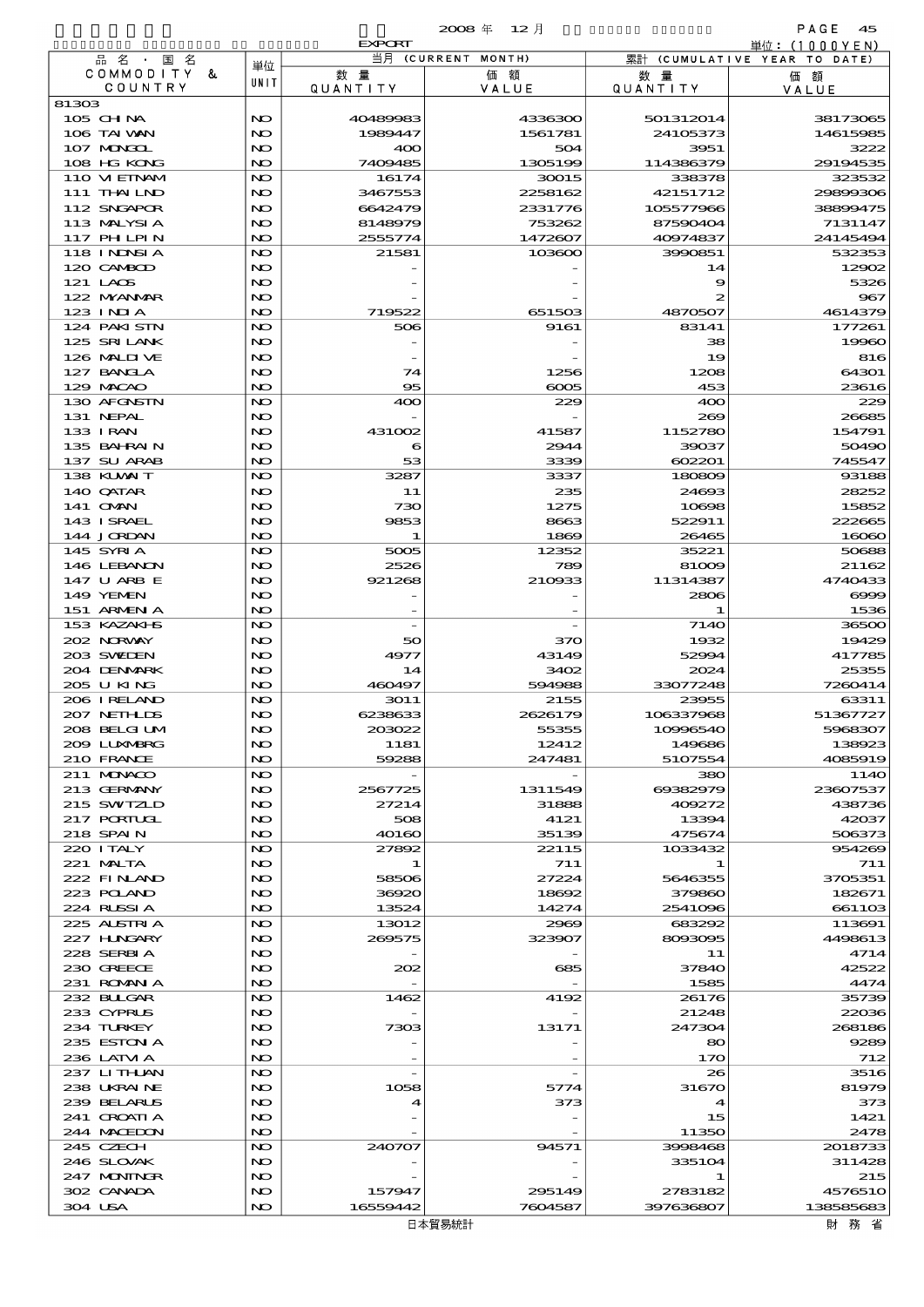EXPORT

2008 年 12 月

単位：(1000YEN)

| 品名・国名 COMMODITY & COUNTRY | 単位 UNIT | 当月 (CURRENT MONTH) 数量 QUANTITY | 価額 VALUE | 累計 (CUMULATIVE YEAR TO DATE) 数量 QUANTITY | 価額 VALUE |
|---|---|---|---|---|---|
| 81303 | | | | | |
| 105 CHINA | NO | 40489983 | 4336300 | 501312014 | 38173065 |
| 106 TAIWAN | NO | 1989447 | 1561781 | 24105373 | 14615985 |
| 107 MONGOL | NO | 400 | 504 | 3951 | 3222 |
| 108 HG KONG | NO | 7409485 | 1305199 | 114386379 | 29194535 |
| 110 VIETNAM | NO | 16174 | 30015 | 338378 | 323532 |
| 111 THAILND | NO | 3467553 | 2258162 | 42151712 | 29899306 |
| 112 SNGAPOR | NO | 6642479 | 2331776 | 105577966 | 38899475 |
| 113 MALYSIA | NO | 8148979 | 753262 | 87590404 | 7131147 |
| 117 PHLPIN | NO | 2555774 | 1472607 | 40974837 | 24145494 |
| 118 INDNSIA | NO | 21581 | 103600 | 3990851 | 532353 |
| 120 CAMBOD | NO | - | - | 14 | 12902 |
| 121 LAOS | NO | - | - | 9 | 5326 |
| 122 MYANMAR | NO | - | - | 2 | 967 |
| 123 INDIA | NO | 719522 | 651503 | 4870507 | 4614379 |
| 124 PAKISTN | NO | 506 | 9161 | 83141 | 177261 |
| 125 SRILANK | NO | - | - | 38 | 19960 |
| 126 MALDIVE | NO | - | - | 19 | 816 |
| 127 BANGLA | NO | 74 | 1256 | 1208 | 64301 |
| 129 MACAO | NO | 95 | 6005 | 453 | 23616 |
| 130 AFGNSTN | NO | 400 | 229 | 400 | 229 |
| 131 NEPAL | NO | - | - | 269 | 26685 |
| 133 IRAN | NO | 431002 | 41587 | 1152780 | 154791 |
| 135 BAHRAIN | NO | 6 | 2944 | 39037 | 50490 |
| 137 SU ARAB | NO | 53 | 3339 | 602201 | 745547 |
| 138 KUWAIT | NO | 3287 | 3337 | 180809 | 93188 |
| 140 QATAR | NO | 11 | 235 | 24693 | 28252 |
| 141 OMAN | NO | 730 | 1275 | 10698 | 15852 |
| 143 ISRAEL | NO | 9853 | 8663 | 522911 | 222665 |
| 144 JORDAN | NO | 1 | 1869 | 26465 | 16060 |
| 145 SYRIA | NO | 5005 | 12352 | 35221 | 50688 |
| 146 LEBANON | NO | 2526 | 789 | 81009 | 21162 |
| 147 U ARB E | NO | 921268 | 210933 | 11314387 | 4740433 |
| 149 YEMEN | NO | - | - | 2806 | 6999 |
| 151 ARMENIA | NO | - | - | 1 | 1536 |
| 153 KAZAKHS | NO | - | - | 7140 | 36500 |
| 202 NORWAY | NO | 50 | 370 | 1932 | 19429 |
| 203 SWEDEN | NO | 4977 | 43149 | 52994 | 417785 |
| 204 DENMARK | NO | 14 | 3402 | 2024 | 25355 |
| 205 U KING | NO | 460497 | 594988 | 33077248 | 7260414 |
| 206 IRELAND | NO | 3011 | 2155 | 23955 | 63311 |
| 207 NETHLDS | NO | 6238633 | 2626179 | 106337968 | 51367727 |
| 208 BELGIUM | NO | 203022 | 55355 | 10996540 | 5968307 |
| 209 LUXMBRG | NO | 1181 | 12412 | 149686 | 138923 |
| 210 FRANCE | NO | 59288 | 247481 | 5107554 | 4085919 |
| 211 MONACO | NO | - | - | 380 | 1140 |
| 213 GERMANY | NO | 2567725 | 1311549 | 69382979 | 23607537 |
| 215 SWITZLD | NO | 27214 | 31888 | 409272 | 438736 |
| 217 PORTUGL | NO | 508 | 4121 | 13394 | 42037 |
| 218 SPAIN | NO | 40160 | 35139 | 475674 | 506373 |
| 220 ITALY | NO | 27892 | 22115 | 1033432 | 954269 |
| 221 MALTA | NO | 1 | 711 | 1 | 711 |
| 222 FINLAND | NO | 58506 | 27224 | 5646355 | 3705351 |
| 223 POLAND | NO | 36920 | 18692 | 379860 | 182671 |
| 224 RUSSIA | NO | 13524 | 14274 | 2541096 | 661103 |
| 225 AUSTRIA | NO | 13012 | 2969 | 683292 | 113691 |
| 227 HUNGARY | NO | 269575 | 323907 | 8093095 | 4498613 |
| 228 SERBIA | NO | - | - | 11 | 4714 |
| 230 GREECE | NO | 202 | 685 | 37840 | 42522 |
| 231 ROMANIA | NO | - | - | 1585 | 4474 |
| 232 BULGAR | NO | 1462 | 4192 | 26176 | 35739 |
| 233 CYPRUS | NO | - | - | 21248 | 22036 |
| 234 TURKEY | NO | 7303 | 13171 | 247304 | 268186 |
| 235 ESTONIA | NO | - | - | 80 | 9289 |
| 236 LATVIA | NO | - | - | 170 | 712 |
| 237 LITHUAN | NO | - | - | 26 | 3516 |
| 238 UKRAINE | NO | 1058 | 5774 | 31670 | 81979 |
| 239 BELARUS | NO | 4 | 373 | 4 | 373 |
| 241 CROATIA | NO | - | - | 15 | 1421 |
| 244 MACEDON | NO | - | - | 11350 | 2478 |
| 245 CZECH | NO | 240707 | 94571 | 3998468 | 2018733 |
| 246 SLOVAK | NO | - | - | 335104 | 311428 |
| 247 MONTNGR | NO | - | - | 1 | 215 |
| 302 CANADA | NO | 157947 | 295149 | 2783182 | 4576510 |
| 304 USA | NO | 16559442 | 7604587 | 397636807 | 138585683 |

日本貿易統計　　財務省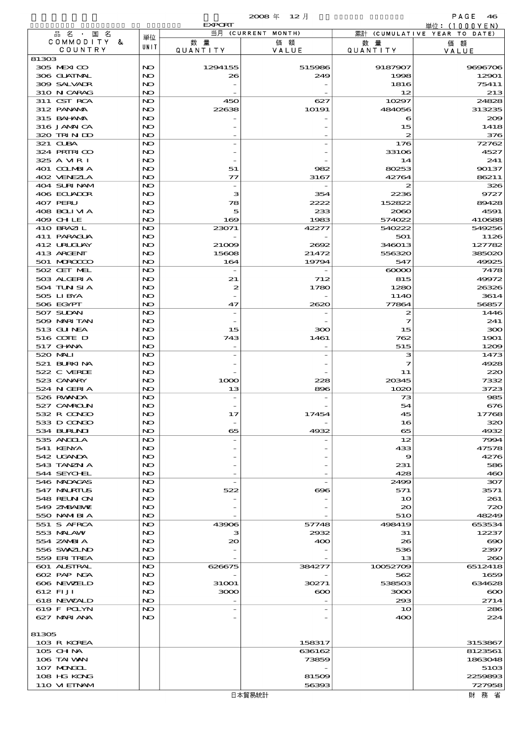2008 年 12 月

EXPORT

単位：(1000YEN)

| 品名・国名 COMMODITY & COUNTRY | 単位 UNIT | 当月 (CURRENT MONTH) 数量 QUANTITY | 価額 VALUE | 累計 (CUMULATIVE YEAR TO DATE) 数量 QUANTITY | 価額 VALUE |
|---|---|---|---|---|---|
| 81303 | | | | | |
| 305 MEXICO | NO | 1294155 | 515986 | 9187907 | 9696706 |
| 306 GUATMAL | NO | 26 | 249 | 1998 | 12901 |
| 309 SALVADR | NO | - | - | 1816 | 75411 |
| 310 NICARAG | NO | - | - | 12 | 213 |
| 311 CST RCA | NO | 450 | 627 | 10297 | 24828 |
| 312 PANAMA | NO | 22638 | 10191 | 484056 | 313235 |
| 315 BAHAMA | NO | - | - | 6 | 209 |
| 316 JAMAICA | NO | - | - | 15 | 1418 |
| 320 TRINIDD | NO | - | - | 2 | 376 |
| 321 CUBA | NO | - | - | 176 | 72762 |
| 324 PRTRICO | NO | - | - | 33106 | 4527 |
| 325 A VIRI | NO | - | - | 14 | 241 |
| 401 COLMBIA | NO | 51 | 982 | 80253 | 90137 |
| 402 VENEZLA | NO | 77 | 3167 | 42764 | 86211 |
| 404 SURINAM | NO | - | - | 2 | 326 |
| 406 ECUADOR | NO | 3 | 354 | 2236 | 9727 |
| 407 PERU | NO | 78 | 2222 | 152822 | 89428 |
| 408 BOLIVIA | NO | 5 | 233 | 2060 | 4591 |
| 409 CHILE | NO | 169 | 1983 | 574022 | 410688 |
| 410 BRAZIL | NO | 23071 | 42277 | 540222 | 549256 |
| 411 PARAGUA | NO | - | - | 501 | 1126 |
| 412 URUGUAY | NO | 21009 | 2692 | 346013 | 127782 |
| 413 ARGENT | NO | 15608 | 21472 | 556320 | 385020 |
| 501 MOROCCO | NO | 164 | 19794 | 547 | 49925 |
| 502 CET MEL | NO | - | - | 60000 | 7478 |
| 503 ALGERIA | NO | 21 | 712 | 815 | 49972 |
| 504 TUNISIA | NO | 2 | 1780 | 1280 | 26326 |
| 505 LIBYA | NO | - | - | 1140 | 3614 |
| 506 EGYPT | NO | 47 | 2620 | 77864 | 56857 |
| 507 SUDAN | NO | - | - | 2 | 1446 |
| 509 MARITAN | NO | - | - | 7 | 241 |
| 513 GUINEA | NO | 15 | 300 | 15 | 300 |
| 516 COTE D | NO | 743 | 1461 | 762 | 1901 |
| 517 GHANA | NO | - | - | 515 | 1209 |
| 520 MALI | NO | - | - | 3 | 1473 |
| 521 BURKINA | NO | - | - | 7 | 4928 |
| 522 C VERDE | NO | - | - | 11 | 220 |
| 523 CANARY | NO | 1000 | 228 | 20345 | 7332 |
| 524 NIGERIA | NO | 13 | 896 | 1020 | 3723 |
| 526 RWANDA | NO | - | - | 73 | 985 |
| 527 CAMROUN | NO | - | - | 54 | 676 |
| 532 R CONGO | NO | 17 | 17454 | 45 | 17768 |
| 533 D CONGO | NO | - | - | 16 | 320 |
| 534 BURUNDI | NO | 65 | 4932 | 65 | 4932 |
| 535 ANGOLA | NO | - | - | 12 | 7994 |
| 541 KENYA | NO | - | - | 433 | 47578 |
| 542 UGANDA | NO | - | - | 9 | 4276 |
| 543 TANZNIA | NO | - | - | 231 | 586 |
| 544 SEYCHEL | NO | - | - | 428 | 460 |
| 546 MADAGAS | NO | - | - | 2499 | 307 |
| 547 MAURTUS | NO | 522 | 696 | 571 | 3571 |
| 548 REUNION | NO | - | - | 10 | 261 |
| 549 ZMBABWE | NO | - | - | 20 | 720 |
| 550 NAMIBIA | NO | - | - | 510 | 48249 |
| 551 S AFRCA | NO | 43906 | 57748 | 498419 | 653534 |
| 553 MALAWI | NO | 3 | 2932 | 31 | 12237 |
| 554 ZAMBIA | NO | 20 | 400 | 26 | 690 |
| 556 SWAZLND | NO | - | - | 536 | 2397 |
| 559 ERITREA | NO | - | - | 13 | 260 |
| 601 AUSTRAL | NO | 626675 | 384277 | 10052709 | 6512418 |
| 602 PAP NGA | NO | - | - | 562 | 1659 |
| 606 NEWZELD | NO | 31001 | 30271 | 538503 | 634628 |
| 612 FIJI | NO | 3000 | 600 | 3000 | 600 |
| 618 NEWCALD | NO | - | - | 293 | 2714 |
| 619 F POLYN | NO | - | - | 10 | 286 |
| 627 MARIANA | NO | - | - | 400 | 224 |
| 81305 | | | | | |
| 103 R KOREA | | | 158317 | | 3153867 |
| 105 CHINA | | | 636162 | | 8123561 |
| 106 TAIWAN | | | 73859 | | 1863048 |
| 107 MONGOL | | | - | | 5103 |
| 108 HG KONG | | | 81509 | | 2259893 |
| 110 VIETNAM | | | 56393 | | 727958 |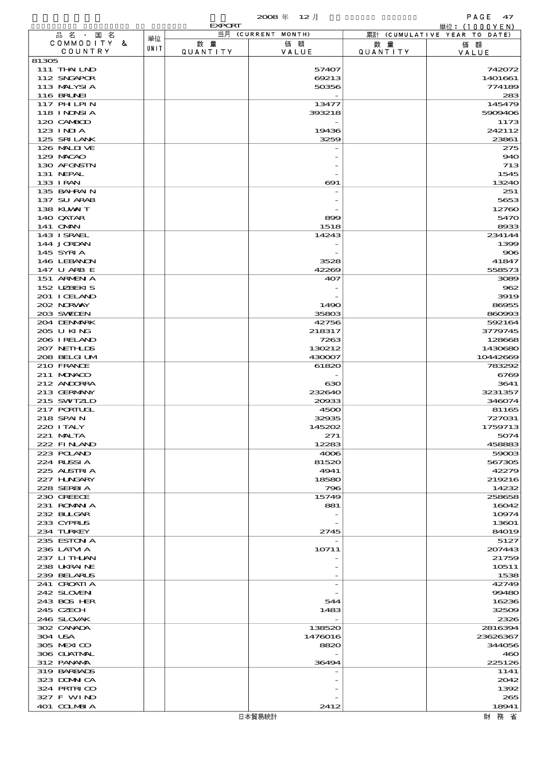2008 年 12 月 EXPORT

単位：(1000YEN)

| 品名・国名 COMMODITY & COUNTRY | 単位 UNIT | 当月 (CURRENT MONTH) 数量 QUANTITY | 価額 VALUE | 累計 (CUMULATIVE YEAR TO DATE) 数量 QUANTITY | 価額 VALUE |
|---|---|---|---|---|---|
| 81305 | | | | | |
| 111 THAILND | | | 57407 | | 742072 |
| 112 SNGAPOR | | | 69213 | | 1401661 |
| 113 MALYSIA | | | 50356 | | 774189 |
| 116 BRUNEI | | | - | | 283 |
| 117 PHILPIN | | | 13477 | | 145479 |
| 118 INDNSIA | | | 393218 | | 5909406 |
| 120 CAMBOD | | | - | | 1173 |
| 123 INDIA | | | 19436 | | 242112 |
| 125 SRILANK | | | 3259 | | 23861 |
| 126 MALDIVE | | | - | | 275 |
| 129 MACAO | | | - | | 940 |
| 130 AFGNSTN | | | - | | 713 |
| 131 NEPAL | | | - | | 1545 |
| 133 IRAN | | | 691 | | 13240 |
| 135 BAHRAIN | | | - | | 251 |
| 137 SU ARAB | | | - | | 5653 |
| 138 KUWAIT | | | - | | 12760 |
| 140 QATAR | | | 899 | | 5470 |
| 141 OMAN | | | 1518 | | 8933 |
| 143 ISRAEL | | | 14243 | | 234144 |
| 144 JORDAN | | | - | | 1399 |
| 145 SYRIA | | | - | | 906 |
| 146 LEBANON | | | 3528 | | 41847 |
| 147 U ARB E | | | 42269 | | 558573 |
| 151 ARMENIA | | | 407 | | 3089 |
| 152 UZBEKIS | | | - | | 962 |
| 201 ICELAND | | | - | | 3919 |
| 202 NORWAY | | | 1490 | | 86955 |
| 203 SWEDEN | | | 35803 | | 860993 |
| 204 DENMARK | | | 42756 | | 592164 |
| 205 U KING | | | 218317 | | 3779745 |
| 206 IRELAND | | | 7263 | | 128668 |
| 207 NETHLDS | | | 130212 | | 1430680 |
| 208 BELGIUM | | | 430007 | | 10442669 |
| 210 FRANCE | | | 61820 | | 783292 |
| 211 MONACO | | | - | | 6769 |
| 212 ANDORRA | | | 630 | | 3641 |
| 213 GERMANY | | | 232640 | | 3231357 |
| 215 SWITZLD | | | 20933 | | 346074 |
| 217 PORTUGL | | | 4500 | | 81165 |
| 218 SPAIN | | | 32935 | | 727031 |
| 220 ITALY | | | 145202 | | 1759713 |
| 221 MALTA | | | 271 | | 5074 |
| 222 FINLAND | | | 12283 | | 458883 |
| 223 POLAND | | | 4006 | | 59003 |
| 224 RUSSIA | | | 81520 | | 567305 |
| 225 AUSTRIA | | | 4941 | | 42279 |
| 227 HUNGARY | | | 18580 | | 219216 |
| 228 SERBIA | | | 796 | | 14232 |
| 230 GREECE | | | 15749 | | 258658 |
| 231 ROMANIA | | | 881 | | 16042 |
| 232 BULGAR | | | - | | 10974 |
| 233 CYPRUS | | | - | | 13601 |
| 234 TURKEY | | | 2745 | | 84019 |
| 235 ESTONIA | | | - | | 5127 |
| 236 LATVIA | | | 10711 | | 207443 |
| 237 LITHUAN | | | - | | 21759 |
| 238 UKRAINE | | | - | | 10511 |
| 239 BELARUS | | | - | | 1538 |
| 241 CROATIA | | | - | | 42749 |
| 242 SLOVEN | | | - | | 99480 |
| 243 BOS HER | | | 544 | | 16236 |
| 245 CZECH | | | 1483 | | 32509 |
| 246 SLOVAK | | | - | | 2326 |
| 302 CANADA | | | 138520 | | 2816394 |
| 304 USA | | | 1476016 | | 23626367 |
| 305 MEXICO | | | 8820 | | 344056 |
| 306 GUATMAL | | | - | | 460 |
| 312 PANAMA | | | 36494 | | 225126 |
| 319 BARBADS | | | - | | 1141 |
| 323 DOMNICA | | | - | | 2042 |
| 324 PRTRICO | | | - | | 1392 |
| 327 F WIND | | | - | | 265 |
| 401 COLMBIA | | | 2412 | | 18941 |

日本貿易統計　　財務省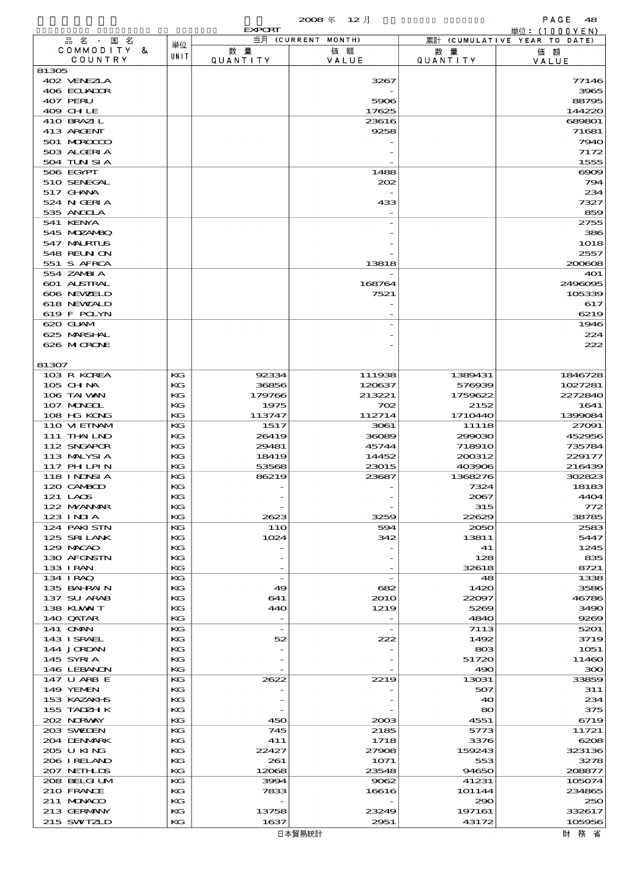2008 年 12 月

EXPORT

単位：(1000YEN)

| 品名・国名 COMMODITY & COUNTRY | 単位 UNIT | 当月 (CURRENT MONTH) 数量 QUANTITY | 価額 VALUE | 累計 (CUMULATIVE YEAR TO DATE) 数量 QUANTITY | 価額 VALUE |
|---|---|---|---|---|---|
| 81305 | | | | | |
| 402 VENEZLA | | | 3267 | | 77146 |
| 406 ECUADOR | | | - | | 3965 |
| 407 PERU | | | 5906 | | 88795 |
| 409 CHILE | | | 17625 | | 144220 |
| 410 BRAZIL | | | 23616 | | 689801 |
| 413 ARGENT | | | 9258 | | 71681 |
| 501 MOROCCO | | | - | | 7940 |
| 503 ALGERIA | | | - | | 7172 |
| 504 TUNISIA | | | - | | 1555 |
| 506 EGYPT | | | 1488 | | 6909 |
| 510 SENEGAL | | | 202 | | 794 |
| 517 GHANA | | | - | | 234 |
| 524 NIGERIA | | | 433 | | 7327 |
| 535 ANGOLA | | | - | | 859 |
| 541 KENYA | | | - | | 2755 |
| 545 MOZAMBQ | | | - | | 386 |
| 547 MAURTUS | | | - | | 1018 |
| 548 REUNION | | | - | | 2557 |
| 551 S AFRCA | | | 13818 | | 200608 |
| 554 ZAMBIA | | | - | | 401 |
| 601 AUSTRAL | | | 168764 | | 2496095 |
| 606 NEWZELD | | | 7521 | | 105339 |
| 618 NEWCALD | | | - | | 617 |
| 619 F POLYN | | | - | | 6219 |
| 620 GUAM | | | - | | 1946 |
| 625 MARSHAL | | | - | | 224 |
| 626 MICRONE | | | - | | 222 |
| 81307 | | | | | |
| 103 R KOREA | KG | 92334 | 111938 | 1389431 | 1846728 |
| 105 CHINA | KG | 36856 | 120637 | 576939 | 1027281 |
| 106 TAIWAN | KG | 179766 | 213221 | 1759622 | 2272840 |
| 107 MONGOL | KG | 1975 | 702 | 2152 | 1641 |
| 108 HG KONG | KG | 113747 | 112714 | 1710440 | 1399084 |
| 110 VIETNAM | KG | 1517 | 3061 | 11118 | 27091 |
| 111 THAILND | KG | 26419 | 36089 | 299030 | 452956 |
| 112 SNGAPOR | KG | 29481 | 45744 | 718910 | 735784 |
| 113 MALYSIA | KG | 18419 | 14452 | 200312 | 229177 |
| 117 PHILPIN | KG | 53568 | 23015 | 403906 | 216439 |
| 118 INDNSIA | KG | 86219 | 23687 | 1368276 | 302823 |
| 120 CAMBOD | KG | - | - | 7324 | 18183 |
| 121 LAOS | KG | - | - | 2067 | 4404 |
| 122 MYANMAR | KG | - | - | 315 | 772 |
| 123 INDIA | KG | 2623 | 3259 | 22629 | 38785 |
| 124 PAKISTN | KG | 110 | 594 | 2050 | 2583 |
| 125 SRI LANK | KG | 1024 | 342 | 13811 | 5447 |
| 129 MACAO | KG | - | - | 41 | 1245 |
| 130 AFGNSTN | KG | - | - | 128 | 835 |
| 133 IRAN | KG | - | - | 32618 | 8721 |
| 134 IRAQ | KG | - | - | 48 | 1338 |
| 135 BAHRAIN | KG | 49 | 682 | 1420 | 3586 |
| 137 SU ARAB | KG | 641 | 2010 | 22097 | 46786 |
| 138 KUWAIT | KG | 440 | 1219 | 5269 | 3490 |
| 140 QATAR | KG | - | - | 4840 | 9269 |
| 141 OMAN | KG | - | - | 7113 | 5201 |
| 143 ISRAEL | KG | 52 | 222 | 1492 | 3719 |
| 144 JORDAN | KG | - | - | 803 | 1051 |
| 145 SYRIA | KG | - | - | 51720 | 11460 |
| 146 LEBANON | KG | - | - | 490 | 300 |
| 147 U ARB E | KG | 2622 | 2219 | 13031 | 33859 |
| 149 YEMEN | KG | - | - | 507 | 311 |
| 153 KAZAKHS | KG | - | - | 40 | 234 |
| 155 TADZHIK | KG | - | - | 80 | 375 |
| 202 NORWAY | KG | 450 | 2003 | 4551 | 6719 |
| 203 SWEDEN | KG | 745 | 2185 | 5773 | 11721 |
| 204 DENMARK | KG | 411 | 1718 | 3376 | 6208 |
| 205 U KING | KG | 22427 | 27908 | 159243 | 323136 |
| 206 IRELAND | KG | 261 | 1071 | 553 | 3278 |
| 207 NETHLDS | KG | 12068 | 23548 | 94650 | 208877 |
| 208 BELGIUM | KG | 3994 | 9062 | 41231 | 105074 |
| 210 FRANCE | KG | 7833 | 16616 | 101144 | 234865 |
| 211 MONACO | KG | - | - | 290 | 250 |
| 213 GERMANY | KG | 13758 | 23249 | 197161 | 332617 |
| 215 SWTZLD | KG | 1637 | 2951 | 43172 | 105956 |

日本貿易統計　財務省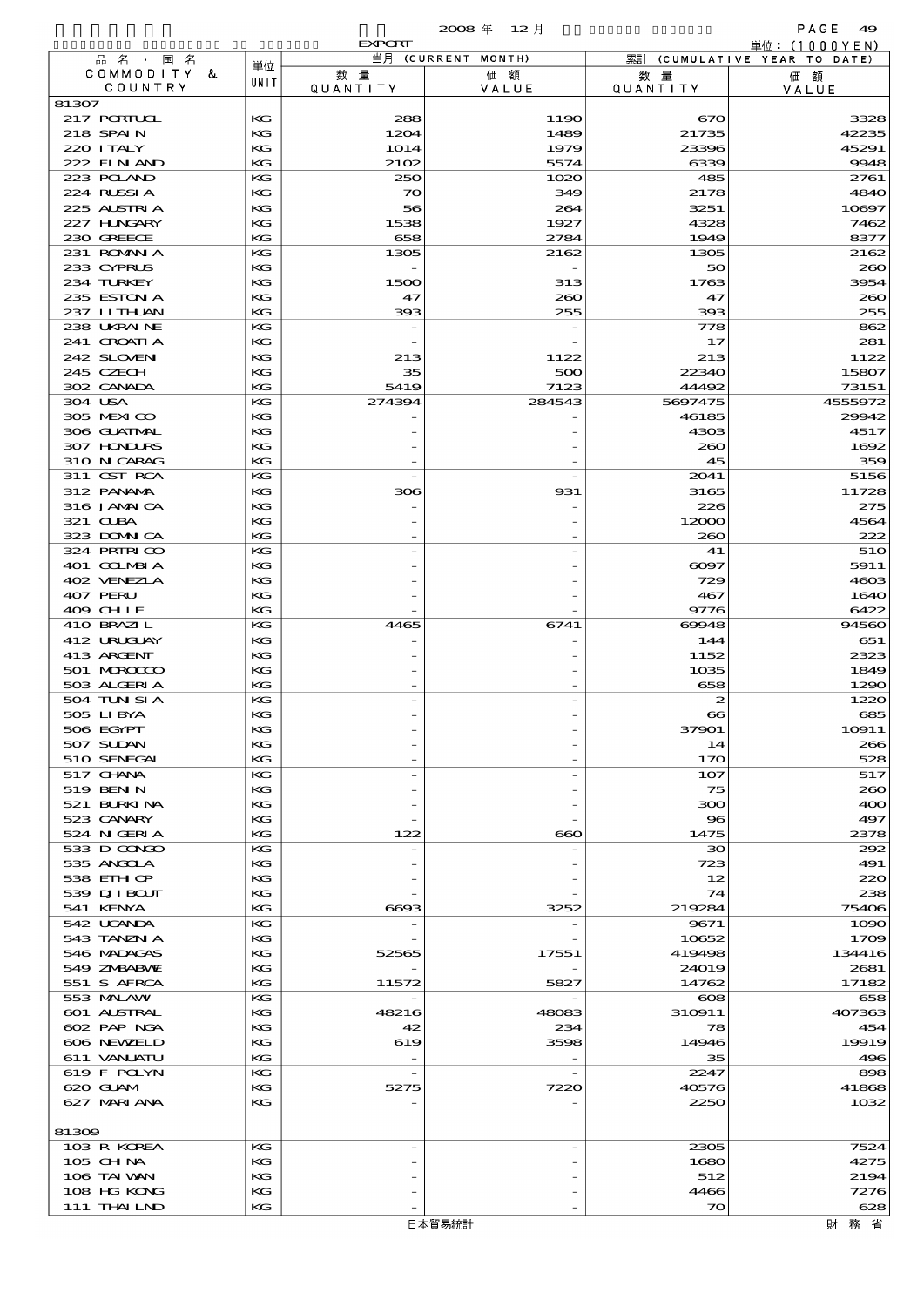2008 年 12 月

EXPORT

単位：(1000YEN)

| 品名・国名 COMMODITY & COUNTRY | 単位 UNIT | 当月 (CURRENT MONTH) 数量 QUANTITY | 価額 VALUE | 累計 (CUMULATIVE YEAR TO DATE) 数量 QUANTITY | 価額 VALUE |
|---|---|---|---|---|---|
| 81307 | | | | | |
| 217 PORTUGL | KG | 288 | 1190 | 670 | 3328 |
| 218 SPAIN | KG | 1204 | 1489 | 21735 | 42235 |
| 220 ITALY | KG | 1014 | 1979 | 23396 | 45291 |
| 222 FINLAND | KG | 2102 | 5574 | 6339 | 9948 |
| 223 POLAND | KG | 250 | 1020 | 485 | 2761 |
| 224 RUSSIA | KG | 70 | 349 | 2178 | 4840 |
| 225 AUSTRIA | KG | 56 | 264 | 3251 | 10697 |
| 227 HUNGARY | KG | 1538 | 1927 | 4328 | 7462 |
| 230 GREECE | KG | 658 | 2784 | 1949 | 8377 |
| 231 ROMANIA | KG | 1305 | 2162 | 1305 | 2162 |
| 233 CYPRUS | KG | - | - | 50 | 260 |
| 234 TURKEY | KG | 1500 | 313 | 1763 | 3954 |
| 235 ESTONIA | KG | 47 | 260 | 47 | 260 |
| 237 LITHUAN | KG | 393 | 255 | 393 | 255 |
| 238 UKRAINE | KG | - | - | 778 | 862 |
| 241 CROATIA | KG | - | - | 17 | 281 |
| 242 SLOVENI | KG | 213 | 1122 | 213 | 1122 |
| 245 CZECH | KG | 35 | 500 | 22340 | 15807 |
| 302 CANADA | KG | 5419 | 7123 | 44492 | 73151 |
| 304 USA | KG | 274394 | 284543 | 5697475 | 4555972 |
| 305 MEXICO | KG | - | - | 46185 | 29942 |
| 306 GUATMAL | KG | - | - | 4303 | 4517 |
| 307 HONDURS | KG | - | - | 260 | 1692 |
| 310 NICARAG | KG | - | - | 45 | 359 |
| 311 CST RCA | KG | - | - | 2041 | 5156 |
| 312 PANAMA | KG | 306 | 931 | 3165 | 11728 |
| 316 JAMAICA | KG | - | - | 226 | 275 |
| 321 CUBA | KG | - | - | 12000 | 4564 |
| 323 DOMNICA | KG | - | - | 260 | 222 |
| 324 PRTRICO | KG | - | - | 41 | 510 |
| 401 COLMBIA | KG | - | - | 6097 | 5911 |
| 402 VENEZLA | KG | - | - | 729 | 4603 |
| 407 PERU | KG | - | - | 467 | 1640 |
| 409 CHILE | KG | - | - | 9776 | 6422 |
| 410 BRAZIL | KG | 4465 | 6741 | 69948 | 94560 |
| 412 URUGUAY | KG | - | - | 144 | 651 |
| 413 ARGENT | KG | - | - | 1152 | 2323 |
| 501 MOROCCO | KG | - | - | 1035 | 1849 |
| 503 ALGERIA | KG | - | - | 658 | 1290 |
| 504 TUNISIA | KG | - | - | 2 | 1220 |
| 505 LIBYA | KG | - | - | 66 | 685 |
| 506 EGYPT | KG | - | - | 37901 | 10911 |
| 507 SUDAN | KG | - | - | 14 | 266 |
| 510 SENEGAL | KG | - | - | 170 | 528 |
| 517 GHANA | KG | - | - | 107 | 517 |
| 519 BENIN | KG | - | - | 75 | 260 |
| 521 BURKINA | KG | - | - | 300 | 400 |
| 523 CANARY | KG | - | - | 96 | 497 |
| 524 NIGERIA | KG | 122 | 660 | 1475 | 2378 |
| 533 D CONGO | KG | - | - | 30 | 292 |
| 535 ANGOLA | KG | - | - | 723 | 491 |
| 538 ETHIOP | KG | - | - | 12 | 220 |
| 539 DJIBOUT | KG | - | - | 74 | 238 |
| 541 KENYA | KG | 6693 | 3252 | 219284 | 75406 |
| 542 UGANDA | KG | - | - | 9671 | 1090 |
| 543 TANZNIA | KG | - | - | 10652 | 1709 |
| 546 MADAGAS | KG | 52565 | 17551 | 419498 | 134416 |
| 549 ZMBABWE | KG | - | - | 24019 | 2681 |
| 551 S AFRCA | KG | 11572 | 5827 | 14762 | 17182 |
| 553 MALAWI | KG | - | - | 608 | 658 |
| 601 AUSTRAL | KG | 48216 | 48083 | 310911 | 407363 |
| 602 PAP NGA | KG | 42 | 234 | 78 | 454 |
| 606 NEWZELD | KG | 619 | 3598 | 14946 | 19919 |
| 611 VANUATU | KG | - | - | 35 | 496 |
| 619 F POLYN | KG | - | - | 2247 | 898 |
| 620 GUAM | KG | 5275 | 7220 | 40576 | 41868 |
| 627 MARIANA | KG | - | - | 2250 | 1032 |
| 81309 | | | | | |
| 103 R KOREA | KG | - | - | 2305 | 7524 |
| 105 CHINA | KG | - | - | 1680 | 4275 |
| 106 TAIWAN | KG | - | - | 512 | 2194 |
| 108 HG KONG | KG | - | - | 4466 | 7276 |
| 111 THAILND | KG | - | - | 70 | 628 |

日本貿易統計　　財務省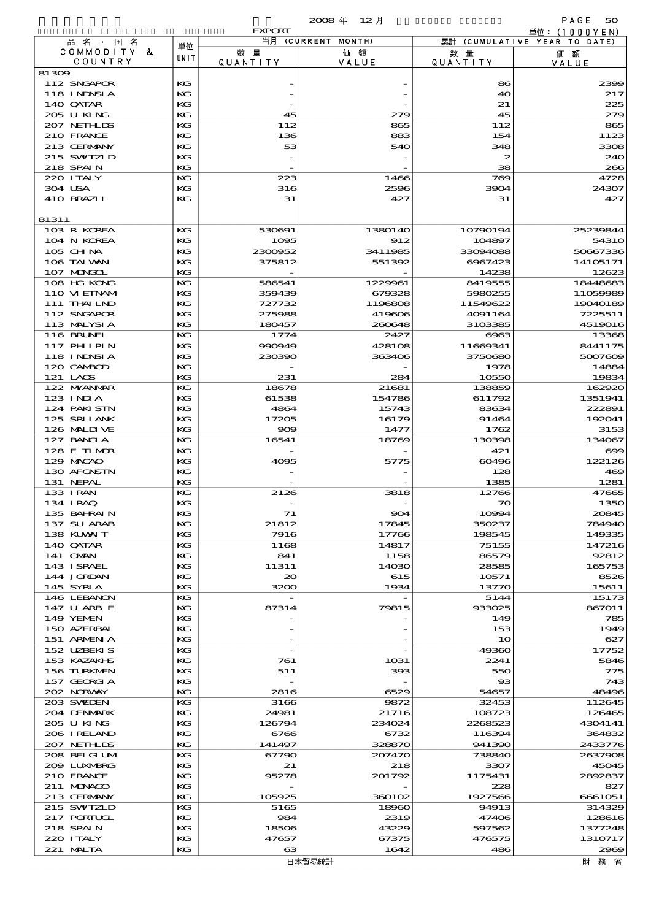2008 年 12 月 EXPORT 単位：(1000YEN)

| 品名・国名 COMMODITY & COUNTRY | 単位 UNIT | 当月 (CURRENT MONTH) 数量 QUANTITY | 価額 VALUE | 累計 (CUMULATIVE YEAR TO DATE) 数量 QUANTITY | 価額 VALUE |
|---|---|---|---|---|---|
| 81309 | | | | | |
| 112 SNGAPOR | KG | - | - | 86 | 2399 |
| 118 INDNSIA | KG | - | - | 40 | 217 |
| 140 QATAR | KG | - | - | 21 | 225 |
| 205 U KING | KG | 45 | 279 | 45 | 279 |
| 207 NETHLDS | KG | 112 | 865 | 112 | 865 |
| 210 FRANCE | KG | 136 | 883 | 154 | 1123 |
| 213 GERMANY | KG | 53 | 540 | 348 | 3308 |
| 215 SWTZLD | KG | - | - | 2 | 240 |
| 218 SPAIN | KG | - | - | 38 | 266 |
| 220 ITALY | KG | 223 | 1466 | 769 | 4728 |
| 304 USA | KG | 316 | 2596 | 3904 | 24307 |
| 410 BRAZIL | KG | 31 | 427 | 31 | 427 |
| 81311 | | | | | |
| 103 R KOREA | KG | 530691 | 1380140 | 10790194 | 25239844 |
| 104 N KOREA | KG | 1095 | 912 | 104897 | 54310 |
| 105 CHINA | KG | 2300952 | 3411985 | 33094088 | 50667336 |
| 106 TAIWAN | KG | 375812 | 551392 | 6967423 | 14105171 |
| 107 MONGOL | KG | - | - | 14238 | 12623 |
| 108 HG KONG | KG | 586541 | 1229961 | 8419555 | 18448683 |
| 110 VIETNAM | KG | 359439 | 679328 | 5980255 | 11059989 |
| 111 THAILND | KG | 727732 | 1196808 | 11549622 | 19040189 |
| 112 SNGAPOR | KG | 275988 | 419606 | 4091164 | 7225511 |
| 113 MALYSIA | KG | 180457 | 260648 | 3103385 | 4519016 |
| 116 BRUNEI | KG | 1774 | 2427 | 6963 | 13368 |
| 117 PHILPIN | KG | 990949 | 428108 | 11669341 | 8441175 |
| 118 INDNSIA | KG | 230390 | 363406 | 3750680 | 5007609 |
| 120 CAMBOD | KG | - | - | 1978 | 14884 |
| 121 LAOS | KG | 231 | 284 | 10550 | 19834 |
| 122 MYANMAR | KG | 18678 | 21681 | 138859 | 162920 |
| 123 INDIA | KG | 61538 | 154786 | 611792 | 1351941 |
| 124 PAKISTN | KG | 4864 | 15743 | 83634 | 222891 |
| 125 SRI LANK | KG | 17205 | 16179 | 91464 | 192041 |
| 126 MALDIVE | KG | 909 | 1477 | 1762 | 3153 |
| 127 BANGLA | KG | 16541 | 18769 | 130398 | 134067 |
| 128 E TIMOR | KG | - | - | 421 | 699 |
| 129 MACAO | KG | 4095 | 5775 | 60496 | 122126 |
| 130 AFGNSTN | KG | - | - | 128 | 469 |
| 131 NEPAL | KG | - | - | 1385 | 1281 |
| 133 IRAN | KG | 2126 | 3818 | 12766 | 47665 |
| 134 IRAQ | KG | - | - | 70 | 1350 |
| 135 BAHRAIN | KG | 71 | 904 | 10994 | 20845 |
| 137 SU ARAB | KG | 21812 | 17845 | 350237 | 784940 |
| 138 KUWAIT | KG | 7916 | 17766 | 198545 | 149335 |
| 140 QATAR | KG | 1168 | 14817 | 75155 | 147216 |
| 141 OMAN | KG | 841 | 1158 | 86579 | 92812 |
| 143 ISRAEL | KG | 11311 | 14030 | 28585 | 165753 |
| 144 JORDAN | KG | 20 | 615 | 10571 | 8526 |
| 145 SYRIA | KG | 3200 | 1934 | 13770 | 15611 |
| 146 LEBANON | KG | - | - | 5144 | 15173 |
| 147 U ARB E | KG | 87314 | 79815 | 933025 | 867011 |
| 149 YEMEN | KG | - | - | 149 | 785 |
| 150 AZERBAI | KG | - | - | 153 | 1949 |
| 151 ARMENIA | KG | - | - | 10 | 627 |
| 152 UZBEKIS | KG | - | - | 49360 | 17752 |
| 153 KAZAKHS | KG | 761 | 1031 | 2241 | 5846 |
| 156 TURKMEN | KG | 511 | 393 | 550 | 775 |
| 157 GEORGIA | KG | - | - | 93 | 743 |
| 202 NORWAY | KG | 2816 | 6529 | 54657 | 48496 |
| 203 SWEDEN | KG | 3166 | 9872 | 32453 | 112645 |
| 204 DENMARK | KG | 24981 | 21716 | 108723 | 126465 |
| 205 U KING | KG | 126794 | 234024 | 2268523 | 4304141 |
| 206 IRELAND | KG | 6766 | 6732 | 116394 | 364832 |
| 207 NETHLDS | KG | 141497 | 328870 | 941390 | 2433776 |
| 208 BELGIUM | KG | 67790 | 207470 | 738840 | 2637908 |
| 209 LUXMBRG | KG | 21 | 218 | 3307 | 45045 |
| 210 FRANCE | KG | 95278 | 201792 | 1175431 | 2892837 |
| 211 MONACO | KG | - | - | 228 | 827 |
| 213 GERMANY | KG | 105925 | 360102 | 1927566 | 6661051 |
| 215 SWTZLD | KG | 5165 | 18960 | 94913 | 314329 |
| 217 PORTUGL | KG | 984 | 2319 | 47406 | 128616 |
| 218 SPAIN | KG | 18506 | 43229 | 597562 | 1377248 |
| 220 ITALY | KG | 47657 | 67375 | 476575 | 1310717 |
| 221 MALTA | KG | 63 | 1642 | 486 | 2969 |

日本貿易統計　財務省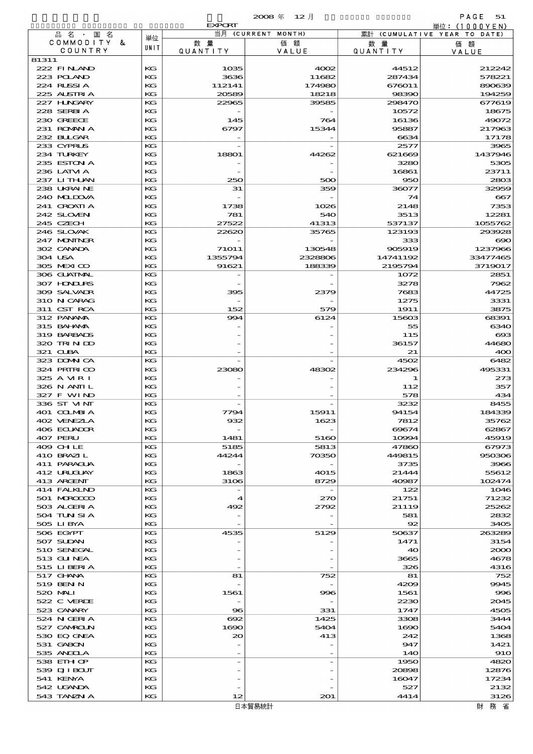2008 年 12 月 EXPORT

単位：(1000YEN)

| 品名・国名 COMMODITY & COUNTRY | 単位 UNIT | 当月 (CURRENT MONTH) 数量 QUANTITY | 価額 VALUE | 累計 (CUMULATIVE YEAR TO DATE) 数量 QUANTITY | 価額 VALUE |
|---|---|---|---|---|---|
| 81311 | | | | | |
| 222 FINLAND | KG | 1035 | 4002 | 44512 | 212242 |
| 223 POLAND | KG | 3636 | 11682 | 287434 | 578221 |
| 224 RUSSIA | KG | 112141 | 174980 | 676011 | 890639 |
| 225 AUSTRIA | KG | 20589 | 18218 | 98390 | 194259 |
| 227 HUNGARY | KG | 22965 | 39585 | 298470 | 677619 |
| 228 SERBIA | KG | - | - | 10572 | 18675 |
| 230 GREECE | KG | 145 | 764 | 16136 | 49072 |
| 231 ROMANIA | KG | 6797 | 15344 | 95887 | 217963 |
| 232 BULGAR | KG | - | - | 6634 | 17178 |
| 233 CYPRUS | KG | - | - | 2577 | 3965 |
| 234 TURKEY | KG | 18801 | 44262 | 621669 | 1437946 |
| 235 ESTONIA | KG | - | - | 3280 | 5305 |
| 236 LATVIA | KG | - | - | 16861 | 23711 |
| 237 LITHUAN | KG | 250 | 500 | 950 | 2803 |
| 238 UKRAINE | KG | 31 | 359 | 36077 | 32959 |
| 240 MOLDOVA | KG | - | - | 74 | 667 |
| 241 CROATIA | KG | 1738 | 1026 | 2148 | 7353 |
| 242 SLOVEN | KG | 781 | 540 | 3513 | 12281 |
| 245 CZECH | KG | 27522 | 41313 | 537137 | 1055762 |
| 246 SLOVAK | KG | 22620 | 35765 | 123193 | 293928 |
| 247 MONTNGR | KG | - | - | 333 | 690 |
| 302 CANADA | KG | 71011 | 130548 | 905919 | 1237966 |
| 304 USA | KG | 1355794 | 2328806 | 14741192 | 33477465 |
| 305 MEXICO | KG | 91621 | 188339 | 2195794 | 3719017 |
| 306 GUATMAL | KG | - | - | 1072 | 2851 |
| 307 HONDURS | KG | - | - | 3278 | 7962 |
| 309 SALVADR | KG | 395 | 2379 | 7683 | 44725 |
| 310 NICARAG | KG | - | - | 1275 | 3331 |
| 311 CST RCA | KG | 152 | 579 | 1911 | 3875 |
| 312 PANAMA | KG | 994 | 6124 | 15603 | 68391 |
| 315 BAHAMA | KG | - | - | 55 | 6340 |
| 319 BARBADS | KG | - | - | 115 | 693 |
| 320 TRINIDD | KG | - | - | 36157 | 44680 |
| 321 CUBA | KG | - | - | 21 | 400 |
| 323 DOMNICA | KG | - | - | 4502 | 6482 |
| 324 PRTRICO | KG | 23080 | 48302 | 234296 | 495331 |
| 325 A VIRI | KG | - | - | 1 | 273 |
| 326 N ANTIL | KG | - | - | 112 | 357 |
| 327 F WIND | KG | - | - | 578 | 434 |
| 336 ST VINT | KG | - | - | 3232 | 8455 |
| 401 COLMBIA | KG | 7794 | 15911 | 94154 | 184339 |
| 402 VENEZLA | KG | 932 | 1623 | 7812 | 35762 |
| 406 ECUADOR | KG | - | - | 69674 | 62867 |
| 407 PERU | KG | 1481 | 5160 | 10994 | 45919 |
| 409 CHILE | KG | 5185 | 5813 | 47860 | 67973 |
| 410 BRAZIL | KG | 44244 | 70350 | 449815 | 950306 |
| 411 PARAGUA | KG | - | - | 3735 | 3966 |
| 412 URUGUAY | KG | 1863 | 4015 | 21444 | 55612 |
| 413 ARGENT | KG | 3106 | 8729 | 40987 | 102474 |
| 414 FALKLND | KG | - | - | 122 | 1046 |
| 501 MOROCCO | KG | 4 | 270 | 21751 | 71232 |
| 503 ALGERIA | KG | 492 | 2792 | 21119 | 25262 |
| 504 TUNISIA | KG | - | - | 581 | 2832 |
| 505 LIBYA | KG | - | - | 92 | 3405 |
| 506 EGYPT | KG | 4535 | 5129 | 50637 | 263289 |
| 507 SUDAN | KG | - | - | 1471 | 3154 |
| 510 SENEGAL | KG | - | - | 40 | 2000 |
| 513 GUINEA | KG | - | - | 3665 | 4678 |
| 515 LIBERIA | KG | - | - | 326 | 4316 |
| 517 GHANA | KG | 81 | 752 | 81 | 752 |
| 519 BENIN | KG | - | - | 4209 | 9945 |
| 520 MALI | KG | 1561 | 996 | 1561 | 996 |
| 522 C VERDE | KG | - | - | 2230 | 2045 |
| 523 CANARY | KG | 96 | 331 | 1747 | 4505 |
| 524 NIGERIA | KG | 692 | 1425 | 3308 | 3444 |
| 527 CAMROUN | KG | 1690 | 5404 | 1690 | 5404 |
| 530 EQ GNEA | KG | 20 | 413 | 242 | 1368 |
| 531 GABON | KG | - | - | 947 | 1421 |
| 535 ANGOLA | KG | - | - | 140 | 910 |
| 538 ETHIOP | KG | - | - | 1950 | 4820 |
| 539 DJIBOUT | KG | - | - | 20898 | 12876 |
| 541 KENYA | KG | - | - | 16047 | 17234 |
| 542 UGANDA | KG | - | - | 527 | 2132 |
| 543 TANZNIA | KG | 12 | 201 | 4414 | 3126 |

日本貿易統計　財務省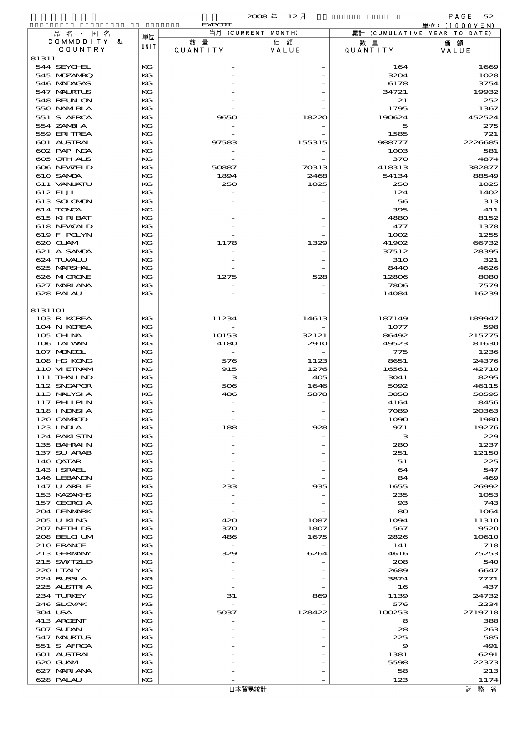2008 年 12 月

EXPORT

単位：(1000YEN)

| 品名・国名 COMMODITY & COUNTRY | 単位 UNIT | 当月 (CURRENT MONTH) 数量 QUANTITY | 価額 VALUE | 累計 (CUMULATIVE YEAR TO DATE) 数量 QUANTITY | 価額 VALUE |
|---|---|---|---|---|---|
| 81311 | | | | | |
| 544 SEYCHEL | KG | - | - | 164 | 1669 |
| 545 MOZAMBQ | KG | - | - | 3204 | 1028 |
| 546 MADAGAS | KG | - | - | 6178 | 3754 |
| 547 MAURTUS | KG | - | - | 34721 | 19932 |
| 548 REUNION | KG | - | - | 21 | 252 |
| 550 NAMIBIA | KG | - | - | 1795 | 1367 |
| 551 S AFRCA | KG | 9650 | 18220 | 190624 | 452524 |
| 554 ZAMBIA | KG | - | - | 5 | 275 |
| 559 ERITREA | KG | - | - | 1585 | 721 |
| 601 AUSTRAL | KG | 97583 | 155315 | 988777 | 2226685 |
| 602 PAP NGA | KG | - | - | 1003 | 581 |
| 605 OTH AUS | KG | - | - | 370 | 4874 |
| 606 NEWZELD | KG | 50887 | 70313 | 418313 | 382877 |
| 610 SAMOA | KG | 1894 | 2468 | 54134 | 88549 |
| 611 VANUATU | KG | 250 | 1025 | 250 | 1025 |
| 612 FIJI | KG | - | - | 124 | 1402 |
| 613 SOLOMON | KG | - | - | 56 | 313 |
| 614 TONGA | KG | - | - | 395 | 411 |
| 615 KIRIBAT | KG | - | - | 4880 | 8152 |
| 618 NEWCALD | KG | - | - | 477 | 1378 |
| 619 F POLYN | KG | - | - | 1002 | 1255 |
| 620 GUAM | KG | 1178 | 1329 | 41902 | 66732 |
| 621 A SAMOA | KG | - | - | 37512 | 28395 |
| 624 TUVALU | KG | - | - | 310 | 321 |
| 625 MARSHAL | KG | - | - | 8440 | 4626 |
| 626 MICRONE | KG | 1275 | 528 | 12806 | 8080 |
| 627 MARIANA | KG | - | - | 7806 | 7579 |
| 628 PALAU | KG | - | - | 14084 | 16239 |
| 8131101 | | | | | |
| 103 R KOREA | KG | 11234 | 14613 | 187149 | 189947 |
| 104 N KOREA | KG | - | - | 1077 | 598 |
| 105 CHINA | KG | 10153 | 32121 | 86492 | 215775 |
| 106 TAIWAN | KG | 4180 | 2910 | 49523 | 81630 |
| 107 MONGOL | KG | - | - | 775 | 1236 |
| 108 HG KONG | KG | 576 | 1123 | 8651 | 24376 |
| 110 VIETNAM | KG | 915 | 1276 | 16561 | 42710 |
| 111 THAILND | KG | 3 | 405 | 3041 | 8295 |
| 112 SNGAPOR | KG | 506 | 1646 | 5092 | 46115 |
| 113 MALYSIA | KG | 486 | 5878 | 3858 | 50595 |
| 117 PHILPIN | KG | - | - | 4164 | 8456 |
| 118 INDNSIA | KG | - | - | 7089 | 20363 |
| 120 CAMBOD | KG | - | - | 1090 | 1980 |
| 123 INDIA | KG | 188 | 928 | 971 | 19276 |
| 124 PAKISTN | KG | - | - | 3 | 229 |
| 135 BAHRAIN | KG | - | - | 280 | 1237 |
| 137 SU ARAB | KG | - | - | 251 | 12150 |
| 140 QATAR | KG | - | - | 51 | 225 |
| 143 ISRAEL | KG | - | - | 64 | 547 |
| 146 LEBANON | KG | - | - | 84 | 469 |
| 147 U ARB E | KG | 233 | 935 | 1655 | 26992 |
| 153 KAZAKHS | KG | - | - | 235 | 1053 |
| 157 GEORGIA | KG | - | - | 93 | 743 |
| 204 DENMARK | KG | - | - | 80 | 1064 |
| 205 U KING | KG | 420 | 1087 | 1094 | 11310 |
| 207 NETHLDS | KG | 370 | 1807 | 567 | 9520 |
| 208 BELGIUM | KG | 486 | 1675 | 2826 | 10610 |
| 210 FRANCE | KG | - | - | 141 | 718 |
| 213 GERMANY | KG | 329 | 6264 | 4616 | 75253 |
| 215 SWTZLD | KG | - | - | 208 | 540 |
| 220 ITALY | KG | - | - | 2689 | 6647 |
| 224 RUSSIA | KG | - | - | 3874 | 7771 |
| 225 AUSTRIA | KG | - | - | 16 | 437 |
| 234 TURKEY | KG | 31 | 869 | 1139 | 24732 |
| 246 SLOVAK | KG | - | - | 576 | 2234 |
| 304 USA | KG | 5037 | 128422 | 100253 | 2719718 |
| 413 ARGENT | KG | - | - | 8 | 388 |
| 507 SUDAN | KG | - | - | 28 | 263 |
| 547 MAURTUS | KG | - | - | 225 | 585 |
| 551 S AFRCA | KG | - | - | 9 | 491 |
| 601 AUSTRAL | KG | - | - | 1381 | 6291 |
| 620 GUAM | KG | - | - | 5598 | 22373 |
| 627 MARIANA | KG | - | - | 58 | 213 |
| 628 PALAU | KG | - | - | 123 | 1174 |

日本貿易統計　　財務省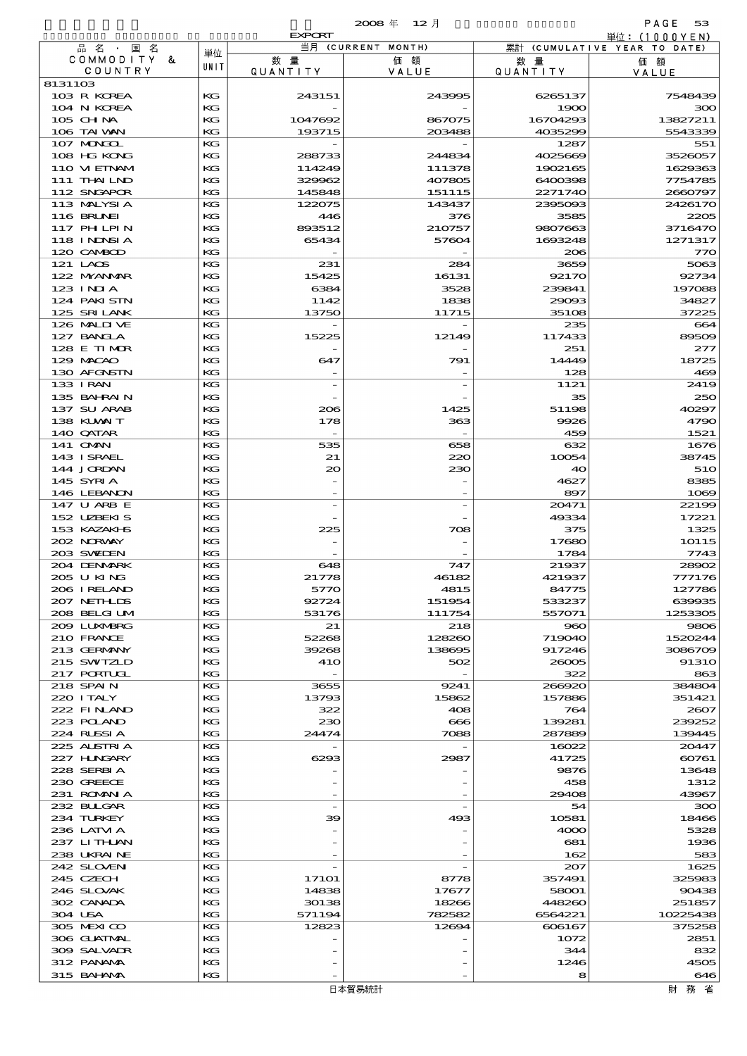2008 年 12 月

EXPORT

単位：(1000YEN)

| 品名・国名 COMMODITY & COUNTRY | 単位 UNIT | 当月 (CURRENT MONTH) 数量 QUANTITY | 価額 VALUE | 累計 (CUMULATIVE YEAR TO DATE) 数量 QUANTITY | 価額 VALUE |
|---|---|---|---|---|---|
| 8131103 | | | | | |
| 103 R KOREA | KG | 243151 | 243995 | 6265137 | 7548439 |
| 104 N KOREA | KG | - | - | 1900 | 300 |
| 105 CHINA | KG | 1047692 | 867075 | 16704293 | 13827211 |
| 106 TAIWAN | KG | 193715 | 203488 | 4035299 | 5543339 |
| 107 MONGOL | KG | - | - | 1287 | 551 |
| 108 HG KONG | KG | 288733 | 244834 | 4025669 | 3526057 |
| 110 VIETNAM | KG | 114249 | 111378 | 1902165 | 1629363 |
| 111 THAILND | KG | 329962 | 407805 | 6400398 | 7754785 |
| 112 SNGAPOR | KG | 145848 | 151115 | 2271740 | 2660797 |
| 113 MALYSIA | KG | 122075 | 143437 | 2395093 | 2426170 |
| 116 BRUNEI | KG | 446 | 376 | 3585 | 2205 |
| 117 PHLPIN | KG | 893512 | 210757 | 9807663 | 3716470 |
| 118 INDNSIA | KG | 65434 | 57604 | 1693248 | 1271317 |
| 120 CAMBOD | KG | - | - | 206 | 770 |
| 121 LAOS | KG | 231 | 284 | 3659 | 5063 |
| 122 MYANMAR | KG | 15425 | 16131 | 92170 | 92734 |
| 123 INDIA | KG | 6384 | 3528 | 239841 | 197088 |
| 124 PAKISTN | KG | 1142 | 1838 | 29093 | 34827 |
| 125 SRILANK | KG | 13750 | 11715 | 35108 | 37225 |
| 126 MALDIVE | KG | - | - | 235 | 664 |
| 127 BANGLA | KG | 15225 | 12149 | 117433 | 89509 |
| 128 E TIMOR | KG | - | - | 251 | 277 |
| 129 MACAO | KG | 647 | 791 | 14449 | 18725 |
| 130 AFGNSTN | KG | - | - | 128 | 469 |
| 133 IRAN | KG | - | - | 1121 | 2419 |
| 135 BAHRAIN | KG | - | - | 35 | 250 |
| 137 SU ARAB | KG | 206 | 1425 | 51198 | 40297 |
| 138 KUWAIT | KG | 178 | 363 | 9926 | 4790 |
| 140 QATAR | KG | - | - | 459 | 1521 |
| 141 OMAN | KG | 535 | 658 | 632 | 1676 |
| 143 ISRAEL | KG | 21 | 220 | 10054 | 38745 |
| 144 JORDAN | KG | 20 | 230 | 40 | 510 |
| 145 SYRIA | KG | - | - | 4627 | 8385 |
| 146 LEBANON | KG | - | - | 897 | 1069 |
| 147 U ARB E | KG | - | - | 20471 | 22199 |
| 152 UZBEKIS | KG | - | - | 49334 | 17221 |
| 153 KAZAKHS | KG | 225 | 708 | 375 | 1325 |
| 202 NORWAY | KG | - | - | 17680 | 10115 |
| 203 SWEDEN | KG | - | - | 1784 | 7743 |
| 204 DENMARK | KG | 648 | 747 | 21937 | 28902 |
| 205 U KING | KG | 21778 | 46182 | 421937 | 777176 |
| 206 IRELAND | KG | 5770 | 4815 | 84775 | 127786 |
| 207 NETHLDS | KG | 92724 | 151954 | 533237 | 639935 |
| 208 BELGIUM | KG | 53176 | 111754 | 557071 | 1253305 |
| 209 LUXMBRG | KG | 21 | 218 | 960 | 9806 |
| 210 FRANCE | KG | 52268 | 128260 | 719040 | 1520244 |
| 213 GERMANY | KG | 39268 | 138695 | 917246 | 3086709 |
| 215 SWTZLD | KG | 410 | 502 | 26005 | 91310 |
| 217 PORTUGL | KG | - | - | 322 | 863 |
| 218 SPAIN | KG | 3655 | 9241 | 266920 | 384804 |
| 220 ITALY | KG | 13793 | 15862 | 157886 | 351421 |
| 222 FINLAND | KG | 322 | 408 | 764 | 2607 |
| 223 POLAND | KG | 230 | 666 | 139281 | 239252 |
| 224 RUSSIA | KG | 24474 | 7088 | 287889 | 139445 |
| 225 AUSTRIA | KG | - | - | 16022 | 20447 |
| 227 HUNGARY | KG | 6293 | 2987 | 41725 | 60761 |
| 228 SERBIA | KG | - | - | 9876 | 13648 |
| 230 GREECE | KG | - | - | 458 | 1312 |
| 231 ROMANIA | KG | - | - | 29408 | 43967 |
| 232 BULGAR | KG | - | - | 54 | 300 |
| 234 TURKEY | KG | 39 | 493 | 10581 | 18466 |
| 236 LATVIA | KG | - | - | 4000 | 5328 |
| 237 LITHUAN | KG | - | - | 681 | 1936 |
| 238 UKRAINE | KG | - | - | 162 | 583 |
| 242 SLOVENI | KG | - | - | 207 | 1625 |
| 245 CZECH | KG | 17101 | 8778 | 357491 | 325983 |
| 246 SLOVAK | KG | 14838 | 17677 | 58001 | 90438 |
| 302 CANADA | KG | 30138 | 18266 | 448260 | 251857 |
| 304 USA | KG | 571194 | 782582 | 6564221 | 10225438 |
| 305 MEXICO | KG | 12823 | 12694 | 606167 | 375258 |
| 306 GUATMAL | KG | - | - | 1072 | 2851 |
| 309 SALVADR | KG | - | - | 344 | 832 |
| 312 PANAMA | KG | - | - | 1246 | 4505 |
| 315 BAHAMA | KG | - | - | 8 | 646 |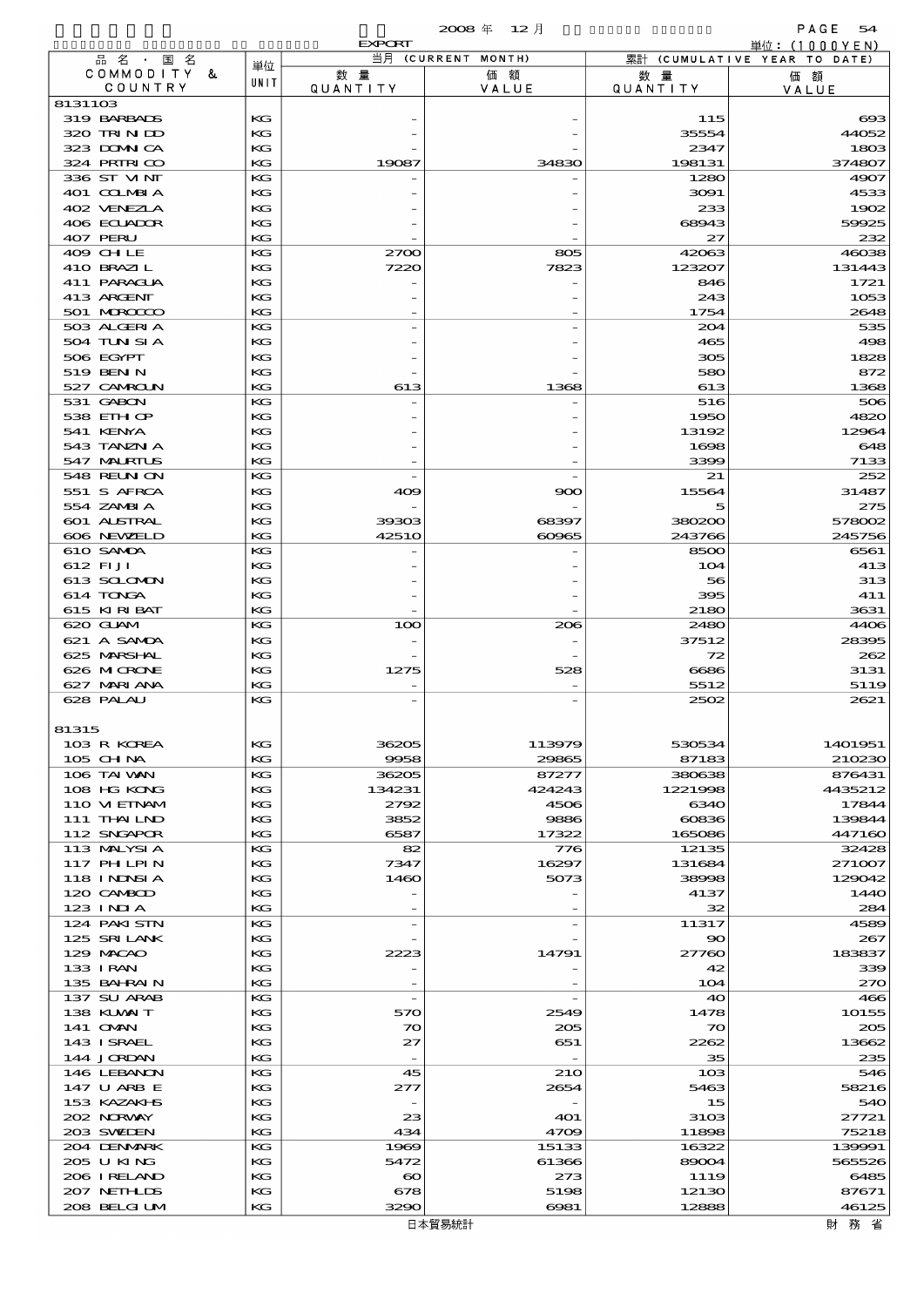2008 年 12 月

EXPORT

単位：(1000YEN)

| 品名・国名 COMMODITY & COUNTRY | 単位 UNIT | 当月 (CURRENT MONTH) 数量 QUANTITY | 価額 VALUE | 累計 (CUMULATIVE YEAR TO DATE) 数量 QUANTITY | 価額 VALUE |
|---|---|---|---|---|---|
| 8131103 | | | | | |
| 319 BARBADS | KG | - | - | 115 | 693 |
| 320 TRINIDD | KG | - | - | 35554 | 44052 |
| 323 DOMNICA | KG | - | - | 2347 | 1803 |
| 324 PRTRICO | KG | 19087 | 34830 | 198131 | 374807 |
| 336 ST VINT | KG | - | - | 1280 | 4907 |
| 401 COLMBIA | KG | - | - | 3091 | 4533 |
| 402 VENEZLA | KG | - | - | 233 | 1902 |
| 406 ECUADOR | KG | - | - | 68943 | 59925 |
| 407 PERU | KG | - | - | 27 | 232 |
| 409 CHILE | KG | 2700 | 805 | 42063 | 46038 |
| 410 BRAZIL | KG | 7220 | 7823 | 123207 | 131443 |
| 411 PARAGUA | KG | - | - | 846 | 1721 |
| 413 ARGENT | KG | - | - | 243 | 1053 |
| 501 MOROCCO | KG | - | - | 1754 | 2648 |
| 503 ALGERIA | KG | - | - | 204 | 535 |
| 504 TUNISIA | KG | - | - | 465 | 498 |
| 506 EGYPT | KG | - | - | 305 | 1828 |
| 519 BENIN | KG | - | - | 580 | 872 |
| 527 CAMROUN | KG | 613 | 1368 | 613 | 1368 |
| 531 GABON | KG | - | - | 516 | 506 |
| 538 ETHIOP | KG | - | - | 1950 | 4820 |
| 541 KENYA | KG | - | - | 13192 | 12964 |
| 543 TANZNIA | KG | - | - | 1698 | 648 |
| 547 MAURTUS | KG | - | - | 3399 | 7133 |
| 548 REUNION | KG | - | - | 21 | 252 |
| 551 S AFRCA | KG | 409 | 900 | 15564 | 31487 |
| 554 ZAMBIA | KG | - | - | 5 | 275 |
| 601 AUSTRAL | KG | 39303 | 68397 | 380200 | 578002 |
| 606 NEWZELD | KG | 42510 | 60965 | 243766 | 245756 |
| 610 SAMOA | KG | - | - | 8500 | 6561 |
| 612 FIJI | KG | - | - | 104 | 413 |
| 613 SOLOMON | KG | - | - | 56 | 313 |
| 614 TONGA | KG | - | - | 395 | 411 |
| 615 KIRIBAT | KG | - | - | 2180 | 3631 |
| 620 GUAM | KG | 100 | 206 | 2480 | 4406 |
| 621 A SAMOA | KG | - | - | 37512 | 28395 |
| 625 MARSHAL | KG | - | - | 72 | 262 |
| 626 MICRONE | KG | 1275 | 528 | 6686 | 3131 |
| 627 MARIANA | KG | - | - | 5512 | 5119 |
| 628 PALAU | KG | - | - | 2502 | 2621 |
| 81315 | | | | | |
| 103 R KOREA | KG | 36205 | 113979 | 530534 | 1401951 |
| 105 CHINA | KG | 9958 | 29865 | 87183 | 210230 |
| 106 TAIWAN | KG | 36205 | 87277 | 380638 | 876431 |
| 108 HG KONG | KG | 134231 | 424243 | 1221998 | 4435212 |
| 110 VIETNAM | KG | 2792 | 4506 | 6340 | 17844 |
| 111 THAILND | KG | 3852 | 9886 | 60836 | 139844 |
| 112 SNGAPOR | KG | 6587 | 17322 | 165086 | 447160 |
| 113 MALYSIA | KG | 82 | 776 | 12135 | 32428 |
| 117 PHILPIN | KG | 7347 | 16297 | 131684 | 271007 |
| 118 INDNSIA | KG | 1460 | 5073 | 38998 | 129042 |
| 120 CAMBOD | KG | - | - | 4137 | 1440 |
| 123 INDIA | KG | - | - | 32 | 284 |
| 124 PAKISTN | KG | - | - | 11317 | 4589 |
| 125 SRILANK | KG | - | - | 90 | 267 |
| 129 MACAO | KG | 2223 | 14791 | 27760 | 183837 |
| 133 IRAN | KG | - | - | 42 | 339 |
| 135 BAHRAIN | KG | - | - | 104 | 270 |
| 137 SU ARAB | KG | - | - | 40 | 466 |
| 138 KUWAIT | KG | 570 | 2549 | 1478 | 10155 |
| 141 OMAN | KG | 70 | 205 | 70 | 205 |
| 143 ISRAEL | KG | 27 | 651 | 2262 | 13662 |
| 144 JORDAN | KG | - | - | 35 | 235 |
| 146 LEBANON | KG | 45 | 210 | 103 | 546 |
| 147 U ARB E | KG | 277 | 2654 | 5463 | 58216 |
| 153 KAZAKHS | KG | - | - | 15 | 540 |
| 202 NORWAY | KG | 23 | 401 | 3103 | 27721 |
| 203 SWEDEN | KG | 434 | 4709 | 11898 | 75218 |
| 204 DENMARK | KG | 1969 | 15133 | 16322 | 139991 |
| 205 U KING | KG | 5472 | 61366 | 89004 | 565526 |
| 206 IRELAND | KG | 60 | 273 | 1119 | 6485 |
| 207 NETHLDS | KG | 678 | 5198 | 12130 | 87671 |
| 208 BELGIUM | KG | 3290 | 6981 | 12888 | 46125 |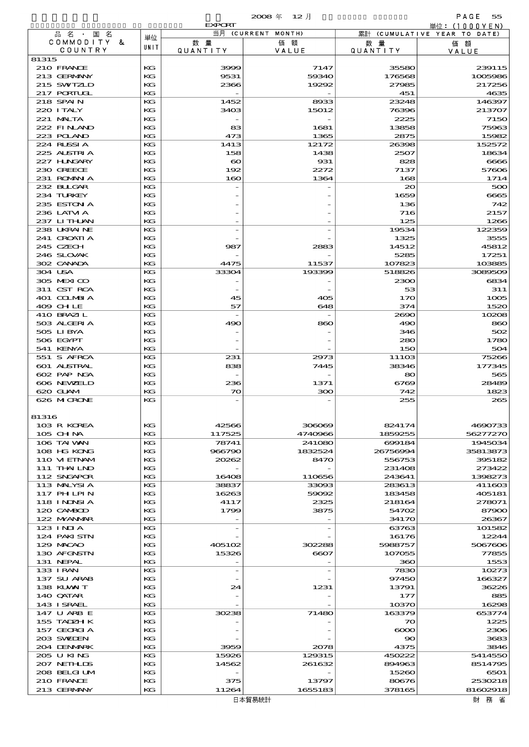EXPORT

2008 年 12 月

単位：(1000YEN)

| 品名・国名 COMMODITY & COUNTRY | 単位 UNIT | 当月 (CURRENT MONTH) 数量 QUANTITY | 価額 VALUE | 累計 (CUMULATIVE YEAR TO DATE) 数量 QUANTITY | 価額 VALUE |
|---|---|---|---|---|---|
| 81315 | | | | | |
| 210 FRANCE | KG | 3999 | 7147 | 35580 | 239115 |
| 213 GERMANY | KG | 9531 | 59340 | 176568 | 1005986 |
| 215 SWITZLD | KG | 2366 | 19292 | 27985 | 217256 |
| 217 PORTUGL | KG | - | - | 451 | 4635 |
| 218 SPAIN | KG | 1452 | 8933 | 23248 | 146397 |
| 220 ITALY | KG | 3403 | 15012 | 76396 | 213707 |
| 221 MALTA | KG | - | - | 2225 | 7150 |
| 222 FINLAND | KG | 83 | 1681 | 13858 | 75963 |
| 223 POLAND | KG | 473 | 1365 | 2875 | 15982 |
| 224 RUSSIA | KG | 1413 | 12172 | 26398 | 152572 |
| 225 AUSTRIA | KG | 158 | 1438 | 2507 | 18634 |
| 227 HUNGARY | KG | 60 | 931 | 828 | 6666 |
| 230 GREECE | KG | 192 | 2272 | 7137 | 57606 |
| 231 ROMANIA | KG | 160 | 1364 | 168 | 1714 |
| 232 BULGAR | KG | - | - | 20 | 500 |
| 234 TURKEY | KG | - | - | 1659 | 6665 |
| 235 ESTONIA | KG | - | - | 136 | 742 |
| 236 LATVIA | KG | - | - | 716 | 2157 |
| 237 LITHUAN | KG | - | - | 125 | 1266 |
| 238 UKRAINE | KG | - | - | 19534 | 122359 |
| 241 CROATIA | KG | - | - | 1325 | 3555 |
| 245 CZECH | KG | 987 | 2883 | 14512 | 45812 |
| 246 SLOVAK | KG | - | - | 5285 | 17251 |
| 302 CANADA | KG | 4475 | 11537 | 107823 | 103885 |
| 304 USA | KG | 33304 | 193399 | 518826 | 3089509 |
| 305 MEXICO | KG | - | - | 2300 | 6834 |
| 311 CST RCA | KG | - | - | 53 | 311 |
| 401 COLMBIA | KG | 45 | 405 | 170 | 1005 |
| 409 CHILE | KG | 57 | 648 | 374 | 1520 |
| 410 BRAZIL | KG | - | - | 2690 | 10208 |
| 503 ALGERIA | KG | 490 | 860 | 490 | 860 |
| 505 LIBYA | KG | - | - | 346 | 502 |
| 506 EGYPT | KG | - | - | 280 | 1780 |
| 541 KENYA | KG | - | - | 150 | 504 |
| 551 S AFRCA | KG | 231 | 2973 | 11103 | 75266 |
| 601 AUSTRAL | KG | 838 | 7445 | 38346 | 177345 |
| 602 PAP NGA | KG | - | - | 80 | 565 |
| 606 NEWZELD | KG | 236 | 1371 | 6769 | 28489 |
| 620 GUAM | KG | 70 | 300 | 742 | 1823 |
| 626 MICRONE | KG | - | - | 255 | 265 |
| 81316 | | | | | |
| 103 R KOREA | KG | 42566 | 306069 | 824174 | 4690733 |
| 105 CHINA | KG | 117525 | 4740966 | 1859255 | 56277270 |
| 106 TAIWAN | KG | 78741 | 241080 | 699184 | 1945034 |
| 108 HG KONG | KG | 966790 | 1832524 | 26756994 | 35813873 |
| 110 VIETNAM | KG | 20262 | 8470 | 556753 | 395182 |
| 111 THAILND | KG | - | - | 231408 | 273422 |
| 112 SNGAPOR | KG | 16408 | 110656 | 243641 | 1398273 |
| 113 MALYSIA | KG | 38837 | 33093 | 283613 | 411603 |
| 117 PHILPIN | KG | 16263 | 59092 | 183458 | 405181 |
| 118 INDNSIA | KG | 4117 | 2325 | 218164 | 278071 |
| 120 CAMBOD | KG | 1799 | 3875 | 54702 | 87900 |
| 122 MYANMAR | KG | - | - | 34170 | 26367 |
| 123 INDIA | KG | - | - | 63763 | 101582 |
| 124 PAKISTN | KG | - | - | 16176 | 12244 |
| 129 MACAO | KG | 405102 | 302288 | 5988757 | 5067606 |
| 130 AFGNSTN | KG | 15326 | 6607 | 107055 | 77855 |
| 131 NEPAL | KG | - | - | 360 | 1553 |
| 133 IRAN | KG | - | - | 7830 | 10273 |
| 137 SU ARAB | KG | - | - | 97450 | 166327 |
| 138 KUWAIT | KG | 24 | 1231 | 13791 | 36226 |
| 140 QATAR | KG | - | - | 177 | 885 |
| 143 ISRAEL | KG | - | - | 10370 | 16298 |
| 147 U ARB E | KG | 30238 | 71480 | 163379 | 653774 |
| 155 TADZHIK | KG | - | - | 70 | 1225 |
| 157 GEORGIA | KG | - | - | 6000 | 2306 |
| 203 SWEDEN | KG | - | - | 90 | 3683 |
| 204 DENMARK | KG | 3959 | 2078 | 4375 | 3846 |
| 205 U KING | KG | 15926 | 129315 | 450222 | 5414550 |
| 207 NETHLDS | KG | 14562 | 261632 | 894963 | 8514795 |
| 208 BELGIUM | KG | - | - | 15260 | 6501 |
| 210 FRANCE | KG | 375 | 13797 | 80676 | 2530218 |
| 213 GERMANY | KG | 11264 | 1655183 | 378165 | 81602918 |

日本貿易統計　　財務省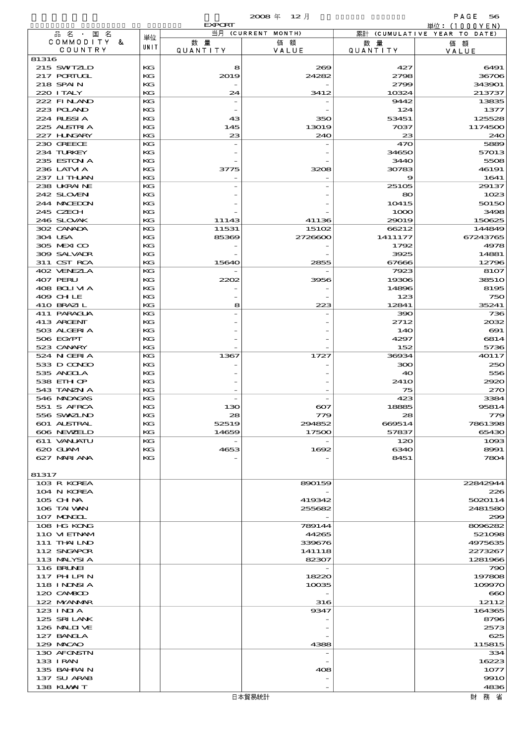EXPORT　2008 年 12 月

単位：(1000YEN)

| 品名・国名 COMMODITY & COUNTRY | 単位 UNIT | 当月 (CURRENT MONTH) 数量 QUANTITY | 価額 VALUE | 累計 (CUMULATIVE YEAR TO DATE) 数量 QUANTITY | 価額 VALUE |
|---|---|---|---|---|---|
| 81316 | | | | | |
| 215 SWTZLD | KG | 8 | 269 | 427 | 6491 |
| 217 PORTUGL | KG | 2019 | 24282 | 2798 | 36706 |
| 218 SPAIN | KG | - | - | 2799 | 343901 |
| 220 ITALY | KG | 24 | 3412 | 10324 | 213737 |
| 222 FINLAND | KG | - | - | 9442 | 13835 |
| 223 POLAND | KG | - | - | 124 | 1377 |
| 224 RUSSIA | KG | 43 | 350 | 53451 | 125528 |
| 225 AUSTRIA | KG | 145 | 13019 | 7037 | 1174500 |
| 227 HUNGARY | KG | 23 | 240 | 23 | 240 |
| 230 GREECE | KG | - | - | 470 | 5889 |
| 234 TURKEY | KG | - | - | 34650 | 57013 |
| 235 ESTONIA | KG | - | - | 3440 | 5508 |
| 236 LATVIA | KG | 3775 | 3208 | 30783 | 46191 |
| 237 LITHUAN | KG | - | - | 9 | 1641 |
| 238 UKRAINE | KG | - | - | 25105 | 29137 |
| 242 SLOVEN | KG | - | - | 80 | 1023 |
| 244 MACEDON | KG | - | - | 10415 | 50150 |
| 245 CZECH | KG | - | - | 1000 | 3498 |
| 246 SLOVAK | KG | 11143 | 41136 | 29019 | 150625 |
| 302 CANADA | KG | 11531 | 15102 | 66212 | 144849 |
| 304 USA | KG | 85369 | 2726600 | 1411177 | 67243765 |
| 305 MEXICO | KG | - | - | 1792 | 4978 |
| 309 SALVADR | KG | - | - | 3925 | 14881 |
| 311 CST RCA | KG | 15640 | 2855 | 67666 | 12796 |
| 402 VENEZLA | KG | - | - | 7923 | 8107 |
| 407 PERU | KG | 2202 | 3956 | 19306 | 38510 |
| 408 BOLIVIA | KG | - | - | 14896 | 8195 |
| 409 CHILE | KG | - | - | 123 | 750 |
| 410 BRAZIL | KG | 8 | 223 | 12841 | 35241 |
| 411 PARAGUA | KG | - | - | 390 | 736 |
| 413 ARGENT | KG | - | - | 2712 | 2032 |
| 503 ALGERIA | KG | - | - | 140 | 691 |
| 506 EGYPT | KG | - | - | 4297 | 6814 |
| 523 CANARY | KG | - | - | 152 | 5736 |
| 524 NIGERIA | KG | 1367 | 1727 | 36934 | 40117 |
| 533 D CONGO | KG | - | - | 300 | 250 |
| 535 ANGOLA | KG | - | - | 40 | 556 |
| 538 ETHIOP | KG | - | - | 2410 | 2920 |
| 543 TANZNIA | KG | - | - | 75 | 270 |
| 546 MADAGAS | KG | - | - | 423 | 3384 |
| 551 S AFRCA | KG | 130 | 607 | 18885 | 95814 |
| 556 SWAZLND | KG | 28 | 779 | 28 | 779 |
| 601 AUSTRAL | KG | 52519 | 294852 | 669514 | 7861398 |
| 606 NEWZELD | KG | 14659 | 17500 | 57837 | 65430 |
| 611 VANUATU | KG | - | - | 120 | 1093 |
| 620 GUAM | KG | 4653 | 1692 | 6340 | 8991 |
| 627 MARIANA | KG | - | - | 8451 | 7804 |
| 81317 | | | | | |
| 103 R KOREA | | | 890159 | | 22842944 |
| 104 N KOREA | | | - | | 226 |
| 105 CHINA | | | 419342 | | 5020114 |
| 106 TAIWAN | | | 255682 | | 2481580 |
| 107 MONGOL | | | - | | 299 |
| 108 HG KONG | | | 789144 | | 8096282 |
| 110 VIETNAM | | | 44265 | | 521098 |
| 111 THAILND | | | 339676 | | 4975635 |
| 112 SNGAPOR | | | 141118 | | 2273267 |
| 113 MALYSIA | | | 82307 | | 1281966 |
| 116 BRUNEI | | | - | | 790 |
| 117 PHILPIN | | | 18220 | | 197808 |
| 118 INDNSIA | | | 10035 | | 109970 |
| 120 CAMBOD | | | - | | 660 |
| 122 MYANMAR | | | 316 | | 12112 |
| 123 INDIA | | | 9347 | | 164365 |
| 125 SRI LANK | | | - | | 8796 |
| 126 MALDIVE | | | - | | 2573 |
| 127 BANGLA | | | - | | 625 |
| 129 MACAO | | | 4388 | | 115815 |
| 130 AFGNSTN | | | - | | 334 |
| 133 IRAN | | | - | | 16223 |
| 135 BAHRAIN | | | 408 | | 1077 |
| 137 SU ARAB | | | - | | 9910 |
| 138 KUWAIT | | | - | | 4836 |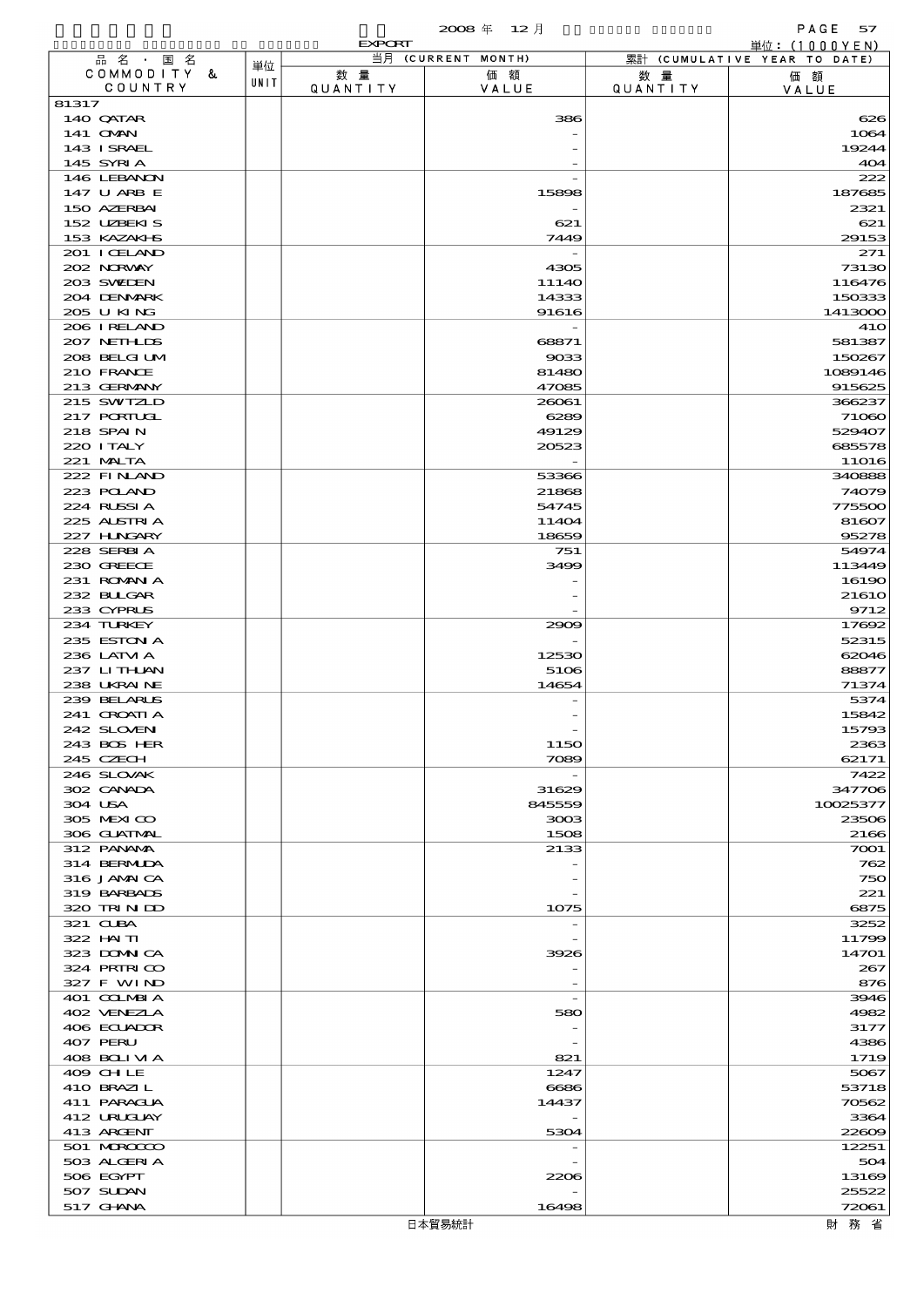EXPORT

2008 年 12 月

単位：(1000YEN)

| 品名・国名 COMMODITY & COUNTRY | 単位 UNIT | 当月 (CURRENT MONTH) 数量 QUANTITY | 価額 VALUE | 累計 (CUMULATIVE YEAR TO DATE) 数量 QUANTITY | 価額 VALUE |
|---|---|---|---|---|---|
| 81317 | | | | | |
| 140 QATAR | | | 386 | | 626 |
| 141 OMAN | | | - | | 1064 |
| 143 ISRAEL | | | - | | 19244 |
| 145 SYRIA | | | - | | 404 |
| 146 LEBANON | | | - | | 222 |
| 147 U ARB E | | | 15898 | | 187685 |
| 150 AZERBAI | | | - | | 2321 |
| 152 UZBEKIS | | | 621 | | 621 |
| 153 KAZAKHS | | | 7449 | | 29153 |
| 201 ICELAND | | | - | | 271 |
| 202 NORWAY | | | 4305 | | 73130 |
| 203 SWEDEN | | | 11140 | | 116476 |
| 204 DENMARK | | | 14333 | | 150333 |
| 205 U KING | | | 91616 | | 1413000 |
| 206 IRELAND | | | - | | 410 |
| 207 NETHLDS | | | 68871 | | 581387 |
| 208 BELGIUM | | | 9033 | | 150267 |
| 210 FRANCE | | | 81480 | | 1089146 |
| 213 GERMANY | | | 47085 | | 915625 |
| 215 SWITZLD | | | 26061 | | 366237 |
| 217 PORTUGL | | | 6289 | | 71060 |
| 218 SPAIN | | | 49129 | | 529407 |
| 220 ITALY | | | 20523 | | 685578 |
| 221 MALTA | | | - | | 11016 |
| 222 FINLAND | | | 53366 | | 340888 |
| 223 POLAND | | | 21868 | | 74079 |
| 224 RUSSIA | | | 54745 | | 775500 |
| 225 AUSTRIA | | | 11404 | | 81607 |
| 227 HUNGARY | | | 18659 | | 95278 |
| 228 SERBIA | | | 751 | | 54974 |
| 230 GREECE | | | 3499 | | 113449 |
| 231 ROMANIA | | | - | | 16190 |
| 232 BULGAR | | | - | | 21610 |
| 233 CYPRUS | | | - | | 9712 |
| 234 TURKEY | | | 2909 | | 17692 |
| 235 ESTONIA | | | - | | 52315 |
| 236 LATVIA | | | 12530 | | 62046 |
| 237 LITHUAN | | | 5106 | | 88877 |
| 238 UKRAINE | | | 14654 | | 71374 |
| 239 BELARUS | | | - | | 5374 |
| 241 CROATIA | | | - | | 15842 |
| 242 SLOVENI | | | - | | 15793 |
| 243 BOS HER | | | 1150 | | 2363 |
| 245 CZECH | | | 7089 | | 62171 |
| 246 SLOVAK | | | - | | 7422 |
| 302 CANADA | | | 31629 | | 347706 |
| 304 USA | | | 845559 | | 10025377 |
| 305 MEXICO | | | 3003 | | 23506 |
| 306 GUATMAL | | | 1508 | | 2166 |
| 312 PANAMA | | | 2133 | | 7001 |
| 314 BERMUDA | | | - | | 762 |
| 316 JAMAICA | | | - | | 750 |
| 319 BARBADS | | | - | | 221 |
| 320 TRINIDD | | | 1075 | | 6875 |
| 321 CUBA | | | - | | 3252 |
| 322 HAITI | | | - | | 11799 |
| 323 DOMNICA | | | 3926 | | 14701 |
| 324 PRTRICO | | | - | | 267 |
| 327 F WIND | | | - | | 876 |
| 401 COLMBIA | | | - | | 3946 |
| 402 VENEZLA | | | 580 | | 4982 |
| 406 ECUADOR | | | - | | 3177 |
| 407 PERU | | | - | | 4386 |
| 408 BOLIVIA | | | 821 | | 1719 |
| 409 CHILE | | | 1247 | | 5067 |
| 410 BRAZIL | | | 6686 | | 53718 |
| 411 PARAGUA | | | 14437 | | 70562 |
| 412 URUGUAY | | | - | | 3364 |
| 413 ARGENT | | | 5304 | | 22609 |
| 501 MOROCCO | | | - | | 12251 |
| 503 ALGERIA | | | - | | 504 |
| 506 EGYPT | | | 2206 | | 13169 |
| 507 SUDAN | | | - | | 25522 |
| 517 GHANA | | | 16498 | | 72061 |

日本貿易統計　　財務省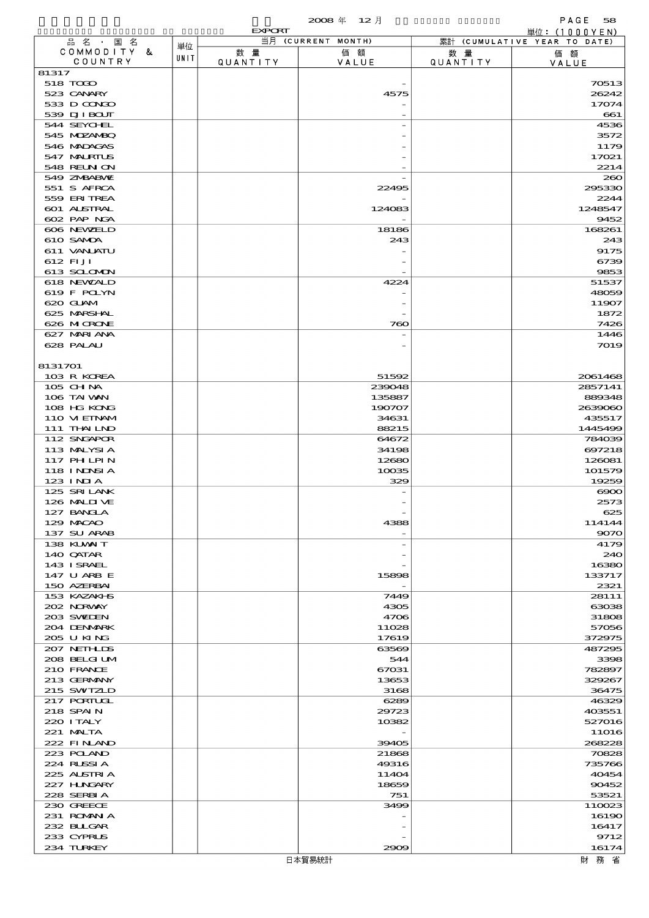| 品名・国名 COMMODITY & COUNTRY | 単位 UNIT | 当月 (CURRENT MONTH) 数量 QUANTITY | 価額 VALUE | 累計 (CUMULATIVE YEAR TO DATE) 数量 QUANTITY | 価額 VALUE |
|---|---|---|---|---|---|
| 81317 | | | | | |
| 518 TOGO | | | - | | 70513 |
| 523 CANARY | | | 4575 | | 26242 |
| 533 D CONGO | | | - | | 17074 |
| 539 DJIBOUT | | | - | | 661 |
| 544 SEYCHEL | | | - | | 4536 |
| 545 MOZAMBQ | | | - | | 3572 |
| 546 MADAGAS | | | - | | 1179 |
| 547 MAURTUS | | | - | | 17021 |
| 548 REUNION | | | - | | 2214 |
| 549 ZMBABWE | | | - | | 260 |
| 551 S AFRCA | | | 22495 | | 295330 |
| 559 ERITREA | | | - | | 2244 |
| 601 AUSTRAL | | | 124083 | | 1248547 |
| 602 PAP NGA | | | - | | 9452 |
| 606 NEWZELD | | | 18186 | | 168261 |
| 610 SAMOA | | | 243 | | 243 |
| 611 VANUATU | | | - | | 9175 |
| 612 FIJI | | | - | | 6739 |
| 613 SOLOMON | | | - | | 9853 |
| 618 NEWCALD | | | 4224 | | 51537 |
| 619 F POLYN | | | - | | 48059 |
| 620 GUAM | | | - | | 11907 |
| 625 MARSHAL | | | - | | 1872 |
| 626 MICRONE | | | 760 | | 7426 |
| 627 MARIANA | | | - | | 1446 |
| 628 PALAU | | | - | | 7019 |
| 8131701 | | | | | |
| 103 R KOREA | | | 51592 | | 2061468 |
| 105 CHINA | | | 239048 | | 2857141 |
| 106 TAIWAN | | | 135887 | | 889348 |
| 108 HG KONG | | | 190707 | | 2639060 |
| 110 VIETNAM | | | 34631 | | 435517 |
| 111 THAILND | | | 88215 | | 1445499 |
| 112 SNGAPOR | | | 64672 | | 784039 |
| 113 MALYSIA | | | 34198 | | 697218 |
| 117 PHILPIN | | | 12680 | | 126081 |
| 118 INDNSIA | | | 10035 | | 101579 |
| 123 INDIA | | | 329 | | 19259 |
| 125 SRILANK | | | - | | 6900 |
| 126 MALDIVE | | | - | | 2573 |
| 127 BANGLA | | | - | | 625 |
| 129 MACAO | | | 4388 | | 114144 |
| 137 SU ARAB | | | - | | 9070 |
| 138 KUWAIT | | | - | | 4179 |
| 140 QATAR | | | - | | 240 |
| 143 ISRAEL | | | - | | 16380 |
| 147 U ARB E | | | 15898 | | 133717 |
| 150 AZERBAI | | | - | | 2321 |
| 153 KAZAKHS | | | 7449 | | 28111 |
| 202 NORWAY | | | 4305 | | 63038 |
| 203 SWEDEN | | | 4706 | | 31808 |
| 204 DENMARK | | | 11028 | | 57056 |
| 205 U KING | | | 17619 | | 372975 |
| 207 NETHLDS | | | 63569 | | 487295 |
| 208 BELGIUM | | | 544 | | 3398 |
| 210 FRANCE | | | 67031 | | 782897 |
| 213 GERMANY | | | 13653 | | 329267 |
| 215 SWITZLD | | | 3168 | | 36475 |
| 217 PORTUGL | | | 6289 | | 46329 |
| 218 SPAIN | | | 29723 | | 403551 |
| 220 ITALY | | | 10382 | | 527016 |
| 221 MALTA | | | - | | 11016 |
| 222 FINLAND | | | 39405 | | 268228 |
| 223 POLAND | | | 21868 | | 70828 |
| 224 RUSSIA | | | 49316 | | 735766 |
| 225 AUSTRIA | | | 11404 | | 40454 |
| 227 HUNGARY | | | 18659 | | 90452 |
| 228 SERBIA | | | 751 | | 53521 |
| 230 GREECE | | | 3499 | | 110023 |
| 231 ROMANIA | | | - | | 16190 |
| 232 BULGAR | | | - | | 16417 |
| 233 CYPRUS | | | - | | 9712 |
| 234 TURKEY | | | 2909 | | 16174 |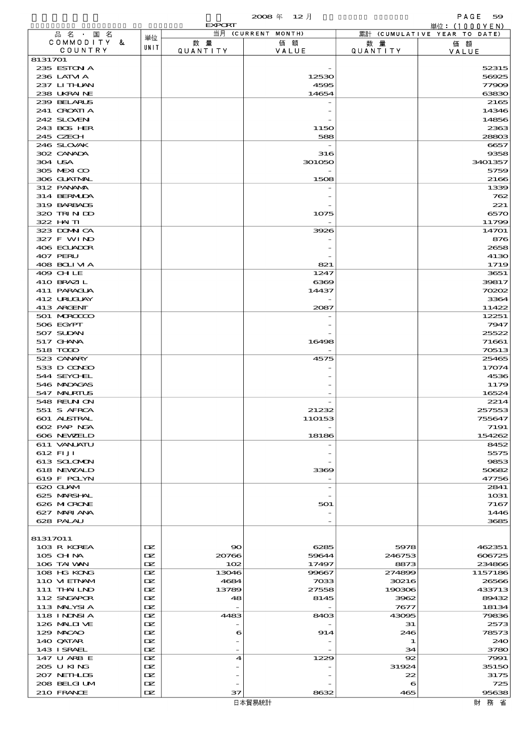2008 年 12 月

EXPORT

単位：(1000YEN)

| 品名・国名 COMMODITY & COUNTRY | 単位 UNIT | 当月 (CURRENT MONTH) 数量 QUANTITY | 価額 VALUE | 累計 (CUMULATIVE YEAR TO DATE) 数量 QUANTITY | 価額 VALUE |
|---|---|---|---|---|---|
| 8131701 | | | | | |
| 235 ESTONIA | | | - | | 52315 |
| 236 LATVIA | | | 12530 | | 56925 |
| 237 LITHUAN | | | 4595 | | 77909 |
| 238 UKRAINE | | | 14654 | | 63830 |
| 239 BELARUS | | | - | | 2165 |
| 241 CROATIA | | | - | | 14346 |
| 242 SLOVENI | | | - | | 14856 |
| 243 BOS HER | | | 1150 | | 2363 |
| 245 CZECH | | | 588 | | 28803 |
| 246 SLOVAK | | | - | | 6657 |
| 302 CANADA | | | 316 | | 9358 |
| 304 USA | | | 301050 | | 3401357 |
| 305 MEXICO | | | - | | 5759 |
| 306 GUATMAL | | | 1508 | | 2166 |
| 312 PANAMA | | | - | | 1339 |
| 314 BERMUDA | | | - | | 762 |
| 319 BARBADS | | | - | | 221 |
| 320 TRINIDD | | | 1075 | | 6570 |
| 322 HAITI | | | - | | 11799 |
| 323 DOMNICA | | | 3926 | | 14701 |
| 327 F WIND | | | - | | 876 |
| 406 ECUADOR | | | - | | 2658 |
| 407 PERU | | | - | | 4130 |
| 408 BOLIVIA | | | 821 | | 1719 |
| 409 CHILE | | | 1247 | | 3651 |
| 410 BRAZIL | | | 6369 | | 39817 |
| 411 PARAGUA | | | 14437 | | 70202 |
| 412 URUGUAY | | | - | | 3364 |
| 413 ARGENT | | | 2087 | | 11422 |
| 501 MOROCCO | | | - | | 12251 |
| 506 EGYPT | | | - | | 7947 |
| 507 SUDAN | | | - | | 25522 |
| 517 GHANA | | | 16498 | | 71661 |
| 518 TOGO | | | - | | 70513 |
| 523 CANARY | | | 4575 | | 25465 |
| 533 D CONGO | | | - | | 17074 |
| 544 SEYCHEL | | | - | | 4536 |
| 546 MADAGAS | | | - | | 1179 |
| 547 MAURTUS | | | - | | 16524 |
| 548 REUNION | | | - | | 2214 |
| 551 S AFRCA | | | 21232 | | 257553 |
| 601 AUSTRAL | | | 110153 | | 755647 |
| 602 PAP NGA | | | - | | 7191 |
| 606 NEWZELD | | | 18186 | | 154262 |
| 611 VANUATU | | | - | | 8452 |
| 612 FIJI | | | - | | 5575 |
| 613 SOLOMON | | | - | | 9853 |
| 618 NEWCALD | | | 3369 | | 50682 |
| 619 F POLYN | | | - | | 47756 |
| 620 GUAM | | | - | | 2841 |
| 625 MARSHAL | | | - | | 1031 |
| 626 MICRONE | | | 501 | | 7167 |
| 627 MARIANA | | | - | | 1446 |
| 628 PALAU | | | - | | 3685 |
| 81317011 | | | | | |
| 103 R KOREA | DZ | 90 | 6285 | 5978 | 462351 |
| 105 CHINA | DZ | 20766 | 59644 | 246753 | 606725 |
| 106 TAIWAN | DZ | 102 | 17497 | 8873 | 234866 |
| 108 HG KONG | DZ | 13046 | 99667 | 274899 | 1157186 |
| 110 VIETNAM | DZ | 4684 | 7033 | 30216 | 26566 |
| 111 THAILND | DZ | 13789 | 27558 | 190306 | 433713 |
| 112 SNGAPOR | DZ | 48 | 8145 | 3962 | 89432 |
| 113 MALYSIA | DZ | - | - | 7677 | 18134 |
| 118 INDNSIA | DZ | 4483 | 8403 | 43095 | 79836 |
| 126 MALDIVE | DZ | - | - | 31 | 2573 |
| 129 MACAO | DZ | 6 | 914 | 246 | 78573 |
| 140 QATAR | DZ | - | - | 1 | 240 |
| 143 ISRAEL | DZ | - | - | 34 | 3780 |
| 147 U ARB E | DZ | 4 | 1229 | 92 | 7991 |
| 205 U KING | DZ | - | - | 31924 | 35150 |
| 207 NETHLDS | DZ | - | - | 22 | 3175 |
| 208 BELGIUM | DZ | - | - | 6 | 725 |
| 210 FRANCE | DZ | 37 | 8632 | 465 | 95638 |

日本貿易統計　財務省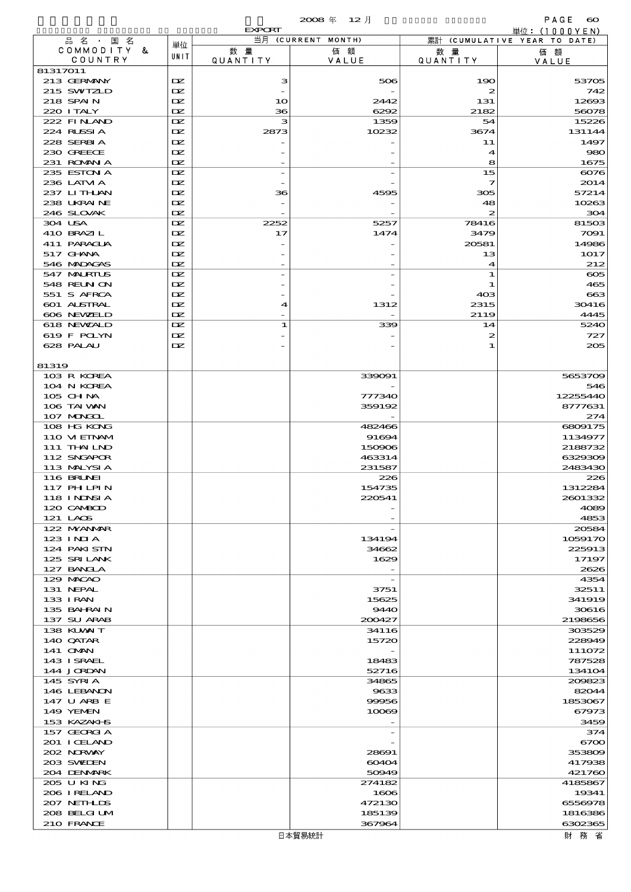2008年 12月

EXPORT

単位：(1000YEN)

| 品名・国名 COMMODITY & COUNTRY | 単位 UNIT | 当月 (CURRENT MONTH) 数量 QUANTITY | 価額 VALUE | 累計 (CUMULATIVE YEAR TO DATE) 数量 QUANTITY | 価額 VALUE |
|---|---|---|---|---|---|
| 81317011 | | | | | |
| 213 GERMANY | DZ | 3 | 506 | 190 | 53705 |
| 215 SWITZLD | DZ | - | - | 2 | 742 |
| 218 SPAIN | DZ | 10 | 2442 | 131 | 12693 |
| 220 ITALY | DZ | 36 | 6292 | 2182 | 56078 |
| 222 FINLAND | DZ | 3 | 1359 | 54 | 15226 |
| 224 RUSSIA | DZ | 2873 | 10232 | 3674 | 131144 |
| 228 SERBIA | DZ | - | - | 11 | 1497 |
| 230 GREECE | DZ | - | - | 4 | 980 |
| 231 ROMANIA | DZ | - | - | 8 | 1675 |
| 235 ESTONIA | DZ | - | - | 15 | 6076 |
| 236 LATVIA | DZ | - | - | 7 | 2014 |
| 237 LITHUAN | DZ | 36 | 4595 | 305 | 57214 |
| 238 UKRAINE | DZ | - | - | 48 | 10263 |
| 246 SLOVAK | DZ | - | - | 2 | 304 |
| 304 USA | DZ | 2252 | 5257 | 78416 | 81503 |
| 410 BRAZIL | DZ | 17 | 1474 | 3479 | 7091 |
| 411 PARAGUA | DZ | - | - | 20581 | 14986 |
| 517 GHANA | DZ | - | - | 13 | 1017 |
| 546 MADAGAS | DZ | - | - | 4 | 212 |
| 547 MAURTUS | DZ | - | - | 1 | 605 |
| 548 REUNION | DZ | - | - | 1 | 465 |
| 551 S AFRCA | DZ | - | - | 403 | 663 |
| 601 AUSTRAL | DZ | 4 | 1312 | 2315 | 30416 |
| 606 NEWZELD | DZ | - | - | 2119 | 4445 |
| 618 NEWCALD | DZ | 1 | 339 | 14 | 5240 |
| 619 F POLYN | DZ | - | - | 2 | 727 |
| 628 PALAU | DZ | - | - | 1 | 205 |
| 81319 | | | | | |
| 103 R KOREA | | | 339091 | | 5653709 |
| 104 N KOREA | | | - | | 546 |
| 105 CHINA | | | 777340 | | 12255440 |
| 106 TAIWAN | | | 359192 | | 8777631 |
| 107 MONGOL | | | - | | 274 |
| 108 HG KONG | | | 482466 | | 6809175 |
| 110 VIETNAM | | | 91694 | | 1134977 |
| 111 THAILND | | | 150906 | | 2188732 |
| 112 SNGAPOR | | | 463314 | | 6329309 |
| 113 MALYSIA | | | 231587 | | 2483430 |
| 116 BRUNEI | | | 226 | | 226 |
| 117 PHILPIN | | | 154735 | | 1312284 |
| 118 INDNSIA | | | 220541 | | 2601332 |
| 120 CAMBOD | | | - | | 4089 |
| 121 LAOS | | | - | | 4853 |
| 122 MYANMAR | | | - | | 20584 |
| 123 INDIA | | | 134194 | | 1059170 |
| 124 PAKISTN | | | 34662 | | 225913 |
| 125 SRI LANK | | | 1629 | | 17197 |
| 127 BANGLA | | | - | | 2626 |
| 129 MACAO | | | - | | 4354 |
| 131 NEPAL | | | 3751 | | 32511 |
| 133 IRAN | | | 15625 | | 341919 |
| 135 BAHRAIN | | | 9440 | | 30616 |
| 137 SU ARAB | | | 200427 | | 2198656 |
| 138 KUWAIT | | | 34116 | | 303529 |
| 140 QATAR | | | 15720 | | 228949 |
| 141 OMAN | | | - | | 111072 |
| 143 ISRAEL | | | 18483 | | 787528 |
| 144 JORDAN | | | 52716 | | 134104 |
| 145 SYRIA | | | 34865 | | 209823 |
| 146 LEBANON | | | 9633 | | 82044 |
| 147 U ARB E | | | 99956 | | 1853067 |
| 149 YEMEN | | | 10069 | | 67973 |
| 153 KAZAKHS | | | - | | 3459 |
| 157 GEORGIA | | | - | | 374 |
| 201 ICELAND | | | - | | 6700 |
| 202 NORWAY | | | 28691 | | 353809 |
| 203 SWEDEN | | | 60404 | | 417938 |
| 204 DENMARK | | | 50949 | | 421760 |
| 205 U KING | | | 274182 | | 4185867 |
| 206 IRELAND | | | 1606 | | 19341 |
| 207 NETHLDS | | | 472130 | | 6556978 |
| 208 BELGIUM | | | 185139 | | 1816386 |
| 210 FRANCE | | | 367964 | | 6302365 |

日本貿易統計　　財務省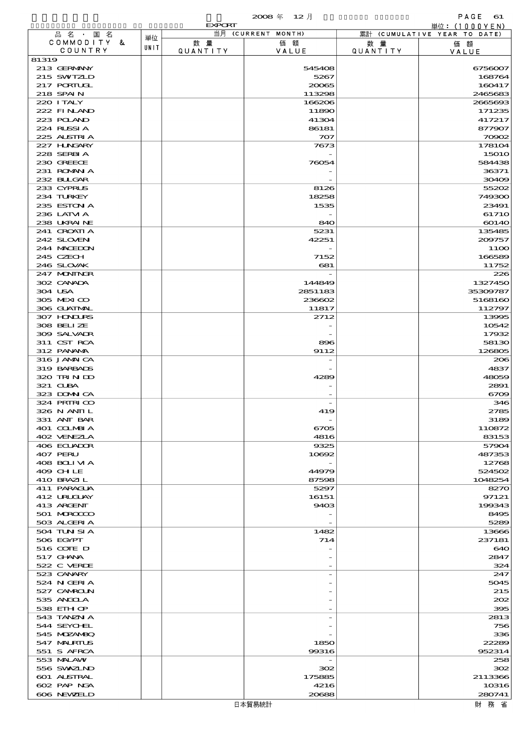| 品名・国名 COMMODITY & COUNTRY | 単位 UNIT | 当月 (CURRENT MONTH) 数量 QUANTITY | 価額 VALUE | 累計 (CUMULATIVE YEAR TO DATE) 数量 QUANTITY | 価額 VALUE |
|---|---|---|---|---|---|
| 81319 | | | | | |
| 213 GERMANY | | | 545408 | | 6756007 |
| 215 SWTZLD | | | 5267 | | 168764 |
| 217 PORTUGL | | | 20065 | | 160417 |
| 218 SPAIN | | | 113298 | | 2465683 |
| 220 ITALY | | | 166206 | | 2665693 |
| 222 FINLAND | | | 11890 | | 171235 |
| 223 POLAND | | | 41304 | | 417217 |
| 224 RUSSIA | | | 86181 | | 877907 |
| 225 AUSTRIA | | | 707 | | 70902 |
| 227 HUNGARY | | | 7673 | | 178104 |
| 228 SERBIA | | | - | | 15010 |
| 230 GREECE | | | 76054 | | 584438 |
| 231 ROMANIA | | | - | | 36371 |
| 232 BULGAR | | | - | | 30409 |
| 233 CYPRUS | | | 8126 | | 55202 |
| 234 TURKEY | | | 18258 | | 749300 |
| 235 ESTONIA | | | 1535 | | 23491 |
| 236 LATVIA | | | - | | 61710 |
| 238 UKRAINE | | | 840 | | 60140 |
| 241 CROATIA | | | 5231 | | 135485 |
| 242 SLOVEN | | | 42251 | | 209757 |
| 244 MACEDON | | | - | | 1100 |
| 245 CZECH | | | 7152 | | 166589 |
| 246 SLOVAK | | | 681 | | 11752 |
| 247 MONTNGR | | | - | | 226 |
| 302 CANADA | | | 144849 | | 1327450 |
| 304 USA | | | 2851183 | | 35309787 |
| 305 MEXICO | | | 236602 | | 5168160 |
| 306 GUATMAL | | | 11817 | | 112797 |
| 307 HONDURS | | | 2712 | | 13995 |
| 308 BELIZE | | | - | | 10542 |
| 309 SALVADR | | | - | | 17932 |
| 311 CST RCA | | | 896 | | 58130 |
| 312 PANAMA | | | 9112 | | 126805 |
| 316 JAMAICA | | | - | | 206 |
| 319 BARBADS | | | - | | 4837 |
| 320 TRINIDD | | | 4289 | | 48059 |
| 321 CUBA | | | - | | 2891 |
| 323 DOMNICA | | | - | | 6709 |
| 324 PRTRICO | | | - | | 346 |
| 326 N ANTIL | | | 419 | | 2785 |
| 331 ANT BAR | | | - | | 3189 |
| 401 COLMBIA | | | 6705 | | 110872 |
| 402 VENEZLA | | | 4816 | | 83153 |
| 406 ECUADOR | | | 9325 | | 57904 |
| 407 PERU | | | 10692 | | 487353 |
| 408 BOLIVIA | | | - | | 12768 |
| 409 CHILE | | | 44979 | | 524502 |
| 410 BRAZIL | | | 87598 | | 1048254 |
| 411 PARAGUA | | | 5297 | | 8270 |
| 412 URUGUAY | | | 16151 | | 97121 |
| 413 ARGENT | | | 9403 | | 199343 |
| 501 MOROCCO | | | - | | 8495 |
| 503 ALGERIA | | | - | | 5289 |
| 504 TUNISIA | | | 1482 | | 13666 |
| 506 EGYPT | | | 714 | | 237181 |
| 516 COTE D | | | - | | 640 |
| 517 GHANA | | | - | | 2847 |
| 522 C VERDE | | | - | | 324 |
| 523 CANARY | | | - | | 247 |
| 524 NIGERIA | | | - | | 5045 |
| 527 CAMROUN | | | - | | 215 |
| 535 ANGOLA | | | - | | 202 |
| 538 ETHIOP | | | - | | 395 |
| 543 TANZNIA | | | - | | 2813 |
| 544 SEYCHEL | | | - | | 756 |
| 545 MOZAMBQ | | | - | | 336 |
| 547 MAURTUS | | | 1850 | | 22289 |
| 551 S AFRCA | | | 99316 | | 952314 |
| 553 MALAWI | | | - | | 258 |
| 556 SWAZLND | | | 302 | | 302 |
| 601 AUSTRAL | | | 175885 | | 2113366 |
| 602 PAP NGA | | | 4216 | | 10316 |
| 606 NEWZELD | | | 20688 | | 280741 |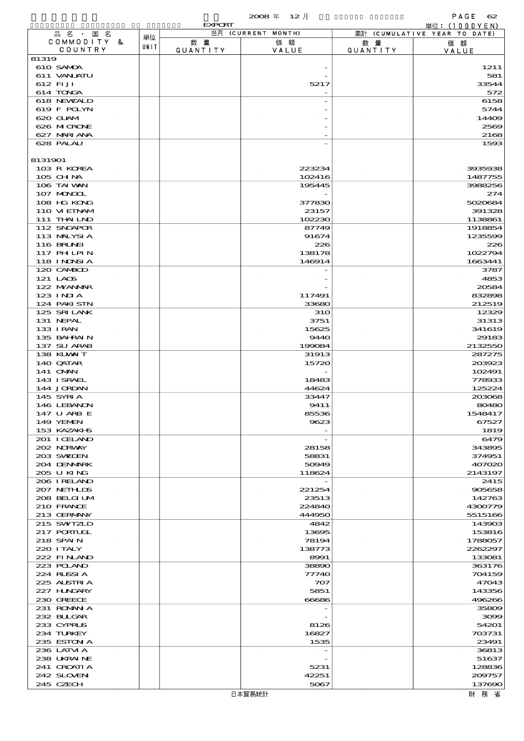2008 年 12 月 EXPORT

単位：(1000YEN)

| 品名・国名 COMMODITY & COUNTRY | 単位 UNIT | 当月 (CURRENT MONTH) 数量 QUANTITY | 価額 VALUE | 累計 (CUMULATIVE YEAR TO DATE) 数量 QUANTITY | 価額 VALUE |
|---|---|---|---|---|---|
| 81319 | | | | | |
| 610 SAMOA | | | - | | 1211 |
| 611 VANUATU | | | - | | 581 |
| 612 FIJI | | | 5217 | | 33544 |
| 614 TONGA | | | - | | 572 |
| 618 NEWCALD | | | - | | 6158 |
| 619 F POLYN | | | - | | 5744 |
| 620 GUAM | | | - | | 14409 |
| 626 MICRONE | | | - | | 2569 |
| 627 MARIANA | | | - | | 2168 |
| 628 PALAU | | | - | | 1593 |
| 8131901 | | | | | |
| 103 R KOREA | | | 223234 | | 3935938 |
| 105 CHINA | | | 102416 | | 1487755 |
| 106 TAIWAN | | | 195445 | | 3988256 |
| 107 MONGOL | | | - | | 274 |
| 108 HG KONG | | | 377830 | | 5020684 |
| 110 VIETNAM | | | 23157 | | 391328 |
| 111 THAILND | | | 102230 | | 1138861 |
| 112 SNGAPOR | | | 87749 | | 1918854 |
| 113 MALYSIA | | | 91674 | | 1235599 |
| 116 BRUNEI | | | 226 | | 226 |
| 117 PHILPIN | | | 138178 | | 1022794 |
| 118 INDNSIA | | | 146914 | | 1663441 |
| 120 CAMBOD | | | - | | 3787 |
| 121 LAOS | | | - | | 4853 |
| 122 MYANMAR | | | - | | 20584 |
| 123 INDIA | | | 117491 | | 832898 |
| 124 PAKISTN | | | 33680 | | 212519 |
| 125 SRI LANK | | | 310 | | 12329 |
| 131 NEPAL | | | 3751 | | 31313 |
| 133 IRAN | | | 15625 | | 341619 |
| 135 BAHRAIN | | | 9440 | | 29183 |
| 137 SU ARAB | | | 199084 | | 2132550 |
| 138 KUWAIT | | | 31913 | | 287275 |
| 140 QATAR | | | 15720 | | 203923 |
| 141 OMAN | | | - | | 102491 |
| 143 ISRAEL | | | 18483 | | 778933 |
| 144 JORDAN | | | 44624 | | 125224 |
| 145 SYRIA | | | 33447 | | 203068 |
| 146 LEBANON | | | 9411 | | 80480 |
| 147 U ARB E | | | 85536 | | 1548417 |
| 149 YEMEN | | | 9623 | | 67527 |
| 153 KAZAKHS | | | - | | 1819 |
| 201 ICELAND | | | - | | 6479 |
| 202 NORWAY | | | 28158 | | 343895 |
| 203 SWEDEN | | | 58831 | | 374951 |
| 204 DENMARK | | | 50949 | | 407020 |
| 205 U KING | | | 118624 | | 2143197 |
| 206 IRELAND | | | - | | 2415 |
| 207 NETHLDS | | | 221254 | | 905658 |
| 208 BELGIUM | | | 23513 | | 142763 |
| 210 FRANCE | | | 224840 | | 4300779 |
| 213 GERMANY | | | 444950 | | 5515166 |
| 215 SWITZLD | | | 4842 | | 143903 |
| 217 PORTUGL | | | 13695 | | 153816 |
| 218 SPAIN | | | 78194 | | 1788057 |
| 220 ITALY | | | 138773 | | 2262297 |
| 222 FINLAND | | | 8991 | | 133081 |
| 223 POLAND | | | 38890 | | 363176 |
| 224 RUSSIA | | | 77740 | | 704159 |
| 225 AUSTRIA | | | 707 | | 47043 |
| 227 HUNGARY | | | 5851 | | 143356 |
| 230 GREECE | | | 66686 | | 496266 |
| 231 ROMANIA | | | - | | 35809 |
| 232 BULGAR | | | - | | 3099 |
| 233 CYPRUS | | | 8126 | | 54201 |
| 234 TURKEY | | | 16827 | | 703731 |
| 235 ESTONIA | | | 1535 | | 23491 |
| 236 LATVIA | | | - | | 36813 |
| 238 UKRAINE | | | - | | 51637 |
| 241 CROATIA | | | 5231 | | 128836 |
| 242 SLOVENI | | | 42251 | | 209757 |
| 245 CZECH | | | 5067 | | 137690 |

日本貿易統計　財務省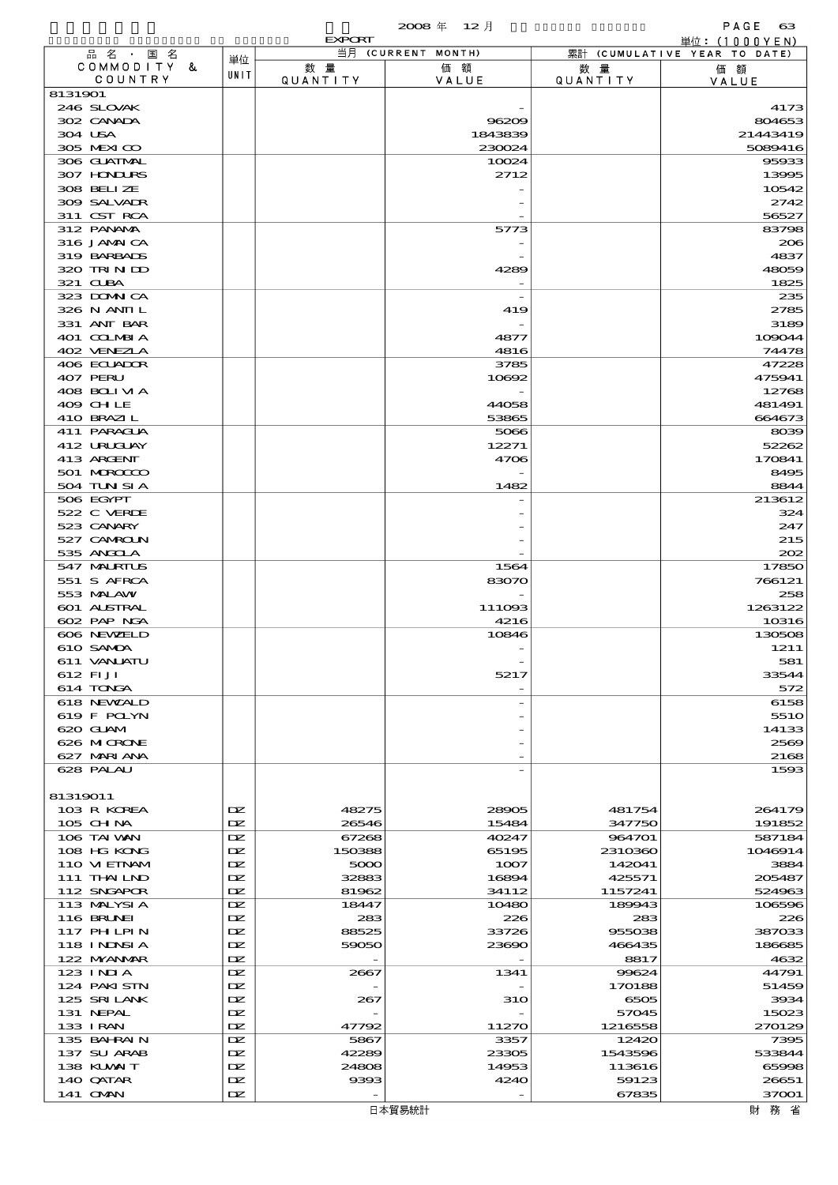2008 年 12 月

EXPORT

単位：(1000YEN)

| 品名・国名 COMMODITY & COUNTRY | 単位 UNIT | 当月 (CURRENT MONTH) 数量 QUANTITY | 価額 VALUE | 累計 (CUMULATIVE YEAR TO DATE) 数量 QUANTITY | 価額 VALUE |
|---|---|---|---|---|---|
| 8131901 | | | | | |
| 246 SLOVAK | | | - | | 4173 |
| 302 CANADA | | | 96209 | | 804653 |
| 304 USA | | | 1843839 | | 21443419 |
| 305 MEXICO | | | 230024 | | 5089416 |
| 306 GUATMAL | | | 10024 | | 95933 |
| 307 HONDURS | | | 2712 | | 13995 |
| 308 BELIZE | | | - | | 10542 |
| 309 SALVADR | | | - | | 2742 |
| 311 CST RCA | | | - | | 56527 |
| 312 PANAMA | | | 5773 | | 83798 |
| 316 JAMAICA | | | - | | 206 |
| 319 BARBADS | | | - | | 4837 |
| 320 TRINIDD | | | 4289 | | 48059 |
| 321 CUBA | | | - | | 1825 |
| 323 DOMNICA | | | - | | 235 |
| 326 N ANTIL | | | 419 | | 2785 |
| 331 ANT BAR | | | - | | 3189 |
| 401 COLMBIA | | | 4877 | | 109044 |
| 402 VENEZLA | | | 4816 | | 74478 |
| 406 ECUADOR | | | 3785 | | 47228 |
| 407 PERU | | | 10692 | | 475941 |
| 408 BOLIVIA | | | - | | 12768 |
| 409 CHILE | | | 44058 | | 481491 |
| 410 BRAZIL | | | 53865 | | 664673 |
| 411 PARAGUA | | | 5066 | | 8039 |
| 412 URUGUAY | | | 12271 | | 52262 |
| 413 ARGENT | | | 4706 | | 170841 |
| 501 MOROCCO | | | - | | 8495 |
| 504 TUNISIA | | | 1482 | | 8844 |
| 506 EGYPT | | | - | | 213612 |
| 522 C VERDE | | | - | | 324 |
| 523 CANARY | | | - | | 247 |
| 527 CAMROUN | | | - | | 215 |
| 535 ANGOLA | | | - | | 202 |
| 547 MAURTUS | | | 1564 | | 17850 |
| 551 S AFRCA | | | 83070 | | 766121 |
| 553 MALAWI | | | - | | 258 |
| 601 AUSTRAL | | | 111093 | | 1263122 |
| 602 PAP NGA | | | 4216 | | 10316 |
| 606 NEWZELD | | | 10846 | | 130508 |
| 610 SAMOA | | | - | | 1211 |
| 611 VANUATU | | | - | | 581 |
| 612 FIJI | | | 5217 | | 33544 |
| 614 TONGA | | | - | | 572 |
| 618 NEWCALD | | | - | | 6158 |
| 619 F POLYN | | | - | | 5510 |
| 620 GUAM | | | - | | 14133 |
| 626 MICRONE | | | - | | 2569 |
| 627 MARIANA | | | - | | 2168 |
| 628 PALAU | | | - | | 1593 |
| 81319011 | | | | | |
| 103 R KOREA | DZ | 48275 | 28905 | 481754 | 264179 |
| 105 CHINA | DZ | 26546 | 15484 | 347750 | 191852 |
| 106 TAIWAN | DZ | 67268 | 40247 | 964701 | 587184 |
| 108 HG KONG | DZ | 150388 | 65195 | 2310360 | 1046914 |
| 110 VIETNAM | DZ | 5000 | 1007 | 142041 | 3884 |
| 111 THAILND | DZ | 32883 | 16894 | 425571 | 205487 |
| 112 SNGAPOR | DZ | 81962 | 34112 | 1157241 | 524963 |
| 113 MALYSIA | DZ | 18447 | 10480 | 189943 | 106596 |
| 116 BRUNEI | DZ | 283 | 226 | 283 | 226 |
| 117 PHILPIN | DZ | 88525 | 33726 | 955038 | 387033 |
| 118 INDNSIA | DZ | 59050 | 23690 | 466435 | 186685 |
| 122 MYANMAR | DZ | - | - | 8817 | 4632 |
| 123 INDIA | DZ | 2667 | 1341 | 99624 | 44791 |
| 124 PAKISTN | DZ | - | - | 170188 | 51459 |
| 125 SRI LANK | DZ | 267 | 310 | 6505 | 3934 |
| 131 NEPAL | DZ | - | - | 57045 | 15023 |
| 133 IRAN | DZ | 47792 | 11270 | 1216558 | 270129 |
| 135 BAHRAIN | DZ | 5867 | 3357 | 12420 | 7395 |
| 137 SU ARAB | DZ | 42289 | 23305 | 1543596 | 533844 |
| 138 KUWAIT | DZ | 24808 | 14953 | 113616 | 65998 |
| 140 QATAR | DZ | 9393 | 4240 | 59123 | 26651 |
| 141 OMAN | DZ | - | - | 67835 | 37001 |

日本貿易統計　　財務省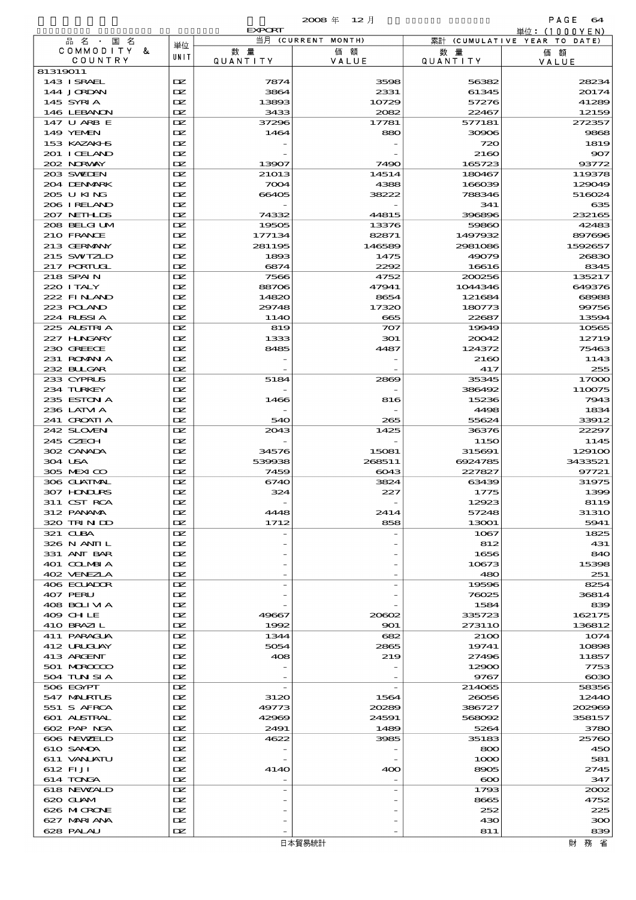2008 年 12 月

EXPORT

単位：(1000YEN)

| 品名・国名 COMMODITY & COUNTRY | 単位 UNIT | 当月 (CURRENT MONTH) 数量 QUANTITY | 価額 VALUE | 累計 (CUMULATIVE YEAR TO DATE) 数量 QUANTITY | 価額 VALUE |
|---|---|---|---|---|---|
| 81319011 | | | | | |
| 143 ISRAEL | DZ | 7874 | 3598 | 56382 | 28234 |
| 144 JORDAN | DZ | 3864 | 2331 | 61345 | 20174 |
| 145 SYRIA | DZ | 13893 | 10729 | 57276 | 41289 |
| 146 LEBANON | DZ | 3433 | 2082 | 22467 | 12159 |
| 147 U ARB E | DZ | 37296 | 17781 | 577181 | 272357 |
| 149 YEMEN | DZ | 1464 | 880 | 30906 | 9868 |
| 153 KAZAKHS | DZ | - | - | 720 | 1819 |
| 201 ICELAND | DZ | - | - | 2160 | 907 |
| 202 NORWAY | DZ | 13907 | 7490 | 165723 | 93772 |
| 203 SWEDEN | DZ | 21013 | 14514 | 180467 | 119378 |
| 204 DENMARK | DZ | 7004 | 4388 | 166039 | 129049 |
| 205 U KING | DZ | 66405 | 38222 | 788346 | 516024 |
| 206 IRELAND | DZ | - | - | 341 | 635 |
| 207 NETHLDS | DZ | 74332 | 44815 | 396896 | 232165 |
| 208 BELGIUM | DZ | 19505 | 13376 | 59860 | 42483 |
| 210 FRANCE | DZ | 177134 | 82871 | 1497932 | 897696 |
| 213 GERMANY | DZ | 281195 | 146589 | 2981086 | 1592657 |
| 215 SWITZLD | DZ | 1893 | 1475 | 49079 | 26830 |
| 217 PORTUGL | DZ | 6874 | 2292 | 16616 | 8345 |
| 218 SPAIN | DZ | 7566 | 4752 | 200256 | 135217 |
| 220 ITALY | DZ | 88706 | 47941 | 1044346 | 649376 |
| 222 FINLAND | DZ | 14820 | 8654 | 121684 | 68988 |
| 223 POLAND | DZ | 29748 | 17320 | 180773 | 99756 |
| 224 RUSSIA | DZ | 1140 | 665 | 22687 | 13594 |
| 225 AUSTRIA | DZ | 819 | 707 | 19949 | 10565 |
| 227 HUNGARY | DZ | 1333 | 301 | 20042 | 12719 |
| 230 GREECE | DZ | 8485 | 4487 | 124372 | 75463 |
| 231 ROMANIA | DZ | - | - | 2160 | 1143 |
| 232 BULGAR | DZ | - | - | 417 | 255 |
| 233 CYPRUS | DZ | 5184 | 2869 | 35345 | 17000 |
| 234 TURKEY | DZ | - | - | 386492 | 110075 |
| 235 ESTONIA | DZ | 1466 | 816 | 15236 | 7943 |
| 236 LATVIA | DZ | - | - | 4498 | 1834 |
| 241 CROATIA | DZ | 540 | 265 | 55624 | 33912 |
| 242 SLOVENI | DZ | 2043 | 1425 | 36376 | 22297 |
| 245 CZECH | DZ | - | - | 1150 | 1145 |
| 302 CANADA | DZ | 34576 | 15081 | 315691 | 129100 |
| 304 USA | DZ | 539938 | 268511 | 6924785 | 3433521 |
| 305 MEXICO | DZ | 7459 | 6043 | 227827 | 97721 |
| 306 GUATMAL | DZ | 6740 | 3824 | 63439 | 31975 |
| 307 HONDURS | DZ | 324 | 227 | 1775 | 1399 |
| 311 CST RCA | DZ | - | - | 12923 | 8119 |
| 312 PANAMA | DZ | 4448 | 2414 | 57248 | 31310 |
| 320 TRINIDD | DZ | 1712 | 858 | 13001 | 5941 |
| 321 CUBA | DZ | - | - | 1067 | 1825 |
| 326 N ANTIL | DZ | - | - | 812 | 431 |
| 331 ANT BAR | DZ | - | - | 1656 | 840 |
| 401 COLMBIA | DZ | - | - | 10673 | 15398 |
| 402 VENEZLA | DZ | - | - | 480 | 251 |
| 406 ECUADOR | DZ | - | - | 19596 | 8254 |
| 407 PERU | DZ | - | - | 76025 | 36814 |
| 408 BOLIVIA | DZ | - | - | 1584 | 839 |
| 409 CHILE | DZ | 49667 | 20602 | 335723 | 162175 |
| 410 BRAZIL | DZ | 1992 | 901 | 273110 | 136812 |
| 411 PARAGUA | DZ | 1344 | 682 | 2100 | 1074 |
| 412 URUGUAY | DZ | 5054 | 2865 | 19741 | 10898 |
| 413 ARGENT | DZ | 408 | 219 | 27496 | 11857 |
| 501 MOROCCO | DZ | - | - | 12900 | 7753 |
| 504 TUNISIA | DZ | - | - | 9767 | 6030 |
| 506 EGYPT | DZ | - | - | 214065 | 58356 |
| 547 MAURTUS | DZ | 3120 | 1564 | 26056 | 12440 |
| 551 S AFRCA | DZ | 49773 | 20289 | 386727 | 202969 |
| 601 AUSTRAL | DZ | 42969 | 24591 | 568092 | 358157 |
| 602 PAP NGA | DZ | 2491 | 1489 | 5264 | 3780 |
| 606 NEWZELD | DZ | 4622 | 3985 | 35183 | 25760 |
| 610 SAMOA | DZ | - | - | 800 | 450 |
| 611 VANUATU | DZ | - | - | 1000 | 581 |
| 612 FIJI | DZ | 4140 | 400 | 8905 | 2745 |
| 614 TONGA | DZ | - | - | 600 | 347 |
| 618 NEWCALD | DZ | - | - | 1793 | 2002 |
| 620 GUAM | DZ | - | - | 8665 | 4752 |
| 626 MICRONE | DZ | - | - | 252 | 225 |
| 627 MARIANA | DZ | - | - | 430 | 300 |
| 628 PALAU | DZ | - | - | 811 | 839 |

日本貿易統計　　財務省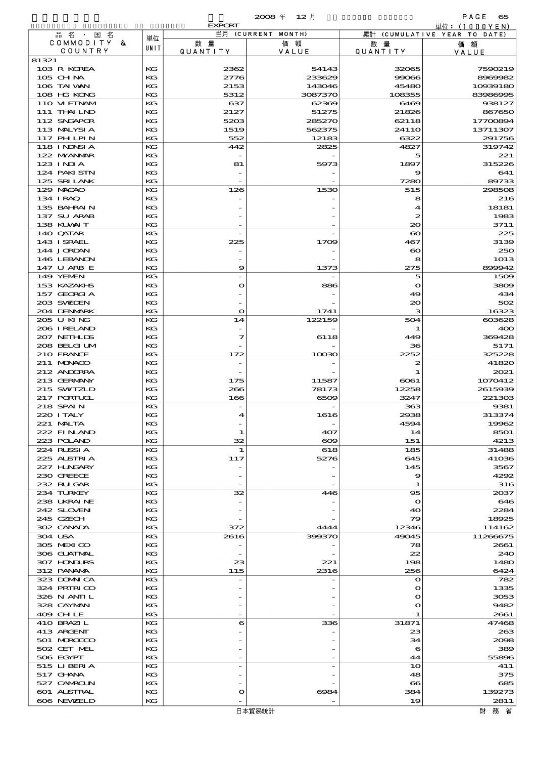EXPORT

2008 年 12 月

単位：(1000YEN)

| 品名・国名 COMMODITY & COUNTRY | 単位 UNIT | 当月 (CURRENT MONTH) 数量 QUANTITY | 価額 VALUE | 累計 (CUMULATIVE YEAR TO DATE) 数量 QUANTITY | 価額 VALUE |
|---|---|---|---|---|---|
| 81321 | | | | | |
| 103 R KOREA | KG | 2362 | 54143 | 32065 | 7590219 |
| 105 CHINA | KG | 2776 | 233629 | 99066 | 8969982 |
| 106 TAIWAN | KG | 2153 | 143046 | 45480 | 10939180 |
| 108 HG KONG | KG | 5312 | 3087370 | 108355 | 83986995 |
| 110 VIETNAM | KG | 637 | 62369 | 6469 | 938127 |
| 111 THAILND | KG | 2127 | 51275 | 21826 | 867650 |
| 112 SNGAPOR | KG | 5203 | 285270 | 62118 | 17700894 |
| 113 MALYSIA | KG | 1519 | 562375 | 24110 | 13711307 |
| 117 PHILPIN | KG | 552 | 12183 | 6322 | 291756 |
| 118 INDNSIA | KG | 442 | 2825 | 4827 | 319742 |
| 122 MYANMAR | KG | - | - | 5 | 221 |
| 123 INDIA | KG | 81 | 5973 | 1897 | 315226 |
| 124 PAKISTN | KG | - | - | 9 | 641 |
| 125 SRI LANK | KG | - | - | 7280 | 89733 |
| 129 MACAO | KG | 126 | 1530 | 515 | 298508 |
| 134 IRAQ | KG | - | - | 8 | 216 |
| 135 BAHRAIN | KG | - | - | 4 | 18181 |
| 137 SU ARAB | KG | - | - | 2 | 1983 |
| 138 KUWAIT | KG | - | - | 20 | 3711 |
| 140 QATAR | KG | - | - | 60 | 225 |
| 143 ISRAEL | KG | 225 | 1709 | 467 | 3139 |
| 144 JORDAN | KG | - | - | 60 | 250 |
| 146 LEBANON | KG | - | - | 8 | 1013 |
| 147 U ARB E | KG | 9 | 1373 | 275 | 899942 |
| 149 YEMEN | KG | - | - | 5 | 1509 |
| 153 KAZAKHS | KG | 0 | 886 | 0 | 3809 |
| 157 GEORGIA | KG | - | - | 49 | 434 |
| 203 SWEDEN | KG | - | - | 20 | 502 |
| 204 DENMARK | KG | 0 | 1741 | 3 | 16323 |
| 205 U KING | KG | 14 | 122159 | 504 | 603628 |
| 206 IRELAND | KG | - | - | 1 | 400 |
| 207 NETHLDS | KG | 7 | 6118 | 449 | 369428 |
| 208 BELGIUM | KG | - | - | 36 | 5171 |
| 210 FRANCE | KG | 172 | 10030 | 2252 | 325228 |
| 211 MONACO | KG | - | - | 2 | 41820 |
| 212 ANDORRA | KG | - | - | 1 | 2021 |
| 213 GERMANY | KG | 175 | 11587 | 6061 | 1070412 |
| 215 SWITZLD | KG | 266 | 78173 | 12258 | 2615939 |
| 217 PORTUGL | KG | 166 | 6509 | 3247 | 221303 |
| 218 SPAIN | KG | - | - | 363 | 9381 |
| 220 ITALY | KG | 4 | 1616 | 2938 | 313374 |
| 221 MALTA | KG | - | - | 4594 | 19962 |
| 222 FINLAND | KG | 1 | 407 | 14 | 8501 |
| 223 POLAND | KG | 32 | 609 | 151 | 4213 |
| 224 RUSSIA | KG | 1 | 618 | 185 | 31488 |
| 225 AUSTRIA | KG | 117 | 5276 | 645 | 41036 |
| 227 HUNGARY | KG | - | - | 145 | 3567 |
| 230 GREECE | KG | - | - | 9 | 4292 |
| 232 BULGAR | KG | - | - | 1 | 316 |
| 234 TURKEY | KG | 32 | 446 | 95 | 2037 |
| 238 UKRAINE | KG | - | - | 0 | 646 |
| 242 SLOVEN | KG | - | - | 40 | 2284 |
| 245 CZECH | KG | - | - | 79 | 18925 |
| 302 CANADA | KG | 372 | 4444 | 12346 | 114162 |
| 304 USA | KG | 2616 | 399370 | 49045 | 11266675 |
| 305 MEXICO | KG | - | - | 78 | 2661 |
| 306 GUATMAL | KG | - | - | 22 | 240 |
| 307 HONDURS | KG | 23 | 221 | 198 | 1480 |
| 312 PANAMA | KG | 115 | 2316 | 256 | 6424 |
| 323 DOMNICA | KG | - | - | 0 | 782 |
| 324 PRTRICO | KG | - | - | 0 | 1335 |
| 326 N ANTIL | KG | - | - | 0 | 3053 |
| 328 CAYMAN | KG | - | - | 0 | 9482 |
| 409 CHILE | KG | - | - | 1 | 2661 |
| 410 BRAZIL | KG | 6 | 336 | 31871 | 47468 |
| 413 ARGENT | KG | - | - | 23 | 263 |
| 501 MOROCCO | KG | - | - | 34 | 2098 |
| 502 CET MEL | KG | - | - | 6 | 389 |
| 506 EGYPT | KG | - | - | 44 | 55896 |
| 515 LIBERIA | KG | - | - | 10 | 411 |
| 517 GHANA | KG | - | - | 48 | 375 |
| 527 CAMROUN | KG | - | - | 66 | 685 |
| 601 AUSTRAL | KG | 0 | 6984 | 384 | 139273 |
| 606 NEWZELD | KG | - | - | 19 | 2811 |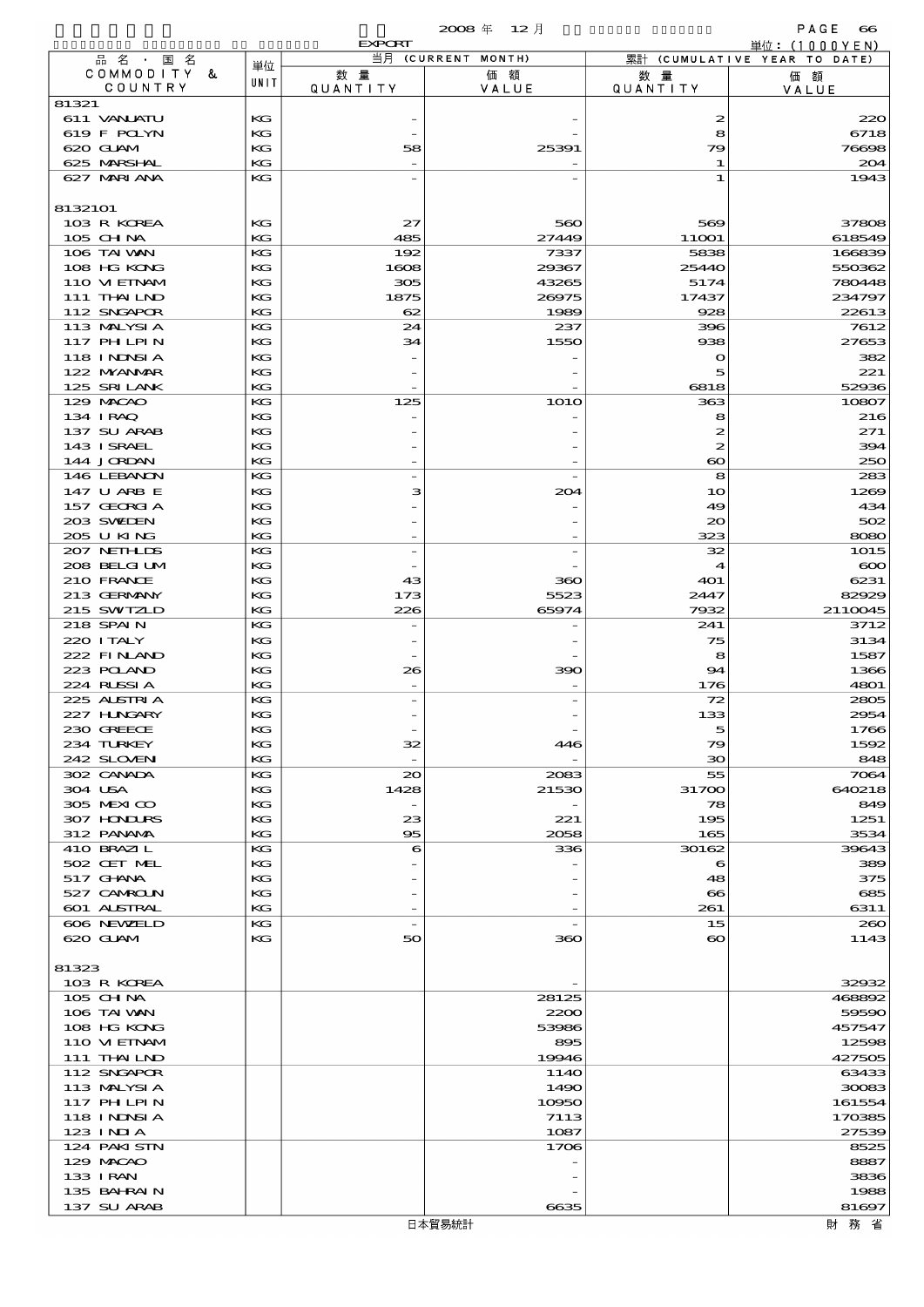2008 年 12 月

EXPORT

単位：(1000YEN)

| 品名・国名 COMMODITY & COUNTRY | 単位 UNIT | 当月 (CURRENT MONTH) 数量 QUANTITY | 価額 VALUE | 累計 (CUMULATIVE YEAR TO DATE) 数量 QUANTITY | 価額 VALUE |
|---|---|---|---|---|---|
| 81321 | | | | | |
| 611 VANUATU | KG | - | - | 2 | 220 |
| 619 F POLYN | KG | - | - | 8 | 6718 |
| 620 GUAM | KG | 58 | 25391 | 79 | 76698 |
| 625 MARSHAL | KG | - | - | 1 | 204 |
| 627 MARIANA | KG | - | - | 1 | 1943 |
| 8132101 | | | | | |
| 103 R KOREA | KG | 27 | 560 | 569 | 37808 |
| 105 CHINA | KG | 485 | 27449 | 11001 | 618549 |
| 106 TAIWAN | KG | 192 | 7337 | 5838 | 166839 |
| 108 HG KONG | KG | 1608 | 29367 | 25440 | 550362 |
| 110 VIETNAM | KG | 305 | 43265 | 5174 | 780448 |
| 111 THAILND | KG | 1875 | 26975 | 17437 | 234797 |
| 112 SNGAPOR | KG | 62 | 1989 | 928 | 22613 |
| 113 MALYSIA | KG | 24 | 237 | 396 | 7612 |
| 117 PHILPIN | KG | 34 | 1550 | 938 | 27653 |
| 118 INDNSIA | KG | - | - | 0 | 382 |
| 122 MYANMAR | KG | - | - | 5 | 221 |
| 125 SRI LANK | KG | - | - | 6818 | 52936 |
| 129 MACAO | KG | 125 | 1010 | 363 | 10807 |
| 134 IRAQ | KG | - | - | 8 | 216 |
| 137 SU ARAB | KG | - | - | 2 | 271 |
| 143 ISRAEL | KG | - | - | 2 | 394 |
| 144 JORDAN | KG | - | - | 60 | 250 |
| 146 LEBANON | KG | - | - | 8 | 283 |
| 147 U ARB E | KG | 3 | 204 | 10 | 1269 |
| 157 GEORGIA | KG | - | - | 49 | 434 |
| 203 SWEDEN | KG | - | - | 20 | 502 |
| 205 U KING | KG | - | - | 323 | 8080 |
| 207 NETHLDS | KG | - | - | 32 | 1015 |
| 208 BELGIUM | KG | - | - | 4 | 600 |
| 210 FRANCE | KG | 43 | 360 | 401 | 6231 |
| 213 GERMANY | KG | 173 | 5523 | 2447 | 82929 |
| 215 SWITZLD | KG | 226 | 65974 | 7932 | 2110045 |
| 218 SPAIN | KG | - | - | 241 | 3712 |
| 220 ITALY | KG | - | - | 75 | 3134 |
| 222 FINLAND | KG | - | - | 8 | 1587 |
| 223 POLAND | KG | 26 | 390 | 94 | 1366 |
| 224 RUSSIA | KG | - | - | 176 | 4801 |
| 225 AUSTRIA | KG | - | - | 72 | 2805 |
| 227 HUNGARY | KG | - | - | 133 | 2954 |
| 230 GREECE | KG | - | - | 5 | 1766 |
| 234 TURKEY | KG | 32 | 446 | 79 | 1592 |
| 242 SLOVEN | KG | - | - | 30 | 848 |
| 302 CANADA | KG | 20 | 2083 | 55 | 7064 |
| 304 USA | KG | 1428 | 21530 | 31700 | 640218 |
| 305 MEXICO | KG | - | - | 78 | 849 |
| 307 HONDURS | KG | 23 | 221 | 195 | 1251 |
| 312 PANAMA | KG | 95 | 2058 | 165 | 3534 |
| 410 BRAZIL | KG | 6 | 336 | 30162 | 39643 |
| 502 CET MEL | KG | - | - | 6 | 389 |
| 517 GHANA | KG | - | - | 48 | 375 |
| 527 CAMROUN | KG | - | - | 66 | 685 |
| 601 AUSTRAL | KG | - | - | 261 | 6311 |
| 606 NEWZELD | KG | - | - | 15 | 260 |
| 620 GUAM | KG | 50 | 360 | 60 | 1143 |
| 81323 | | | | | |
| 103 R KOREA | | | - | | 32932 |
| 105 CHINA | | | 28125 | | 468892 |
| 106 TAIWAN | | | 2200 | | 59590 |
| 108 HG KONG | | | 53986 | | 457547 |
| 110 VIETNAM | | | 895 | | 12598 |
| 111 THAILND | | | 19946 | | 427505 |
| 112 SNGAPOR | | | 1140 | | 63433 |
| 113 MALYSIA | | | 1490 | | 30083 |
| 117 PHILPIN | | | 10950 | | 161554 |
| 118 INDNSIA | | | 7113 | | 170385 |
| 123 INDIA | | | 1087 | | 27539 |
| 124 PAKISTN | | | 1706 | | 8525 |
| 129 MACAO | | | - | | 8887 |
| 133 IRAN | | | - | | 3836 |
| 135 BAHRAIN | | | - | | 1988 |
| 137 SU ARAB | | | 6635 | | 81697 |

日本貿易統計　財務省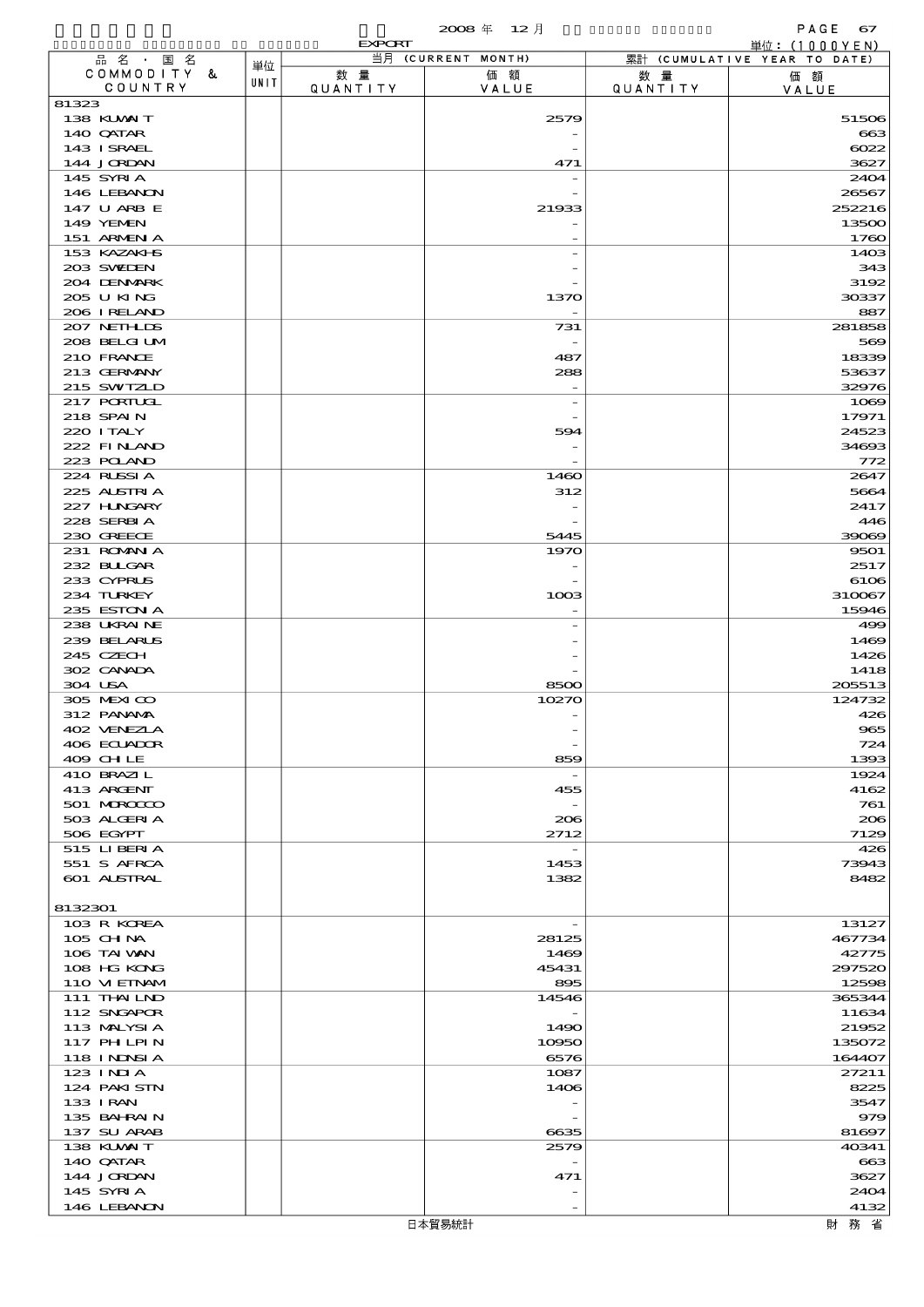2008 年 12 月

EXPORT

単位：(1000YEN)

| 品名・国名 COMMODITY & COUNTRY | 単位 UNIT | 当月 (CURRENT MONTH) 数量 QUANTITY | 価額 VALUE | 累計 (CUMULATIVE YEAR TO DATE) 数量 QUANTITY | 価額 VALUE |
|---|---|---|---|---|---|
| 81323 | | | | | |
| 138 KUWAIT | | | 2579 | | 51506 |
| 140 QATAR | | | - | | 663 |
| 143 ISRAEL | | | - | | 6022 |
| 144 JORDAN | | | 471 | | 3627 |
| 145 SYRIA | | | - | | 2404 |
| 146 LEBANON | | | - | | 26567 |
| 147 U ARB E | | | 21933 | | 252216 |
| 149 YEMEN | | | - | | 13500 |
| 151 ARMENIA | | | - | | 1760 |
| 153 KAZAKHS | | | - | | 1403 |
| 203 SWEDEN | | | - | | 343 |
| 204 DENMARK | | | - | | 3192 |
| 205 U KING | | | 1370 | | 30337 |
| 206 IRELAND | | | - | | 887 |
| 207 NETHLDS | | | 731 | | 281858 |
| 208 BELGIUM | | | - | | 569 |
| 210 FRANCE | | | 487 | | 18339 |
| 213 GERMANY | | | 288 | | 53637 |
| 215 SWITZLD | | | - | | 32976 |
| 217 PORTUGL | | | - | | 1069 |
| 218 SPAIN | | | - | | 17971 |
| 220 ITALY | | | 594 | | 24523 |
| 222 FINLAND | | | - | | 34693 |
| 223 POLAND | | | - | | 772 |
| 224 RUSSIA | | | 1460 | | 2647 |
| 225 AUSTRIA | | | 312 | | 5664 |
| 227 HUNGARY | | | - | | 2417 |
| 228 SERBIA | | | - | | 446 |
| 230 GREECE | | | 5445 | | 39069 |
| 231 ROMANIA | | | 1970 | | 9501 |
| 232 BULGAR | | | - | | 2517 |
| 233 CYPRUS | | | - | | 6106 |
| 234 TURKEY | | | 1003 | | 310067 |
| 235 ESTONIA | | | - | | 15946 |
| 238 UKRAINE | | | - | | 499 |
| 239 BELARUS | | | - | | 1469 |
| 245 CZECH | | | - | | 1426 |
| 302 CANADA | | | - | | 1418 |
| 304 USA | | | 8500 | | 205513 |
| 305 MEXICO | | | 10270 | | 124732 |
| 312 PANAMA | | | - | | 426 |
| 402 VENEZLA | | | - | | 965 |
| 406 ECUADOR | | | - | | 724 |
| 409 CHILE | | | 859 | | 1393 |
| 410 BRAZIL | | | - | | 1924 |
| 413 ARGENT | | | 455 | | 4162 |
| 501 MOROCCO | | | - | | 761 |
| 503 ALGERIA | | | 206 | | 206 |
| 506 EGYPT | | | 2712 | | 7129 |
| 515 LIBERIA | | | - | | 426 |
| 551 S AFRCA | | | 1453 | | 73943 |
| 601 AUSTRAL | | | 1382 | | 8482 |
| 8132301 | | | | | |
| 103 R KOREA | | | - | | 13127 |
| 105 CHINA | | | 28125 | | 467734 |
| 106 TAIWAN | | | 1469 | | 42775 |
| 108 HG KONG | | | 45431 | | 297520 |
| 110 VIETNAM | | | 895 | | 12598 |
| 111 THAILND | | | 14546 | | 365344 |
| 112 SNGAPOR | | | - | | 11634 |
| 113 MALYSIA | | | 1490 | | 21952 |
| 117 PHILPIN | | | 10950 | | 135072 |
| 118 INDNSIA | | | 6576 | | 164407 |
| 123 INDIA | | | 1087 | | 27211 |
| 124 PAKISTN | | | 1406 | | 8225 |
| 133 IRAN | | | - | | 3547 |
| 135 BAHRAIN | | | - | | 979 |
| 137 SU ARAB | | | 6635 | | 81697 |
| 138 KUWAIT | | | 2579 | | 40341 |
| 140 QATAR | | | - | | 663 |
| 144 JORDAN | | | 471 | | 3627 |
| 145 SYRIA | | | - | | 2404 |
| 146 LEBANON | | | - | | 4132 |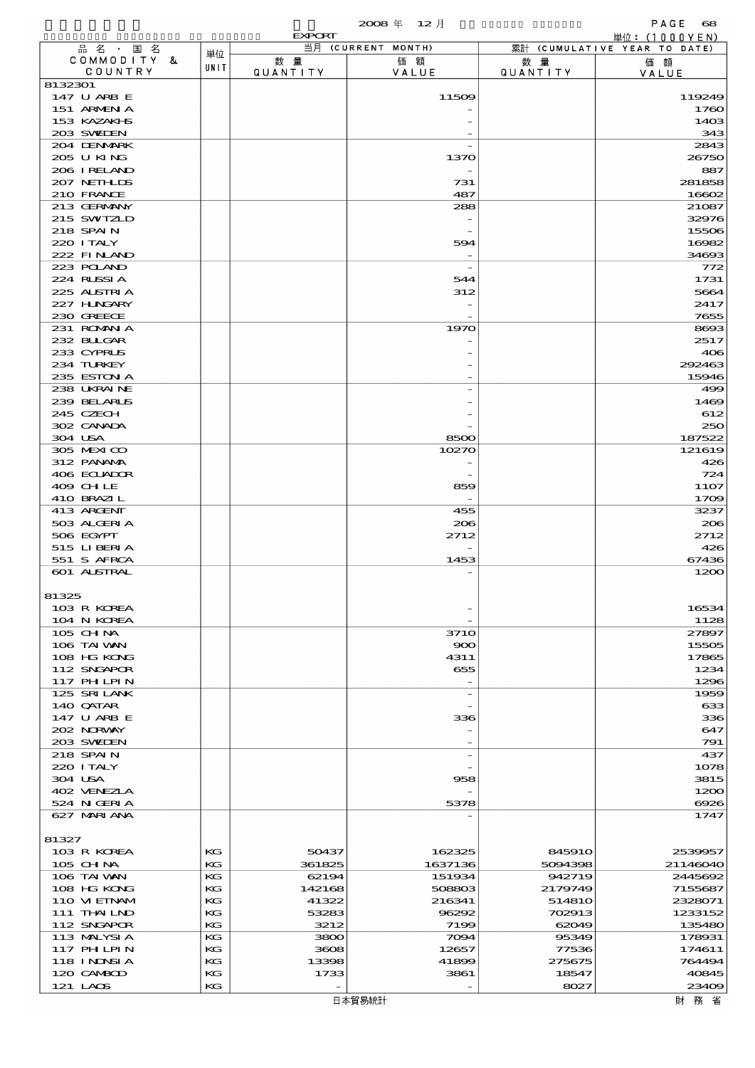2008 年 12 月

EXPORT

単位：(1000YEN)

| 品 名 ・ 国 名 COMMODITY & COUNTRY | 単位 UNIT | 当月 (CURRENT MONTH) 数 量 QUANTITY | 価 額 VALUE | 累計 (CUMULATIVE YEAR TO DATE) 数 量 QUANTITY | 価 額 VALUE |
|---|---|---|---|---|---|
| 8132301 | | | | | |
| 147 U ARB E | | | 11509 | | 119249 |
| 151 ARMENIA | | | - | | 1760 |
| 153 KAZAKHS | | | - | | 1403 |
| 203 SWEDEN | | | - | | 343 |
| 204 DENMARK | | | - | | 2843 |
| 205 U KING | | | 1370 | | 26750 |
| 206 IRELAND | | | - | | 887 |
| 207 NETHLDS | | | 731 | | 281858 |
| 210 FRANCE | | | 487 | | 16602 |
| 213 GERMANY | | | 288 | | 21087 |
| 215 SWITZLD | | | - | | 32976 |
| 218 SPAIN | | | - | | 15506 |
| 220 ITALY | | | 594 | | 16982 |
| 222 FINLAND | | | - | | 34693 |
| 223 POLAND | | | - | | 772 |
| 224 RUSSIA | | | 544 | | 1731 |
| 225 AUSTRIA | | | 312 | | 5664 |
| 227 HUNGARY | | | - | | 2417 |
| 230 GREECE | | | - | | 7655 |
| 231 ROMANIA | | | 1970 | | 8693 |
| 232 BULGAR | | | - | | 2517 |
| 233 CYPRUS | | | - | | 406 |
| 234 TURKEY | | | - | | 292463 |
| 235 ESTONIA | | | - | | 15946 |
| 238 UKRAINE | | | - | | 499 |
| 239 BELARUS | | | - | | 1469 |
| 245 CZECH | | | - | | 612 |
| 302 CANADA | | | - | | 250 |
| 304 USA | | | 8500 | | 187522 |
| 305 MEXICO | | | 10270 | | 121619 |
| 312 PANAMA | | | - | | 426 |
| 406 ECUADOR | | | - | | 724 |
| 409 CHILE | | | 859 | | 1107 |
| 410 BRAZIL | | | - | | 1709 |
| 413 ARGENT | | | 455 | | 3237 |
| 503 ALGERIA | | | 206 | | 206 |
| 506 EGYPT | | | 2712 | | 2712 |
| 515 LIBERIA | | | - | | 426 |
| 551 S AFRCA | | | 1453 | | 67436 |
| 601 AUSTRAL | | | - | | 1200 |
| 81325 | | | | | |
| 103 R KOREA | | | - | | 16534 |
| 104 N KOREA | | | - | | 1128 |
| 105 CHINA | | | 3710 | | 27897 |
| 106 TAIWAN | | | 900 | | 15505 |
| 108 HG KONG | | | 4311 | | 17865 |
| 112 SNGAPOR | | | 655 | | 1234 |
| 117 PHILPIN | | | - | | 1296 |
| 125 SRI LANK | | | - | | 1959 |
| 140 QATAR | | | - | | 633 |
| 147 U ARB E | | | 336 | | 336 |
| 202 NORWAY | | | - | | 647 |
| 203 SWEDEN | | | - | | 791 |
| 218 SPAIN | | | - | | 437 |
| 220 ITALY | | | - | | 1078 |
| 304 USA | | | 958 | | 3815 |
| 402 VENEZLA | | | - | | 1200 |
| 524 NIGERIA | | | 5378 | | 6926 |
| 627 MARIANA | | | - | | 1747 |
| 81327 | | | | | |
| 103 R KOREA | KG | 50437 | 162325 | 845910 | 2539957 |
| 105 CHINA | KG | 361825 | 1637136 | 5094398 | 21146040 |
| 106 TAIWAN | KG | 62194 | 151934 | 942719 | 2445692 |
| 108 HG KONG | KG | 142168 | 508803 | 2179749 | 7155687 |
| 110 VIETNAM | KG | 41322 | 216341 | 514810 | 2328071 |
| 111 THAILND | KG | 53283 | 96292 | 702913 | 1233152 |
| 112 SNGAPOR | KG | 3212 | 7199 | 62049 | 135480 |
| 113 MALYSIA | KG | 3800 | 7094 | 95349 | 178931 |
| 117 PHILPIN | KG | 3608 | 12657 | 77536 | 174611 |
| 118 INDNSIA | KG | 13398 | 41899 | 275675 | 764494 |
| 120 CAMBOD | KG | 1733 | 3861 | 18547 | 40845 |
| 121 LAOS | KG | - | - | 8027 | 23409 |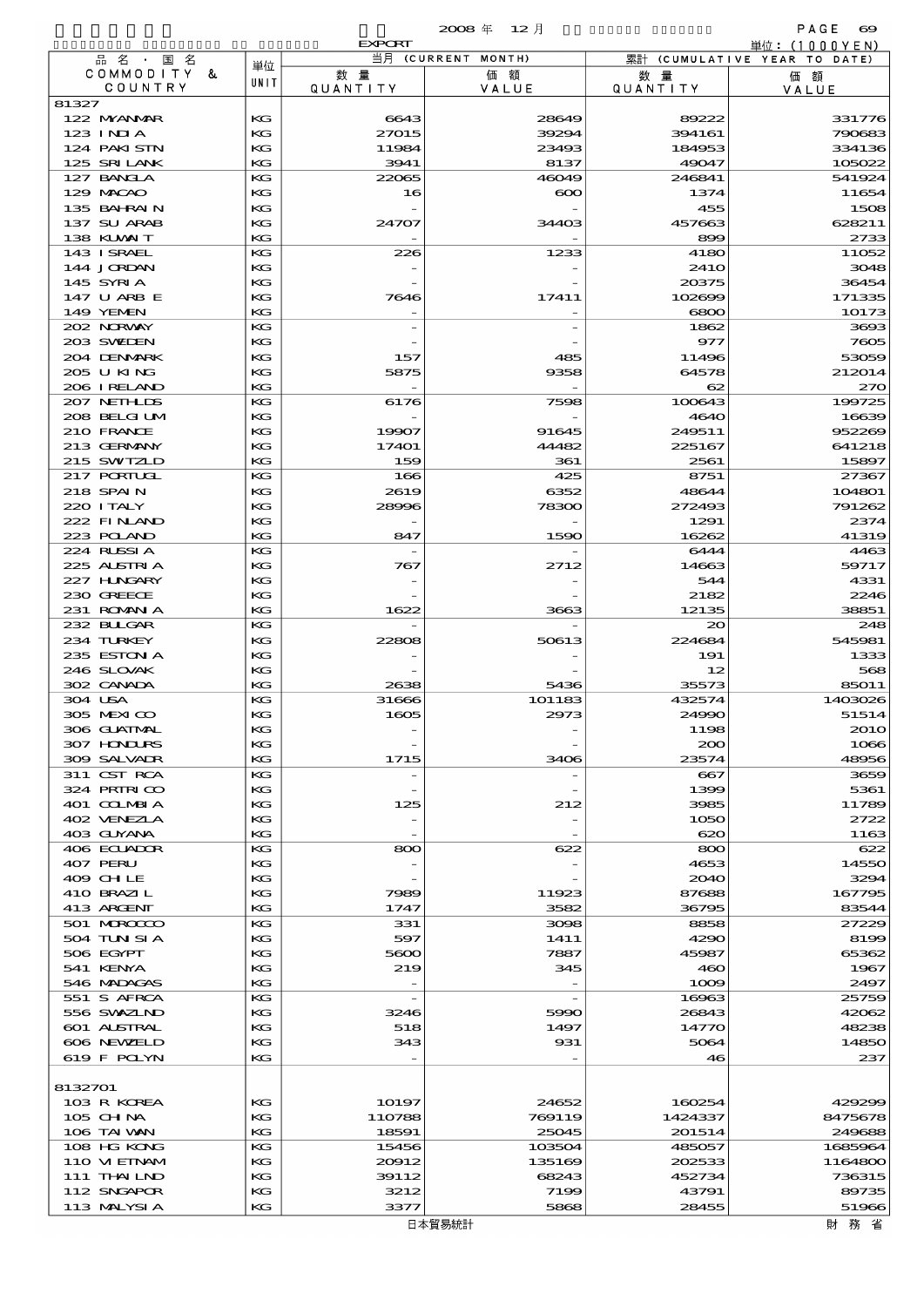2008 年 12 月

EXPORT

単位：(1000YEN)

| 品名・国名 COMMODITY & COUNTRY | 単位 UNIT | 当月 (CURRENT MONTH) 数量 QUANTITY | 価額 VALUE | 累計 (CUMULATIVE YEAR TO DATE) 数量 QUANTITY | 価額 VALUE |
|---|---|---|---|---|---|
| 81327 | | | | | |
| 122 MYANMAR | KG | 6643 | 28649 | 89222 | 331776 |
| 123 INDIA | KG | 27015 | 39294 | 394161 | 790683 |
| 124 PAKISTN | KG | 11984 | 23493 | 184953 | 334136 |
| 125 SRI LANK | KG | 3941 | 8137 | 49047 | 105022 |
| 127 BANGLA | KG | 22065 | 46049 | 246841 | 541924 |
| 129 MACAO | KG | 16 | 600 | 1374 | 11654 |
| 135 BAHRAIN | KG | - | - | 455 | 1508 |
| 137 SU ARAB | KG | 24707 | 34403 | 457663 | 628211 |
| 138 KUWAIT | KG | - | - | 899 | 2733 |
| 143 ISRAEL | KG | 226 | 1233 | 4180 | 11052 |
| 144 JORDAN | KG | - | - | 2410 | 3048 |
| 145 SYRIA | KG | - | - | 20375 | 36454 |
| 147 U ARB E | KG | 7646 | 17411 | 102699 | 171335 |
| 149 YEMEN | KG | - | - | 6800 | 10173 |
| 202 NORWAY | KG | - | - | 1862 | 3693 |
| 203 SWEDEN | KG | - | - | 977 | 7605 |
| 204 DENMARK | KG | 157 | 485 | 11496 | 53059 |
| 205 U KING | KG | 5875 | 9358 | 64578 | 212014 |
| 206 IRELAND | KG | - | - | 62 | 270 |
| 207 NETHLDS | KG | 6176 | 7598 | 100643 | 199725 |
| 208 BELGIUM | KG | - | - | 4640 | 16639 |
| 210 FRANCE | KG | 19907 | 91645 | 249511 | 952269 |
| 213 GERMANY | KG | 17401 | 44482 | 225167 | 641218 |
| 215 SWITZLD | KG | 159 | 361 | 2561 | 15897 |
| 217 PORTUGL | KG | 166 | 425 | 8751 | 27367 |
| 218 SPAIN | KG | 2619 | 6352 | 48644 | 104801 |
| 220 ITALY | KG | 28996 | 78300 | 272493 | 791262 |
| 222 FINLAND | KG | - | - | 1291 | 2374 |
| 223 POLAND | KG | 847 | 1590 | 16262 | 41319 |
| 224 RUSSIA | KG | - | - | 6444 | 4463 |
| 225 AUSTRIA | KG | 767 | 2712 | 14663 | 59717 |
| 227 HUNGARY | KG | - | - | 544 | 4331 |
| 230 GREECE | KG | - | - | 2182 | 2246 |
| 231 ROMANIA | KG | 1622 | 3663 | 12135 | 38851 |
| 232 BULGAR | KG | - | - | 20 | 248 |
| 234 TURKEY | KG | 22808 | 50613 | 224684 | 545981 |
| 235 ESTONIA | KG | - | - | 191 | 1333 |
| 246 SLOVAK | KG | - | - | 12 | 568 |
| 302 CANADA | KG | 2638 | 5436 | 35573 | 85011 |
| 304 USA | KG | 31666 | 101183 | 432574 | 1403026 |
| 305 MEXICO | KG | 1605 | 2973 | 24990 | 51514 |
| 306 GUATMAL | KG | - | - | 1198 | 2010 |
| 307 HONDURS | KG | - | - | 200 | 1066 |
| 309 SALVADR | KG | 1715 | 3406 | 23574 | 48956 |
| 311 CST RCA | KG | - | - | 667 | 3659 |
| 324 PRTRICO | KG | - | - | 1399 | 5361 |
| 401 COLMBIA | KG | 125 | 212 | 3985 | 11789 |
| 402 VENEZLA | KG | - | - | 1050 | 2722 |
| 403 GUYANA | KG | - | - | 620 | 1163 |
| 406 ECUADOR | KG | 800 | 622 | 800 | 622 |
| 407 PERU | KG | - | - | 4653 | 14550 |
| 409 CHILE | KG | - | - | 2040 | 3294 |
| 410 BRAZIL | KG | 7989 | 11923 | 87688 | 167795 |
| 413 ARGENT | KG | 1747 | 3582 | 36795 | 83544 |
| 501 MOROCCO | KG | 331 | 3098 | 8858 | 27229 |
| 504 TUNISIA | KG | 597 | 1411 | 4290 | 8199 |
| 506 EGYPT | KG | 5600 | 7887 | 45987 | 65362 |
| 541 KENYA | KG | 219 | 345 | 460 | 1967 |
| 546 MADAGAS | KG | - | - | 1009 | 2497 |
| 551 S AFRCA | KG | - | - | 16963 | 25759 |
| 556 SWAZLND | KG | 3246 | 5990 | 26843 | 42062 |
| 601 AUSTRAL | KG | 518 | 1497 | 14770 | 48238 |
| 606 NEWZELD | KG | 343 | 931 | 5064 | 14850 |
| 619 F POLYN | KG | - | - | 46 | 237 |
| 8132701 | | | | | |
| 103 R KOREA | KG | 10197 | 24652 | 160254 | 429299 |
| 105 CHINA | KG | 110788 | 769119 | 1424337 | 8475678 |
| 106 TAIWAN | KG | 18591 | 25045 | 201514 | 249688 |
| 108 HG KONG | KG | 15456 | 103504 | 485057 | 1685964 |
| 110 VIETNAM | KG | 20912 | 135169 | 202533 | 1164800 |
| 111 THAILND | KG | 39112 | 68243 | 452734 | 736315 |
| 112 SNGAPOR | KG | 3212 | 7199 | 43791 | 89735 |
| 113 MALYSIA | KG | 3377 | 5868 | 28455 | 51966 |

日本貿易統計　　財務省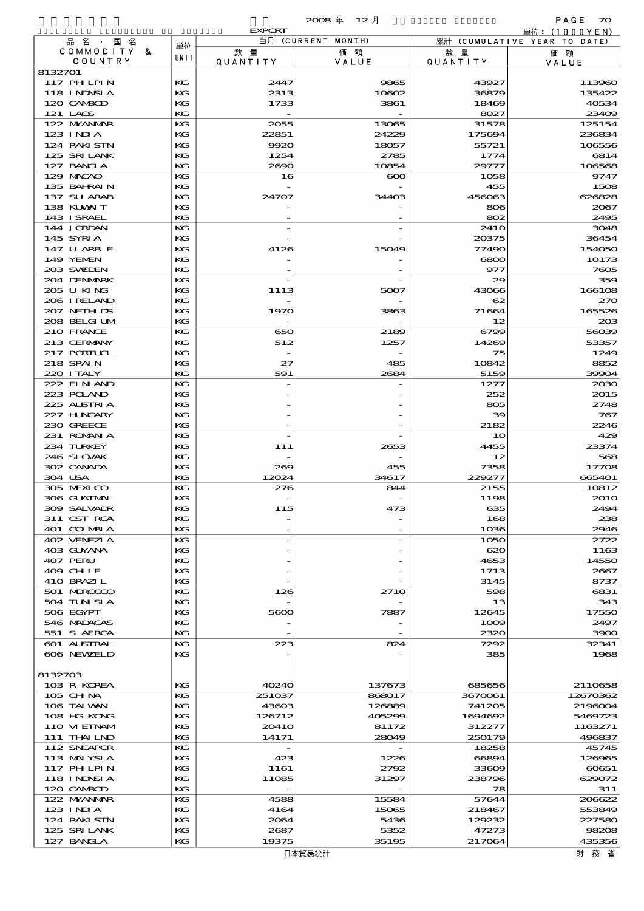2008 年 12 月

EXPORT

単位：(1000YEN)

| 品名・国名 COMMODITY & COUNTRY | 単位 UNIT | 当月 (CURRENT MONTH) 数量 QUANTITY | 価額 VALUE | 累計 (CUMULATIVE YEAR TO DATE) 数量 QUANTITY | 価額 VALUE |
|---|---|---|---|---|---|
| 8132701 | | | | | |
| 117 PHLPIN | KG | 2447 | 9865 | 43927 | 113960 |
| 118 INDNSIA | KG | 2313 | 10602 | 36879 | 135422 |
| 120 CAMBOD | KG | 1733 | 3861 | 18469 | 40534 |
| 121 LAOS | KG | - | - | 8027 | 23409 |
| 122 MYANMAR | KG | 2055 | 13065 | 31578 | 125154 |
| 123 INDIA | KG | 22851 | 24229 | 175694 | 236834 |
| 124 PAKISTN | KG | 9920 | 18057 | 55721 | 106556 |
| 125 SRI LANK | KG | 1254 | 2785 | 1774 | 6814 |
| 127 BANGLA | KG | 2690 | 10854 | 29777 | 106568 |
| 129 MACAO | KG | 16 | 600 | 1058 | 9747 |
| 135 BAHRAIN | KG | - | - | 455 | 1508 |
| 137 SU ARAB | KG | 24707 | 34403 | 456063 | 626828 |
| 138 KUWAIT | KG | - | - | 806 | 2067 |
| 143 ISRAEL | KG | - | - | 802 | 2495 |
| 144 JORDAN | KG | - | - | 2410 | 3048 |
| 145 SYRIA | KG | - | - | 20375 | 36454 |
| 147 U ARB E | KG | 4126 | 15049 | 77490 | 154050 |
| 149 YEMEN | KG | - | - | 6800 | 10173 |
| 203 SWEDEN | KG | - | - | 977 | 7605 |
| 204 DENMARK | KG | - | - | 29 | 359 |
| 205 U KING | KG | 1113 | 5007 | 43066 | 166108 |
| 206 IRELAND | KG | - | - | 62 | 270 |
| 207 NETHLDS | KG | 1970 | 3863 | 71664 | 165526 |
| 208 BELGIUM | KG | - | - | 12 | 203 |
| 210 FRANCE | KG | 650 | 2189 | 6799 | 56039 |
| 213 GERMANY | KG | 512 | 1257 | 14269 | 53357 |
| 217 PORTUGL | KG | - | - | 75 | 1249 |
| 218 SPAIN | KG | 27 | 485 | 10842 | 8852 |
| 220 ITALY | KG | 591 | 2684 | 5159 | 39904 |
| 222 FINLAND | KG | - | - | 1277 | 2030 |
| 223 POLAND | KG | - | - | 252 | 2015 |
| 225 AUSTRIA | KG | - | - | 805 | 2748 |
| 227 HUNGARY | KG | - | - | 39 | 767 |
| 230 GREECE | KG | - | - | 2182 | 2246 |
| 231 ROMANIA | KG | - | - | 10 | 429 |
| 234 TURKEY | KG | 111 | 2653 | 4455 | 23374 |
| 246 SLOVAK | KG | - | - | 12 | 568 |
| 302 CANADA | KG | 269 | 455 | 7358 | 17708 |
| 304 USA | KG | 12024 | 34617 | 229277 | 665401 |
| 305 MEXICO | KG | 276 | 844 | 2155 | 10812 |
| 306 GUATMAL | KG | - | - | 1198 | 2010 |
| 309 SALVADR | KG | 115 | 473 | 635 | 2494 |
| 311 CST RCA | KG | - | - | 168 | 238 |
| 401 COLMBIA | KG | - | - | 1036 | 2946 |
| 402 VENEZLA | KG | - | - | 1050 | 2722 |
| 403 GUYANA | KG | - | - | 620 | 1163 |
| 407 PERU | KG | - | - | 4653 | 14550 |
| 409 CHILE | KG | - | - | 1713 | 2667 |
| 410 BRAZIL | KG | - | - | 3145 | 8737 |
| 501 MOROCCO | KG | 126 | 2710 | 598 | 6831 |
| 504 TUNISIA | KG | - | - | 13 | 343 |
| 506 EGYPT | KG | 5600 | 7887 | 12645 | 17550 |
| 546 MADAGAS | KG | - | - | 1009 | 2497 |
| 551 S AFRCA | KG | - | - | 2320 | 3900 |
| 601 AUSTRAL | KG | 223 | 824 | 7292 | 32341 |
| 606 NEWZELD | KG | - | - | 385 | 1968 |
| 8132703 | | | | | |
| 103 R KOREA | KG | 40240 | 137673 | 685656 | 2110658 |
| 105 CHINA | KG | 251037 | 868017 | 3670061 | 12670362 |
| 106 TAIWAN | KG | 43603 | 126889 | 741205 | 2196004 |
| 108 HG KONG | KG | 126712 | 405299 | 1694692 | 5469723 |
| 110 VIETNAM | KG | 20410 | 81172 | 312277 | 1163271 |
| 111 THAILND | KG | 14171 | 28049 | 250179 | 496837 |
| 112 SNGAPOR | KG | - | - | 18258 | 45745 |
| 113 MALYSIA | KG | 423 | 1226 | 66894 | 126965 |
| 117 PHLPIN | KG | 1161 | 2792 | 33609 | 60651 |
| 118 INDNSIA | KG | 11085 | 31297 | 238796 | 629072 |
| 120 CAMBOD | KG | - | - | 78 | 311 |
| 122 MYANMAR | KG | 4588 | 15584 | 57644 | 206622 |
| 123 INDIA | KG | 4164 | 15065 | 218467 | 553849 |
| 124 PAKISTN | KG | 2064 | 5436 | 129232 | 227580 |
| 125 SRI LANK | KG | 2687 | 5352 | 47273 | 98208 |
| 127 BANGLA | KG | 19375 | 35195 | 217064 | 435356 |

日本貿易統計　財務省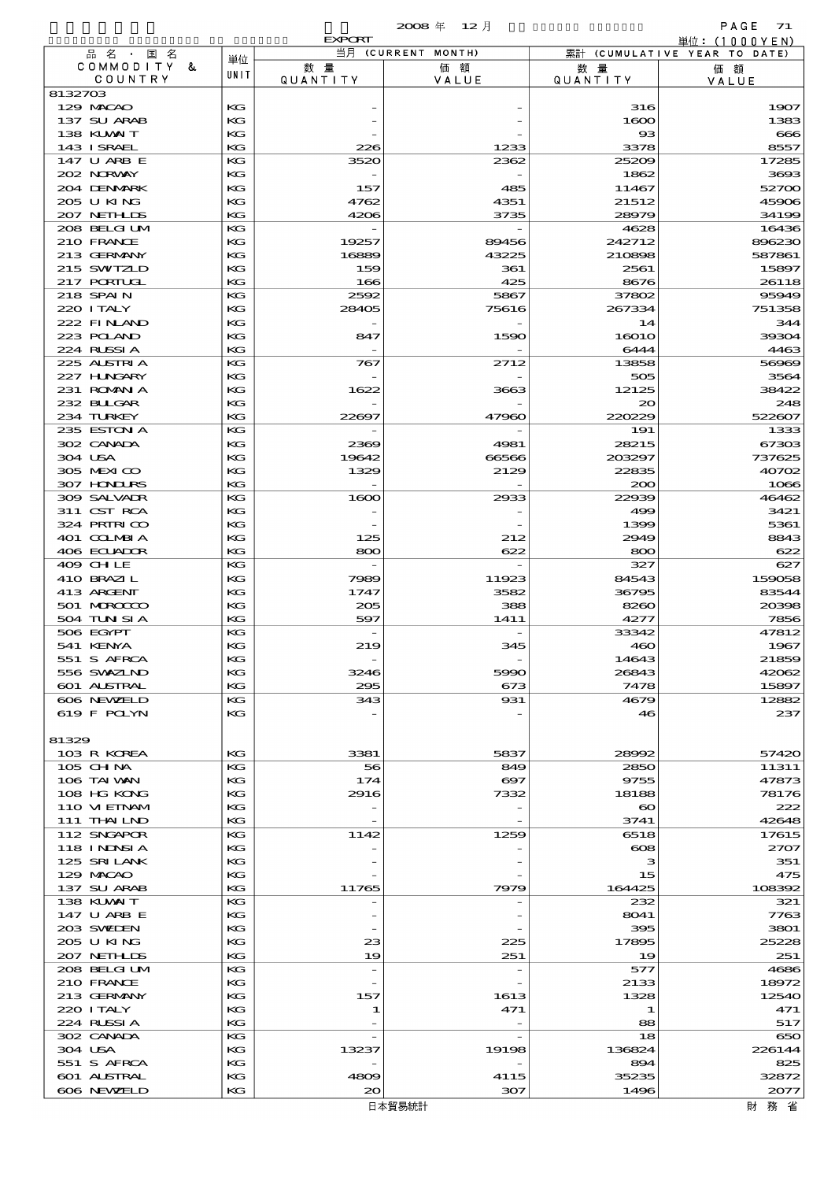2008 年 12 月

EXPORT

単位：(1000YEN)

| 品名・国名 COMMODITY & COUNTRY | 単位 UNIT | 当月 (CURRENT MONTH) 数量 QUANTITY | 価額 VALUE | 累計 (CUMULATIVE YEAR TO DATE) 数量 QUANTITY | 価額 VALUE |
|---|---|---|---|---|---|
| 8132703 | | | | | |
| 129 MACAO | KG | - | - | 316 | 1907 |
| 137 SU ARAB | KG | - | - | 1600 | 1383 |
| 138 KUWAIT | KG | - | - | 93 | 666 |
| 143 ISRAEL | KG | 226 | 1233 | 3378 | 8557 |
| 147 U ARB E | KG | 3520 | 2362 | 25209 | 17285 |
| 202 NORWAY | KG | - | - | 1862 | 3693 |
| 204 DENMARK | KG | 157 | 485 | 11467 | 52700 |
| 205 U KING | KG | 4762 | 4351 | 21512 | 45906 |
| 207 NETHLDS | KG | 4206 | 3735 | 28979 | 34199 |
| 208 BELGIUM | KG | - | - | 4628 | 16436 |
| 210 FRANCE | KG | 19257 | 89456 | 242712 | 896230 |
| 213 GERMANY | KG | 16889 | 43225 | 210898 | 587861 |
| 215 SWITZLD | KG | 159 | 361 | 2561 | 15897 |
| 217 PORTUGL | KG | 166 | 425 | 8676 | 26118 |
| 218 SPAIN | KG | 2592 | 5867 | 37802 | 95949 |
| 220 ITALY | KG | 28405 | 75616 | 267334 | 751358 |
| 222 FINLAND | KG | - | - | 14 | 344 |
| 223 POLAND | KG | 847 | 1590 | 16010 | 39304 |
| 224 RUSSIA | KG | - | - | 6444 | 4463 |
| 225 AUSTRIA | KG | 767 | 2712 | 13858 | 56969 |
| 227 HUNGARY | KG | - | - | 505 | 3564 |
| 231 ROMANIA | KG | 1622 | 3663 | 12125 | 38422 |
| 232 BULGAR | KG | - | - | 20 | 248 |
| 234 TURKEY | KG | 22697 | 47960 | 220229 | 522607 |
| 235 ESTONIA | KG | - | - | 191 | 1333 |
| 302 CANADA | KG | 2369 | 4981 | 28215 | 67303 |
| 304 USA | KG | 19642 | 66566 | 203297 | 737625 |
| 305 MEXICO | KG | 1329 | 2129 | 22835 | 40702 |
| 307 HONDURS | KG | - | - | 200 | 1066 |
| 309 SALVADR | KG | 1600 | 2933 | 22939 | 46462 |
| 311 CST RCA | KG | - | - | 499 | 3421 |
| 324 PRTRICO | KG | - | - | 1399 | 5361 |
| 401 COLMBIA | KG | 125 | 212 | 2949 | 8843 |
| 406 ECUADOR | KG | 800 | 622 | 800 | 622 |
| 409 CHILE | KG | - | - | 327 | 627 |
| 410 BRAZIL | KG | 7989 | 11923 | 84543 | 159058 |
| 413 ARGENT | KG | 1747 | 3582 | 36795 | 83544 |
| 501 MOROCCO | KG | 205 | 388 | 8260 | 20398 |
| 504 TUNISIA | KG | 597 | 1411 | 4277 | 7856 |
| 506 EGYPT | KG | - | - | 33342 | 47812 |
| 541 KENYA | KG | 219 | 345 | 460 | 1967 |
| 551 S AFRCA | KG | - | - | 14643 | 21859 |
| 556 SWAZLND | KG | 3246 | 5990 | 26843 | 42062 |
| 601 AUSTRAL | KG | 295 | 673 | 7478 | 15897 |
| 606 NEWZELD | KG | 343 | 931 | 4679 | 12882 |
| 619 F POLYN | KG | - | - | 46 | 237 |
| 81329 | | | | | |
| 103 R KOREA | KG | 3381 | 5837 | 28992 | 57420 |
| 105 CHINA | KG | 56 | 849 | 2850 | 11311 |
| 106 TAIWAN | KG | 174 | 697 | 9755 | 47873 |
| 108 HG KONG | KG | 2916 | 7332 | 18188 | 78176 |
| 110 VIETNAM | KG | - | - | 60 | 222 |
| 111 THAILND | KG | - | - | 3741 | 42648 |
| 112 SNGAPOR | KG | 1142 | 1259 | 6518 | 17615 |
| 118 INDNSIA | KG | - | - | 608 | 2707 |
| 125 SRI LANK | KG | - | - | 3 | 351 |
| 129 MACAO | KG | - | - | 15 | 475 |
| 137 SU ARAB | KG | 11765 | 7979 | 164425 | 108392 |
| 138 KUWAIT | KG | - | - | 232 | 321 |
| 147 U ARB E | KG | - | - | 8041 | 7763 |
| 203 SWEDEN | KG | - | - | 395 | 3801 |
| 205 U KING | KG | 23 | 225 | 17895 | 25228 |
| 207 NETHLDS | KG | 19 | 251 | 19 | 251 |
| 208 BELGIUM | KG | - | - | 577 | 4686 |
| 210 FRANCE | KG | - | - | 2133 | 18972 |
| 213 GERMANY | KG | 157 | 1613 | 1328 | 12540 |
| 220 ITALY | KG | 1 | 471 | 1 | 471 |
| 224 RUSSIA | KG | - | - | 88 | 517 |
| 302 CANADA | KG | - | - | 18 | 650 |
| 304 USA | KG | 13237 | 19198 | 136824 | 226144 |
| 551 S AFRCA | KG | - | - | 894 | 825 |
| 601 AUSTRAL | KG | 4809 | 4115 | 35235 | 32872 |
| 606 NEWZELD | KG | 20 | 307 | 1496 | 2077 |

日本貿易統計　　財務省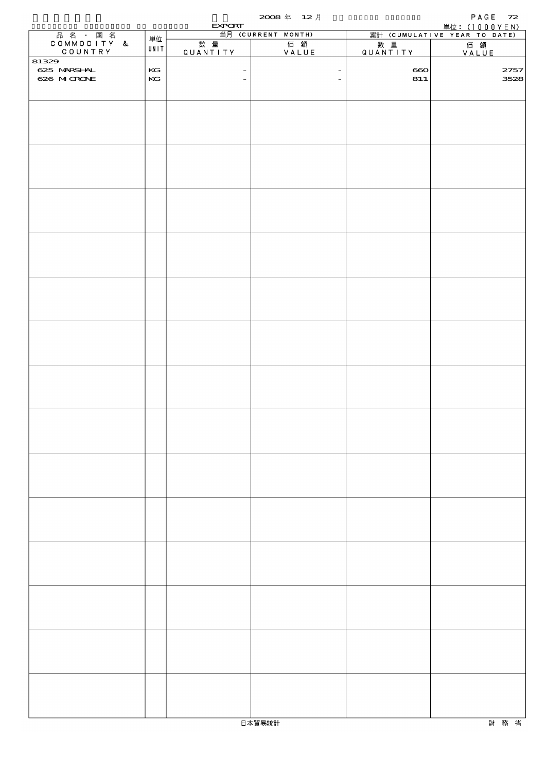EXPORT 2008 年 12 月

単位：(1000YEN)

| 品名・国名 COMMODITY & COUNTRY | 単位 UNIT | 当月 (CURRENT MONTH) 数量 QUANTITY | 価額 VALUE | 累計 (CUMULATIVE YEAR TO DATE) 数量 QUANTITY | 価額 VALUE |
|---|---|---|---|---|---|
| 81329 | | | | | |
| 625 MARSHAL | KG | - | - | 660 | 2757 |
| 626 MICRONE | KG | - | - | 811 | 3528 |

日本貿易統計

財務省